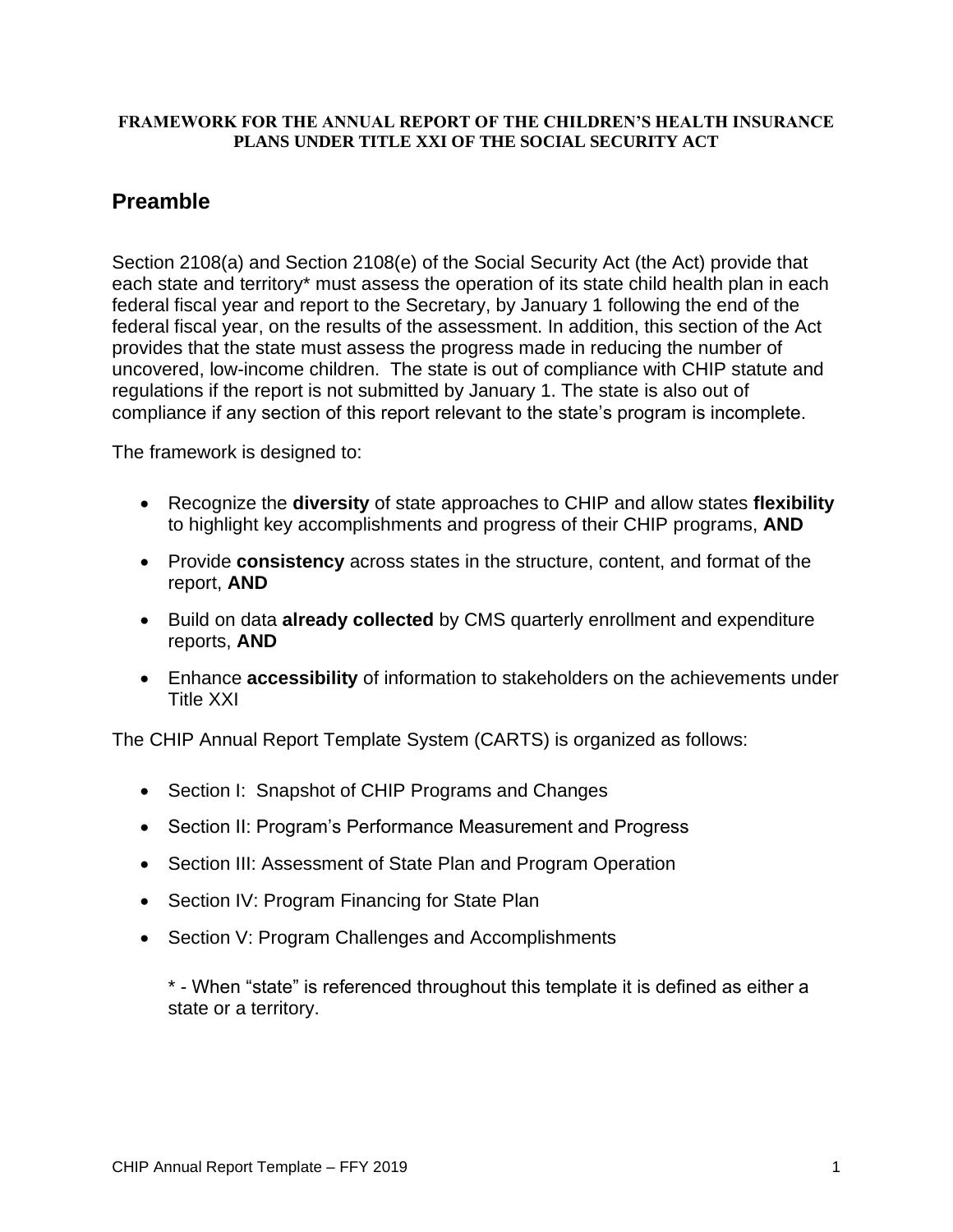**FRAMEWORK FOR THE ANNUAL REPORT OF THE CHILDREN'S HEALTH INSURANCE PLANS UNDER TITLE XXI OF THE SOCIAL SECURITY ACT**

## Preamble

Section 2108(a) and Section 2108(e) of the Social Security Act (the Act) provide that each state and territory* must assess the operation of its state child health plan in each federal fiscal year and report to the Secretary, by January 1 following the end of the federal fiscal year, on the results of the assessment. In addition, this section of the Act provides that the state must assess the progress made in reducing the number of uncovered, low-income children. The state is out of compliance with CHIP statute and regulations if the report is not submitted by January 1. The state is also out of compliance if any section of this report relevant to the state's program is incomplete.

The framework is designed to:

- Recognize the **diversity** of state approaches to CHIP and allow states **flexibility** to highlight key accomplishments and progress of their CHIP programs, **AND**
- Provide **consistency** across states in the structure, content, and format of the report, **AND**
- Build on data **already collected** by CMS quarterly enrollment and expenditure reports, **AND**
- Enhance **accessibility** of information to stakeholders on the achievements under Title XXI

The CHIP Annual Report Template System (CARTS) is organized as follows:

- Section I: Snapshot of CHIP Programs and Changes
- Section II: Program's Performance Measurement and Progress
- Section III: Assessment of State Plan and Program Operation
- Section IV: Program Financing for State Plan
- Section V: Program Challenges and Accomplishments

\* - When "state" is referenced throughout this template it is defined as either a state or a territory.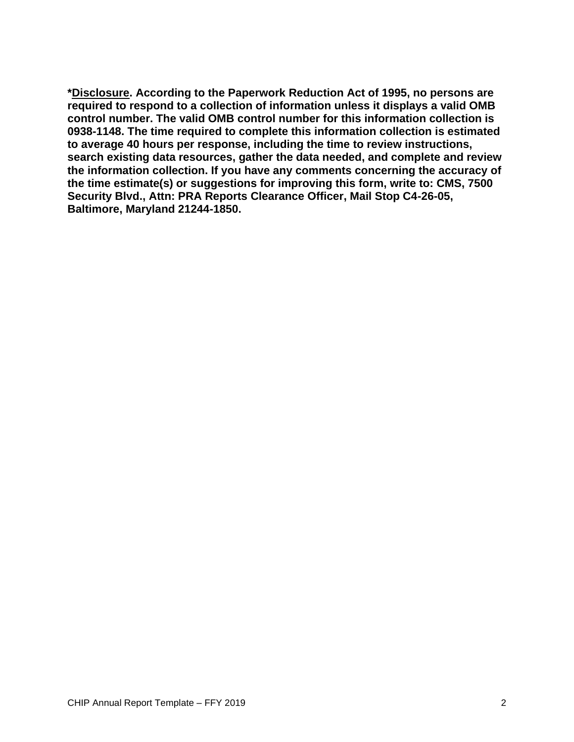**\*<u>Disclosure</u>. According to the Paperwork Reduction Act of 1995, no persons are required to respond to a collection of information unless it displays a valid OMB control number. The valid OMB control number for this information collection is 0938-1148. The time required to complete this information collection is estimated to average 40 hours per response, including the time to review instructions, search existing data resources, gather the data needed, and complete and review the information collection. If you have any comments concerning the accuracy of the time estimate(s) or suggestions for improving this form, write to: CMS, 7500 Security Blvd., Attn: PRA Reports Clearance Officer, Mail Stop C4-26-05, Baltimore, Maryland 21244-1850.**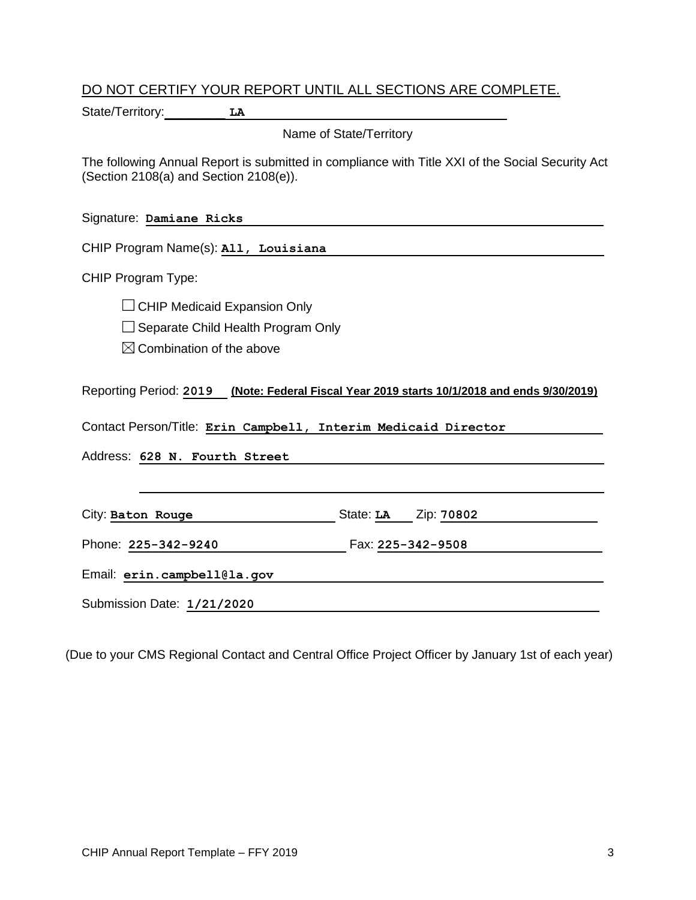DO NOT CERTIFY YOUR REPORT UNTIL ALL SECTIONS ARE COMPLETE.

State/Territory: **LA**

Name of State/Territory

The following Annual Report is submitted in compliance with Title XXI of the Social Security Act (Section 2108(a) and Section 2108(e)).

Signature: **Damiane Ricks**

CHIP Program Name(s): **All, Louisiana**

CHIP Program Type:

☐ CHIP Medicaid Expansion Only

☐ Separate Child Health Program Only

☒ Combination of the above

Reporting Period: **2019** **(Note: Federal Fiscal Year 2019 starts 10/1/2018 and ends 9/30/2019)**

Contact Person/Title: **Erin Campbell, Interim Medicaid Director**

Address: **628 N. Fourth Street**

City: **Baton Rouge** State: **LA** Zip: **70802**

Phone: **225-342-9240** Fax: **225-342-9508**

Email: **erin.campbell@la.gov**

Submission Date: **1/21/2020**

(Due to your CMS Regional Contact and Central Office Project Officer by January 1st of each year)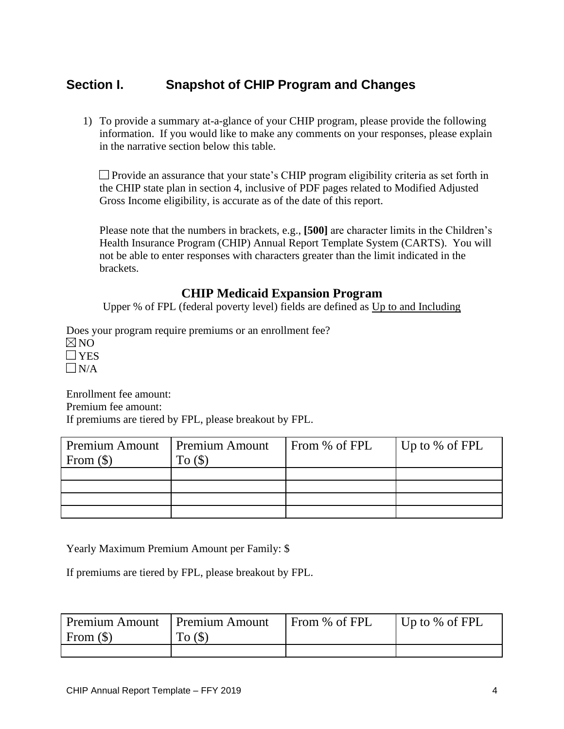## Section I. Snapshot of CHIP Program and Changes

1) To provide a summary at-a-glance of your CHIP program, please provide the following information. If you would like to make any comments on your responses, please explain in the narrative section below this table.

   ☐ Provide an assurance that your state's CHIP program eligibility criteria as set forth in the CHIP state plan in section 4, inclusive of PDF pages related to Modified Adjusted Gross Income eligibility, is accurate as of the date of this report.

   Please note that the numbers in brackets, e.g., **[500]** are character limits in the Children's Health Insurance Program (CHIP) Annual Report Template System (CARTS). You will not be able to enter responses with characters greater than the limit indicated in the brackets.

### CHIP Medicaid Expansion Program

Upper % of FPL (federal poverty level) fields are defined as Up to and Including

Does your program require premiums or an enrollment fee?

☒ NO
☐ YES
☐ N/A

Enrollment fee amount:
Premium fee amount:
If premiums are tiered by FPL, please breakout by FPL.

| Premium Amount From ($) | Premium Amount To ($) | From % of FPL | Up to % of FPL |
|---|---|---|---|
| | | | |
| | | | |
| | | | |
| | | | |

Yearly Maximum Premium Amount per Family: $

If premiums are tiered by FPL, please breakout by FPL.

| Premium Amount From ($) | Premium Amount To ($) | From % of FPL | Up to % of FPL |
|---|---|---|---|
| | | | |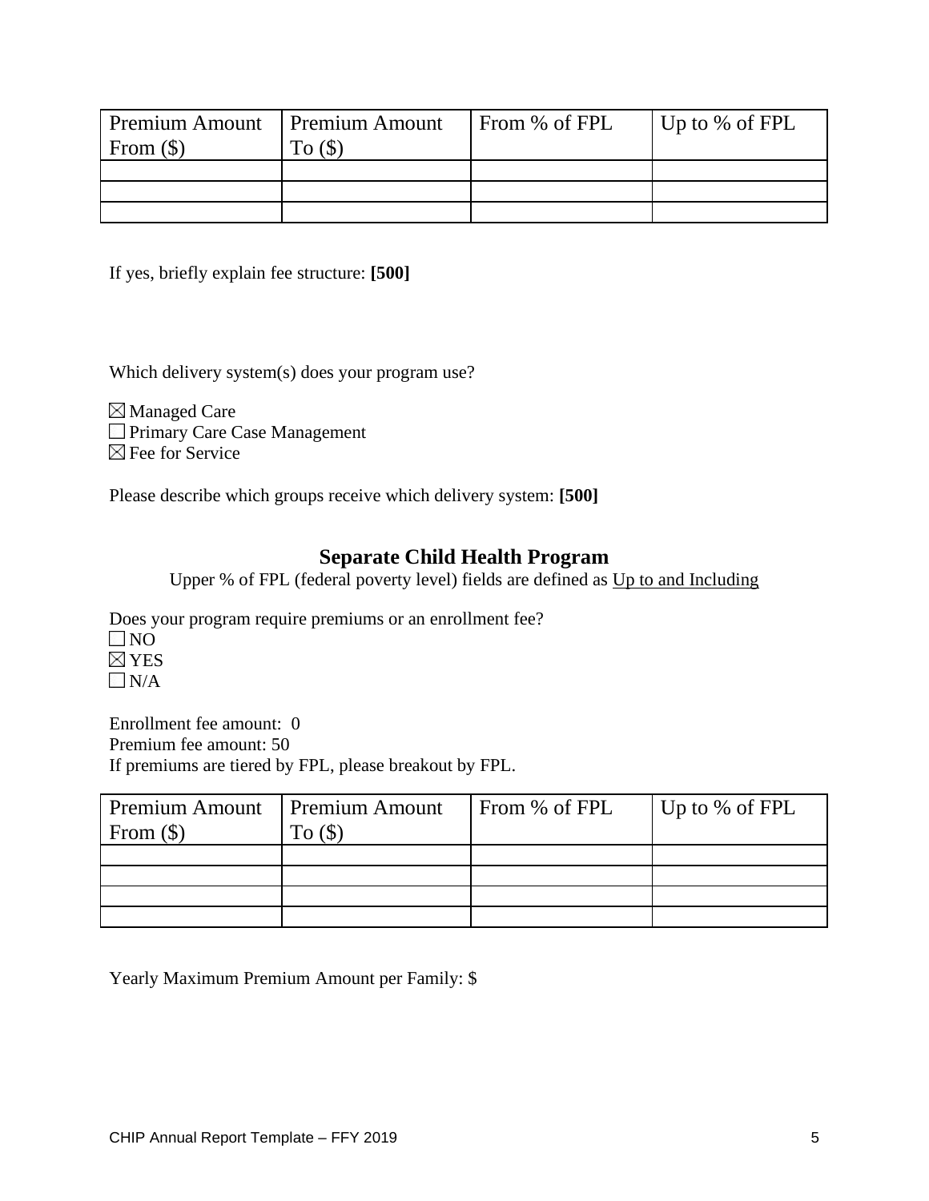| Premium Amount From ($) | Premium Amount To ($) | From % of FPL | Up to % of FPL |
|---|---|---|---|
| | | | |
| | | | |
| | | | |

If yes, briefly explain fee structure: **[500]**

Which delivery system(s) does your program use?

☒ Managed Care
☐ Primary Care Case Management
☒ Fee for Service

Please describe which groups receive which delivery system: **[500]**

## Separate Child Health Program

Upper % of FPL (federal poverty level) fields are defined as Up to and Including

Does your program require premiums or an enrollment fee?
☐ NO
☒ YES
☐ N/A

Enrollment fee amount: 0
Premium fee amount: 50
If premiums are tiered by FPL, please breakout by FPL.

| Premium Amount From ($) | Premium Amount To ($) | From % of FPL | Up to % of FPL |
|---|---|---|---|
| | | | |
| | | | |
| | | | |
| | | | |

Yearly Maximum Premium Amount per Family: $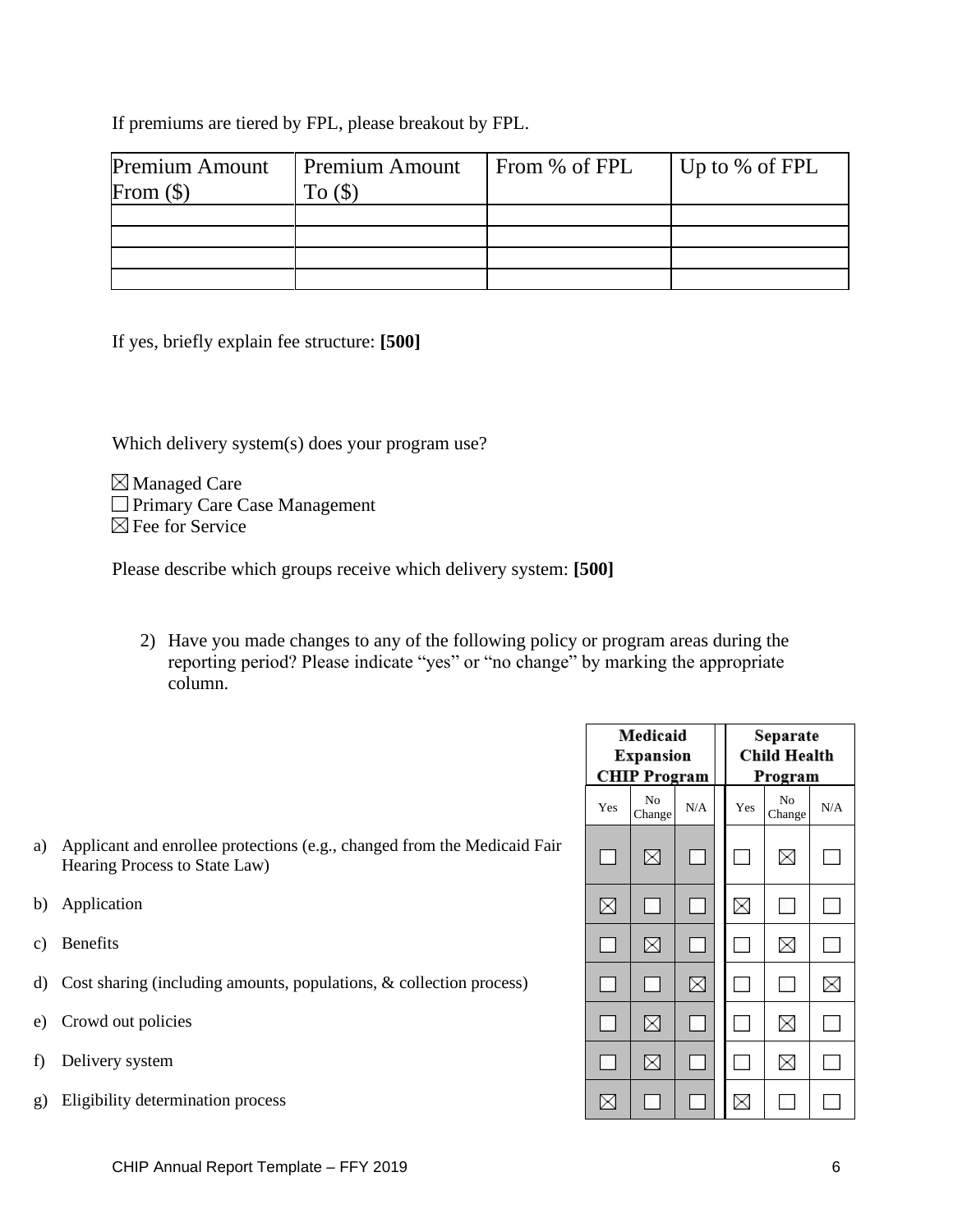If premiums are tiered by FPL, please breakout by FPL.

| Premium Amount From ($) | Premium Amount To ($) | From % of FPL | Up to % of FPL |
|---|---|---|---|
| | | | |
| | | | |
| | | | |
| | | | |

If yes, briefly explain fee structure: **[500]**

Which delivery system(s) does your program use?

☒ Managed Care
☐ Primary Care Case Management
☒ Fee for Service

Please describe which groups receive which delivery system: **[500]**

2) Have you made changes to any of the following policy or program areas during the reporting period? Please indicate "yes" or "no change" by marking the appropriate column.

| | Medicaid Expansion CHIP Program | | | Separate Child Health Program | | |
|---|---|---|---|---|---|---|
| | Yes | No Change | N/A | Yes | No Change | N/A |
| a) Applicant and enrollee protections (e.g., changed from the Medicaid Fair Hearing Process to State Law) | ☐ | ☒ | ☐ | ☐ | ☒ | ☐ |
| b) Application | ☒ | ☐ | ☐ | ☒ | ☐ | ☐ |
| c) Benefits | ☐ | ☒ | ☐ | ☐ | ☒ | ☐ |
| d) Cost sharing (including amounts, populations, & collection process) | ☐ | ☐ | ☒ | ☐ | ☐ | ☒ |
| e) Crowd out policies | ☐ | ☒ | ☐ | ☐ | ☒ | ☐ |
| f) Delivery system | ☐ | ☒ | ☐ | ☐ | ☒ | ☐ |
| g) Eligibility determination process | ☒ | ☐ | ☐ | ☒ | ☐ | ☐ |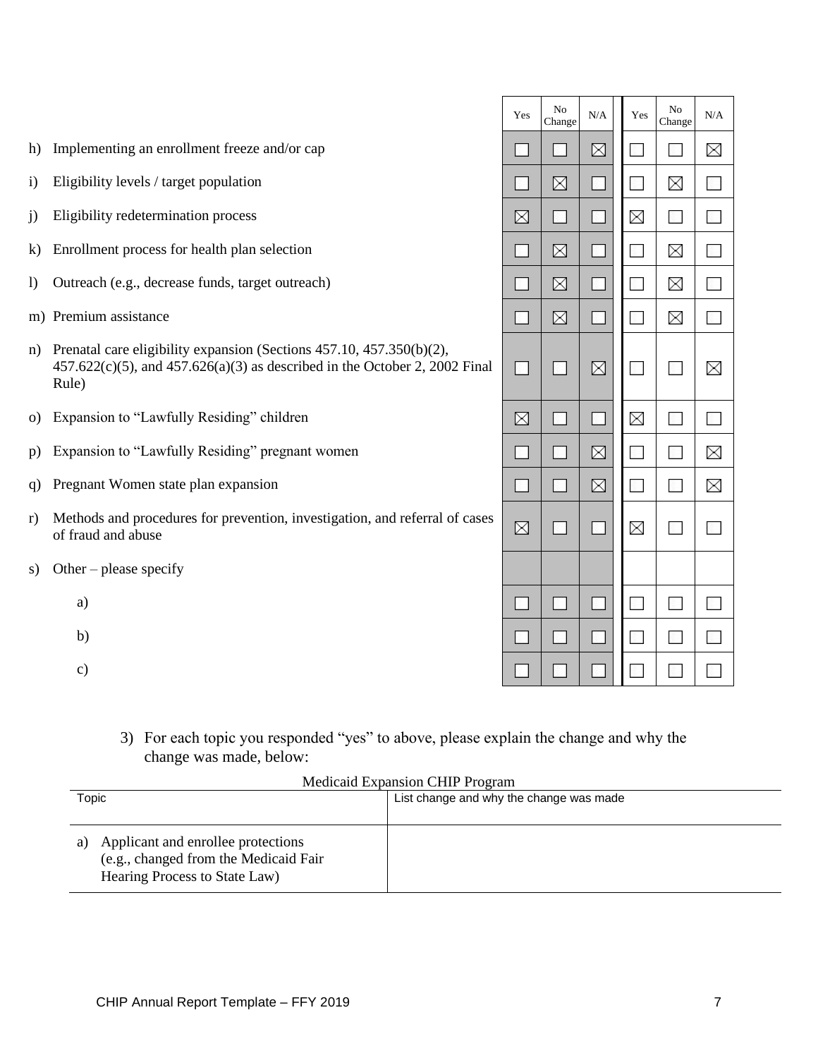| | Yes | No Change | N/A | Yes | No Change | N/A |
|---|---|---|---|---|---|---|
| h) Implementing an enrollment freeze and/or cap | ☐ | ☐ | ☒ | ☐ | ☐ | ☒ |
| i) Eligibility levels / target population | ☐ | ☒ | ☐ | ☐ | ☒ | ☐ |
| j) Eligibility redetermination process | ☒ | ☐ | ☐ | ☒ | ☐ | ☐ |
| k) Enrollment process for health plan selection | ☐ | ☒ | ☐ | ☐ | ☒ | ☐ |
| l) Outreach (e.g., decrease funds, target outreach) | ☐ | ☒ | ☐ | ☐ | ☒ | ☐ |
| m) Premium assistance | ☐ | ☒ | ☐ | ☐ | ☒ | ☐ |
| n) Prenatal care eligibility expansion (Sections 457.10, 457.350(b)(2), 457.622(c)(5), and 457.626(a)(3) as described in the October 2, 2002 Final Rule) | ☐ | ☐ | ☒ | ☐ | ☐ | ☒ |
| o) Expansion to "Lawfully Residing" children | ☒ | ☐ | ☐ | ☒ | ☐ | ☐ |
| p) Expansion to "Lawfully Residing" pregnant women | ☐ | ☐ | ☒ | ☐ | ☐ | ☒ |
| q) Pregnant Women state plan expansion | ☐ | ☐ | ☒ | ☐ | ☐ | ☒ |
| r) Methods and procedures for prevention, investigation, and referral of cases of fraud and abuse | ☒ | ☐ | ☐ | ☒ | ☐ | ☐ |
| s) Other – please specify | | | | | | |
| a) | ☐ | ☐ | ☐ | ☐ | ☐ | ☐ |
| b) | ☐ | ☐ | ☐ | ☐ | ☐ | ☐ |
| c) | ☐ | ☐ | ☐ | ☐ | ☐ | ☐ |

3) For each topic you responded "yes" to above, please explain the change and why the change was made, below:

Medicaid Expansion CHIP Program

| Topic | List change and why the change was made |
|---|---|
| a) Applicant and enrollee protections (e.g., changed from the Medicaid Fair Hearing Process to State Law) | |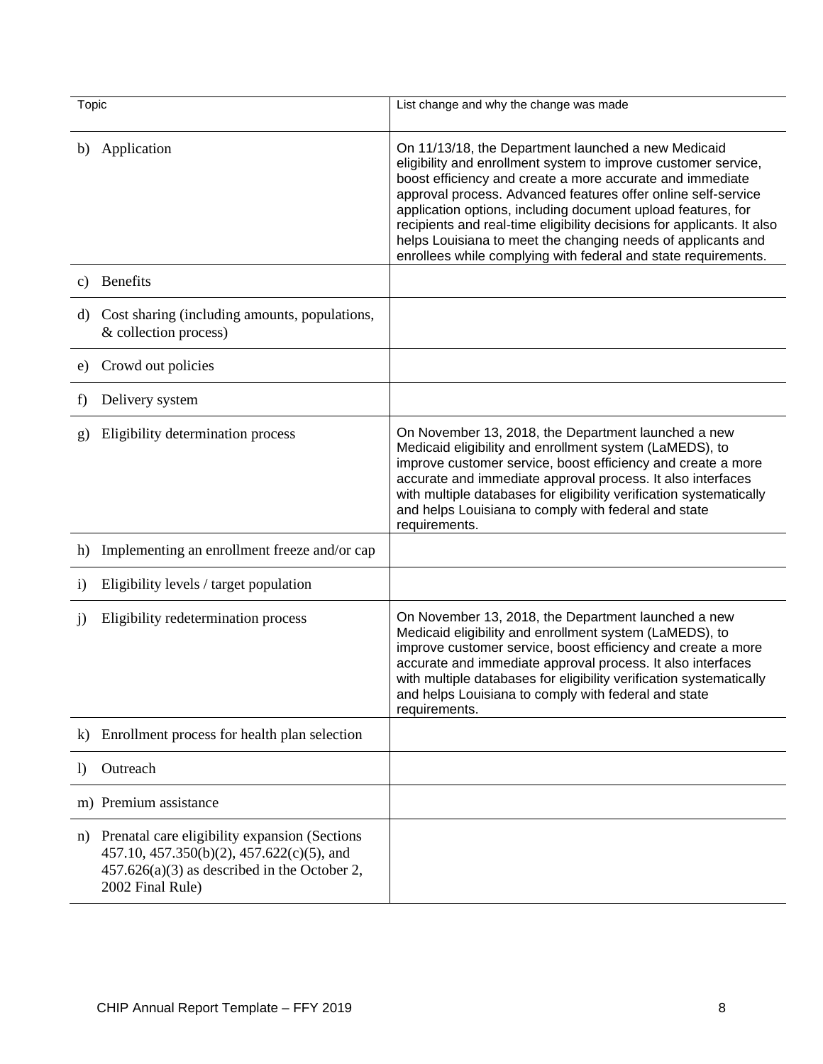| Topic | List change and why the change was made |
|---|---|
| b) Application | On 11/13/18, the Department launched a new Medicaid eligibility and enrollment system to improve customer service, boost efficiency and create a more accurate and immediate approval process. Advanced features offer online self-service application options, including document upload features, for recipients and real-time eligibility decisions for applicants. It also helps Louisiana to meet the changing needs of applicants and enrollees while complying with federal and state requirements. |
| c) Benefits | |
| d) Cost sharing (including amounts, populations, & collection process) | |
| e) Crowd out policies | |
| f) Delivery system | |
| g) Eligibility determination process | On November 13, 2018, the Department launched a new Medicaid eligibility and enrollment system (LaMEDS), to improve customer service, boost efficiency and create a more accurate and immediate approval process. It also interfaces with multiple databases for eligibility verification systematically and helps Louisiana to comply with federal and state requirements. |
| h) Implementing an enrollment freeze and/or cap | |
| i) Eligibility levels / target population | |
| j) Eligibility redetermination process | On November 13, 2018, the Department launched a new Medicaid eligibility and enrollment system (LaMEDS), to improve customer service, boost efficiency and create a more accurate and immediate approval process. It also interfaces with multiple databases for eligibility verification systematically and helps Louisiana to comply with federal and state requirements. |
| k) Enrollment process for health plan selection | |
| l) Outreach | |
| m) Premium assistance | |
| n) Prenatal care eligibility expansion (Sections 457.10, 457.350(b)(2), 457.622(c)(5), and 457.626(a)(3) as described in the October 2, 2002 Final Rule) | |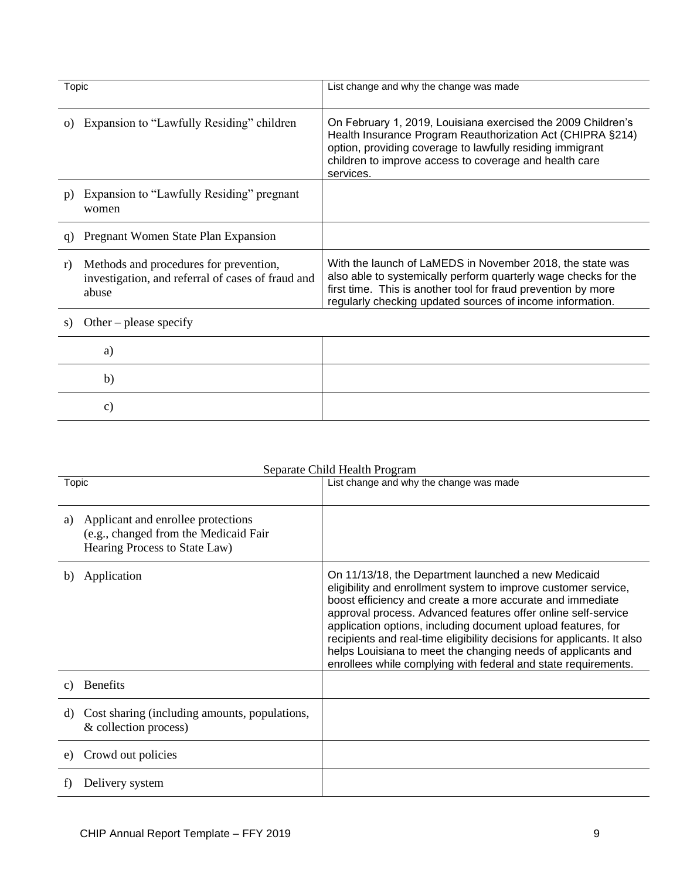| Topic | List change and why the change was made |
|---|---|
| o) Expansion to "Lawfully Residing" children | On February 1, 2019, Louisiana exercised the 2009 Children's Health Insurance Program Reauthorization Act (CHIPRA §214) option, providing coverage to lawfully residing immigrant children to improve access to coverage and health care services. |
| p) Expansion to "Lawfully Residing" pregnant women | |
| q) Pregnant Women State Plan Expansion | |
| r) Methods and procedures for prevention, investigation, and referral of cases of fraud and abuse | With the launch of LaMEDS in November 2018, the state was also able to systemically perform quarterly wage checks for the first time. This is another tool for fraud prevention by more regularly checking updated sources of income information. |
| s) Other – please specify | |
| a) | |
| b) | |
| c) | |

Separate Child Health Program

| Topic | List change and why the change was made |
|---|---|
| a) Applicant and enrollee protections (e.g., changed from the Medicaid Fair Hearing Process to State Law) | |
| b) Application | On 11/13/18, the Department launched a new Medicaid eligibility and enrollment system to improve customer service, boost efficiency and create a more accurate and immediate approval process. Advanced features offer online self-service application options, including document upload features, for recipients and real-time eligibility decisions for applicants. It also helps Louisiana to meet the changing needs of applicants and enrollees while complying with federal and state requirements. |
| c) Benefits | |
| d) Cost sharing (including amounts, populations, & collection process) | |
| e) Crowd out policies | |
| f) Delivery system | |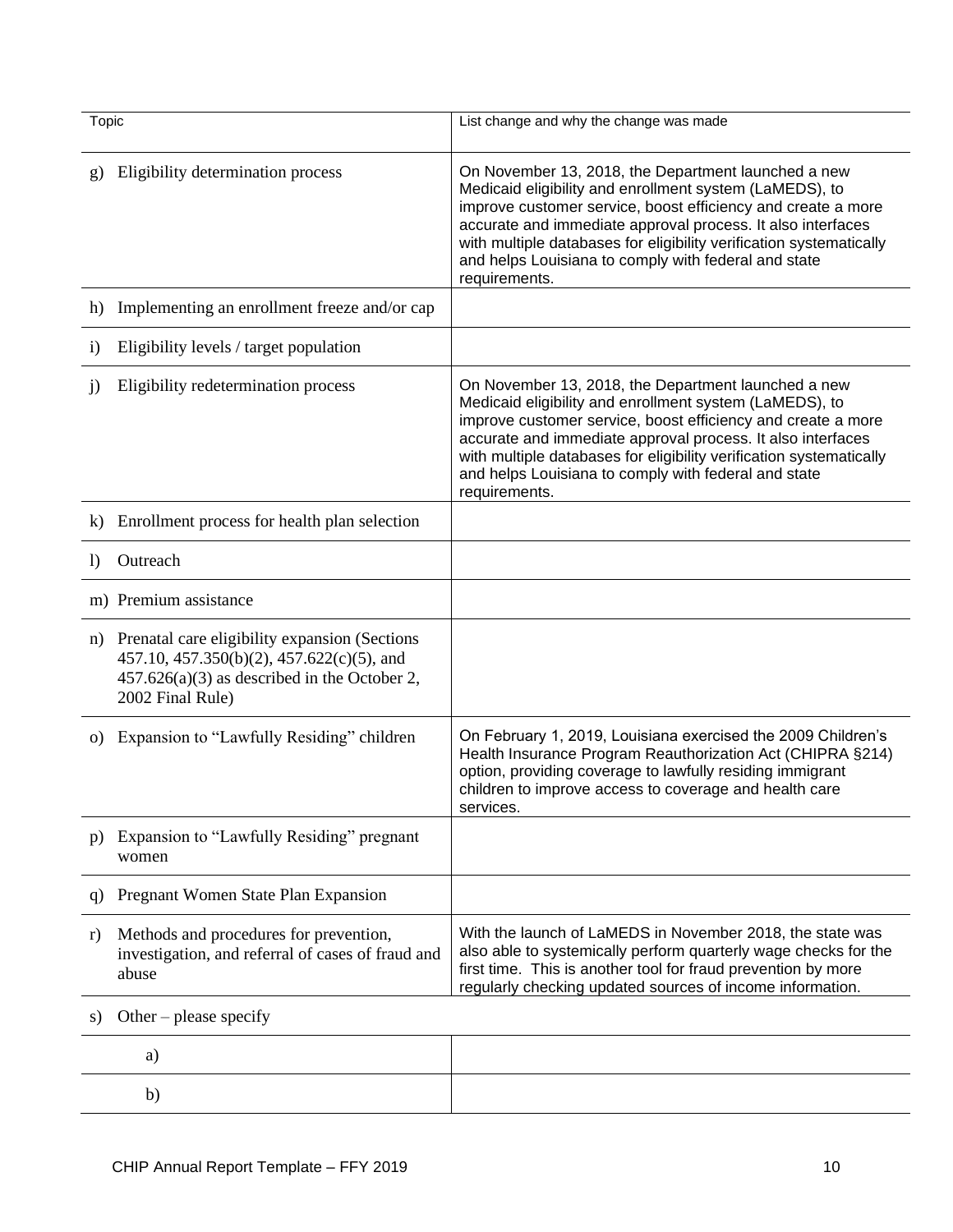| Topic | List change and why the change was made |
|---|---|
| g) Eligibility determination process | On November 13, 2018, the Department launched a new Medicaid eligibility and enrollment system (LaMEDS), to improve customer service, boost efficiency and create a more accurate and immediate approval process. It also interfaces with multiple databases for eligibility verification systematically and helps Louisiana to comply with federal and state requirements. |
| h) Implementing an enrollment freeze and/or cap | |
| i) Eligibility levels / target population | |
| j) Eligibility redetermination process | On November 13, 2018, the Department launched a new Medicaid eligibility and enrollment system (LaMEDS), to improve customer service, boost efficiency and create a more accurate and immediate approval process. It also interfaces with multiple databases for eligibility verification systematically and helps Louisiana to comply with federal and state requirements. |
| k) Enrollment process for health plan selection | |
| l) Outreach | |
| m) Premium assistance | |
| n) Prenatal care eligibility expansion (Sections 457.10, 457.350(b)(2), 457.622(c)(5), and 457.626(a)(3) as described in the October 2, 2002 Final Rule) | |
| o) Expansion to "Lawfully Residing" children | On February 1, 2019, Louisiana exercised the 2009 Children's Health Insurance Program Reauthorization Act (CHIPRA §214) option, providing coverage to lawfully residing immigrant children to improve access to coverage and health care services. |
| p) Expansion to "Lawfully Residing" pregnant women | |
| q) Pregnant Women State Plan Expansion | |
| r) Methods and procedures for prevention, investigation, and referral of cases of fraud and abuse | With the launch of LaMEDS in November 2018, the state was also able to systemically perform quarterly wage checks for the first time. This is another tool for fraud prevention by more regularly checking updated sources of income information. |
| s) Other – please specify | |
| a) | |
| b) | |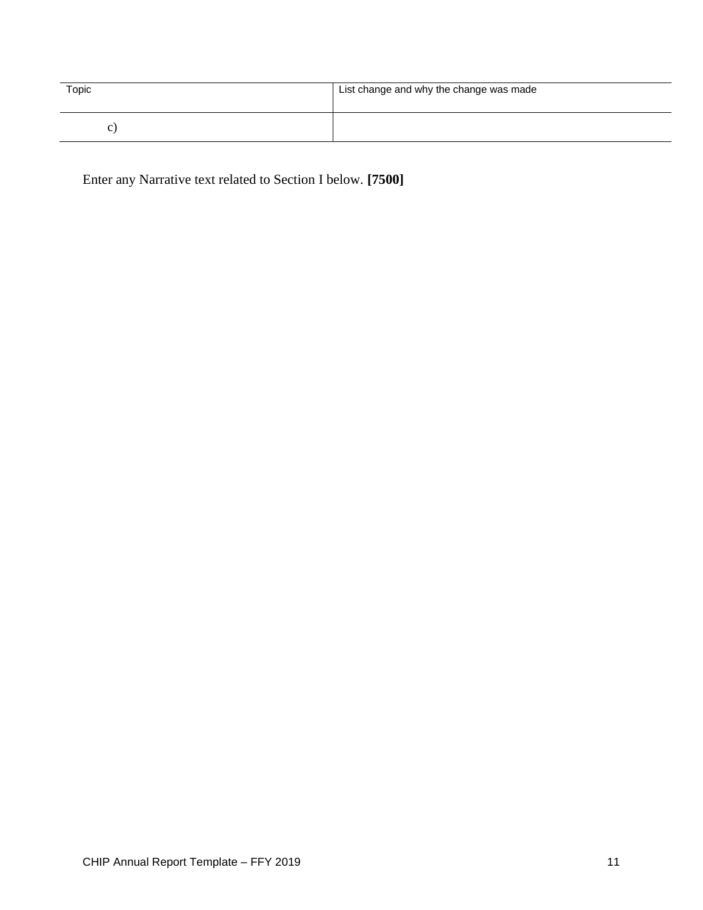| Topic | List change and why the change was made |
| --- | --- |
| c) | |

Enter any Narrative text related to Section I below. **[7500]**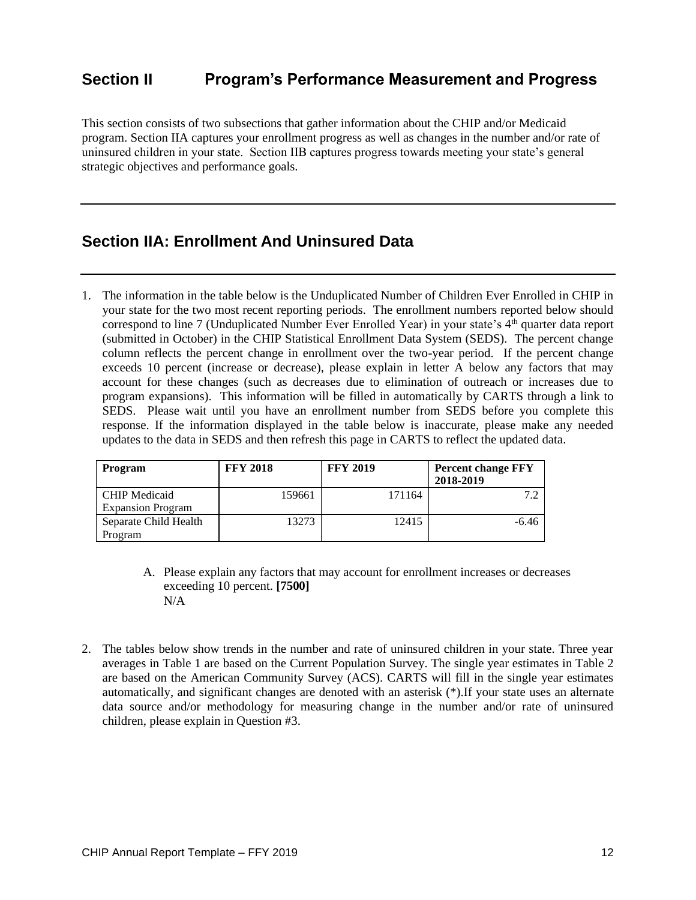## Section II Program's Performance Measurement and Progress

This section consists of two subsections that gather information about the CHIP and/or Medicaid program. Section IIA captures your enrollment progress as well as changes in the number and/or rate of uninsured children in your state. Section IIB captures progress towards meeting your state's general strategic objectives and performance goals.

---

## Section IIA: Enrollment And Uninsured Data

---

1. The information in the table below is the Unduplicated Number of Children Ever Enrolled in CHIP in your state for the two most recent reporting periods. The enrollment numbers reported below should correspond to line 7 (Unduplicated Number Ever Enrolled Year) in your state's 4th quarter data report (submitted in October) in the CHIP Statistical Enrollment Data System (SEDS). The percent change column reflects the percent change in enrollment over the two-year period. If the percent change exceeds 10 percent (increase or decrease), please explain in letter A below any factors that may account for these changes (such as decreases due to elimination of outreach or increases due to program expansions). This information will be filled in automatically by CARTS through a link to SEDS. Please wait until you have an enrollment number from SEDS before you complete this response. If the information displayed in the table below is inaccurate, please make any needed updates to the data in SEDS and then refresh this page in CARTS to reflect the updated data.

| Program | FFY 2018 | FFY 2019 | Percent change FFY 2018-2019 |
|---|---|---|---|
| CHIP Medicaid Expansion Program | 159661 | 171164 | 7.2 |
| Separate Child Health Program | 13273 | 12415 | -6.46 |

   A. Please explain any factors that may account for enrollment increases or decreases exceeding 10 percent. **[7500]**
   N/A

2. The tables below show trends in the number and rate of uninsured children in your state. Three year averages in Table 1 are based on the Current Population Survey. The single year estimates in Table 2 are based on the American Community Survey (ACS). CARTS will fill in the single year estimates automatically, and significant changes are denoted with an asterisk (*).If your state uses an alternate data source and/or methodology for measuring change in the number and/or rate of uninsured children, please explain in Question #3.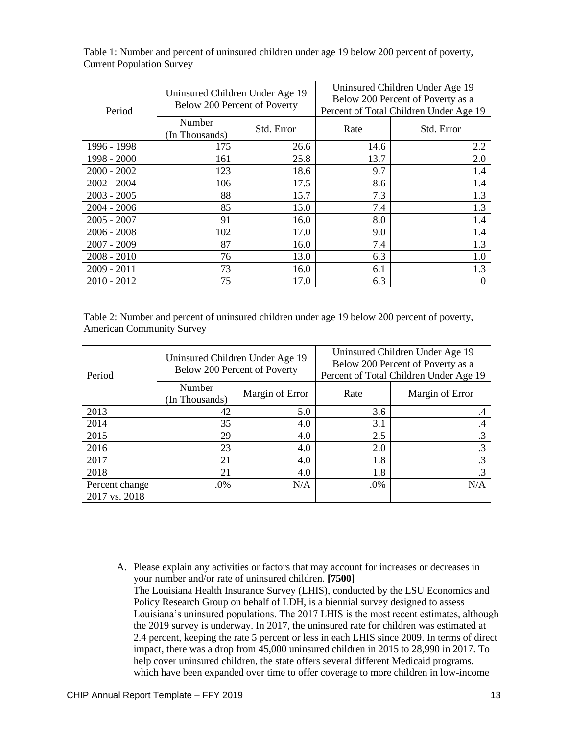Table 1: Number and percent of uninsured children under age 19 below 200 percent of poverty, Current Population Survey

| Period | Uninsured Children Under Age 19 Below 200 Percent of Poverty | | Uninsured Children Under Age 19 Below 200 Percent of Poverty as a Percent of Total Children Under Age 19 | |
|---|---|---|---|---|
| | Number (In Thousands) | Std. Error | Rate | Std. Error |
| 1996 - 1998 | 175 | 26.6 | 14.6 | 2.2 |
| 1998 - 2000 | 161 | 25.8 | 13.7 | 2.0 |
| 2000 - 2002 | 123 | 18.6 | 9.7 | 1.4 |
| 2002 - 2004 | 106 | 17.5 | 8.6 | 1.4 |
| 2003 - 2005 | 88 | 15.7 | 7.3 | 1.3 |
| 2004 - 2006 | 85 | 15.0 | 7.4 | 1.3 |
| 2005 - 2007 | 91 | 16.0 | 8.0 | 1.4 |
| 2006 - 2008 | 102 | 17.0 | 9.0 | 1.4 |
| 2007 - 2009 | 87 | 16.0 | 7.4 | 1.3 |
| 2008 - 2010 | 76 | 13.0 | 6.3 | 1.0 |
| 2009 - 2011 | 73 | 16.0 | 6.1 | 1.3 |
| 2010 - 2012 | 75 | 17.0 | 6.3 | 0 |

Table 2: Number and percent of uninsured children under age 19 below 200 percent of poverty, American Community Survey

| Period | Uninsured Children Under Age 19 Below 200 Percent of Poverty | | Uninsured Children Under Age 19 Below 200 Percent of Poverty as a Percent of Total Children Under Age 19 | |
|---|---|---|---|---|
| | Number (In Thousands) | Margin of Error | Rate | Margin of Error |
| 2013 | 42 | 5.0 | 3.6 | .4 |
| 2014 | 35 | 4.0 | 3.1 | .4 |
| 2015 | 29 | 4.0 | 2.5 | .3 |
| 2016 | 23 | 4.0 | 2.0 | .3 |
| 2017 | 21 | 4.0 | 1.8 | .3 |
| 2018 | 21 | 4.0 | 1.8 | .3 |
| Percent change 2017 vs. 2018 | .0% | N/A | .0% | N/A |

A. Please explain any activities or factors that may account for increases or decreases in your number and/or rate of uninsured children. **[7500]**
The Louisiana Health Insurance Survey (LHIS), conducted by the LSU Economics and Policy Research Group on behalf of LDH, is a biennial survey designed to assess Louisiana's uninsured populations. The 2017 LHIS is the most recent estimates, although the 2019 survey is underway. In 2017, the uninsured rate for children was estimated at 2.4 percent, keeping the rate 5 percent or less in each LHIS since 2009. In terms of direct impact, there was a drop from 45,000 uninsured children in 2015 to 28,990 in 2017. To help cover uninsured children, the state offers several different Medicaid programs, which have been expanded over time to offer coverage to more children in low-income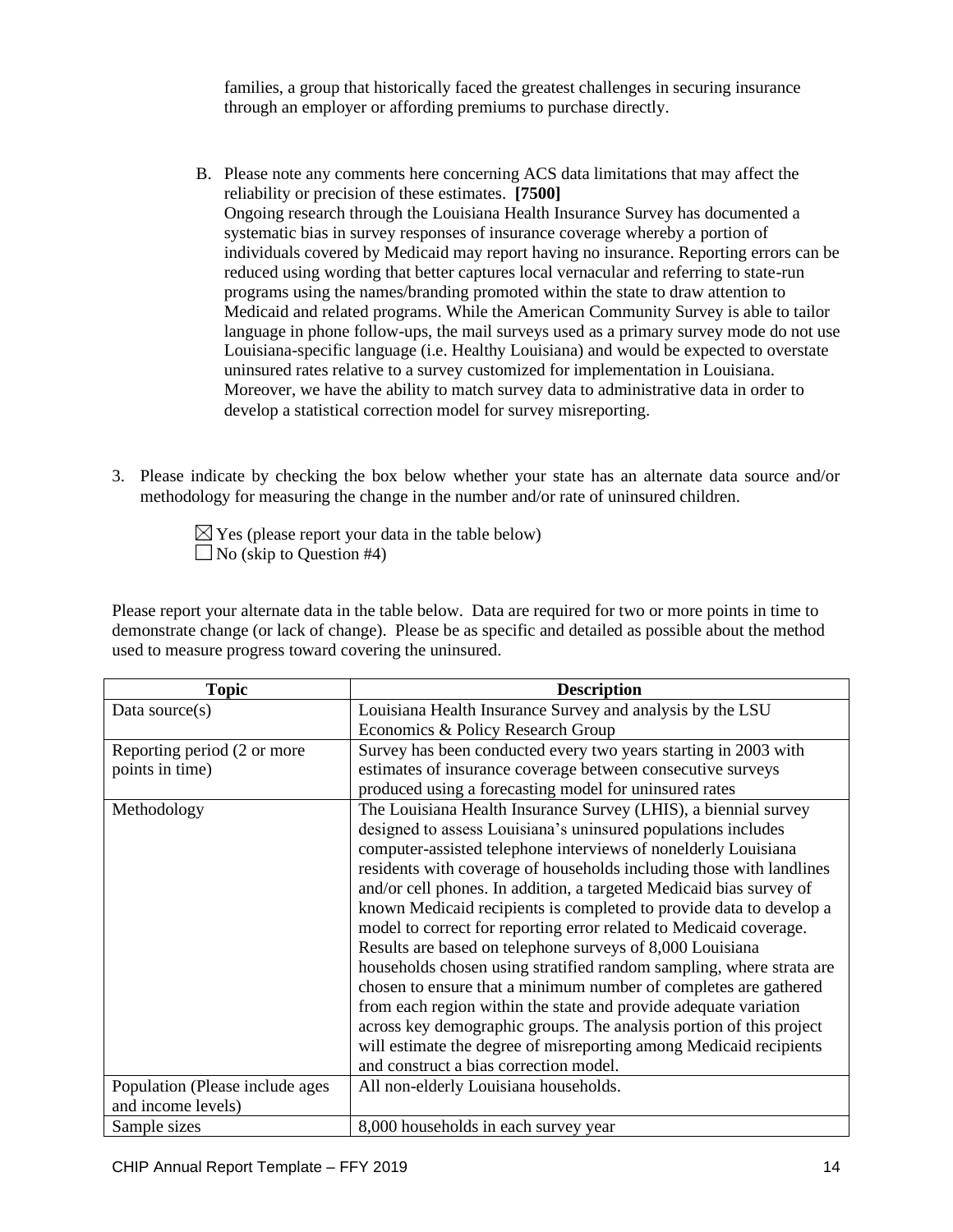families, a group that historically faced the greatest challenges in securing insurance through an employer or affording premiums to purchase directly.

B. Please note any comments here concerning ACS data limitations that may affect the reliability or precision of these estimates. **[7500]**
Ongoing research through the Louisiana Health Insurance Survey has documented a systematic bias in survey responses of insurance coverage whereby a portion of individuals covered by Medicaid may report having no insurance. Reporting errors can be reduced using wording that better captures local vernacular and referring to state-run programs using the names/branding promoted within the state to draw attention to Medicaid and related programs. While the American Community Survey is able to tailor language in phone follow-ups, the mail surveys used as a primary survey mode do not use Louisiana-specific language (i.e. Healthy Louisiana) and would be expected to overstate uninsured rates relative to a survey customized for implementation in Louisiana. Moreover, we have the ability to match survey data to administrative data in order to develop a statistical correction model for survey misreporting.

3. Please indicate by checking the box below whether your state has an alternate data source and/or methodology for measuring the change in the number and/or rate of uninsured children.

☒ Yes (please report your data in the table below)
☐ No (skip to Question #4)

Please report your alternate data in the table below. Data are required for two or more points in time to demonstrate change (or lack of change). Please be as specific and detailed as possible about the method used to measure progress toward covering the uninsured.

| Topic | Description |
|---|---|
| Data source(s) | Louisiana Health Insurance Survey and analysis by the LSU Economics & Policy Research Group |
| Reporting period (2 or more points in time) | Survey has been conducted every two years starting in 2003 with estimates of insurance coverage between consecutive surveys produced using a forecasting model for uninsured rates |
| Methodology | The Louisiana Health Insurance Survey (LHIS), a biennial survey designed to assess Louisiana's uninsured populations includes computer-assisted telephone interviews of nonelderly Louisiana residents with coverage of households including those with landlines and/or cell phones. In addition, a targeted Medicaid bias survey of known Medicaid recipients is completed to provide data to develop a model to correct for reporting error related to Medicaid coverage. Results are based on telephone surveys of 8,000 Louisiana households chosen using stratified random sampling, where strata are chosen to ensure that a minimum number of completes are gathered from each region within the state and provide adequate variation across key demographic groups. The analysis portion of this project will estimate the degree of misreporting among Medicaid recipients and construct a bias correction model. |
| Population (Please include ages and income levels) | All non-elderly Louisiana households. |
| Sample sizes | 8,000 households in each survey year |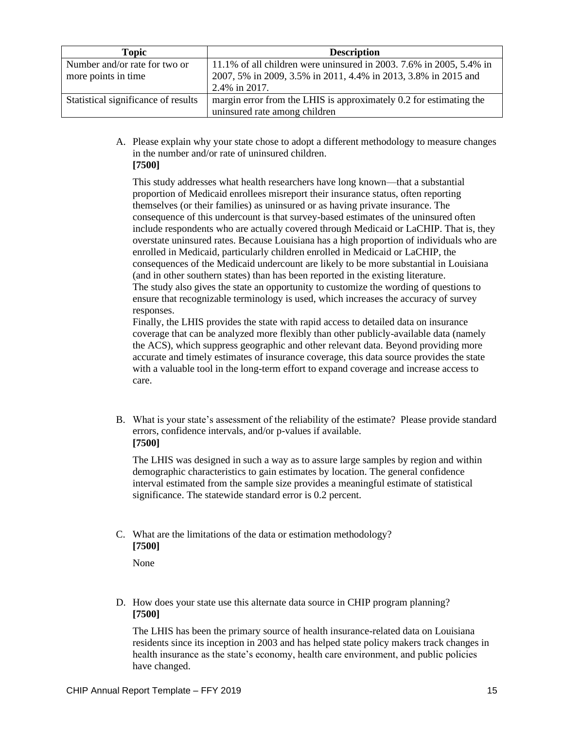| Topic | Description |
| --- | --- |
| Number and/or rate for two or more points in time | 11.1% of all children were uninsured in 2003. 7.6% in 2005, 5.4% in 2007, 5% in 2009, 3.5% in 2011, 4.4% in 2013, 3.8% in 2015 and 2.4% in 2017. |
| Statistical significance of results | margin error from the LHIS is approximately 0.2 for estimating the uninsured rate among children |

A. Please explain why your state chose to adopt a different methodology to measure changes in the number and/or rate of uninsured children.
**[7500]**

This study addresses what health researchers have long known—that a substantial proportion of Medicaid enrollees misreport their insurance status, often reporting themselves (or their families) as uninsured or as having private insurance. The consequence of this undercount is that survey-based estimates of the uninsured often include respondents who are actually covered through Medicaid or LaCHIP. That is, they overstate uninsured rates. Because Louisiana has a high proportion of individuals who are enrolled in Medicaid, particularly children enrolled in Medicaid or LaCHIP, the consequences of the Medicaid undercount are likely to be more substantial in Louisiana (and in other southern states) than has been reported in the existing literature.
The study also gives the state an opportunity to customize the wording of questions to ensure that recognizable terminology is used, which increases the accuracy of survey responses.
Finally, the LHIS provides the state with rapid access to detailed data on insurance coverage that can be analyzed more flexibly than other publicly-available data (namely the ACS), which suppress geographic and other relevant data. Beyond providing more accurate and timely estimates of insurance coverage, this data source provides the state with a valuable tool in the long-term effort to expand coverage and increase access to care.

B. What is your state's assessment of the reliability of the estimate? Please provide standard errors, confidence intervals, and/or p-values if available.
**[7500]**

The LHIS was designed in such a way as to assure large samples by region and within demographic characteristics to gain estimates by location. The general confidence interval estimated from the sample size provides a meaningful estimate of statistical significance. The statewide standard error is 0.2 percent.

C. What are the limitations of the data or estimation methodology?
**[7500]**

None

D. How does your state use this alternate data source in CHIP program planning?
**[7500]**

The LHIS has been the primary source of health insurance-related data on Louisiana residents since its inception in 2003 and has helped state policy makers track changes in health insurance as the state's economy, health care environment, and public policies have changed.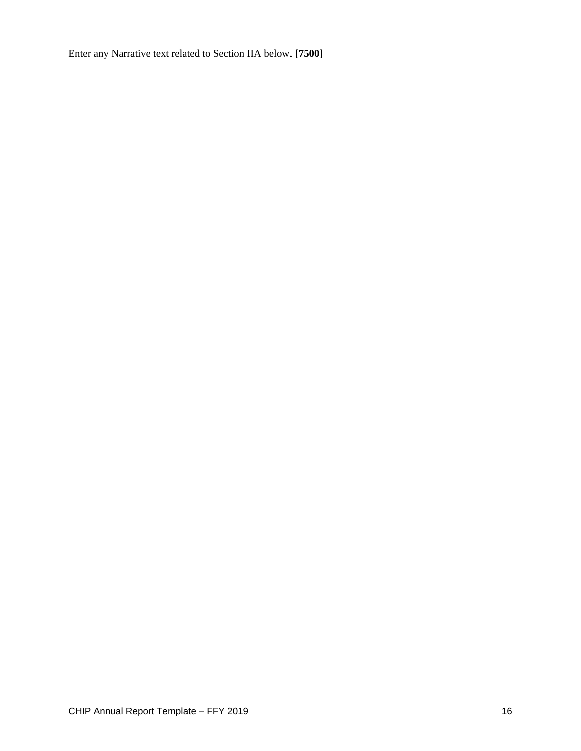Enter any Narrative text related to Section IIA below. **[7500]**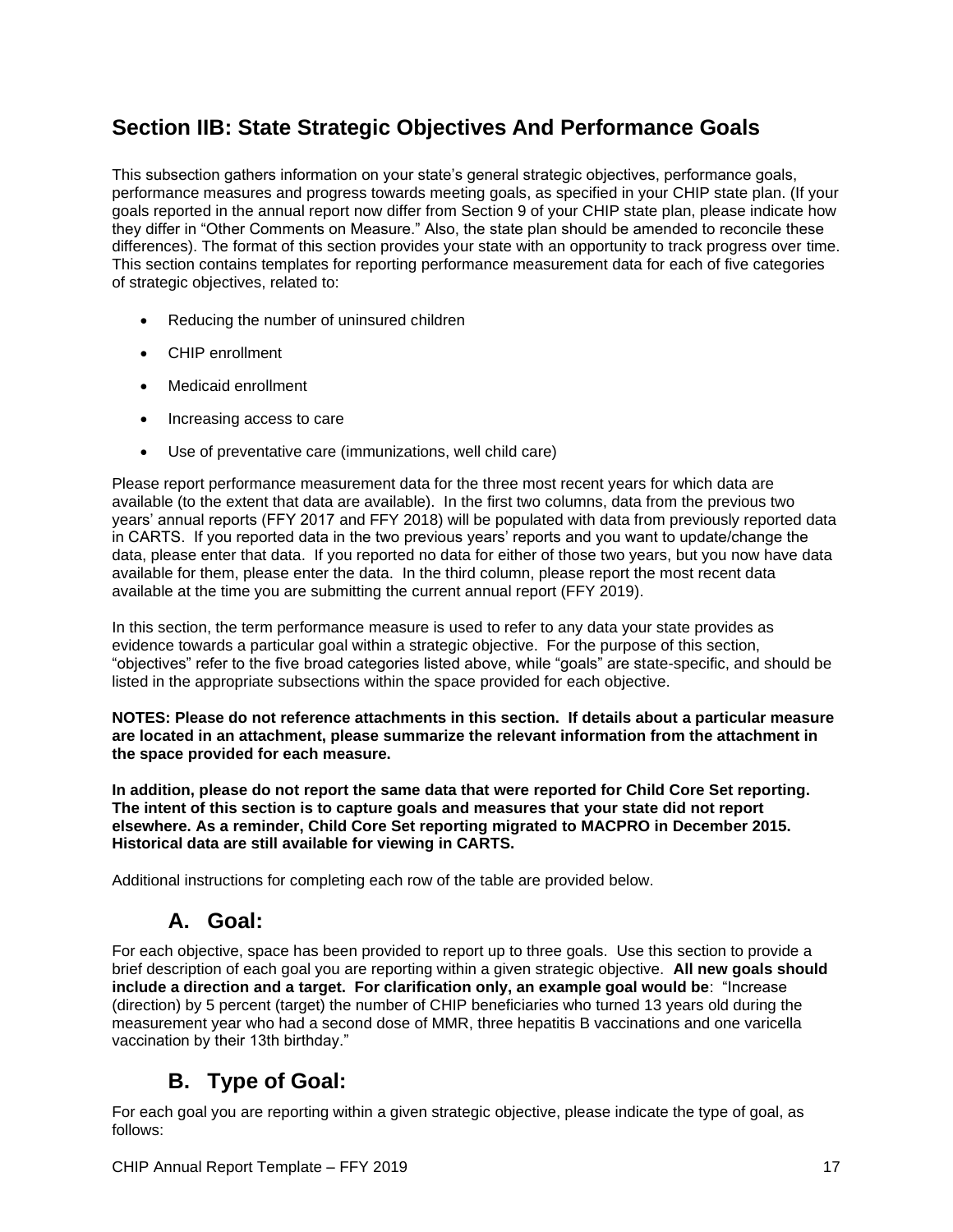## Section IIB: State Strategic Objectives And Performance Goals

This subsection gathers information on your state's general strategic objectives, performance goals, performance measures and progress towards meeting goals, as specified in your CHIP state plan. (If your goals reported in the annual report now differ from Section 9 of your CHIP state plan, please indicate how they differ in "Other Comments on Measure." Also, the state plan should be amended to reconcile these differences). The format of this section provides your state with an opportunity to track progress over time. This section contains templates for reporting performance measurement data for each of five categories of strategic objectives, related to:

- Reducing the number of uninsured children
- CHIP enrollment
- Medicaid enrollment
- Increasing access to care
- Use of preventative care (immunizations, well child care)

Please report performance measurement data for the three most recent years for which data are available (to the extent that data are available). In the first two columns, data from the previous two years' annual reports (FFY 2017 and FFY 2018) will be populated with data from previously reported data in CARTS. If you reported data in the two previous years' reports and you want to update/change the data, please enter that data. If you reported no data for either of those two years, but you now have data available for them, please enter the data. In the third column, please report the most recent data available at the time you are submitting the current annual report (FFY 2019).

In this section, the term performance measure is used to refer to any data your state provides as evidence towards a particular goal within a strategic objective. For the purpose of this section, "objectives" refer to the five broad categories listed above, while "goals" are state-specific, and should be listed in the appropriate subsections within the space provided for each objective.

**NOTES: Please do not reference attachments in this section. If details about a particular measure are located in an attachment, please summarize the relevant information from the attachment in the space provided for each measure.**

**In addition, please do not report the same data that were reported for Child Core Set reporting. The intent of this section is to capture goals and measures that your state did not report elsewhere. As a reminder, Child Core Set reporting migrated to MACPRO in December 2015. Historical data are still available for viewing in CARTS.**

Additional instructions for completing each row of the table are provided below.

### A. Goal:

For each objective, space has been provided to report up to three goals. Use this section to provide a brief description of each goal you are reporting within a given strategic objective. **All new goals should include a direction and a target. For clarification only, an example goal would be**: "Increase (direction) by 5 percent (target) the number of CHIP beneficiaries who turned 13 years old during the measurement year who had a second dose of MMR, three hepatitis B vaccinations and one varicella vaccination by their 13th birthday."

### B. Type of Goal:

For each goal you are reporting within a given strategic objective, please indicate the type of goal, as follows: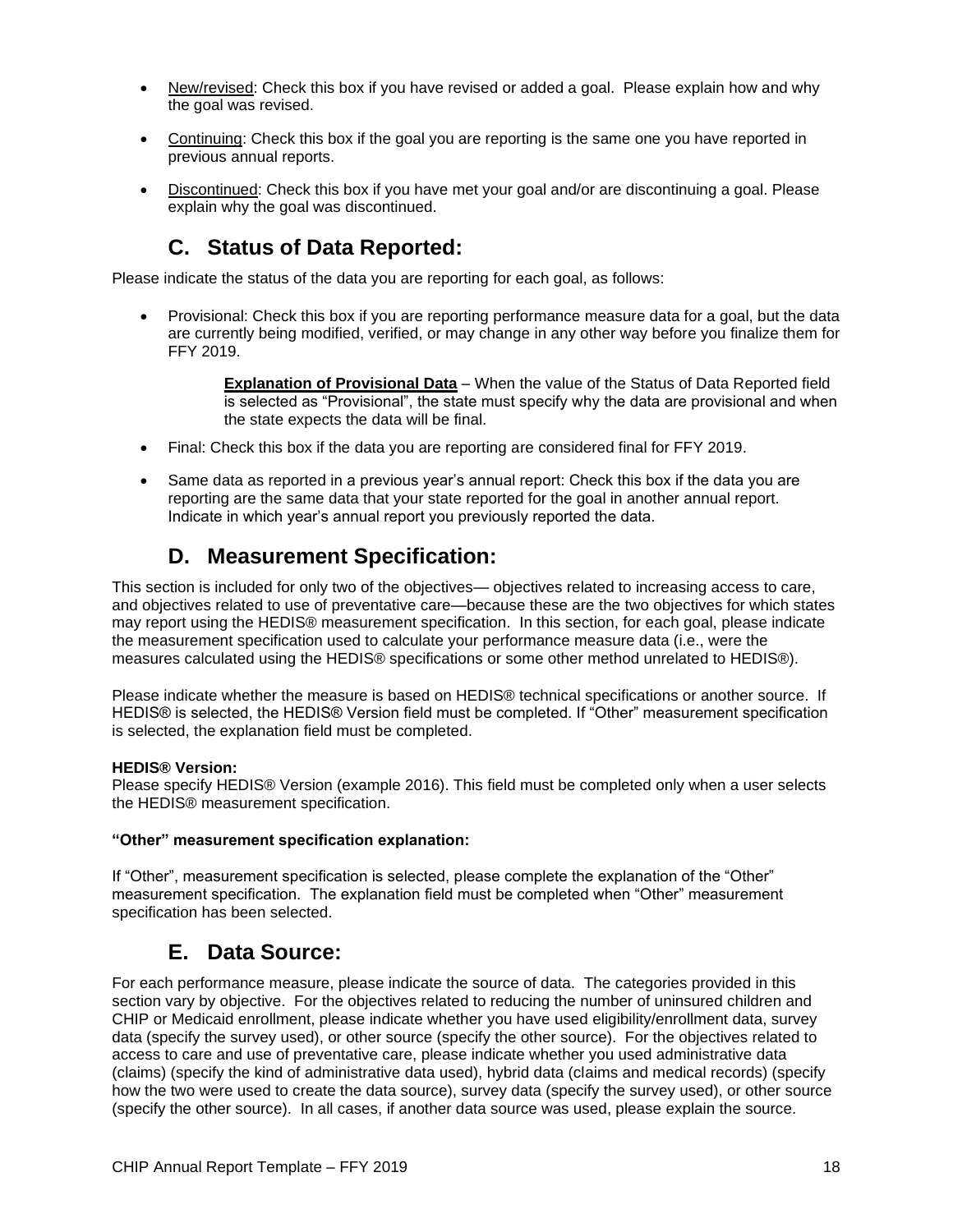- New/revised: Check this box if you have revised or added a goal. Please explain how and why the goal was revised.
- Continuing: Check this box if the goal you are reporting is the same one you have reported in previous annual reports.
- Discontinued: Check this box if you have met your goal and/or are discontinuing a goal. Please explain why the goal was discontinued.

## C. Status of Data Reported:

Please indicate the status of the data you are reporting for each goal, as follows:

- Provisional: Check this box if you are reporting performance measure data for a goal, but the data are currently being modified, verified, or may change in any other way before you finalize them for FFY 2019.

  **Explanation of Provisional Data** – When the value of the Status of Data Reported field is selected as "Provisional", the state must specify why the data are provisional and when the state expects the data will be final.

- Final: Check this box if the data you are reporting are considered final for FFY 2019.
- Same data as reported in a previous year's annual report: Check this box if the data you are reporting are the same data that your state reported for the goal in another annual report. Indicate in which year's annual report you previously reported the data.

## D. Measurement Specification:

This section is included for only two of the objectives— objectives related to increasing access to care, and objectives related to use of preventative care—because these are the two objectives for which states may report using the HEDIS® measurement specification. In this section, for each goal, please indicate the measurement specification used to calculate your performance measure data (i.e., were the measures calculated using the HEDIS® specifications or some other method unrelated to HEDIS®).

Please indicate whether the measure is based on HEDIS® technical specifications or another source. If HEDIS® is selected, the HEDIS® Version field must be completed. If "Other" measurement specification is selected, the explanation field must be completed.

**HEDIS® Version:**
Please specify HEDIS® Version (example 2016). This field must be completed only when a user selects the HEDIS® measurement specification.

**"Other" measurement specification explanation:**

If "Other", measurement specification is selected, please complete the explanation of the "Other" measurement specification. The explanation field must be completed when "Other" measurement specification has been selected.

## E. Data Source:

For each performance measure, please indicate the source of data. The categories provided in this section vary by objective. For the objectives related to reducing the number of uninsured children and CHIP or Medicaid enrollment, please indicate whether you have used eligibility/enrollment data, survey data (specify the survey used), or other source (specify the other source). For the objectives related to access to care and use of preventative care, please indicate whether you used administrative data (claims) (specify the kind of administrative data used), hybrid data (claims and medical records) (specify how the two were used to create the data source), survey data (specify the survey used), or other source (specify the other source). In all cases, if another data source was used, please explain the source.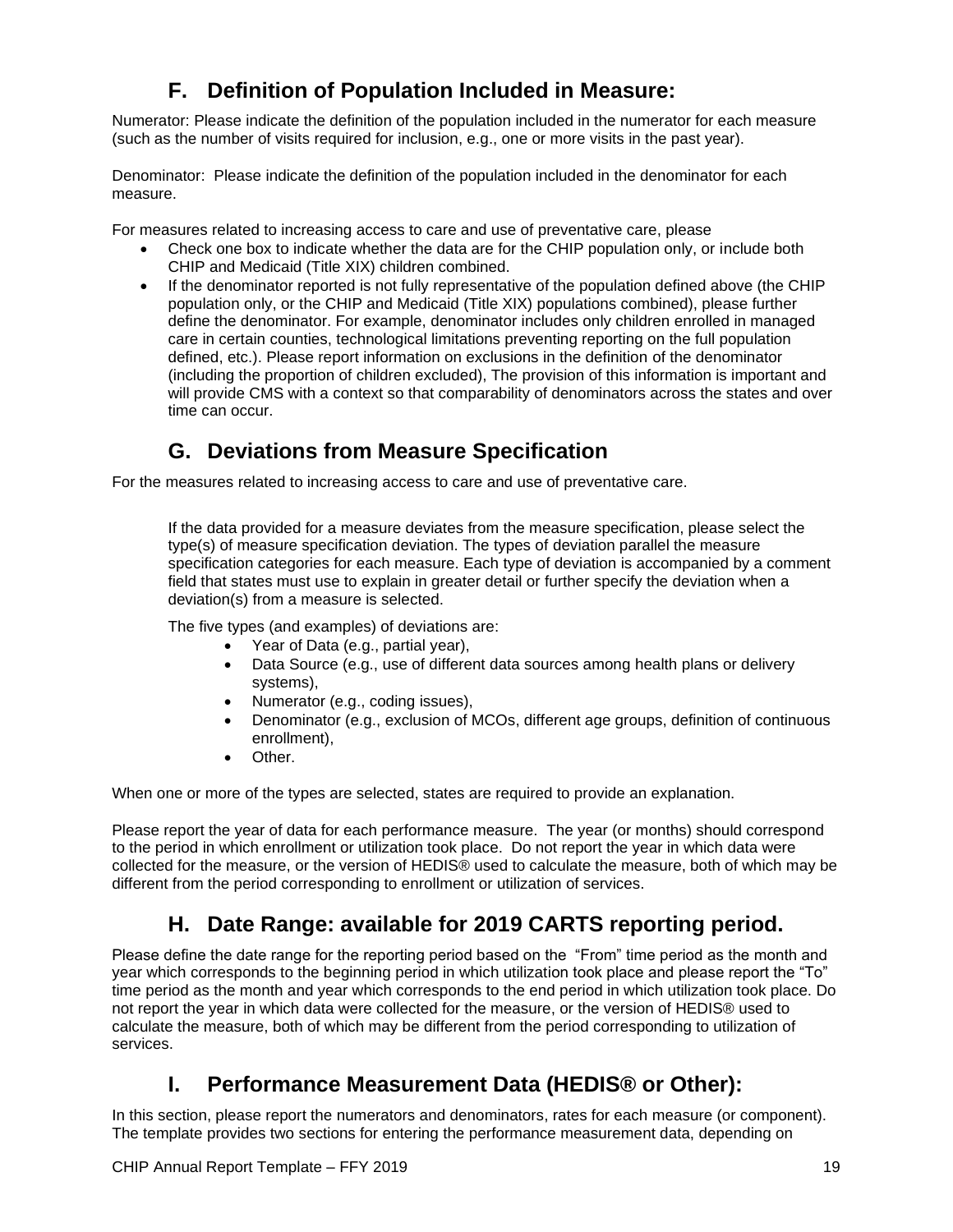## F. Definition of Population Included in Measure:

Numerator: Please indicate the definition of the population included in the numerator for each measure (such as the number of visits required for inclusion, e.g., one or more visits in the past year).

Denominator: Please indicate the definition of the population included in the denominator for each measure.

For measures related to increasing access to care and use of preventative care, please

- Check one box to indicate whether the data are for the CHIP population only, or include both CHIP and Medicaid (Title XIX) children combined.
- If the denominator reported is not fully representative of the population defined above (the CHIP population only, or the CHIP and Medicaid (Title XIX) populations combined), please further define the denominator. For example, denominator includes only children enrolled in managed care in certain counties, technological limitations preventing reporting on the full population defined, etc.). Please report information on exclusions in the definition of the denominator (including the proportion of children excluded), The provision of this information is important and will provide CMS with a context so that comparability of denominators across the states and over time can occur.

## G. Deviations from Measure Specification

For the measures related to increasing access to care and use of preventative care.

If the data provided for a measure deviates from the measure specification, please select the type(s) of measure specification deviation. The types of deviation parallel the measure specification categories for each measure. Each type of deviation is accompanied by a comment field that states must use to explain in greater detail or further specify the deviation when a deviation(s) from a measure is selected.

The five types (and examples) of deviations are:

- Year of Data (e.g., partial year),
- Data Source (e.g., use of different data sources among health plans or delivery systems),
- Numerator (e.g., coding issues),
- Denominator (e.g., exclusion of MCOs, different age groups, definition of continuous enrollment),
- Other.

When one or more of the types are selected, states are required to provide an explanation.

Please report the year of data for each performance measure. The year (or months) should correspond to the period in which enrollment or utilization took place. Do not report the year in which data were collected for the measure, or the version of HEDIS® used to calculate the measure, both of which may be different from the period corresponding to enrollment or utilization of services.

## H. Date Range: available for 2019 CARTS reporting period.

Please define the date range for the reporting period based on the "From" time period as the month and year which corresponds to the beginning period in which utilization took place and please report the "To" time period as the month and year which corresponds to the end period in which utilization took place. Do not report the year in which data were collected for the measure, or the version of HEDIS® used to calculate the measure, both of which may be different from the period corresponding to utilization of services.

## I. Performance Measurement Data (HEDIS® or Other):

In this section, please report the numerators and denominators, rates for each measure (or component). The template provides two sections for entering the performance measurement data, depending on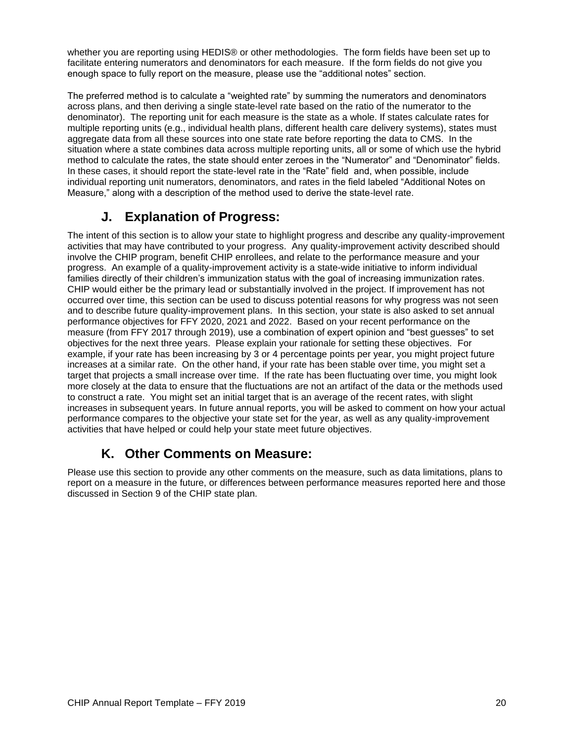whether you are reporting using HEDIS® or other methodologies. The form fields have been set up to facilitate entering numerators and denominators for each measure. If the form fields do not give you enough space to fully report on the measure, please use the "additional notes" section.

The preferred method is to calculate a "weighted rate" by summing the numerators and denominators across plans, and then deriving a single state-level rate based on the ratio of the numerator to the denominator). The reporting unit for each measure is the state as a whole. If states calculate rates for multiple reporting units (e.g., individual health plans, different health care delivery systems), states must aggregate data from all these sources into one state rate before reporting the data to CMS. In the situation where a state combines data across multiple reporting units, all or some of which use the hybrid method to calculate the rates, the state should enter zeroes in the "Numerator" and "Denominator" fields. In these cases, it should report the state-level rate in the "Rate" field and, when possible, include individual reporting unit numerators, denominators, and rates in the field labeled "Additional Notes on Measure," along with a description of the method used to derive the state-level rate.

## J. Explanation of Progress:

The intent of this section is to allow your state to highlight progress and describe any quality-improvement activities that may have contributed to your progress. Any quality-improvement activity described should involve the CHIP program, benefit CHIP enrollees, and relate to the performance measure and your progress. An example of a quality-improvement activity is a state-wide initiative to inform individual families directly of their children's immunization status with the goal of increasing immunization rates. CHIP would either be the primary lead or substantially involved in the project. If improvement has not occurred over time, this section can be used to discuss potential reasons for why progress was not seen and to describe future quality-improvement plans. In this section, your state is also asked to set annual performance objectives for FFY 2020, 2021 and 2022. Based on your recent performance on the measure (from FFY 2017 through 2019), use a combination of expert opinion and "best guesses" to set objectives for the next three years. Please explain your rationale for setting these objectives. For example, if your rate has been increasing by 3 or 4 percentage points per year, you might project future increases at a similar rate. On the other hand, if your rate has been stable over time, you might set a target that projects a small increase over time. If the rate has been fluctuating over time, you might look more closely at the data to ensure that the fluctuations are not an artifact of the data or the methods used to construct a rate. You might set an initial target that is an average of the recent rates, with slight increases in subsequent years. In future annual reports, you will be asked to comment on how your actual performance compares to the objective your state set for the year, as well as any quality-improvement activities that have helped or could help your state meet future objectives.

## K. Other Comments on Measure:

Please use this section to provide any other comments on the measure, such as data limitations, plans to report on a measure in the future, or differences between performance measures reported here and those discussed in Section 9 of the CHIP state plan.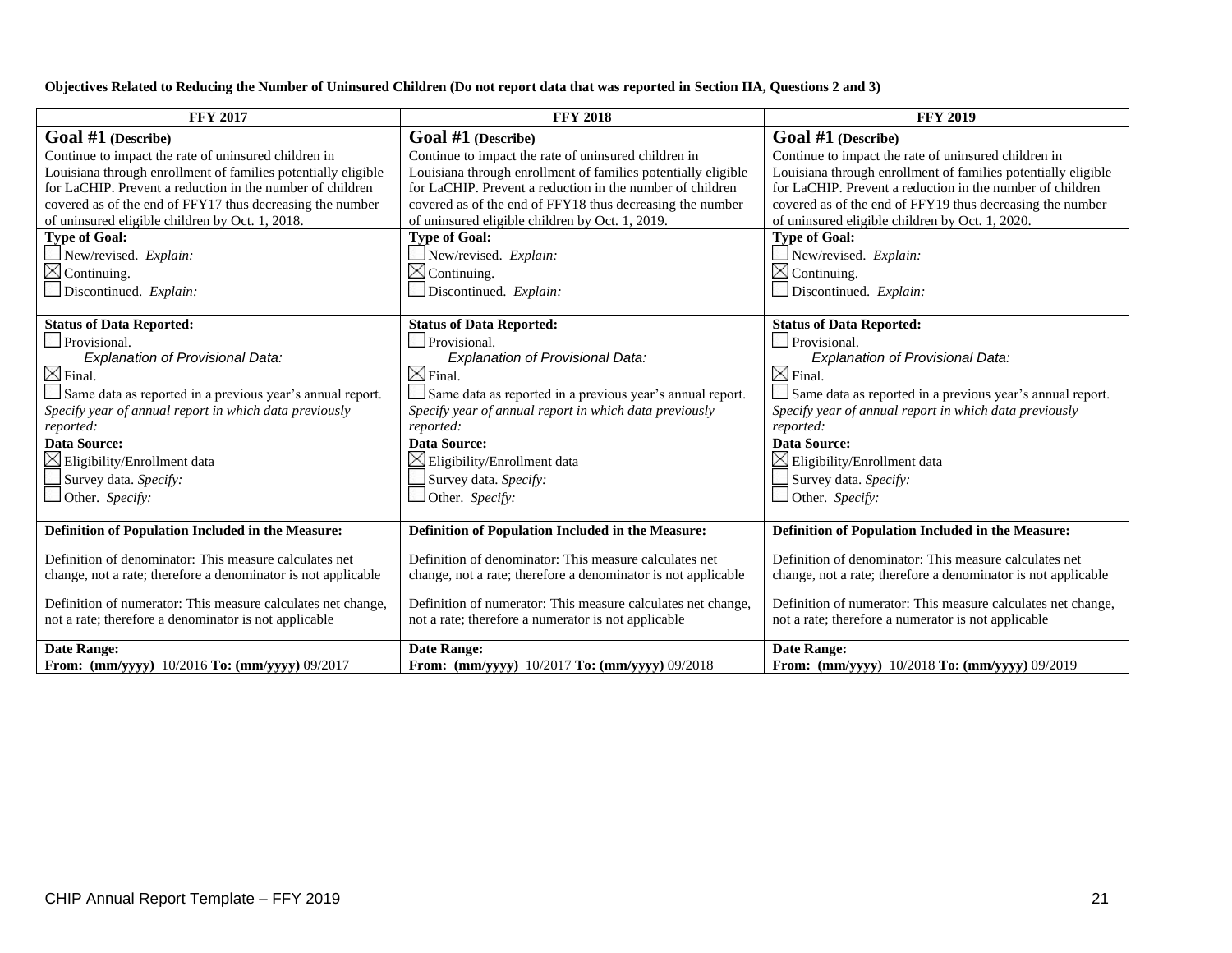**Objectives Related to Reducing the Number of Uninsured Children (Do not report data that was reported in Section IIA, Questions 2 and 3)**

| FFY 2017 | FFY 2018 | FFY 2019 |
|---|---|---|
| **Goal #1 (Describe)**<br>Continue to impact the rate of uninsured children in Louisiana through enrollment of families potentially eligible for LaCHIP. Prevent a reduction in the number of children covered as of the end of FFY17 thus decreasing the number of uninsured eligible children by Oct. 1, 2018. | **Goal #1 (Describe)**<br>Continue to impact the rate of uninsured children in Louisiana through enrollment of families potentially eligible for LaCHIP. Prevent a reduction in the number of children covered as of the end of FFY18 thus decreasing the number of uninsured eligible children by Oct. 1, 2019. | **Goal #1 (Describe)**<br>Continue to impact the rate of uninsured children in Louisiana through enrollment of families potentially eligible for LaCHIP. Prevent a reduction in the number of children covered as of the end of FFY19 thus decreasing the number of uninsured eligible children by Oct. 1, 2020. |
| **Type of Goal:**<br>☐ New/revised. *Explain:*<br>☒ Continuing.<br>☐ Discontinued. *Explain:* | **Type of Goal:**<br>☐ New/revised. *Explain:*<br>☒ Continuing.<br>☐ Discontinued. *Explain:* | **Type of Goal:**<br>☐ New/revised. *Explain:*<br>☒ Continuing.<br>☐ Discontinued. *Explain:* |
| **Status of Data Reported:**<br>☐ Provisional.<br>*Explanation of Provisional Data:*<br>☒ Final.<br>☐ Same data as reported in a previous year's annual report.<br>*Specify year of annual report in which data previously reported:* | **Status of Data Reported:**<br>☐ Provisional.<br>*Explanation of Provisional Data:*<br>☒ Final.<br>☐ Same data as reported in a previous year's annual report.<br>*Specify year of annual report in which data previously reported:* | **Status of Data Reported:**<br>☐ Provisional.<br>*Explanation of Provisional Data:*<br>☒ Final.<br>☐ Same data as reported in a previous year's annual report.<br>*Specify year of annual report in which data previously reported:* |
| **Data Source:**<br>☒ Eligibility/Enrollment data<br>☐ Survey data. *Specify:*<br>☐ Other. *Specify:* | **Data Source:**<br>☒ Eligibility/Enrollment data<br>☐ Survey data. *Specify:*<br>☐ Other. *Specify:* | **Data Source:**<br>☒ Eligibility/Enrollment data<br>☐ Survey data. *Specify:*<br>☐ Other. *Specify:* |
| **Definition of Population Included in the Measure:**<br>Definition of denominator: This measure calculates net change, not a rate; therefore a denominator is not applicable<br>Definition of numerator: This measure calculates net change, not a rate; therefore a denominator is not applicable | **Definition of Population Included in the Measure:**<br>Definition of denominator: This measure calculates net change, not a rate; therefore a denominator is not applicable<br>Definition of numerator: This measure calculates net change, not a rate; therefore a numerator is not applicable | **Definition of Population Included in the Measure:**<br>Definition of denominator: This measure calculates net change, not a rate; therefore a denominator is not applicable<br>Definition of numerator: This measure calculates net change, not a rate; therefore a numerator is not applicable |
| **Date Range:**<br>**From: (mm/yyyy)** 10/2016 **To: (mm/yyyy)** 09/2017 | **Date Range:**<br>**From: (mm/yyyy)** 10/2017 **To: (mm/yyyy)** 09/2018 | **Date Range:**<br>**From: (mm/yyyy)** 10/2018 **To: (mm/yyyy)** 09/2019 |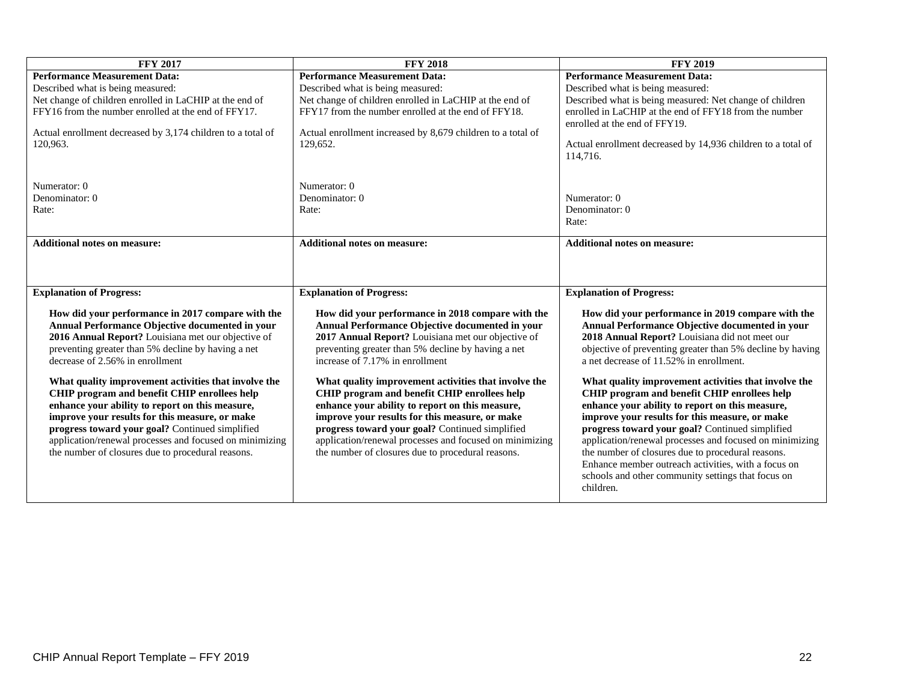| FFY 2017 | FFY 2018 | FFY 2019 |
|---|---|---|
| **Performance Measurement Data:**<br>Described what is being measured:<br>Net change of children enrolled in LaCHIP at the end of FFY16 from the number enrolled at the end of FFY17.<br><br>Actual enrollment decreased by 3,174 children to a total of 120,963.<br><br>Numerator: 0<br>Denominator: 0<br>Rate: | **Performance Measurement Data:**<br>Described what is being measured:<br>Net change of children enrolled in LaCHIP at the end of FFY17 from the number enrolled at the end of FFY18.<br><br>Actual enrollment increased by 8,679 children to a total of 129,652.<br><br>Numerator: 0<br>Denominator: 0<br>Rate: | **Performance Measurement Data:**<br>Described what is being measured:<br>Described what is being measured: Net change of children enrolled in LaCHIP at the end of FFY18 from the number enrolled at the end of FFY19.<br><br>Actual enrollment decreased by 14,936 children to a total of 114,716.<br><br>Numerator: 0<br>Denominator: 0<br>Rate: |
| **Additional notes on measure:** | **Additional notes on measure:** | **Additional notes on measure:** |
| **Explanation of Progress:**<br><br>**How did your performance in 2017 compare with the Annual Performance Objective documented in your 2016 Annual Report?** Louisiana met our objective of preventing greater than 5% decline by having a net decrease of 2.56% in enrollment<br><br>**What quality improvement activities that involve the CHIP program and benefit CHIP enrollees help enhance your ability to report on this measure, improve your results for this measure, or make progress toward your goal?** Continued simplified application/renewal processes and focused on minimizing the number of closures due to procedural reasons. | **Explanation of Progress:**<br><br>**How did your performance in 2018 compare with the Annual Performance Objective documented in your 2017 Annual Report?** Louisiana met our objective of preventing greater than 5% decline by having a net increase of 7.17% in enrollment<br><br>**What quality improvement activities that involve the CHIP program and benefit CHIP enrollees help enhance your ability to report on this measure, improve your results for this measure, or make progress toward your goal?** Continued simplified application/renewal processes and focused on minimizing the number of closures due to procedural reasons. | **Explanation of Progress:**<br><br>**How did your performance in 2019 compare with the Annual Performance Objective documented in your 2018 Annual Report?** Louisiana did not meet our objective of preventing greater than 5% decline by having a net decrease of 11.52% in enrollment.<br><br>**What quality improvement activities that involve the CHIP program and benefit CHIP enrollees help enhance your ability to report on this measure, improve your results for this measure, or make progress toward your goal?** Continued simplified application/renewal processes and focused on minimizing the number of closures due to procedural reasons. Enhance member outreach activities, with a focus on schools and other community settings that focus on children. |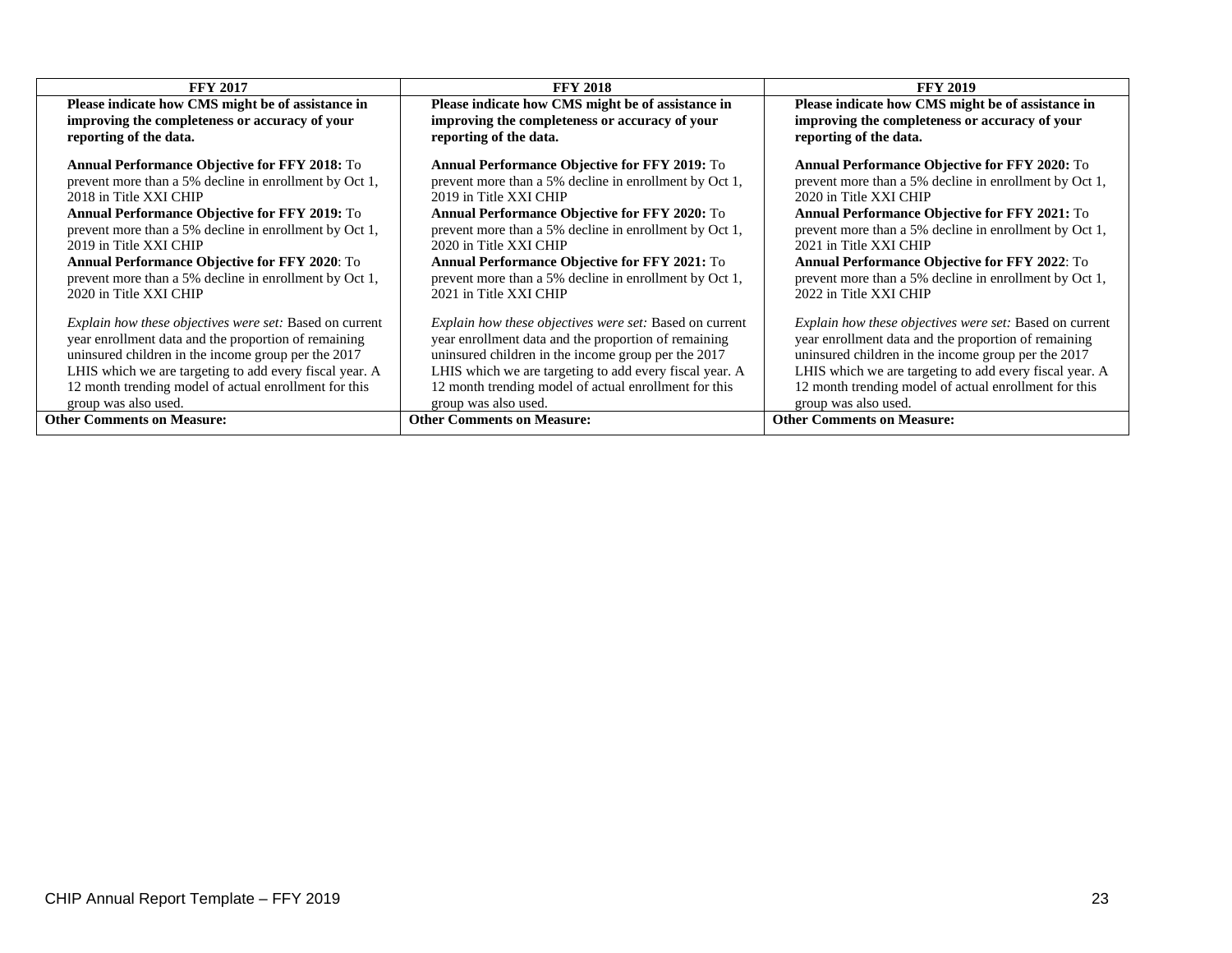| FFY 2017 | FFY 2018 | FFY 2019 |
|---|---|---|
| **Please indicate how CMS might be of assistance in improving the completeness or accuracy of your reporting of the data.**<br><br>**Annual Performance Objective for FFY 2018:** To prevent more than a 5% decline in enrollment by Oct 1, 2018 in Title XXI CHIP<br>**Annual Performance Objective for FFY 2019:** To prevent more than a 5% decline in enrollment by Oct 1, 2019 in Title XXI CHIP<br>**Annual Performance Objective for FFY 2020**: To prevent more than a 5% decline in enrollment by Oct 1, 2020 in Title XXI CHIP<br><br>*Explain how these objectives were set:* Based on current year enrollment data and the proportion of remaining uninsured children in the income group per the 2017 LHIS which we are targeting to add every fiscal year. A 12 month trending model of actual enrollment for this group was also used. | **Please indicate how CMS might be of assistance in improving the completeness or accuracy of your reporting of the data.**<br><br>**Annual Performance Objective for FFY 2019:** To prevent more than a 5% decline in enrollment by Oct 1, 2019 in Title XXI CHIP<br>**Annual Performance Objective for FFY 2020:** To prevent more than a 5% decline in enrollment by Oct 1, 2020 in Title XXI CHIP<br>**Annual Performance Objective for FFY 2021:** To prevent more than a 5% decline in enrollment by Oct 1, 2021 in Title XXI CHIP<br><br>*Explain how these objectives were set:* Based on current year enrollment data and the proportion of remaining uninsured children in the income group per the 2017 LHIS which we are targeting to add every fiscal year. A 12 month trending model of actual enrollment for this group was also used. | **Please indicate how CMS might be of assistance in improving the completeness or accuracy of your reporting of the data.**<br><br>**Annual Performance Objective for FFY 2020:** To prevent more than a 5% decline in enrollment by Oct 1, 2020 in Title XXI CHIP<br>**Annual Performance Objective for FFY 2021:** To prevent more than a 5% decline in enrollment by Oct 1, 2021 in Title XXI CHIP<br>**Annual Performance Objective for FFY 2022**: To prevent more than a 5% decline in enrollment by Oct 1, 2022 in Title XXI CHIP<br><br>*Explain how these objectives were set:* Based on current year enrollment data and the proportion of remaining uninsured children in the income group per the 2017 LHIS which we are targeting to add every fiscal year. A 12 month trending model of actual enrollment for this group was also used. |
| **Other Comments on Measure:** | **Other Comments on Measure:** | **Other Comments on Measure:** |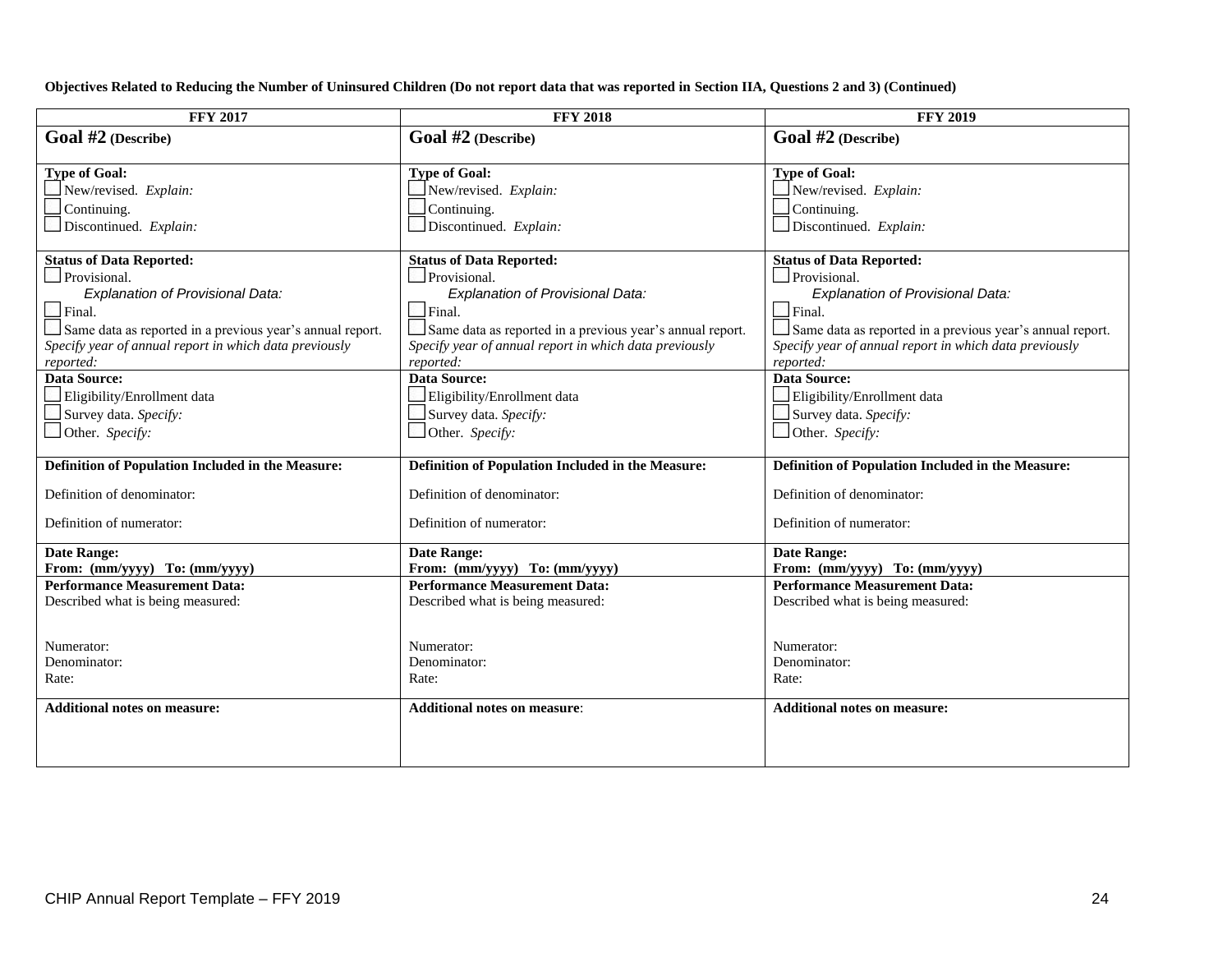**Objectives Related to Reducing the Number of Uninsured Children (Do not report data that was reported in Section IIA, Questions 2 and 3) (Continued)**

| FFY 2017 | FFY 2018 | FFY 2019 |
|---|---|---|
| **Goal #2 (Describe)** | **Goal #2 (Describe)** | **Goal #2 (Describe)** |
| **Type of Goal:**<br>☐ New/revised. *Explain:*<br>☐ Continuing.<br>☐ Discontinued. *Explain:* | **Type of Goal:**<br>☐ New/revised. *Explain:*<br>☐ Continuing.<br>☐ Discontinued. *Explain:* | **Type of Goal:**<br>☐ New/revised. *Explain:*<br>☐ Continuing.<br>☐ Discontinued. *Explain:* |
| **Status of Data Reported:**<br>☐ Provisional.<br>*Explanation of Provisional Data:*<br>☐ Final.<br>☐ Same data as reported in a previous year's annual report.<br>*Specify year of annual report in which data previously reported:* | **Status of Data Reported:**<br>☐ Provisional.<br>*Explanation of Provisional Data:*<br>☐ Final.<br>☐ Same data as reported in a previous year's annual report.<br>*Specify year of annual report in which data previously reported:* | **Status of Data Reported:**<br>☐ Provisional.<br>*Explanation of Provisional Data:*<br>☐ Final.<br>☐ Same data as reported in a previous year's annual report.<br>*Specify year of annual report in which data previously reported:* |
| **Data Source:**<br>☐ Eligibility/Enrollment data<br>☐ Survey data. *Specify:*<br>☐ Other. *Specify:* | **Data Source:**<br>☐ Eligibility/Enrollment data<br>☐ Survey data. *Specify:*<br>☐ Other. *Specify:* | **Data Source:**<br>☐ Eligibility/Enrollment data<br>☐ Survey data. *Specify:*<br>☐ Other. *Specify:* |
| **Definition of Population Included in the Measure:**<br><br>Definition of denominator:<br><br>Definition of numerator: | **Definition of Population Included in the Measure:**<br><br>Definition of denominator:<br><br>Definition of numerator: | **Definition of Population Included in the Measure:**<br><br>Definition of denominator:<br><br>Definition of numerator: |
| **Date Range:**<br>**From: (mm/yyyy) To: (mm/yyyy)** | **Date Range:**<br>**From: (mm/yyyy) To: (mm/yyyy)** | **Date Range:**<br>**From: (mm/yyyy) To: (mm/yyyy)** |
| **Performance Measurement Data:**<br>Described what is being measured:<br><br>Numerator:<br>Denominator:<br>Rate: | **Performance Measurement Data:**<br>Described what is being measured:<br><br>Numerator:<br>Denominator:<br>Rate: | **Performance Measurement Data:**<br>Described what is being measured:<br><br>Numerator:<br>Denominator:<br>Rate: |
| **Additional notes on measure:** | **Additional notes on measure**: | **Additional notes on measure:** |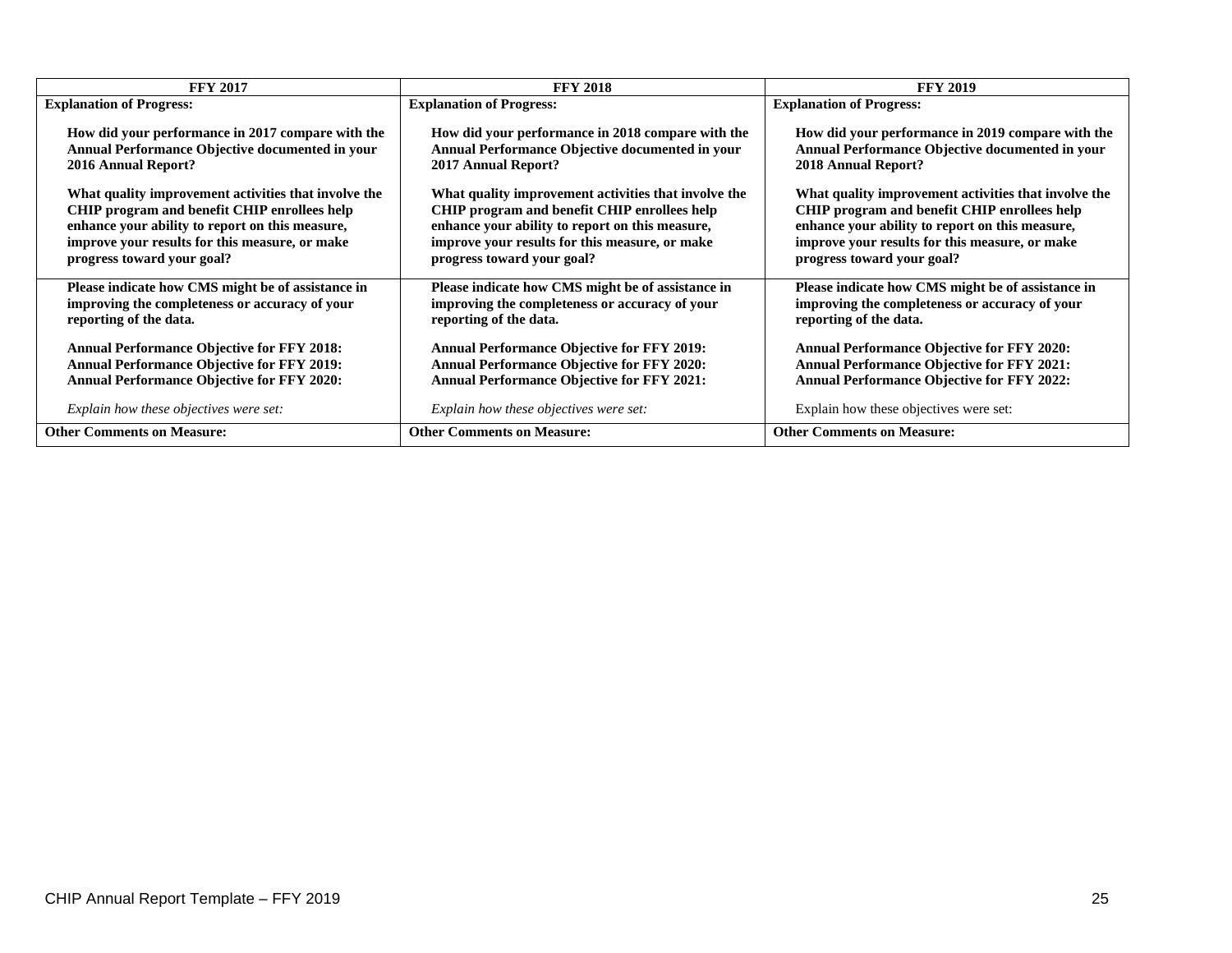| FFY 2017 | FFY 2018 | FFY 2019 |
|---|---|---|
| **Explanation of Progress:**<br><br>**How did your performance in 2017 compare with the Annual Performance Objective documented in your 2016 Annual Report?**<br><br>**What quality improvement activities that involve the CHIP program and benefit CHIP enrollees help enhance your ability to report on this measure, improve your results for this measure, or make progress toward your goal?** | **Explanation of Progress:**<br><br>**How did your performance in 2018 compare with the Annual Performance Objective documented in your 2017 Annual Report?**<br><br>**What quality improvement activities that involve the CHIP program and benefit CHIP enrollees help enhance your ability to report on this measure, improve your results for this measure, or make progress toward your goal?** | **Explanation of Progress:**<br><br>**How did your performance in 2019 compare with the Annual Performance Objective documented in your 2018 Annual Report?**<br><br>**What quality improvement activities that involve the CHIP program and benefit CHIP enrollees help enhance your ability to report on this measure, improve your results for this measure, or make progress toward your goal?** |
| **Please indicate how CMS might be of assistance in improving the completeness or accuracy of your reporting of the data.**<br><br>**Annual Performance Objective for FFY 2018:**<br>**Annual Performance Objective for FFY 2019:**<br>**Annual Performance Objective for FFY 2020:**<br><br>*Explain how these objectives were set:* | **Please indicate how CMS might be of assistance in improving the completeness or accuracy of your reporting of the data.**<br><br>**Annual Performance Objective for FFY 2019:**<br>**Annual Performance Objective for FFY 2020:**<br>**Annual Performance Objective for FFY 2021:**<br><br>*Explain how these objectives were set:* | **Please indicate how CMS might be of assistance in improving the completeness or accuracy of your reporting of the data.**<br><br>**Annual Performance Objective for FFY 2020:**<br>**Annual Performance Objective for FFY 2021:**<br>**Annual Performance Objective for FFY 2022:**<br><br>Explain how these objectives were set: |
| **Other Comments on Measure:** | **Other Comments on Measure:** | **Other Comments on Measure:** |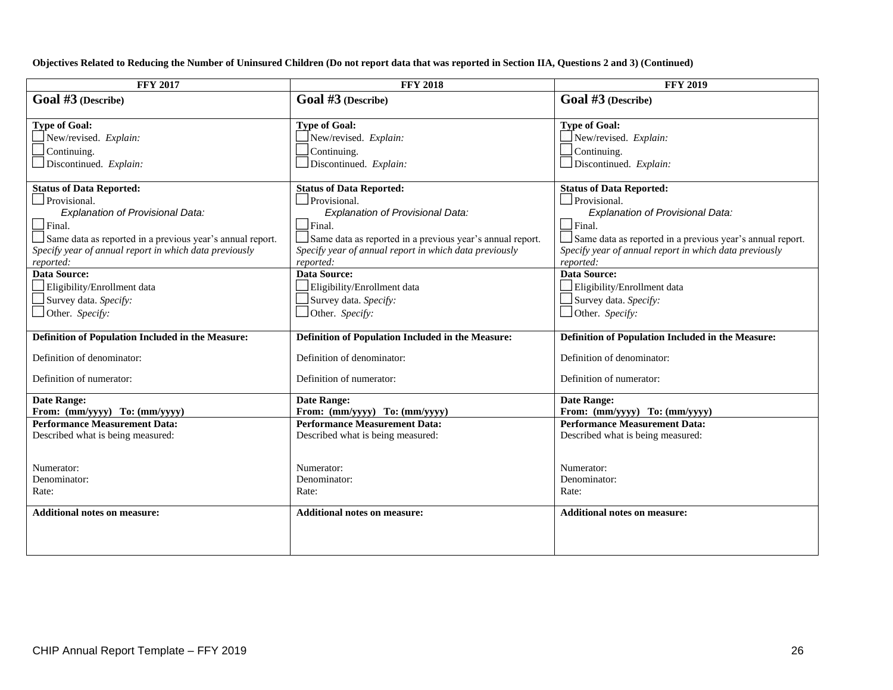**Objectives Related to Reducing the Number of Uninsured Children (Do not report data that was reported in Section IIA, Questions 2 and 3) (Continued)**

| FFY 2017 | FFY 2018 | FFY 2019 |
|---|---|---|
| **Goal #3 (Describe)** | **Goal #3 (Describe)** | **Goal #3 (Describe)** |
| **Type of Goal:**<br>☐ New/revised. *Explain:*<br>☐ Continuing.<br>☐ Discontinued. *Explain:* | **Type of Goal:**<br>☐ New/revised. *Explain:*<br>☐ Continuing.<br>☐ Discontinued. *Explain:* | **Type of Goal:**<br>☐ New/revised. *Explain:*<br>☐ Continuing.<br>☐ Discontinued. *Explain:* |
| **Status of Data Reported:**<br>☐ Provisional.<br>*Explanation of Provisional Data:*<br>☐ Final.<br>☐ Same data as reported in a previous year's annual report.<br>*Specify year of annual report in which data previously reported:* | **Status of Data Reported:**<br>☐ Provisional.<br>*Explanation of Provisional Data:*<br>☐ Final.<br>☐ Same data as reported in a previous year's annual report.<br>*Specify year of annual report in which data previously reported:* | **Status of Data Reported:**<br>☐ Provisional.<br>*Explanation of Provisional Data:*<br>☐ Final.<br>☐ Same data as reported in a previous year's annual report.<br>*Specify year of annual report in which data previously reported:* |
| **Data Source:**<br>☐ Eligibility/Enrollment data<br>☐ Survey data. *Specify:*<br>☐ Other. *Specify:* | **Data Source:**<br>☐ Eligibility/Enrollment data<br>☐ Survey data. *Specify:*<br>☐ Other. *Specify:* | **Data Source:**<br>☐ Eligibility/Enrollment data<br>☐ Survey data. *Specify:*<br>☐ Other. *Specify:* |
| **Definition of Population Included in the Measure:**<br><br>Definition of denominator:<br><br>Definition of numerator: | **Definition of Population Included in the Measure:**<br><br>Definition of denominator:<br><br>Definition of numerator: | **Definition of Population Included in the Measure:**<br><br>Definition of denominator:<br><br>Definition of numerator: |
| **Date Range:**<br>**From: (mm/yyyy) To: (mm/yyyy)** | **Date Range:**<br>**From: (mm/yyyy) To: (mm/yyyy)** | **Date Range:**<br>**From: (mm/yyyy) To: (mm/yyyy)** |
| **Performance Measurement Data:**<br>Described what is being measured:<br><br>Numerator:<br>Denominator:<br>Rate: | **Performance Measurement Data:**<br>Described what is being measured:<br><br>Numerator:<br>Denominator:<br>Rate: | **Performance Measurement Data:**<br>Described what is being measured:<br><br>Numerator:<br>Denominator:<br>Rate: |
| **Additional notes on measure:** | **Additional notes on measure:** | **Additional notes on measure:** |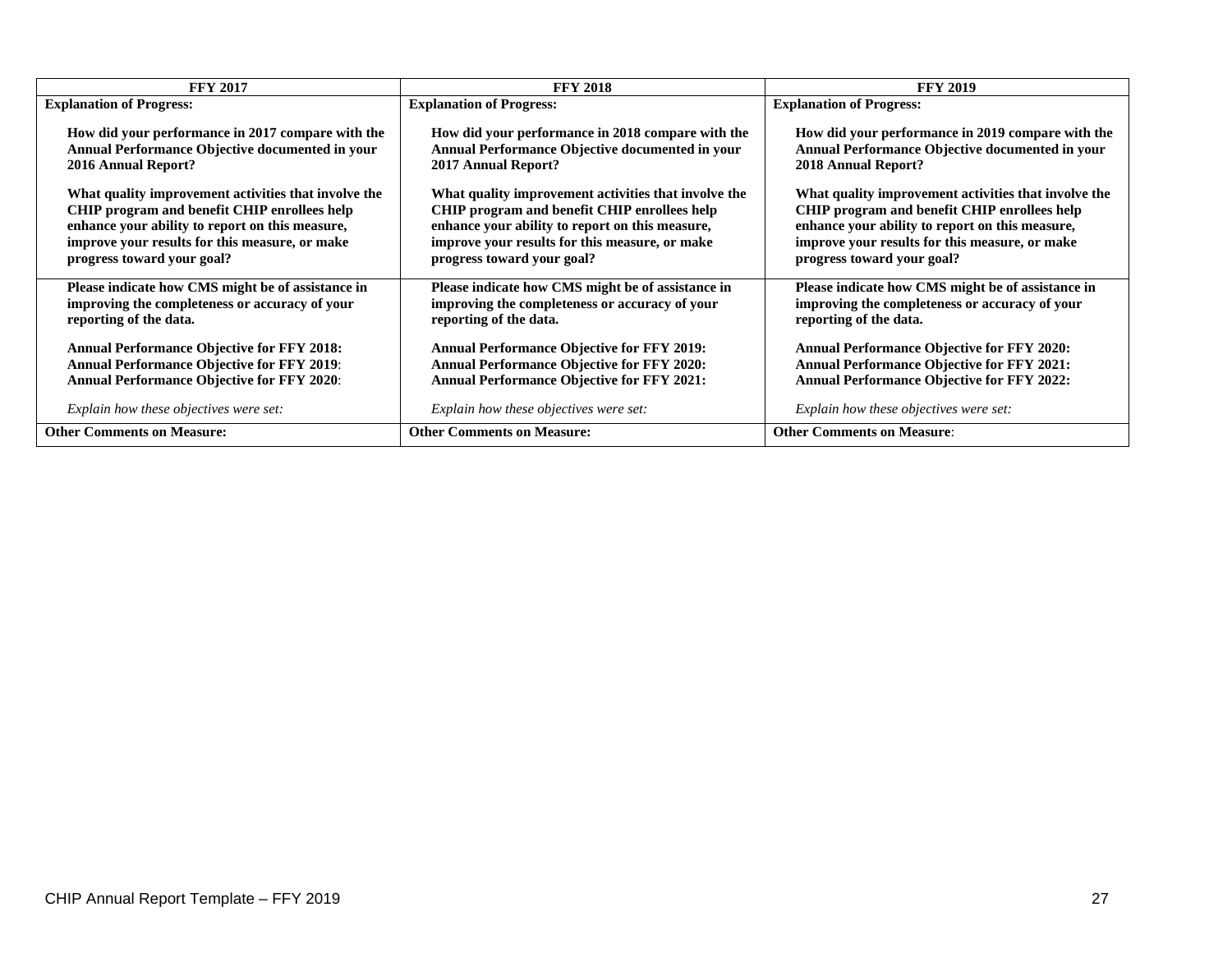| FFY 2017 | FFY 2018 | FFY 2019 |
|---|---|---|
| **Explanation of Progress:**<br><br>**How did your performance in 2017 compare with the Annual Performance Objective documented in your 2016 Annual Report?**<br><br>**What quality improvement activities that involve the CHIP program and benefit CHIP enrollees help enhance your ability to report on this measure, improve your results for this measure, or make progress toward your goal?** | **Explanation of Progress:**<br><br>**How did your performance in 2018 compare with the Annual Performance Objective documented in your 2017 Annual Report?**<br><br>**What quality improvement activities that involve the CHIP program and benefit CHIP enrollees help enhance your ability to report on this measure, improve your results for this measure, or make progress toward your goal?** | **Explanation of Progress:**<br><br>**How did your performance in 2019 compare with the Annual Performance Objective documented in your 2018 Annual Report?**<br><br>**What quality improvement activities that involve the CHIP program and benefit CHIP enrollees help enhance your ability to report on this measure, improve your results for this measure, or make progress toward your goal?** |
| **Please indicate how CMS might be of assistance in improving the completeness or accuracy of your reporting of the data.**<br><br>**Annual Performance Objective for FFY 2018:**<br>**Annual Performance Objective for FFY 2019**:<br>**Annual Performance Objective for FFY 2020**:<br><br>*Explain how these objectives were set:* | **Please indicate how CMS might be of assistance in improving the completeness or accuracy of your reporting of the data.**<br><br>**Annual Performance Objective for FFY 2019:**<br>**Annual Performance Objective for FFY 2020:**<br>**Annual Performance Objective for FFY 2021:**<br><br>*Explain how these objectives were set:* | **Please indicate how CMS might be of assistance in improving the completeness or accuracy of your reporting of the data.**<br><br>**Annual Performance Objective for FFY 2020:**<br>**Annual Performance Objective for FFY 2021:**<br>**Annual Performance Objective for FFY 2022:**<br><br>*Explain how these objectives were set:* |
| **Other Comments on Measure:** | **Other Comments on Measure:** | **Other Comments on Measure**: |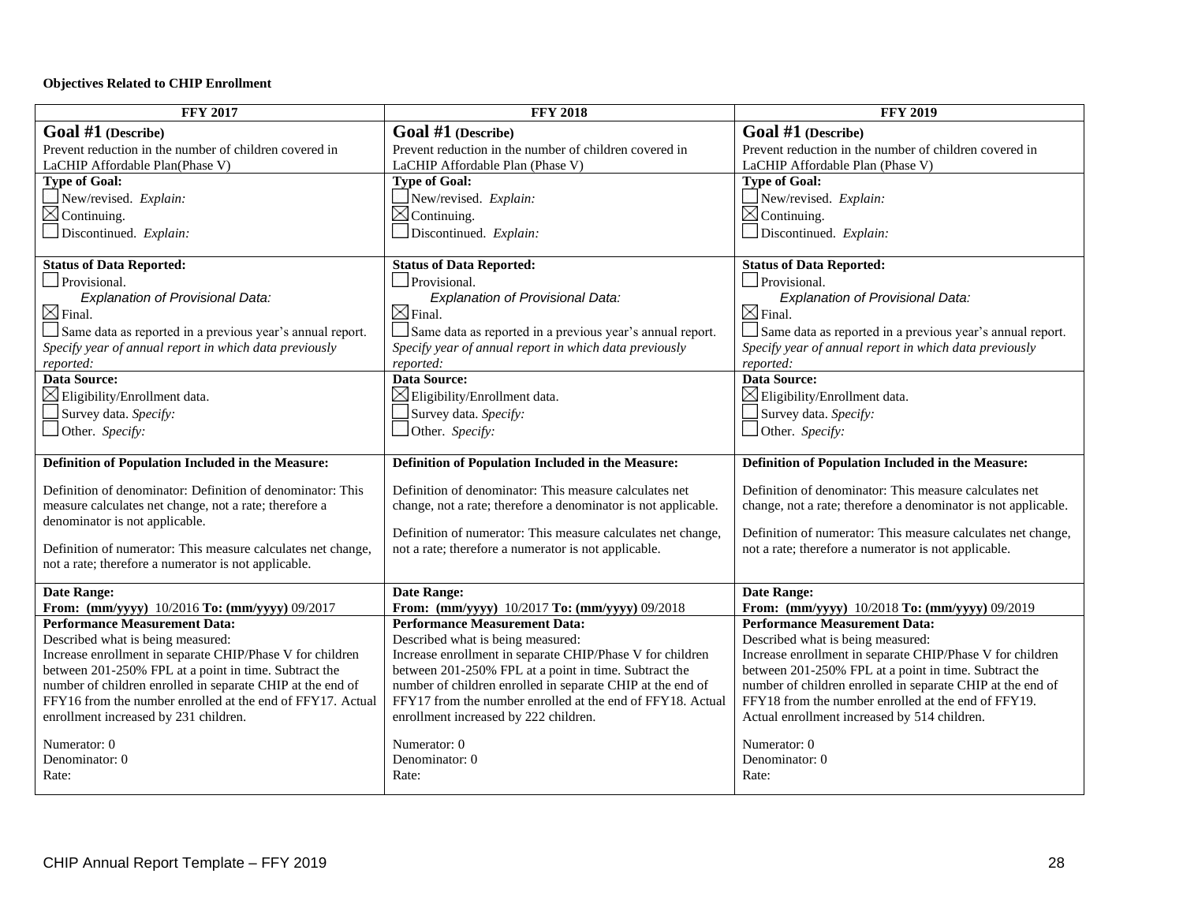**Objectives Related to CHIP Enrollment**

| FFY 2017 | FFY 2018 | FFY 2019 |
|---|---|---|
| **Goal #1 (Describe)**<br>Prevent reduction in the number of children covered in LaCHIP Affordable Plan(Phase V) | **Goal #1 (Describe)**<br>Prevent reduction in the number of children covered in LaCHIP Affordable Plan (Phase V) | **Goal #1 (Describe)**<br>Prevent reduction in the number of children covered in LaCHIP Affordable Plan (Phase V) |
| **Type of Goal:**<br>☐ New/revised. *Explain:*<br>☒ Continuing.<br>☐ Discontinued. *Explain:* | **Type of Goal:**<br>☐ New/revised. *Explain:*<br>☒ Continuing.<br>☐ Discontinued. *Explain:* | **Type of Goal:**<br>☐ New/revised. *Explain:*<br>☒ Continuing.<br>☐ Discontinued. *Explain:* |
| **Status of Data Reported:**<br>☐ Provisional.<br>*Explanation of Provisional Data:*<br>☒ Final.<br>☐ Same data as reported in a previous year's annual report.<br>*Specify year of annual report in which data previously reported:* | **Status of Data Reported:**<br>☐ Provisional.<br>*Explanation of Provisional Data:*<br>☒ Final.<br>☐ Same data as reported in a previous year's annual report.<br>*Specify year of annual report in which data previously reported:* | **Status of Data Reported:**<br>☐ Provisional.<br>*Explanation of Provisional Data:*<br>☒ Final.<br>☐ Same data as reported in a previous year's annual report.<br>*Specify year of annual report in which data previously reported:* |
| **Data Source:**<br>☒ Eligibility/Enrollment data.<br>☐ Survey data. *Specify:*<br>☐ Other. *Specify:* | **Data Source:**<br>☒ Eligibility/Enrollment data.<br>☐ Survey data. *Specify:*<br>☐ Other. *Specify:* | **Data Source:**<br>☒ Eligibility/Enrollment data.<br>☐ Survey data. *Specify:*<br>☐ Other. *Specify:* |
| **Definition of Population Included in the Measure:**<br><br>Definition of denominator: Definition of denominator: This measure calculates net change, not a rate; therefore a denominator is not applicable.<br><br>Definition of numerator: This measure calculates net change, not a rate; therefore a numerator is not applicable. | **Definition of Population Included in the Measure:**<br><br>Definition of denominator: This measure calculates net change, not a rate; therefore a denominator is not applicable.<br><br>Definition of numerator: This measure calculates net change, not a rate; therefore a numerator is not applicable. | **Definition of Population Included in the Measure:**<br><br>Definition of denominator: This measure calculates net change, not a rate; therefore a denominator is not applicable.<br><br>Definition of numerator: This measure calculates net change, not a rate; therefore a numerator is not applicable. |
| **Date Range:**<br>**From: (mm/yyyy)** 10/2016 **To: (mm/yyyy)** 09/2017 | **Date Range:**<br>**From: (mm/yyyy)** 10/2017 **To: (mm/yyyy)** 09/2018 | **Date Range:**<br>**From: (mm/yyyy)** 10/2018 **To: (mm/yyyy)** 09/2019 |
| **Performance Measurement Data:**<br>Described what is being measured:<br>Increase enrollment in separate CHIP/Phase V for children between 201-250% FPL at a point in time. Subtract the number of children enrolled in separate CHIP at the end of FFY16 from the number enrolled at the end of FFY17. Actual enrollment increased by 231 children.<br><br>Numerator: 0<br>Denominator: 0<br>Rate: | **Performance Measurement Data:**<br>Described what is being measured:<br>Increase enrollment in separate CHIP/Phase V for children between 201-250% FPL at a point in time. Subtract the number of children enrolled in separate CHIP at the end of FFY17 from the number enrolled at the end of FFY18. Actual enrollment increased by 222 children.<br><br>Numerator: 0<br>Denominator: 0<br>Rate: | **Performance Measurement Data:**<br>Described what is being measured:<br>Increase enrollment in separate CHIP/Phase V for children between 201-250% FPL at a point in time. Subtract the number of children enrolled in separate CHIP at the end of FFY18 from the number enrolled at the end of FFY19. Actual enrollment increased by 514 children.<br><br>Numerator: 0<br>Denominator: 0<br>Rate: |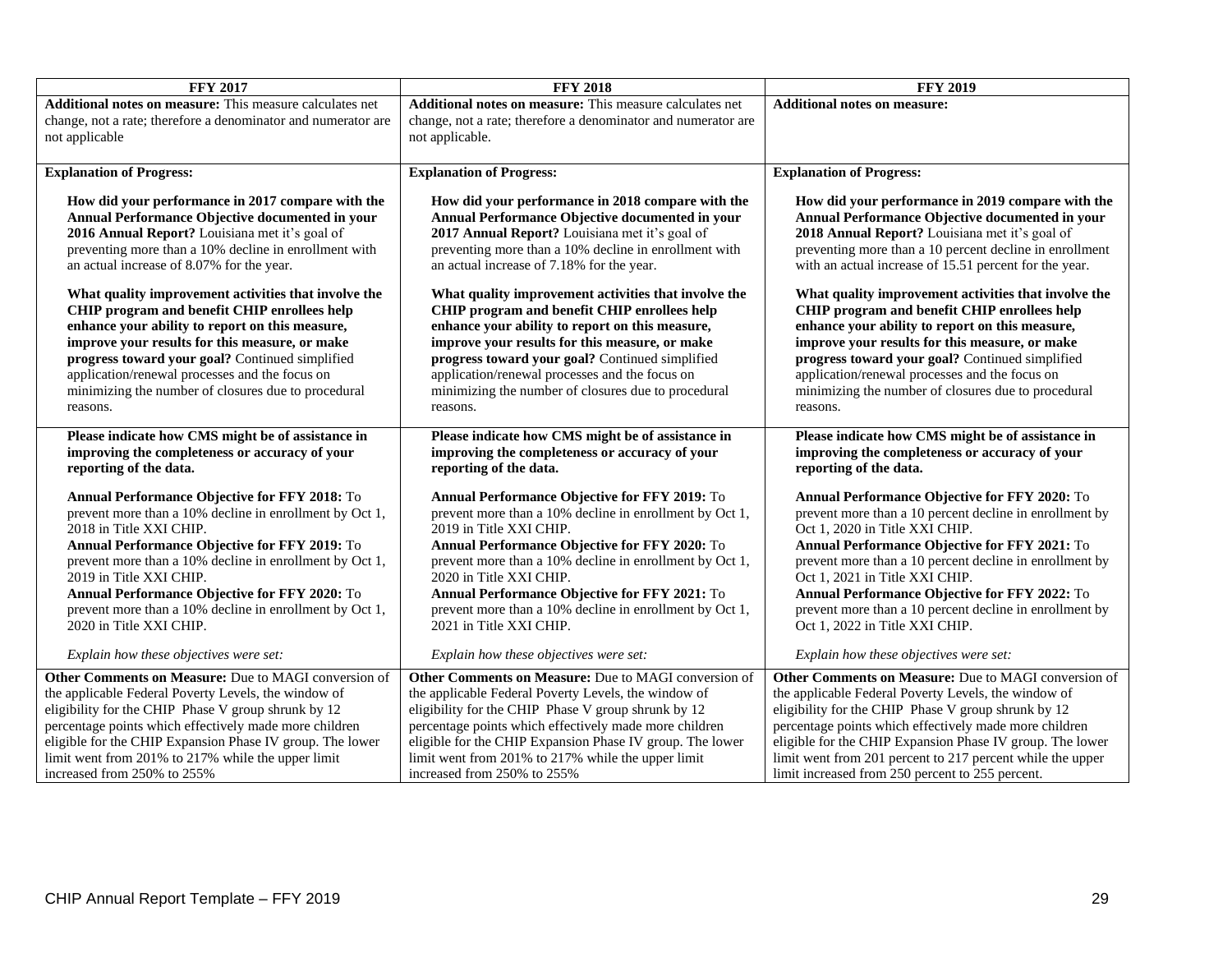| FFY 2017 | FFY 2018 | FFY 2019 |
|---|---|---|
| **Additional notes on measure:** This measure calculates net change, not a rate; therefore a denominator and numerator are not applicable | **Additional notes on measure:** This measure calculates net change, not a rate; therefore a denominator and numerator are not applicable. | **Additional notes on measure:** |
| **Explanation of Progress:**<br><br>**How did your performance in 2017 compare with the Annual Performance Objective documented in your 2016 Annual Report?** Louisiana met it's goal of preventing more than a 10% decline in enrollment with an actual increase of 8.07% for the year.<br><br>**What quality improvement activities that involve the CHIP program and benefit CHIP enrollees help enhance your ability to report on this measure, improve your results for this measure, or make progress toward your goal?** Continued simplified application/renewal processes and the focus on minimizing the number of closures due to procedural reasons. | **Explanation of Progress:**<br><br>**How did your performance in 2018 compare with the Annual Performance Objective documented in your 2017 Annual Report?** Louisiana met it's goal of preventing more than a 10% decline in enrollment with an actual increase of 7.18% for the year.<br><br>**What quality improvement activities that involve the CHIP program and benefit CHIP enrollees help enhance your ability to report on this measure, improve your results for this measure, or make progress toward your goal?** Continued simplified application/renewal processes and the focus on minimizing the number of closures due to procedural reasons. | **Explanation of Progress:**<br><br>**How did your performance in 2019 compare with the Annual Performance Objective documented in your 2018 Annual Report?** Louisiana met it's goal of preventing more than a 10 percent decline in enrollment with an actual increase of 15.51 percent for the year.<br><br>**What quality improvement activities that involve the CHIP program and benefit CHIP enrollees help enhance your ability to report on this measure, improve your results for this measure, or make progress toward your goal?** Continued simplified application/renewal processes and the focus on minimizing the number of closures due to procedural reasons. |
| **Please indicate how CMS might be of assistance in improving the completeness or accuracy of your reporting of the data.**<br><br>**Annual Performance Objective for FFY 2018:** To prevent more than a 10% decline in enrollment by Oct 1, 2018 in Title XXI CHIP.<br>**Annual Performance Objective for FFY 2019:** To prevent more than a 10% decline in enrollment by Oct 1, 2019 in Title XXI CHIP.<br>**Annual Performance Objective for FFY 2020:** To prevent more than a 10% decline in enrollment by Oct 1, 2020 in Title XXI CHIP.<br><br>*Explain how these objectives were set:* | **Please indicate how CMS might be of assistance in improving the completeness or accuracy of your reporting of the data.**<br><br>**Annual Performance Objective for FFY 2019:** To prevent more than a 10% decline in enrollment by Oct 1, 2019 in Title XXI CHIP.<br>**Annual Performance Objective for FFY 2020:** To prevent more than a 10% decline in enrollment by Oct 1, 2020 in Title XXI CHIP.<br>**Annual Performance Objective for FFY 2021:** To prevent more than a 10% decline in enrollment by Oct 1, 2021 in Title XXI CHIP.<br><br>*Explain how these objectives were set:* | **Please indicate how CMS might be of assistance in improving the completeness or accuracy of your reporting of the data.**<br><br>**Annual Performance Objective for FFY 2020:** To prevent more than a 10 percent decline in enrollment by Oct 1, 2020 in Title XXI CHIP.<br>**Annual Performance Objective for FFY 2021:** To prevent more than a 10 percent decline in enrollment by Oct 1, 2021 in Title XXI CHIP.<br>**Annual Performance Objective for FFY 2022:** To prevent more than a 10 percent decline in enrollment by Oct 1, 2022 in Title XXI CHIP.<br><br>*Explain how these objectives were set:* |
| **Other Comments on Measure:** Due to MAGI conversion of the applicable Federal Poverty Levels, the window of eligibility for the CHIP Phase V group shrunk by 12 percentage points which effectively made more children eligible for the CHIP Expansion Phase IV group. The lower limit went from 201% to 217% while the upper limit increased from 250% to 255% | **Other Comments on Measure:** Due to MAGI conversion of the applicable Federal Poverty Levels, the window of eligibility for the CHIP Phase V group shrunk by 12 percentage points which effectively made more children eligible for the CHIP Expansion Phase IV group. The lower limit went from 201% to 217% while the upper limit increased from 250% to 255% | **Other Comments on Measure:** Due to MAGI conversion of the applicable Federal Poverty Levels, the window of eligibility for the CHIP Phase V group shrunk by 12 percentage points which effectively made more children eligible for the CHIP Expansion Phase IV group. The lower limit went from 201 percent to 217 percent while the upper limit increased from 250 percent to 255 percent. |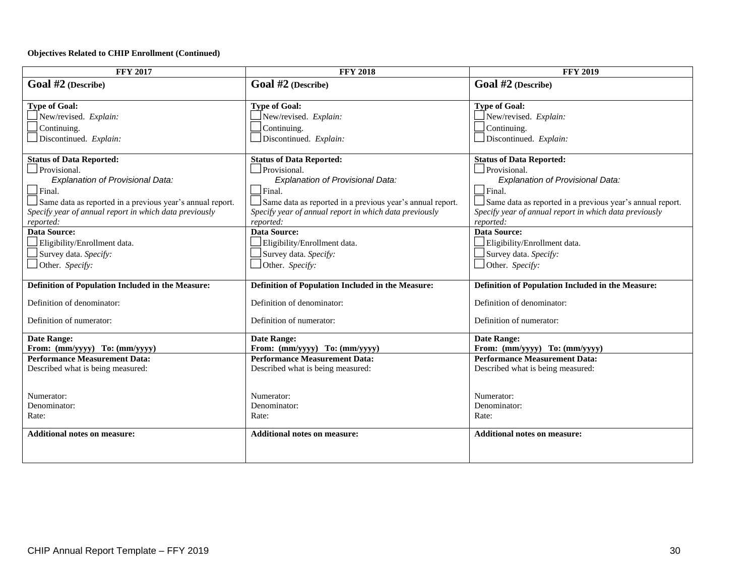**Objectives Related to CHIP Enrollment (Continued)**

| FFY 2017 | FFY 2018 | FFY 2019 |
|---|---|---|
| **Goal #2 (Describe)** | **Goal #2 (Describe)** | **Goal #2 (Describe)** |
| **Type of Goal:**<br>☐ New/revised. *Explain:*<br>☐ Continuing.<br>☐ Discontinued. *Explain:* | **Type of Goal:**<br>☐ New/revised. *Explain:*<br>☐ Continuing.<br>☐ Discontinued. *Explain:* | **Type of Goal:**<br>☐ New/revised. *Explain:*<br>☐ Continuing.<br>☐ Discontinued. *Explain:* |
| **Status of Data Reported:**<br>☐ Provisional.<br>*Explanation of Provisional Data:*<br>☐ Final.<br>☐ Same data as reported in a previous year's annual report.<br>*Specify year of annual report in which data previously reported:* | **Status of Data Reported:**<br>☐ Provisional.<br>*Explanation of Provisional Data:*<br>☐ Final.<br>☐ Same data as reported in a previous year's annual report.<br>*Specify year of annual report in which data previously reported:* | **Status of Data Reported:**<br>☐ Provisional.<br>*Explanation of Provisional Data:*<br>☐ Final.<br>☐ Same data as reported in a previous year's annual report.<br>*Specify year of annual report in which data previously reported:* |
| **Data Source:**<br>☐ Eligibility/Enrollment data.<br>☐ Survey data. *Specify:*<br>☐ Other. *Specify:* | **Data Source:**<br>☐ Eligibility/Enrollment data.<br>☐ Survey data. *Specify:*<br>☐ Other. *Specify:* | **Data Source:**<br>☐ Eligibility/Enrollment data.<br>☐ Survey data. *Specify:*<br>☐ Other. *Specify:* |
| **Definition of Population Included in the Measure:**<br>Definition of denominator:<br>Definition of numerator: | **Definition of Population Included in the Measure:**<br>Definition of denominator:<br>Definition of numerator: | **Definition of Population Included in the Measure:**<br>Definition of denominator:<br>Definition of numerator: |
| **Date Range:**<br>**From: (mm/yyyy) To: (mm/yyyy)** | **Date Range:**<br>**From: (mm/yyyy) To: (mm/yyyy)** | **Date Range:**<br>**From: (mm/yyyy) To: (mm/yyyy)** |
| **Performance Measurement Data:**<br>Described what is being measured:<br><br>Numerator:<br>Denominator:<br>Rate: | **Performance Measurement Data:**<br>Described what is being measured:<br><br>Numerator:<br>Denominator:<br>Rate: | **Performance Measurement Data:**<br>Described what is being measured:<br><br>Numerator:<br>Denominator:<br>Rate: |
| **Additional notes on measure:** | **Additional notes on measure:** | **Additional notes on measure:** |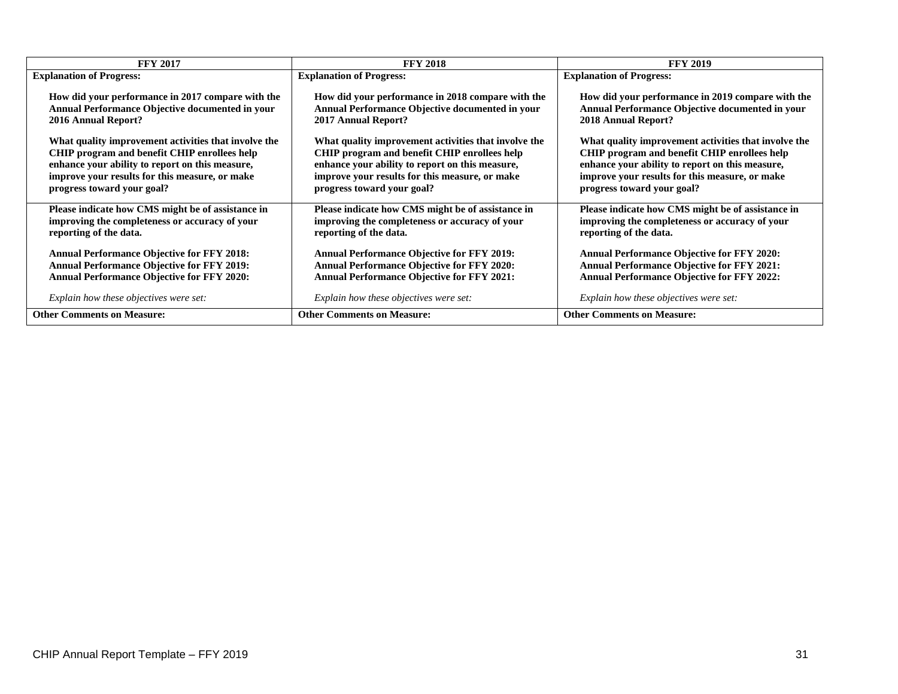| FFY 2017 | FFY 2018 | FFY 2019 |
|---|---|---|
| **Explanation of Progress:**<br><br>**How did your performance in 2017 compare with the Annual Performance Objective documented in your 2016 Annual Report?**<br><br>**What quality improvement activities that involve the CHIP program and benefit CHIP enrollees help enhance your ability to report on this measure, improve your results for this measure, or make progress toward your goal?** | **Explanation of Progress:**<br><br>**How did your performance in 2018 compare with the Annual Performance Objective documented in your 2017 Annual Report?**<br><br>**What quality improvement activities that involve the CHIP program and benefit CHIP enrollees help enhance your ability to report on this measure, improve your results for this measure, or make progress toward your goal?** | **Explanation of Progress:**<br><br>**How did your performance in 2019 compare with the Annual Performance Objective documented in your 2018 Annual Report?**<br><br>**What quality improvement activities that involve the CHIP program and benefit CHIP enrollees help enhance your ability to report on this measure, improve your results for this measure, or make progress toward your goal?** |
| **Please indicate how CMS might be of assistance in improving the completeness or accuracy of your reporting of the data.**<br><br>**Annual Performance Objective for FFY 2018:**<br>**Annual Performance Objective for FFY 2019:**<br>**Annual Performance Objective for FFY 2020:**<br><br>*Explain how these objectives were set:* | **Please indicate how CMS might be of assistance in improving the completeness or accuracy of your reporting of the data.**<br><br>**Annual Performance Objective for FFY 2019:**<br>**Annual Performance Objective for FFY 2020:**<br>**Annual Performance Objective for FFY 2021:**<br><br>*Explain how these objectives were set:* | **Please indicate how CMS might be of assistance in improving the completeness or accuracy of your reporting of the data.**<br><br>**Annual Performance Objective for FFY 2020:**<br>**Annual Performance Objective for FFY 2021:**<br>**Annual Performance Objective for FFY 2022:**<br><br>*Explain how these objectives were set:* |
| **Other Comments on Measure:** | **Other Comments on Measure:** | **Other Comments on Measure:** |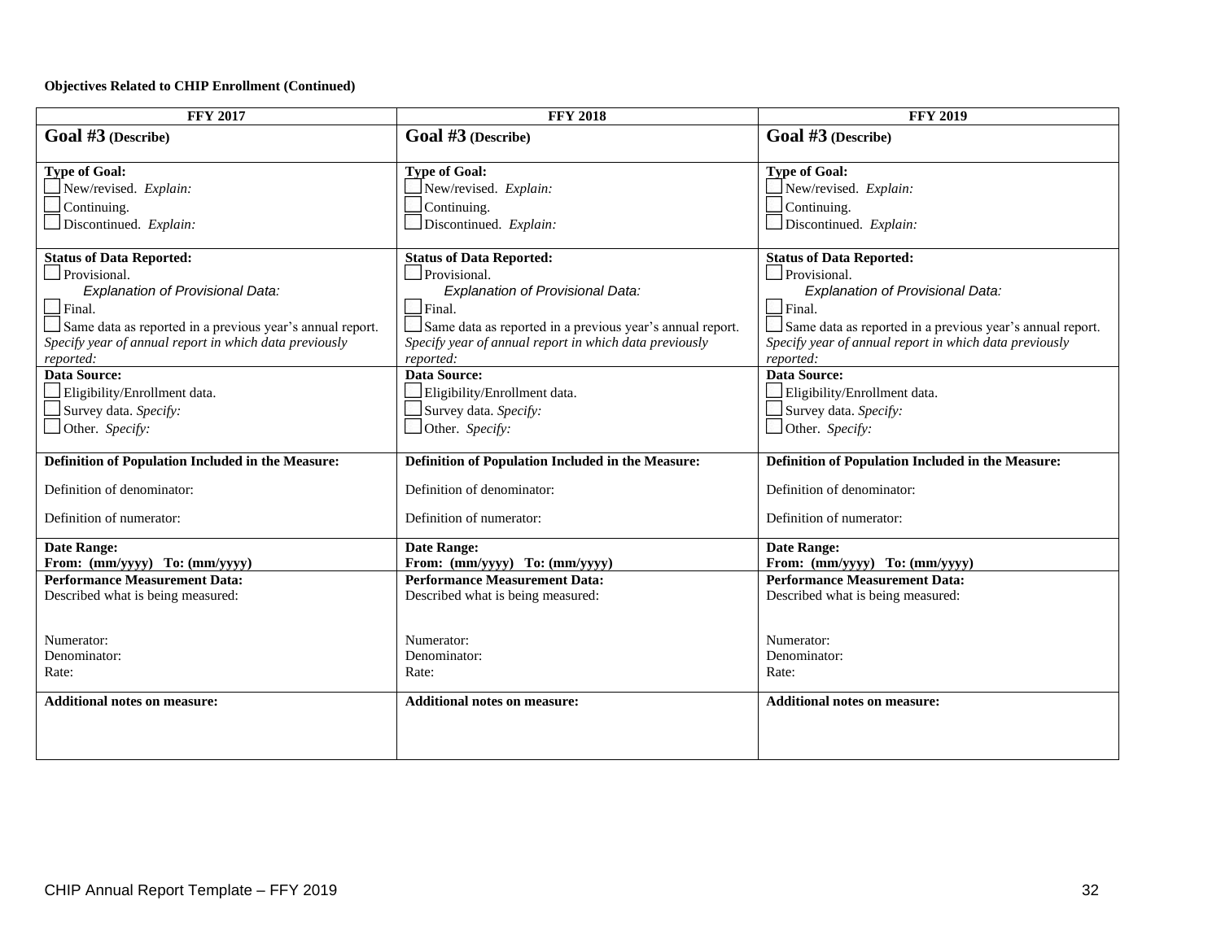**Objectives Related to CHIP Enrollment (Continued)**

| FFY 2017 | FFY 2018 | FFY 2019 |
|---|---|---|
| **Goal #3 (Describe)** | **Goal #3 (Describe)** | **Goal #3 (Describe)** |
| **Type of Goal:**<br>☐ New/revised. *Explain:*<br>☐ Continuing.<br>☐ Discontinued. *Explain:* | **Type of Goal:**<br>☐ New/revised. *Explain:*<br>☐ Continuing.<br>☐ Discontinued. *Explain:* | **Type of Goal:**<br>☐ New/revised. *Explain:*<br>☐ Continuing.<br>☐ Discontinued. *Explain:* |
| **Status of Data Reported:**<br>☐ Provisional.<br>*Explanation of Provisional Data:*<br>☐ Final.<br>☐ Same data as reported in a previous year's annual report.<br>*Specify year of annual report in which data previously reported:* | **Status of Data Reported:**<br>☐ Provisional.<br>*Explanation of Provisional Data:*<br>☐ Final.<br>☐ Same data as reported in a previous year's annual report.<br>*Specify year of annual report in which data previously reported:* | **Status of Data Reported:**<br>☐ Provisional.<br>*Explanation of Provisional Data:*<br>☐ Final.<br>☐ Same data as reported in a previous year's annual report.<br>*Specify year of annual report in which data previously reported:* |
| **Data Source:**<br>☐ Eligibility/Enrollment data.<br>☐ Survey data. *Specify:*<br>☐ Other. *Specify:* | **Data Source:**<br>☐ Eligibility/Enrollment data.<br>☐ Survey data. *Specify:*<br>☐ Other. *Specify:* | **Data Source:**<br>☐ Eligibility/Enrollment data.<br>☐ Survey data. *Specify:*<br>☐ Other. *Specify:* |
| **Definition of Population Included in the Measure:**<br><br>Definition of denominator:<br><br>Definition of numerator: | **Definition of Population Included in the Measure:**<br><br>Definition of denominator:<br><br>Definition of numerator: | **Definition of Population Included in the Measure:**<br><br>Definition of denominator:<br><br>Definition of numerator: |
| **Date Range:**<br>**From: (mm/yyyy) To: (mm/yyyy)** | **Date Range:**<br>**From: (mm/yyyy) To: (mm/yyyy)** | **Date Range:**<br>**From: (mm/yyyy) To: (mm/yyyy)** |
| **Performance Measurement Data:**<br>Described what is being measured:<br><br>Numerator:<br>Denominator:<br>Rate: | **Performance Measurement Data:**<br>Described what is being measured:<br><br>Numerator:<br>Denominator:<br>Rate: | **Performance Measurement Data:**<br>Described what is being measured:<br><br>Numerator:<br>Denominator:<br>Rate: |
| **Additional notes on measure:** | **Additional notes on measure:** | **Additional notes on measure:** |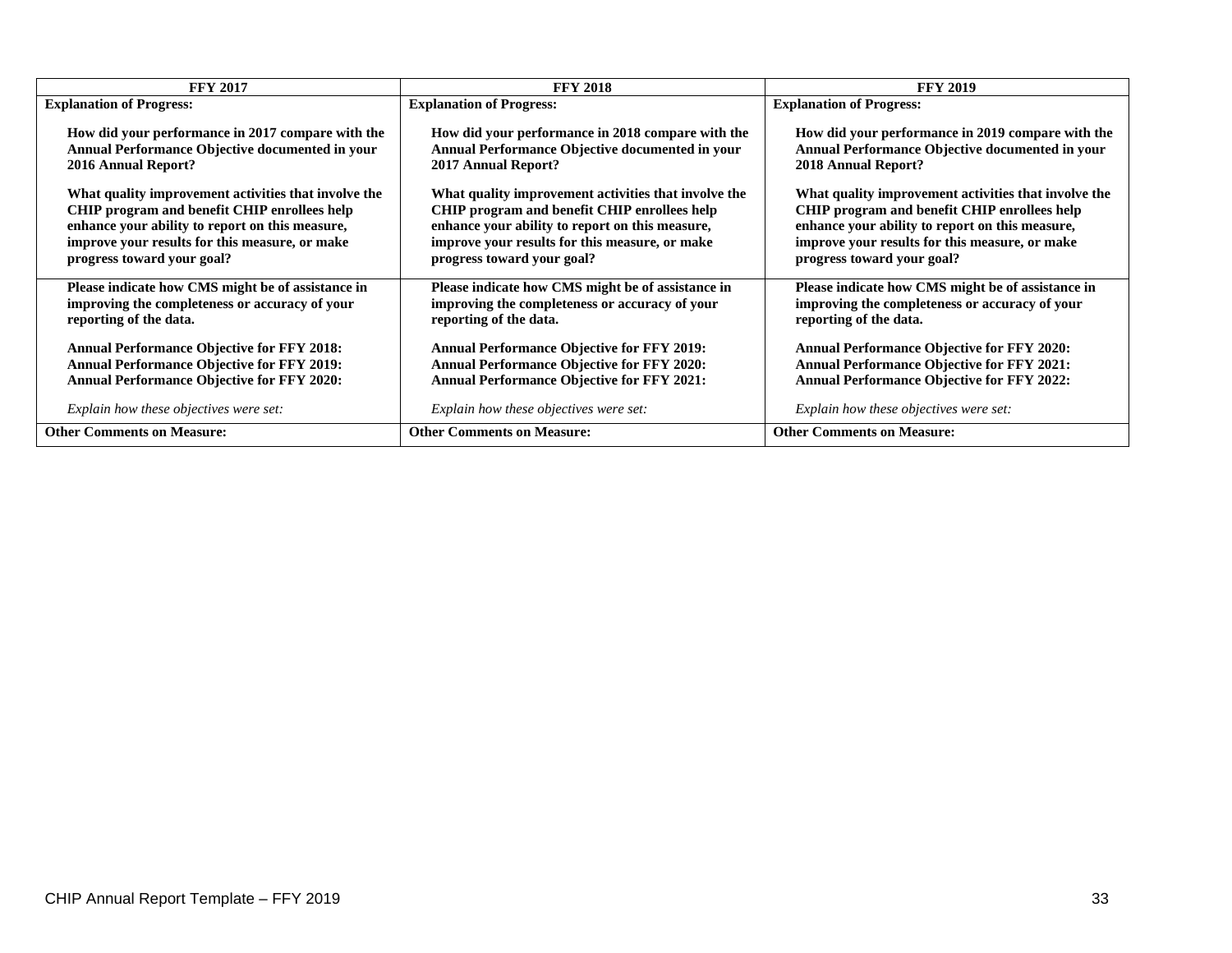| FFY 2017 | FFY 2018 | FFY 2019 |
|---|---|---|
| **Explanation of Progress:**<br><br>**How did your performance in 2017 compare with the Annual Performance Objective documented in your 2016 Annual Report?**<br><br>**What quality improvement activities that involve the CHIP program and benefit CHIP enrollees help enhance your ability to report on this measure, improve your results for this measure, or make progress toward your goal?** | **Explanation of Progress:**<br><br>**How did your performance in 2018 compare with the Annual Performance Objective documented in your 2017 Annual Report?**<br><br>**What quality improvement activities that involve the CHIP program and benefit CHIP enrollees help enhance your ability to report on this measure, improve your results for this measure, or make progress toward your goal?** | **Explanation of Progress:**<br><br>**How did your performance in 2019 compare with the Annual Performance Objective documented in your 2018 Annual Report?**<br><br>**What quality improvement activities that involve the CHIP program and benefit CHIP enrollees help enhance your ability to report on this measure, improve your results for this measure, or make progress toward your goal?** |
| **Please indicate how CMS might be of assistance in improving the completeness or accuracy of your reporting of the data.**<br><br>**Annual Performance Objective for FFY 2018:**<br>**Annual Performance Objective for FFY 2019:**<br>**Annual Performance Objective for FFY 2020:**<br><br>*Explain how these objectives were set:* | **Please indicate how CMS might be of assistance in improving the completeness or accuracy of your reporting of the data.**<br><br>**Annual Performance Objective for FFY 2019:**<br>**Annual Performance Objective for FFY 2020:**<br>**Annual Performance Objective for FFY 2021:**<br><br>*Explain how these objectives were set:* | **Please indicate how CMS might be of assistance in improving the completeness or accuracy of your reporting of the data.**<br><br>**Annual Performance Objective for FFY 2020:**<br>**Annual Performance Objective for FFY 2021:**<br>**Annual Performance Objective for FFY 2022:**<br><br>*Explain how these objectives were set:* |
| **Other Comments on Measure:** | **Other Comments on Measure:** | **Other Comments on Measure:** |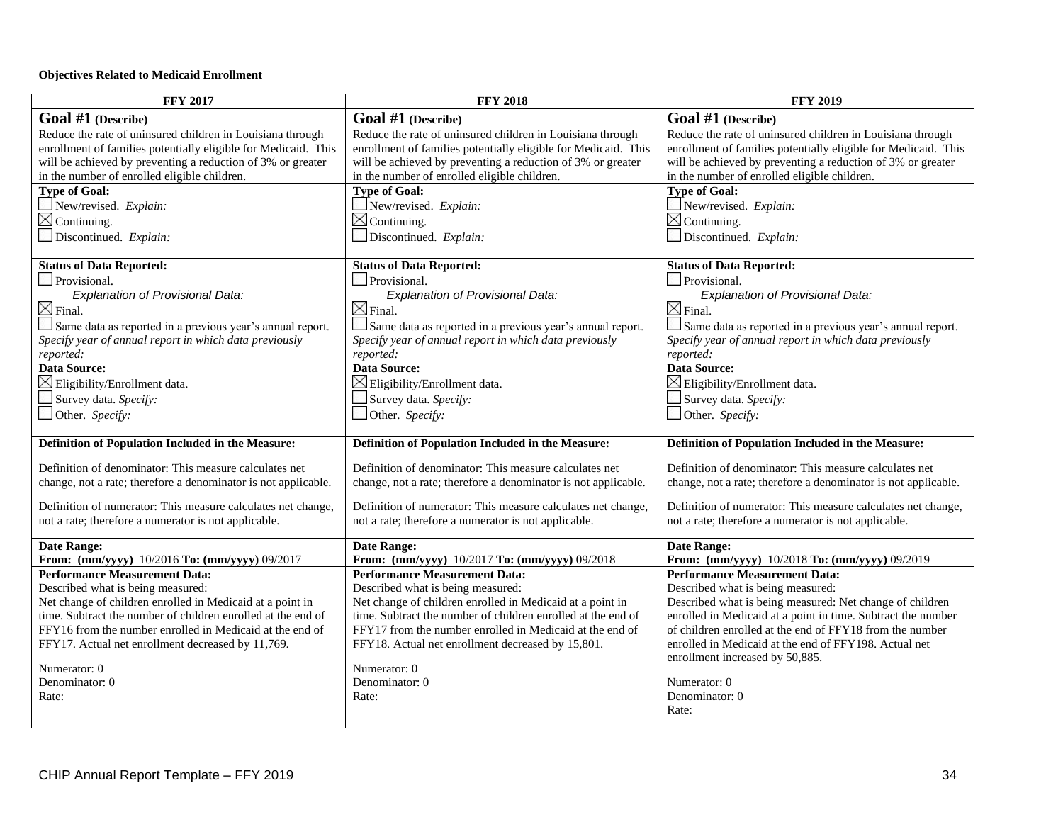**Objectives Related to Medicaid Enrollment**

| FFY 2017 | FFY 2018 | FFY 2019 |
|---|---|---|
| **Goal #1 (Describe)**<br>Reduce the rate of uninsured children in Louisiana through enrollment of families potentially eligible for Medicaid. This will be achieved by preventing a reduction of 3% or greater in the number of enrolled eligible children. | **Goal #1 (Describe)**<br>Reduce the rate of uninsured children in Louisiana through enrollment of families potentially eligible for Medicaid. This will be achieved by preventing a reduction of 3% or greater in the number of enrolled eligible children. | **Goal #1 (Describe)**<br>Reduce the rate of uninsured children in Louisiana through enrollment of families potentially eligible for Medicaid. This will be achieved by preventing a reduction of 3% or greater in the number of enrolled eligible children. |
| **Type of Goal:**<br>☐ New/revised. *Explain:*<br>☒ Continuing.<br>☐ Discontinued. *Explain:* | **Type of Goal:**<br>☐ New/revised. *Explain:*<br>☒ Continuing.<br>☐ Discontinued. *Explain:* | **Type of Goal:**<br>☐ New/revised. *Explain:*<br>☒ Continuing.<br>☐ Discontinued. *Explain:* |
| **Status of Data Reported:**<br>☐ Provisional.<br>*Explanation of Provisional Data:*<br>☒ Final.<br>☐ Same data as reported in a previous year's annual report.<br>*Specify year of annual report in which data previously reported:* | **Status of Data Reported:**<br>☐ Provisional.<br>*Explanation of Provisional Data:*<br>☒ Final.<br>☐ Same data as reported in a previous year's annual report.<br>*Specify year of annual report in which data previously reported:* | **Status of Data Reported:**<br>☐ Provisional.<br>*Explanation of Provisional Data:*<br>☒ Final.<br>☐ Same data as reported in a previous year's annual report.<br>*Specify year of annual report in which data previously reported:* |
| **Data Source:**<br>☒ Eligibility/Enrollment data.<br>☐ Survey data. *Specify:*<br>☐ Other. *Specify:* | **Data Source:**<br>☒ Eligibility/Enrollment data.<br>☐ Survey data. *Specify:*<br>☐ Other. *Specify:* | **Data Source:**<br>☒ Eligibility/Enrollment data.<br>☐ Survey data. *Specify:*<br>☐ Other. *Specify:* |
| **Definition of Population Included in the Measure:**<br>Definition of denominator: This measure calculates net change, not a rate; therefore a denominator is not applicable.<br>Definition of numerator: This measure calculates net change, not a rate; therefore a numerator is not applicable. | **Definition of Population Included in the Measure:**<br>Definition of denominator: This measure calculates net change, not a rate; therefore a denominator is not applicable.<br>Definition of numerator: This measure calculates net change, not a rate; therefore a numerator is not applicable. | **Definition of Population Included in the Measure:**<br>Definition of denominator: This measure calculates net change, not a rate; therefore a denominator is not applicable.<br>Definition of numerator: This measure calculates net change, not a rate; therefore a numerator is not applicable. |
| **Date Range:**<br>**From: (mm/yyyy)** 10/2016 **To: (mm/yyyy)** 09/2017 | **Date Range:**<br>**From: (mm/yyyy)** 10/2017 **To: (mm/yyyy)** 09/2018 | **Date Range:**<br>**From: (mm/yyyy)** 10/2018 **To: (mm/yyyy)** 09/2019 |
| **Performance Measurement Data:**<br>Described what is being measured:<br>Net change of children enrolled in Medicaid at a point in time. Subtract the number of children enrolled at the end of FFY16 from the number enrolled in Medicaid at the end of FFY17. Actual net enrollment decreased by 11,769.<br>Numerator: 0<br>Denominator: 0<br>Rate: | **Performance Measurement Data:**<br>Described what is being measured:<br>Net change of children enrolled in Medicaid at a point in time. Subtract the number of children enrolled at the end of FFY17 from the number enrolled in Medicaid at the end of FFY18. Actual net enrollment decreased by 15,801.<br>Numerator: 0<br>Denominator: 0<br>Rate: | **Performance Measurement Data:**<br>Described what is being measured: Net change of children enrolled in Medicaid at a point in time. Subtract the number of children enrolled at the end of FFY18 from the number enrolled in Medicaid at the end of FFY198. Actual net enrollment increased by 50,885.<br>Numerator: 0<br>Denominator: 0<br>Rate: |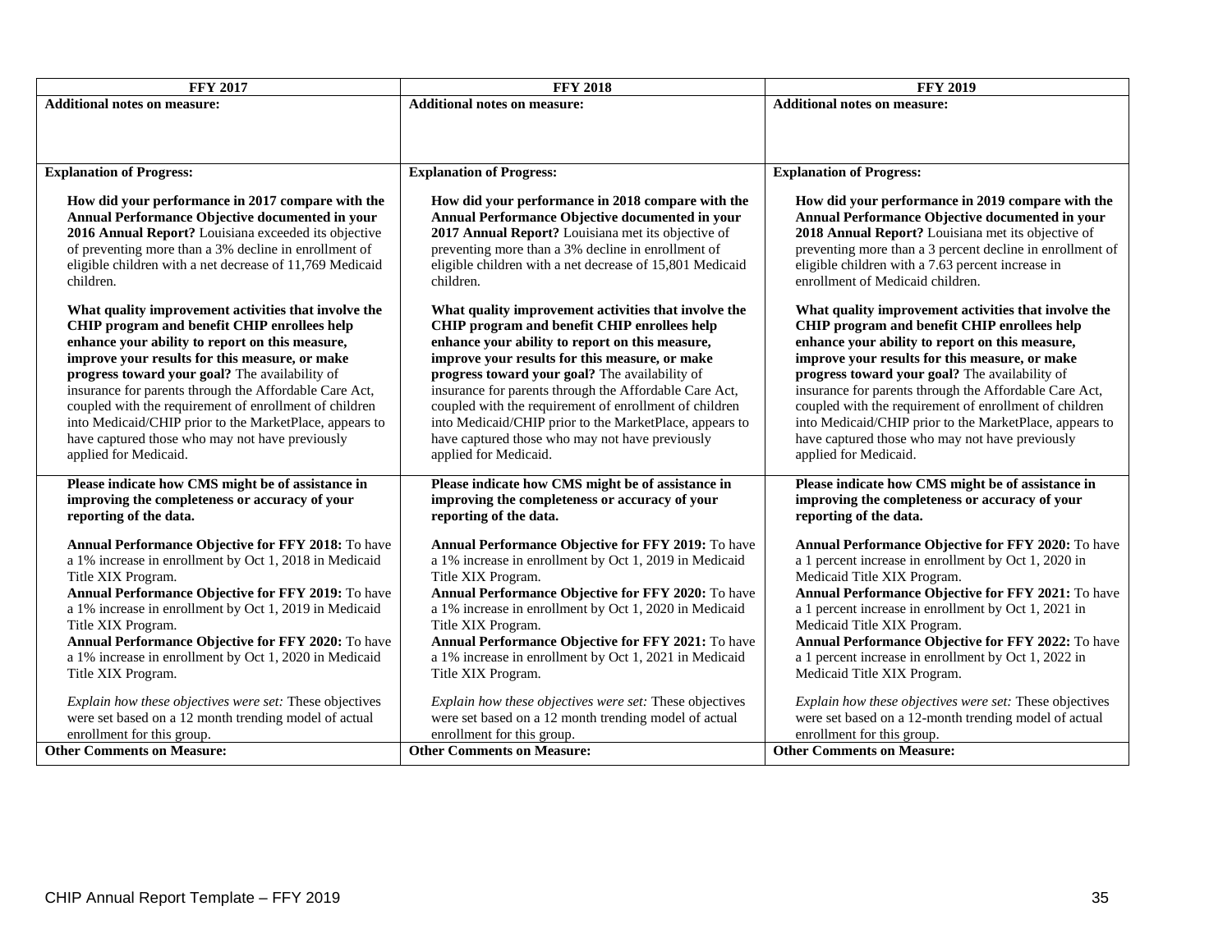| FFY 2017 | FFY 2018 | FFY 2019 |
|---|---|---|
| **Additional notes on measure:** | **Additional notes on measure:** | **Additional notes on measure:** |
| **Explanation of Progress:**<br><br>**How did your performance in 2017 compare with the Annual Performance Objective documented in your 2016 Annual Report?** Louisiana exceeded its objective of preventing more than a 3% decline in enrollment of eligible children with a net decrease of 11,769 Medicaid children.<br><br>**What quality improvement activities that involve the CHIP program and benefit CHIP enrollees help enhance your ability to report on this measure, improve your results for this measure, or make progress toward your goal?** The availability of insurance for parents through the Affordable Care Act, coupled with the requirement of enrollment of children into Medicaid/CHIP prior to the MarketPlace, appears to have captured those who may not have previously applied for Medicaid. | **Explanation of Progress:**<br><br>**How did your performance in 2018 compare with the Annual Performance Objective documented in your 2017 Annual Report?** Louisiana met its objective of preventing more than a 3% decline in enrollment of eligible children with a net decrease of 15,801 Medicaid children.<br><br>**What quality improvement activities that involve the CHIP program and benefit CHIP enrollees help enhance your ability to report on this measure, improve your results for this measure, or make progress toward your goal?** The availability of insurance for parents through the Affordable Care Act, coupled with the requirement of enrollment of children into Medicaid/CHIP prior to the MarketPlace, appears to have captured those who may not have previously applied for Medicaid. | **Explanation of Progress:**<br><br>**How did your performance in 2019 compare with the Annual Performance Objective documented in your 2018 Annual Report?** Louisiana met its objective of preventing more than a 3 percent decline in enrollment of eligible children with a 7.63 percent increase in enrollment of Medicaid children.<br><br>**What quality improvement activities that involve the CHIP program and benefit CHIP enrollees help enhance your ability to report on this measure, improve your results for this measure, or make progress toward your goal?** The availability of insurance for parents through the Affordable Care Act, coupled with the requirement of enrollment of children into Medicaid/CHIP prior to the MarketPlace, appears to have captured those who may not have previously applied for Medicaid. |
| **Please indicate how CMS might be of assistance in improving the completeness or accuracy of your reporting of the data.**<br><br>**Annual Performance Objective for FFY 2018:** To have a 1% increase in enrollment by Oct 1, 2018 in Medicaid Title XIX Program.<br>**Annual Performance Objective for FFY 2019:** To have a 1% increase in enrollment by Oct 1, 2019 in Medicaid Title XIX Program.<br>**Annual Performance Objective for FFY 2020:** To have a 1% increase in enrollment by Oct 1, 2020 in Medicaid Title XIX Program.<br><br>*Explain how these objectives were set:* These objectives were set based on a 12 month trending model of actual enrollment for this group. | **Please indicate how CMS might be of assistance in improving the completeness or accuracy of your reporting of the data.**<br><br>**Annual Performance Objective for FFY 2019:** To have a 1% increase in enrollment by Oct 1, 2019 in Medicaid Title XIX Program.<br>**Annual Performance Objective for FFY 2020:** To have a 1% increase in enrollment by Oct 1, 2020 in Medicaid Title XIX Program.<br>**Annual Performance Objective for FFY 2021:** To have a 1% increase in enrollment by Oct 1, 2021 in Medicaid Title XIX Program.<br><br>*Explain how these objectives were set:* These objectives were set based on a 12 month trending model of actual enrollment for this group. | **Please indicate how CMS might be of assistance in improving the completeness or accuracy of your reporting of the data.**<br><br>**Annual Performance Objective for FFY 2020:** To have a 1 percent increase in enrollment by Oct 1, 2020 in Medicaid Title XIX Program.<br>**Annual Performance Objective for FFY 2021:** To have a 1 percent increase in enrollment by Oct 1, 2021 in Medicaid Title XIX Program.<br>**Annual Performance Objective for FFY 2022:** To have a 1 percent increase in enrollment by Oct 1, 2022 in Medicaid Title XIX Program.<br><br>*Explain how these objectives were set:* These objectives were set based on a 12-month trending model of actual enrollment for this group. |
| **Other Comments on Measure:** | **Other Comments on Measure:** | **Other Comments on Measure:** |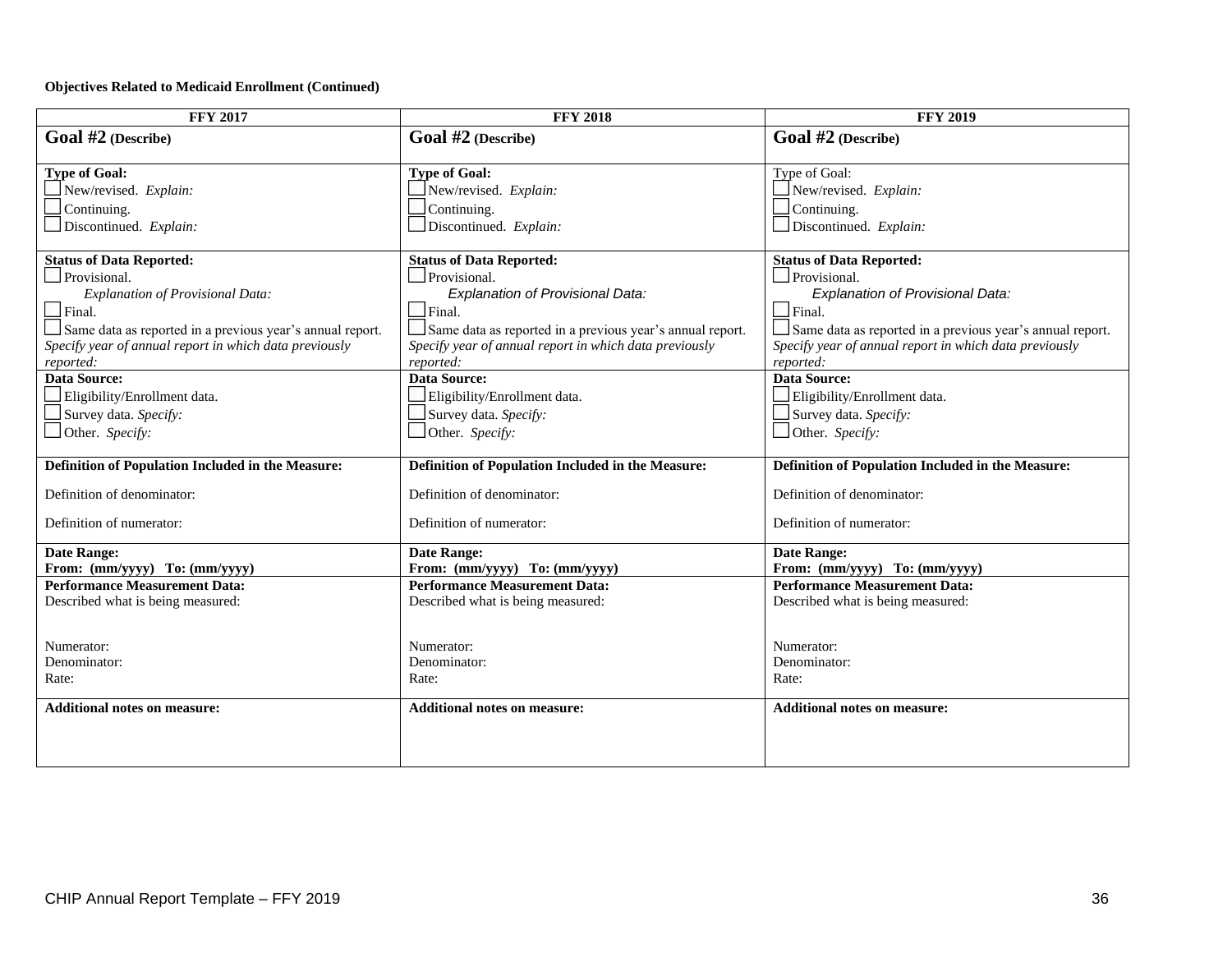**Objectives Related to Medicaid Enrollment (Continued)**

| FFY 2017 | FFY 2018 | FFY 2019 |
|---|---|---|
| **Goal #2 (Describe)** | **Goal #2 (Describe)** | **Goal #2 (Describe)** |
| **Type of Goal:**<br>☐ New/revised. *Explain:*<br>☐ Continuing.<br>☐ Discontinued. *Explain:* | **Type of Goal:**<br>☐ New/revised. *Explain:*<br>☐ Continuing.<br>☐ Discontinued. *Explain:* | Type of Goal:<br>☐ New/revised. *Explain:*<br>☐ Continuing.<br>☐ Discontinued. *Explain:* |
| **Status of Data Reported:**<br>☐ Provisional.<br>*Explanation of Provisional Data:*<br>☐ Final.<br>☐ Same data as reported in a previous year's annual report.<br>*Specify year of annual report in which data previously reported:* | **Status of Data Reported:**<br>☐ Provisional.<br>*Explanation of Provisional Data:*<br>☐ Final.<br>☐ Same data as reported in a previous year's annual report.<br>*Specify year of annual report in which data previously reported:* | **Status of Data Reported:**<br>☐ Provisional.<br>*Explanation of Provisional Data:*<br>☐ Final.<br>☐ Same data as reported in a previous year's annual report.<br>*Specify year of annual report in which data previously reported:* |
| **Data Source:**<br>☐ Eligibility/Enrollment data.<br>☐ Survey data. *Specify:*<br>☐ Other. *Specify:* | **Data Source:**<br>☐ Eligibility/Enrollment data.<br>☐ Survey data. *Specify:*<br>☐ Other. *Specify:* | **Data Source:**<br>☐ Eligibility/Enrollment data.<br>☐ Survey data. *Specify:*<br>☐ Other. *Specify:* |
| **Definition of Population Included in the Measure:**<br><br>Definition of denominator:<br><br>Definition of numerator: | **Definition of Population Included in the Measure:**<br><br>Definition of denominator:<br><br>Definition of numerator: | **Definition of Population Included in the Measure:**<br><br>Definition of denominator:<br><br>Definition of numerator: |
| **Date Range:**<br>**From: (mm/yyyy) To: (mm/yyyy)** | **Date Range:**<br>**From: (mm/yyyy) To: (mm/yyyy)** | **Date Range:**<br>**From: (mm/yyyy) To: (mm/yyyy)** |
| **Performance Measurement Data:**<br>Described what is being measured:<br><br>Numerator:<br>Denominator:<br>Rate: | **Performance Measurement Data:**<br>Described what is being measured:<br><br>Numerator:<br>Denominator:<br>Rate: | **Performance Measurement Data:**<br>Described what is being measured:<br><br>Numerator:<br>Denominator:<br>Rate: |
| **Additional notes on measure:** | **Additional notes on measure:** | **Additional notes on measure:** |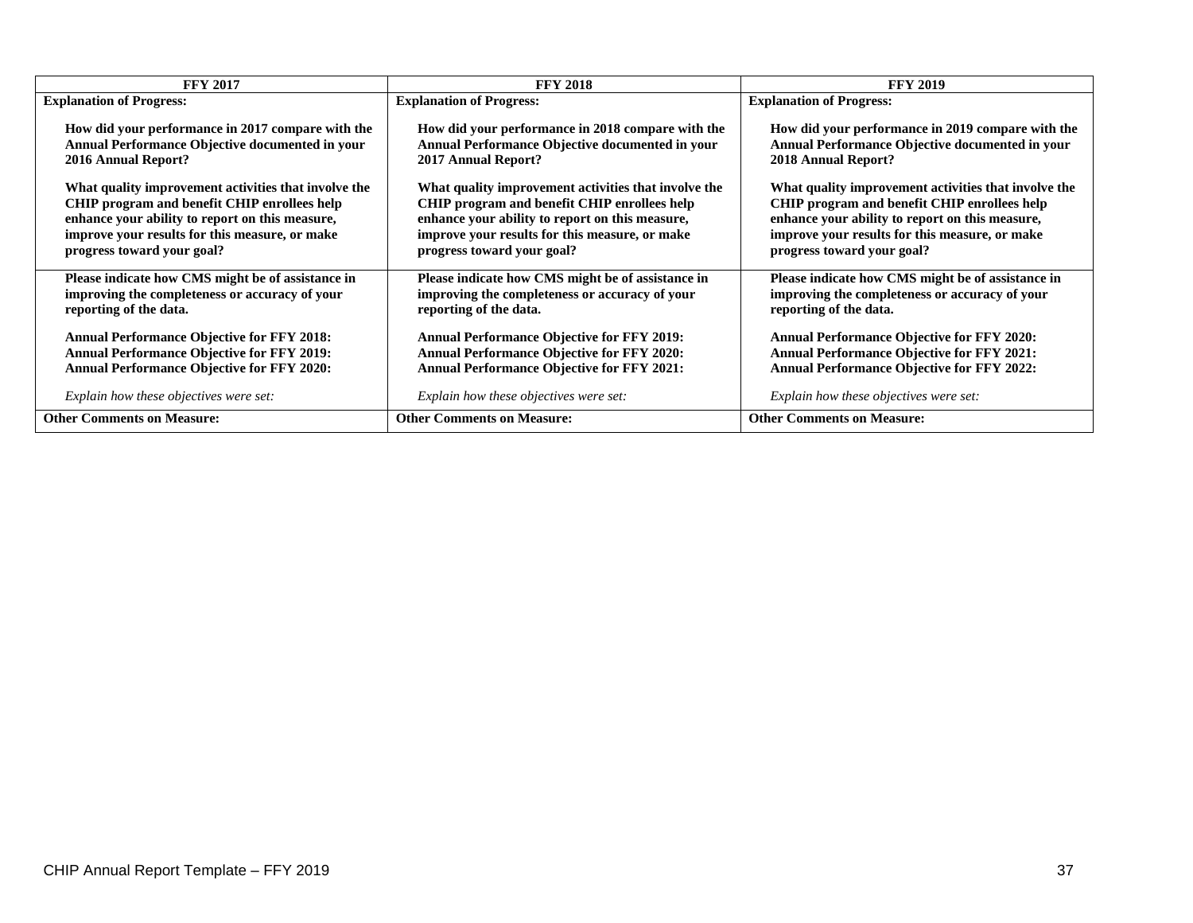| FFY 2017 | FFY 2018 | FFY 2019 |
|---|---|---|
| **Explanation of Progress:**<br><br>**How did your performance in 2017 compare with the Annual Performance Objective documented in your 2016 Annual Report?**<br><br>**What quality improvement activities that involve the CHIP program and benefit CHIP enrollees help enhance your ability to report on this measure, improve your results for this measure, or make progress toward your goal?** | **Explanation of Progress:**<br><br>**How did your performance in 2018 compare with the Annual Performance Objective documented in your 2017 Annual Report?**<br><br>**What quality improvement activities that involve the CHIP program and benefit CHIP enrollees help enhance your ability to report on this measure, improve your results for this measure, or make progress toward your goal?** | **Explanation of Progress:**<br><br>**How did your performance in 2019 compare with the Annual Performance Objective documented in your 2018 Annual Report?**<br><br>**What quality improvement activities that involve the CHIP program and benefit CHIP enrollees help enhance your ability to report on this measure, improve your results for this measure, or make progress toward your goal?** |
| **Please indicate how CMS might be of assistance in improving the completeness or accuracy of your reporting of the data.**<br><br>**Annual Performance Objective for FFY 2018:**<br>**Annual Performance Objective for FFY 2019:**<br>**Annual Performance Objective for FFY 2020:**<br><br>*Explain how these objectives were set:* | **Please indicate how CMS might be of assistance in improving the completeness or accuracy of your reporting of the data.**<br><br>**Annual Performance Objective for FFY 2019:**<br>**Annual Performance Objective for FFY 2020:**<br>**Annual Performance Objective for FFY 2021:**<br><br>*Explain how these objectives were set:* | **Please indicate how CMS might be of assistance in improving the completeness or accuracy of your reporting of the data.**<br><br>**Annual Performance Objective for FFY 2020:**<br>**Annual Performance Objective for FFY 2021:**<br>**Annual Performance Objective for FFY 2022:**<br><br>*Explain how these objectives were set:* |
| **Other Comments on Measure:** | **Other Comments on Measure:** | **Other Comments on Measure:** |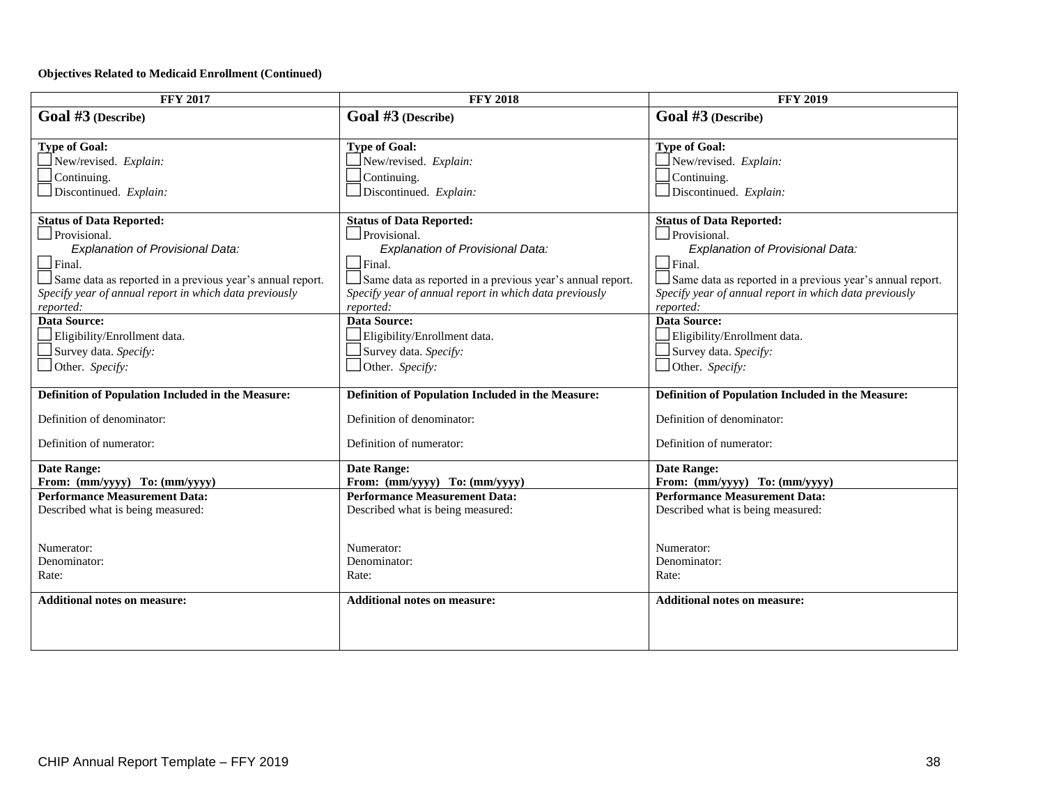**Objectives Related to Medicaid Enrollment (Continued)**

| FFY 2017 | FFY 2018 | FFY 2019 |
|---|---|---|
| **Goal #3 (Describe)** | **Goal #3 (Describe)** | **Goal #3 (Describe)** |
| **Type of Goal:**<br>☐ New/revised. *Explain:*<br>☐ Continuing.<br>☐ Discontinued. *Explain:* | **Type of Goal:**<br>☐ New/revised. *Explain:*<br>☐ Continuing.<br>☐ Discontinued. *Explain:* | **Type of Goal:**<br>☐ New/revised. *Explain:*<br>☐ Continuing.<br>☐ Discontinued. *Explain:* |
| **Status of Data Reported:**<br>☐ Provisional.<br>*Explanation of Provisional Data:*<br>☐ Final.<br>☐ Same data as reported in a previous year's annual report.<br>*Specify year of annual report in which data previously reported:* | **Status of Data Reported:**<br>☐ Provisional.<br>*Explanation of Provisional Data:*<br>☐ Final.<br>☐ Same data as reported in a previous year's annual report.<br>*Specify year of annual report in which data previously reported:* | **Status of Data Reported:**<br>☐ Provisional.<br>*Explanation of Provisional Data:*<br>☐ Final.<br>☐ Same data as reported in a previous year's annual report.<br>*Specify year of annual report in which data previously reported:* |
| **Data Source:**<br>☐ Eligibility/Enrollment data.<br>☐ Survey data. *Specify:*<br>☐ Other. *Specify:* | **Data Source:**<br>☐ Eligibility/Enrollment data.<br>☐ Survey data. *Specify:*<br>☐ Other. *Specify:* | **Data Source:**<br>☐ Eligibility/Enrollment data.<br>☐ Survey data. *Specify:*<br>☐ Other. *Specify:* |
| **Definition of Population Included in the Measure:**<br>Definition of denominator:<br>Definition of numerator: | **Definition of Population Included in the Measure:**<br>Definition of denominator:<br>Definition of numerator: | **Definition of Population Included in the Measure:**<br>Definition of denominator:<br>Definition of numerator: |
| **Date Range:**<br>**From: (mm/yyyy) To: (mm/yyyy)** | **Date Range:**<br>**From: (mm/yyyy) To: (mm/yyyy)** | **Date Range:**<br>**From: (mm/yyyy) To: (mm/yyyy)** |
| **Performance Measurement Data:**<br>Described what is being measured:<br><br>Numerator:<br>Denominator:<br>Rate: | **Performance Measurement Data:**<br>Described what is being measured:<br><br>Numerator:<br>Denominator:<br>Rate: | **Performance Measurement Data:**<br>Described what is being measured:<br><br>Numerator:<br>Denominator:<br>Rate: |
| **Additional notes on measure:** | **Additional notes on measure:** | **Additional notes on measure:** |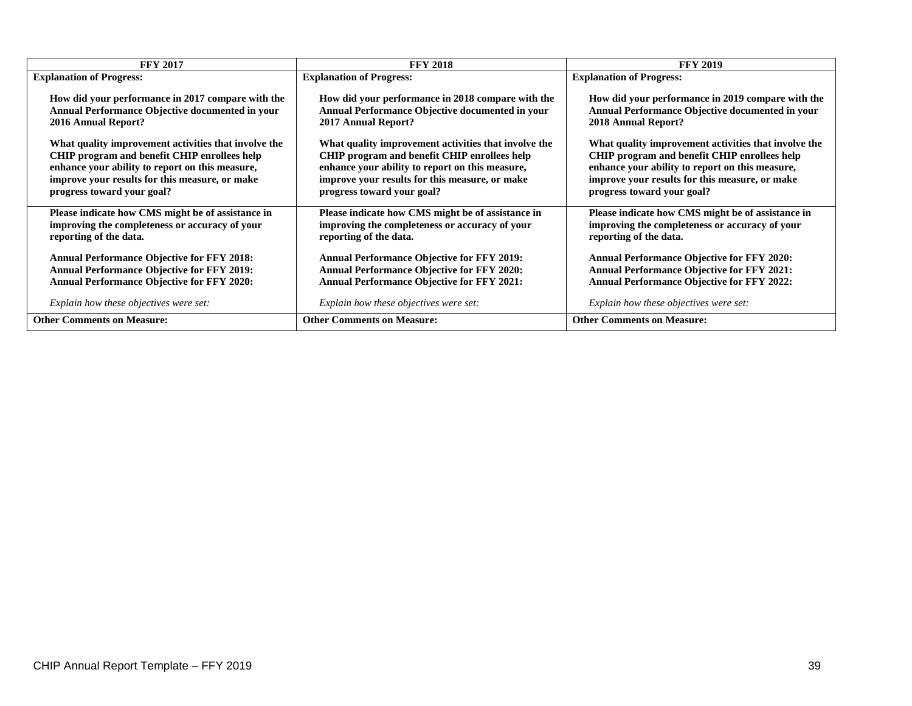| FFY 2017 | FFY 2018 | FFY 2019 |
|---|---|---|
| **Explanation of Progress:**<br><br>**How did your performance in 2017 compare with the Annual Performance Objective documented in your 2016 Annual Report?**<br><br>**What quality improvement activities that involve the CHIP program and benefit CHIP enrollees help enhance your ability to report on this measure, improve your results for this measure, or make progress toward your goal?** | **Explanation of Progress:**<br><br>**How did your performance in 2018 compare with the Annual Performance Objective documented in your 2017 Annual Report?**<br><br>**What quality improvement activities that involve the CHIP program and benefit CHIP enrollees help enhance your ability to report on this measure, improve your results for this measure, or make progress toward your goal?** | **Explanation of Progress:**<br><br>**How did your performance in 2019 compare with the Annual Performance Objective documented in your 2018 Annual Report?**<br><br>**What quality improvement activities that involve the CHIP program and benefit CHIP enrollees help enhance your ability to report on this measure, improve your results for this measure, or make progress toward your goal?** |
| **Please indicate how CMS might be of assistance in improving the completeness or accuracy of your reporting of the data.**<br><br>**Annual Performance Objective for FFY 2018:**<br>**Annual Performance Objective for FFY 2019:**<br>**Annual Performance Objective for FFY 2020:**<br><br>*Explain how these objectives were set:* | **Please indicate how CMS might be of assistance in improving the completeness or accuracy of your reporting of the data.**<br><br>**Annual Performance Objective for FFY 2019:**<br>**Annual Performance Objective for FFY 2020:**<br>**Annual Performance Objective for FFY 2021:**<br><br>*Explain how these objectives were set:* | **Please indicate how CMS might be of assistance in improving the completeness or accuracy of your reporting of the data.**<br><br>**Annual Performance Objective for FFY 2020:**<br>**Annual Performance Objective for FFY 2021:**<br>**Annual Performance Objective for FFY 2022:**<br><br>*Explain how these objectives were set:* |
| **Other Comments on Measure:** | **Other Comments on Measure:** | **Other Comments on Measure:** |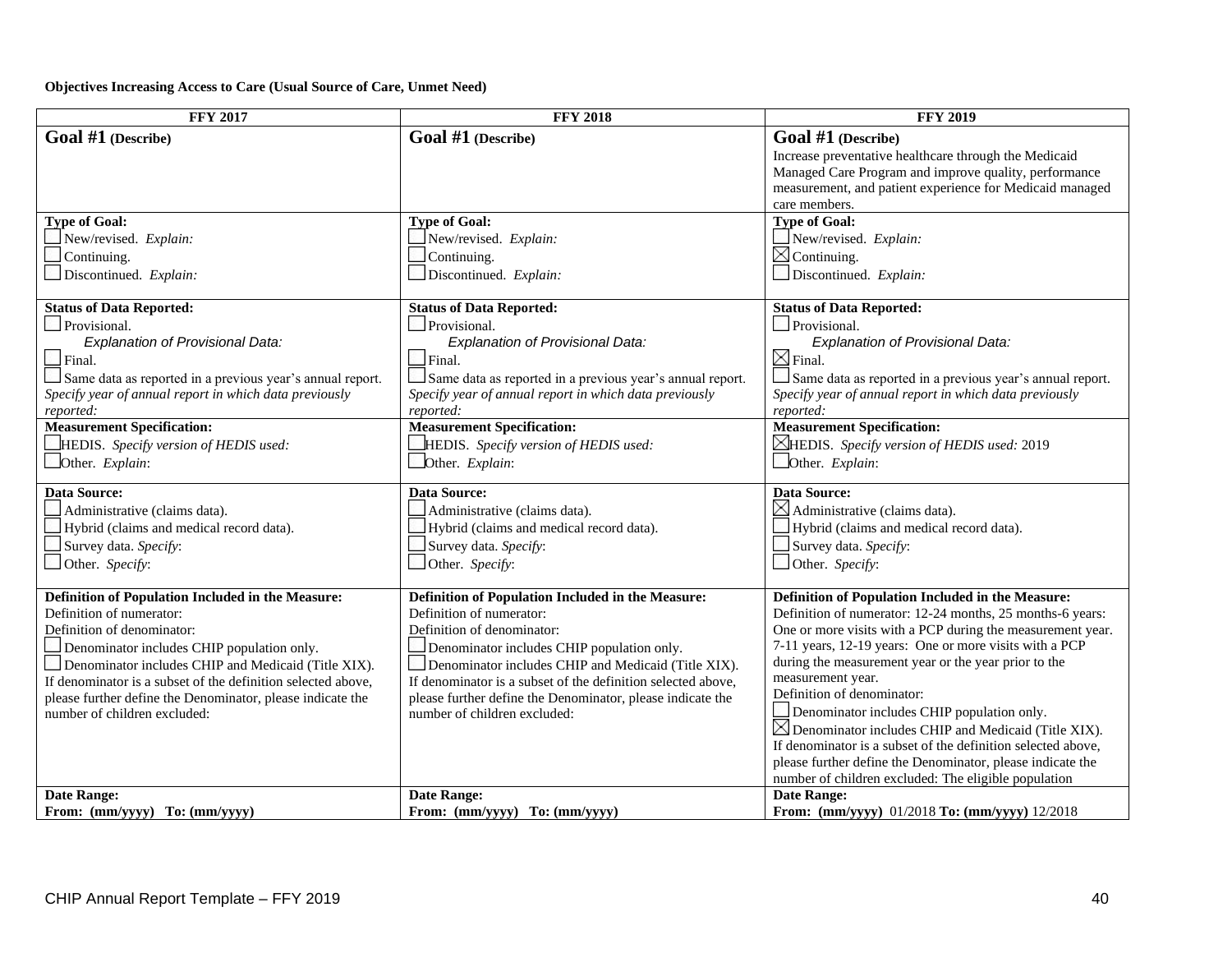**Objectives Increasing Access to Care (Usual Source of Care, Unmet Need)**

| FFY 2017 | FFY 2018 | FFY 2019 |
|---|---|---|
| **Goal #1 (Describe)** | **Goal #1 (Describe)** | **Goal #1 (Describe)**<br>Increase preventative healthcare through the Medicaid Managed Care Program and improve quality, performance measurement, and patient experience for Medicaid managed care members. |
| **Type of Goal:**<br>☐ New/revised. *Explain:*<br>☐ Continuing.<br>☐ Discontinued. *Explain:* | **Type of Goal:**<br>☐ New/revised. *Explain:*<br>☐ Continuing.<br>☐ Discontinued. *Explain:* | **Type of Goal:**<br>☐ New/revised. *Explain:*<br>☒ Continuing.<br>☐ Discontinued. *Explain:* |
| **Status of Data Reported:**<br>☐ Provisional.<br>*Explanation of Provisional Data:*<br>☐ Final.<br>☐ Same data as reported in a previous year's annual report.<br>*Specify year of annual report in which data previously reported:* | **Status of Data Reported:**<br>☐ Provisional.<br>*Explanation of Provisional Data:*<br>☐ Final.<br>☐ Same data as reported in a previous year's annual report.<br>*Specify year of annual report in which data previously reported:* | **Status of Data Reported:**<br>☐ Provisional.<br>*Explanation of Provisional Data:*<br>☒ Final.<br>☐ Same data as reported in a previous year's annual report.<br>*Specify year of annual report in which data previously reported:* |
| **Measurement Specification:**<br>☐ HEDIS. *Specify version of HEDIS used:*<br>☐ Other. *Explain*: | **Measurement Specification:**<br>☐ HEDIS. *Specify version of HEDIS used:*<br>☐ Other. *Explain*: | **Measurement Specification:**<br>☒ HEDIS. *Specify version of HEDIS used:* 2019<br>☐ Other. *Explain*: |
| **Data Source:**<br>☐ Administrative (claims data).<br>☐ Hybrid (claims and medical record data).<br>☐ Survey data. *Specify*:<br>☐ Other. *Specify*: | **Data Source:**<br>☐ Administrative (claims data).<br>☐ Hybrid (claims and medical record data).<br>☐ Survey data. *Specify*:<br>☐ Other. *Specify*: | **Data Source:**<br>☒ Administrative (claims data).<br>☐ Hybrid (claims and medical record data).<br>☐ Survey data. *Specify*:<br>☐ Other. *Specify*: |
| **Definition of Population Included in the Measure:**<br>Definition of numerator:<br>Definition of denominator:<br>☐ Denominator includes CHIP population only.<br>☐ Denominator includes CHIP and Medicaid (Title XIX).<br>If denominator is a subset of the definition selected above, please further define the Denominator, please indicate the number of children excluded: | **Definition of Population Included in the Measure:**<br>Definition of numerator:<br>Definition of denominator:<br>☐ Denominator includes CHIP population only.<br>☐ Denominator includes CHIP and Medicaid (Title XIX).<br>If denominator is a subset of the definition selected above, please further define the Denominator, please indicate the number of children excluded: | **Definition of Population Included in the Measure:**<br>Definition of numerator: 12-24 months, 25 months-6 years: One or more visits with a PCP during the measurement year. 7-11 years, 12-19 years: One or more visits with a PCP during the measurement year or the year prior to the measurement year.<br>Definition of denominator:<br>☐ Denominator includes CHIP population only.<br>☒ Denominator includes CHIP and Medicaid (Title XIX).<br>If denominator is a subset of the definition selected above, please further define the Denominator, please indicate the number of children excluded: The eligible population |
| **Date Range:**<br>**From: (mm/yyyy) To: (mm/yyyy)** | **Date Range:**<br>**From: (mm/yyyy) To: (mm/yyyy)** | **Date Range:**<br>**From: (mm/yyyy)** 01/2018 **To: (mm/yyyy)** 12/2018 |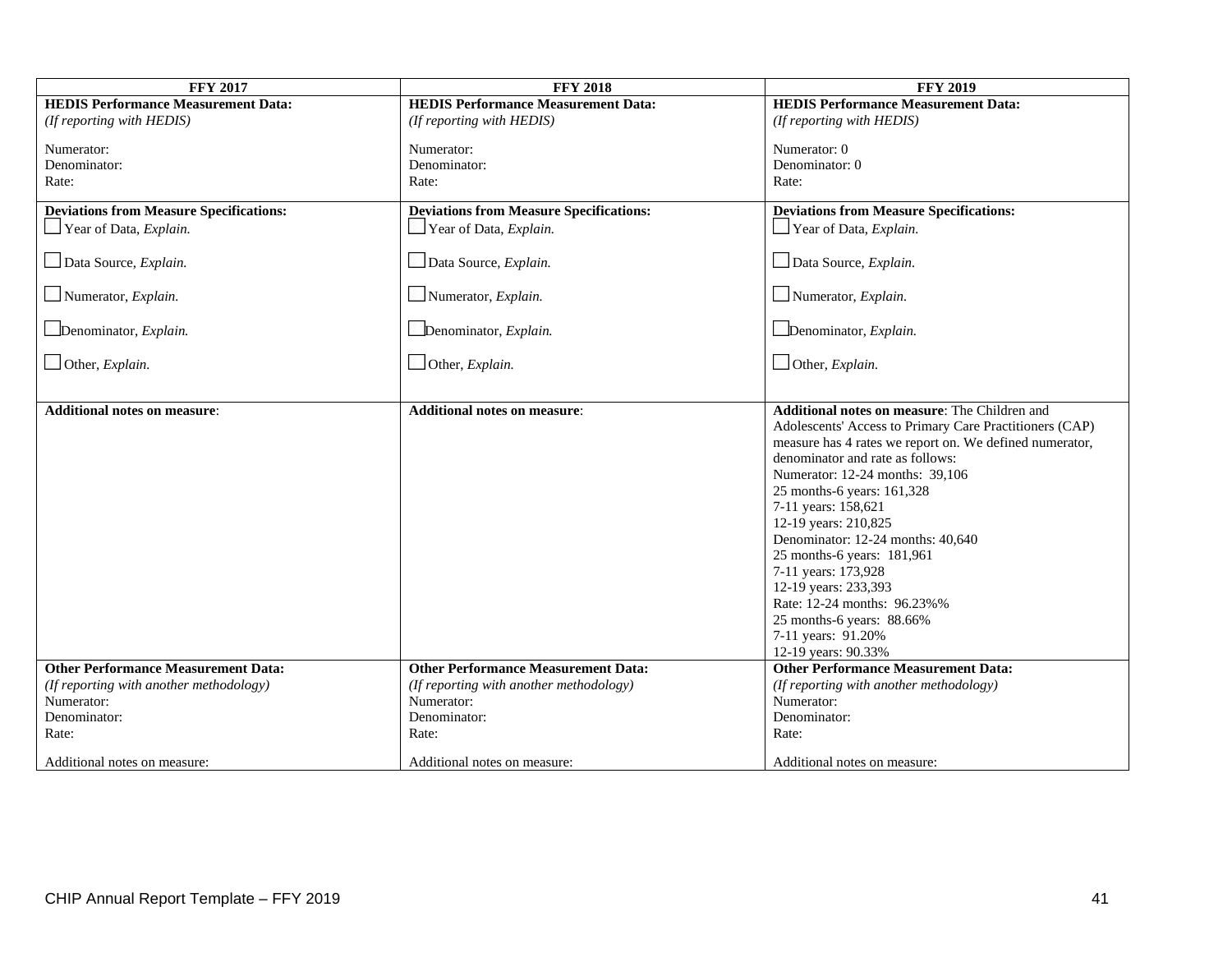| FFY 2017 | FFY 2018 | FFY 2019 |
|---|---|---|
| **HEDIS Performance Measurement Data:**<br>*(If reporting with HEDIS)*<br><br>Numerator:<br>Denominator:<br>Rate: | **HEDIS Performance Measurement Data:**<br>*(If reporting with HEDIS)*<br><br>Numerator:<br>Denominator:<br>Rate: | **HEDIS Performance Measurement Data:**<br>*(If reporting with HEDIS)*<br><br>Numerator: 0<br>Denominator: 0<br>Rate: |
| **Deviations from Measure Specifications:**<br>☐ Year of Data, *Explain.*<br><br>☐ Data Source, *Explain.*<br><br>☐ Numerator, *Explain.*<br><br>☐ Denominator, *Explain.*<br><br>☐ Other, *Explain.* | **Deviations from Measure Specifications:**<br>☐ Year of Data, *Explain.*<br><br>☐ Data Source, *Explain.*<br><br>☐ Numerator, *Explain.*<br><br>☐ Denominator, *Explain.*<br><br>☐ Other, *Explain.* | **Deviations from Measure Specifications:**<br>☐ Year of Data, *Explain.*<br><br>☐ Data Source, *Explain.*<br><br>☐ Numerator, *Explain.*<br><br>☐ Denominator, *Explain.*<br><br>☐ Other, *Explain.* |
| **Additional notes on measure**: | **Additional notes on measure**: | **Additional notes on measure**: The Children and Adolescents' Access to Primary Care Practitioners (CAP) measure has 4 rates we report on. We defined numerator, denominator and rate as follows:<br>Numerator: 12-24 months: 39,106<br>25 months-6 years: 161,328<br>7-11 years: 158,621<br>12-19 years: 210,825<br>Denominator: 12-24 months: 40,640<br>25 months-6 years: 181,961<br>7-11 years: 173,928<br>12-19 years: 233,393<br>Rate: 12-24 months: 96.23%%<br>25 months-6 years: 88.66%<br>7-11 years: 91.20%<br>12-19 years: 90.33% |
| **Other Performance Measurement Data:**<br>*(If reporting with another methodology)*<br>Numerator:<br>Denominator:<br>Rate:<br><br>Additional notes on measure: | **Other Performance Measurement Data:**<br>*(If reporting with another methodology)*<br>Numerator:<br>Denominator:<br>Rate:<br><br>Additional notes on measure: | **Other Performance Measurement Data:**<br>*(If reporting with another methodology)*<br>Numerator:<br>Denominator:<br>Rate:<br><br>Additional notes on measure: |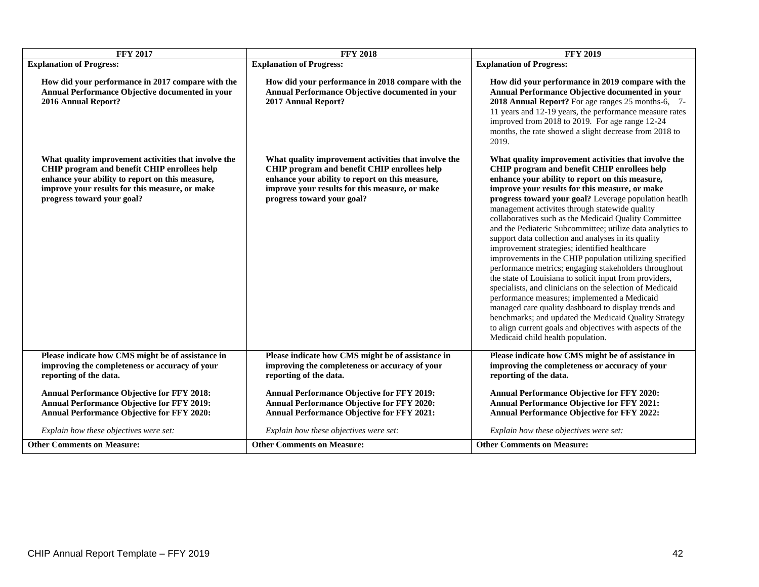| FFY 2017 | FFY 2018 | FFY 2019 |
|---|---|---|
| **Explanation of Progress:**<br><br>**How did your performance in 2017 compare with the Annual Performance Objective documented in your 2016 Annual Report?**<br><br>**What quality improvement activities that involve the CHIP program and benefit CHIP enrollees help enhance your ability to report on this measure, improve your results for this measure, or make progress toward your goal?** | **Explanation of Progress:**<br><br>**How did your performance in 2018 compare with the Annual Performance Objective documented in your 2017 Annual Report?**<br><br>**What quality improvement activities that involve the CHIP program and benefit CHIP enrollees help enhance your ability to report on this measure, improve your results for this measure, or make progress toward your goal?** | **Explanation of Progress:**<br><br>**How did your performance in 2019 compare with the Annual Performance Objective documented in your 2018 Annual Report?** For age ranges 25 months-6, 7-11 years and 12-19 years, the performance measure rates improved from 2018 to 2019. For age range 12-24 months, the rate showed a slight decrease from 2018 to 2019.<br><br>**What quality improvement activities that involve the CHIP program and benefit CHIP enrollees help enhance your ability to report on this measure, improve your results for this measure, or make progress toward your goal?** Leverage population heatlh management activites through statewide quality collaboratives such as the Medicaid Quality Committee and the Pediateric Subcommittee; utilize data analytics to support data collection and analyses in its quality improvement strategies; identified healthcare improvements in the CHIP population utilizing specified performance metrics; engaging stakeholders throughout the state of Louisiana to solicit input from providers, specialists, and clinicians on the selection of Medicaid performance measures; implemented a Medicaid managed care quality dashboard to display trends and benchmarks; and updated the Medicaid Quality Strategy to align current goals and objectives with aspects of the Medicaid child health population. |
| **Please indicate how CMS might be of assistance in improving the completeness or accuracy of your reporting of the data.**<br><br>**Annual Performance Objective for FFY 2018:**<br>**Annual Performance Objective for FFY 2019:**<br>**Annual Performance Objective for FFY 2020:**<br><br>*Explain how these objectives were set:* | **Please indicate how CMS might be of assistance in improving the completeness or accuracy of your reporting of the data.**<br><br>**Annual Performance Objective for FFY 2019:**<br>**Annual Performance Objective for FFY 2020:**<br>**Annual Performance Objective for FFY 2021:**<br><br>*Explain how these objectives were set:* | **Please indicate how CMS might be of assistance in improving the completeness or accuracy of your reporting of the data.**<br><br>**Annual Performance Objective for FFY 2020:**<br>**Annual Performance Objective for FFY 2021:**<br>**Annual Performance Objective for FFY 2022:**<br><br>*Explain how these objectives were set:* |
| **Other Comments on Measure:** | **Other Comments on Measure:** | **Other Comments on Measure:** |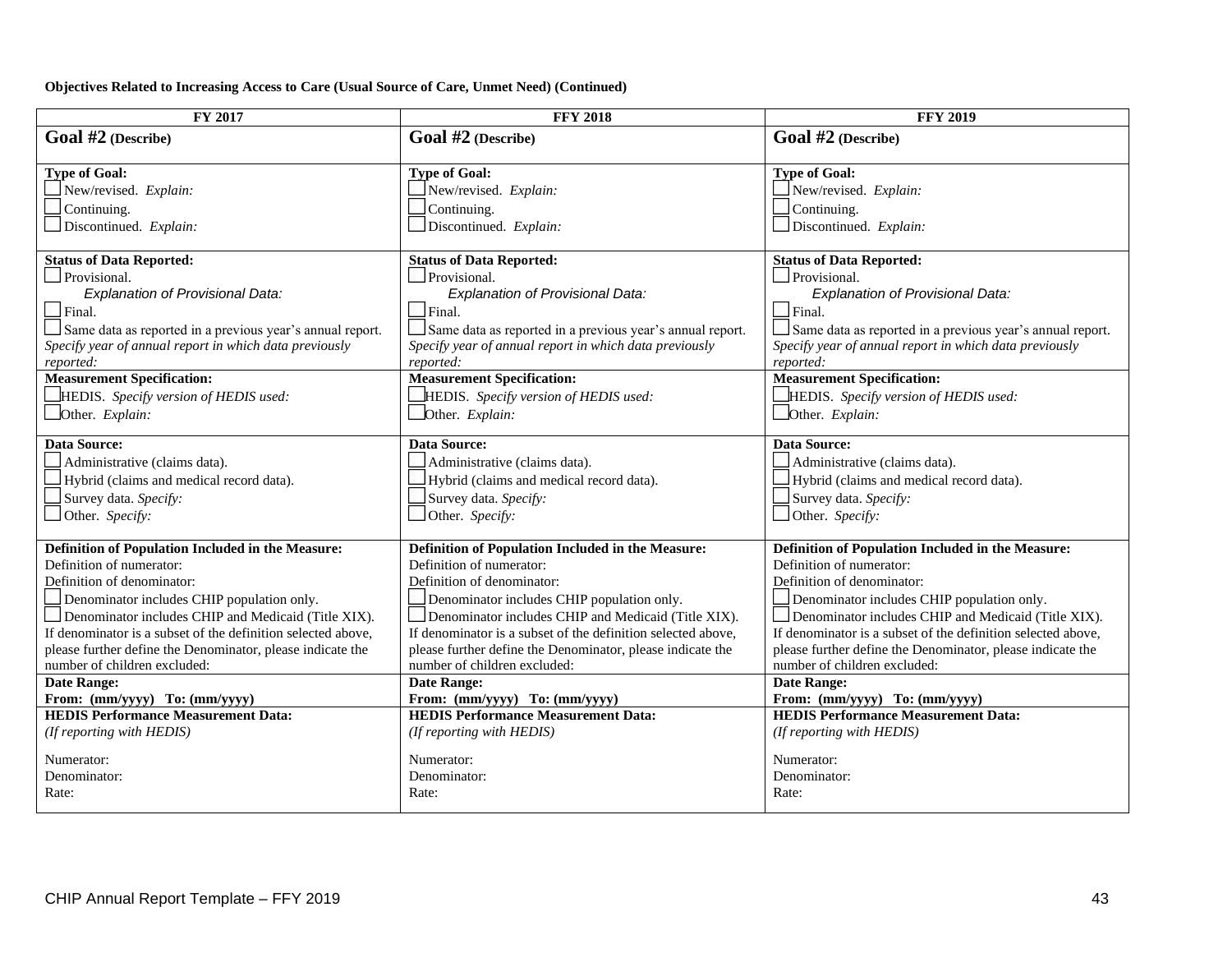**Objectives Related to Increasing Access to Care (Usual Source of Care, Unmet Need) (Continued)**

| FY 2017 | FFY 2018 | FFY 2019 |
|---|---|---|
| **Goal #2 (Describe)** | **Goal #2 (Describe)** | **Goal #2 (Describe)** |
| **Type of Goal:**<br>☐ New/revised. *Explain:*<br>☐ Continuing.<br>☐ Discontinued. *Explain:* | **Type of Goal:**<br>☐ New/revised. *Explain:*<br>☐ Continuing.<br>☐ Discontinued. *Explain:* | **Type of Goal:**<br>☐ New/revised. *Explain:*<br>☐ Continuing.<br>☐ Discontinued. *Explain:* |
| **Status of Data Reported:**<br>☐ Provisional.<br>*Explanation of Provisional Data:*<br>☐ Final.<br>☐ Same data as reported in a previous year's annual report.<br>*Specify year of annual report in which data previously reported:* | **Status of Data Reported:**<br>☐ Provisional.<br>*Explanation of Provisional Data:*<br>☐ Final.<br>☐ Same data as reported in a previous year's annual report.<br>*Specify year of annual report in which data previously reported:* | **Status of Data Reported:**<br>☐ Provisional.<br>*Explanation of Provisional Data:*<br>☐ Final.<br>☐ Same data as reported in a previous year's annual report.<br>*Specify year of annual report in which data previously reported:* |
| **Measurement Specification:**<br>☐ HEDIS. *Specify version of HEDIS used:*<br>☐ Other. *Explain:* | **Measurement Specification:**<br>☐ HEDIS. *Specify version of HEDIS used:*<br>☐ Other. *Explain:* | **Measurement Specification:**<br>☐ HEDIS. *Specify version of HEDIS used:*<br>☐ Other. *Explain:* |
| **Data Source:**<br>☐ Administrative (claims data).<br>☐ Hybrid (claims and medical record data).<br>☐ Survey data. *Specify:*<br>☐ Other. *Specify:* | **Data Source:**<br>☐ Administrative (claims data).<br>☐ Hybrid (claims and medical record data).<br>☐ Survey data. *Specify:*<br>☐ Other. *Specify:* | **Data Source:**<br>☐ Administrative (claims data).<br>☐ Hybrid (claims and medical record data).<br>☐ Survey data. *Specify:*<br>☐ Other. *Specify:* |
| **Definition of Population Included in the Measure:**<br>Definition of numerator:<br>Definition of denominator:<br>☐ Denominator includes CHIP population only.<br>☐ Denominator includes CHIP and Medicaid (Title XIX).<br>If denominator is a subset of the definition selected above, please further define the Denominator, please indicate the number of children excluded: | **Definition of Population Included in the Measure:**<br>Definition of numerator:<br>Definition of denominator:<br>☐ Denominator includes CHIP population only.<br>☐ Denominator includes CHIP and Medicaid (Title XIX).<br>If denominator is a subset of the definition selected above, please further define the Denominator, please indicate the number of children excluded: | **Definition of Population Included in the Measure:**<br>Definition of numerator:<br>Definition of denominator:<br>☐ Denominator includes CHIP population only.<br>☐ Denominator includes CHIP and Medicaid (Title XIX).<br>If denominator is a subset of the definition selected above, please further define the Denominator, please indicate the number of children excluded: |
| **Date Range:**<br>**From: (mm/yyyy) To: (mm/yyyy)** | **Date Range:**<br>**From: (mm/yyyy) To: (mm/yyyy)** | **Date Range:**<br>**From: (mm/yyyy) To: (mm/yyyy)** |
| **HEDIS Performance Measurement Data:**<br>*(If reporting with HEDIS)*<br><br>Numerator:<br>Denominator:<br>Rate: | **HEDIS Performance Measurement Data:**<br>*(If reporting with HEDIS)*<br><br>Numerator:<br>Denominator:<br>Rate: | **HEDIS Performance Measurement Data:**<br>*(If reporting with HEDIS)*<br><br>Numerator:<br>Denominator:<br>Rate: |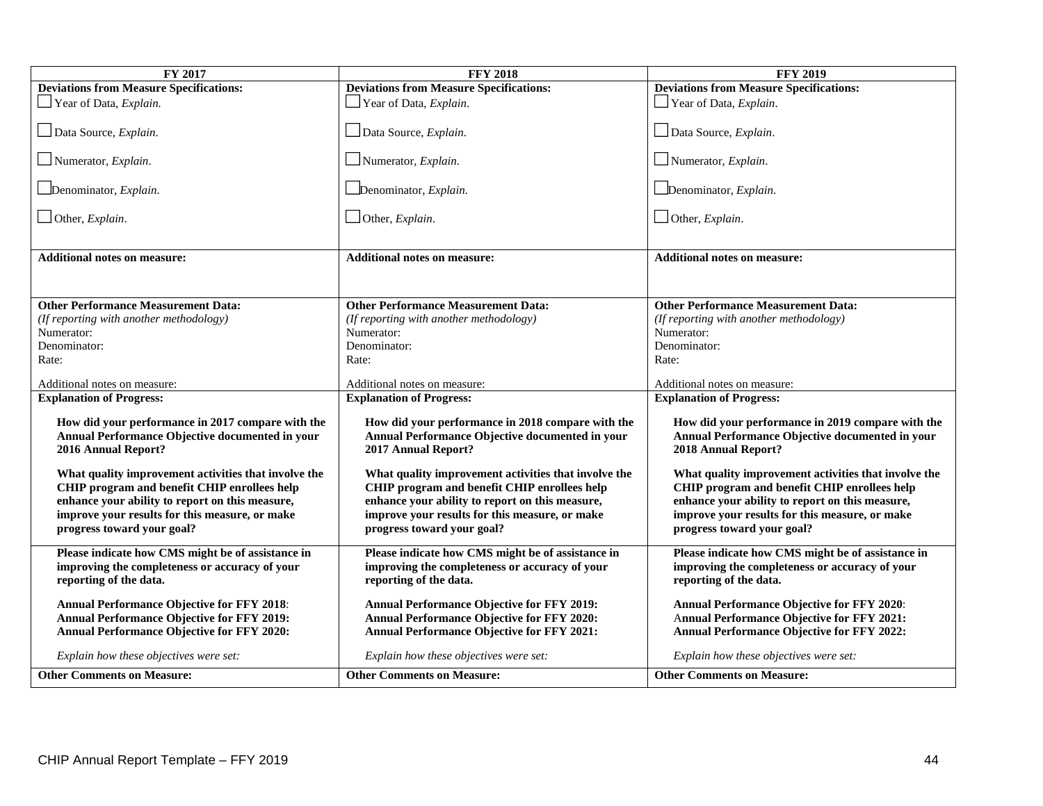| FY 2017 | FFY 2018 | FFY 2019 |
|---|---|---|
| **Deviations from Measure Specifications:**<br>☐ Year of Data, *Explain.*<br><br>☐ Data Source, *Explain*.<br><br>☐ Numerator, *Explain*.<br><br>☐ Denominator, *Explain.*<br><br>☐ Other, *Explain*. | **Deviations from Measure Specifications:**<br>☐ Year of Data, *Explain*.<br><br>☐ Data Source, *Explain*.<br><br>☐ Numerator, *Explain*.<br><br>☐ Denominator, *Explain.*<br><br>☐ Other, *Explain*. | **Deviations from Measure Specifications:**<br>☐ Year of Data, *Explain*.<br><br>☐ Data Source, *Explain*.<br><br>☐ Numerator, *Explain*.<br><br>☐ Denominator, *Explain*.<br><br>☐ Other, *Explain*. |
| **Additional notes on measure:** | **Additional notes on measure:** | **Additional notes on measure:** |
| **Other Performance Measurement Data:**<br>*(If reporting with another methodology)*<br>Numerator:<br>Denominator:<br>Rate:<br><br>Additional notes on measure: | **Other Performance Measurement Data:**<br>*(If reporting with another methodology)*<br>Numerator:<br>Denominator:<br>Rate:<br><br>Additional notes on measure: | **Other Performance Measurement Data:**<br>*(If reporting with another methodology)*<br>Numerator:<br>Denominator:<br>Rate:<br><br>Additional notes on measure: |
| **Explanation of Progress:**<br><br>**How did your performance in 2017 compare with the Annual Performance Objective documented in your 2016 Annual Report?**<br><br>**What quality improvement activities that involve the CHIP program and benefit CHIP enrollees help enhance your ability to report on this measure, improve your results for this measure, or make progress toward your goal?** | **Explanation of Progress:**<br><br>**How did your performance in 2018 compare with the Annual Performance Objective documented in your 2017 Annual Report?**<br><br>**What quality improvement activities that involve the CHIP program and benefit CHIP enrollees help enhance your ability to report on this measure, improve your results for this measure, or make progress toward your goal?** | **Explanation of Progress:**<br><br>**How did your performance in 2019 compare with the Annual Performance Objective documented in your 2018 Annual Report?**<br><br>**What quality improvement activities that involve the CHIP program and benefit CHIP enrollees help enhance your ability to report on this measure, improve your results for this measure, or make progress toward your goal?** |
| **Please indicate how CMS might be of assistance in improving the completeness or accuracy of your reporting of the data.**<br><br>**Annual Performance Objective for FFY 2018**:<br>**Annual Performance Objective for FFY 2019:**<br>**Annual Performance Objective for FFY 2020:**<br><br>*Explain how these objectives were set:* | **Please indicate how CMS might be of assistance in improving the completeness or accuracy of your reporting of the data.**<br><br>**Annual Performance Objective for FFY 2019:**<br>**Annual Performance Objective for FFY 2020:**<br>**Annual Performance Objective for FFY 2021:**<br><br>*Explain how these objectives were set:* | **Please indicate how CMS might be of assistance in improving the completeness or accuracy of your reporting of the data.**<br><br>**Annual Performance Objective for FFY 2020**:<br>**Annual Performance Objective for FFY 2021:**<br>**Annual Performance Objective for FFY 2022:**<br><br>*Explain how these objectives were set:* |
| **Other Comments on Measure:** | **Other Comments on Measure:** | **Other Comments on Measure:** |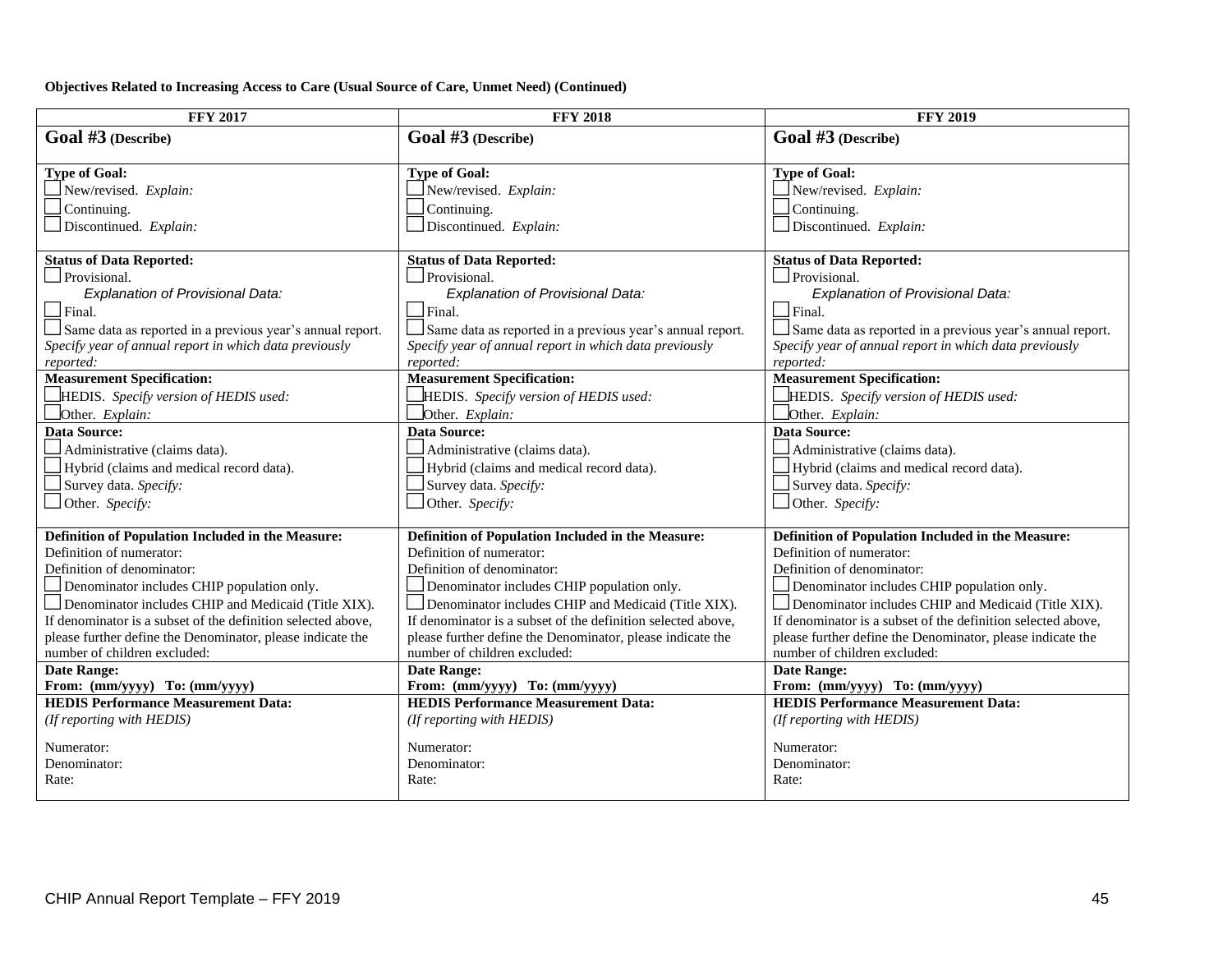**Objectives Related to Increasing Access to Care (Usual Source of Care, Unmet Need) (Continued)**

| FFY 2017 | FFY 2018 | FFY 2019 |
|---|---|---|
| **Goal #3 (Describe)** | **Goal #3 (Describe)** | **Goal #3 (Describe)** |
| **Type of Goal:**<br>☐ New/revised. *Explain:*<br>☐ Continuing.<br>☐ Discontinued. *Explain:* | **Type of Goal:**<br>☐ New/revised. *Explain:*<br>☐ Continuing.<br>☐ Discontinued. *Explain:* | **Type of Goal:**<br>☐ New/revised. *Explain:*<br>☐ Continuing.<br>☐ Discontinued. *Explain:* |
| **Status of Data Reported:**<br>☐ Provisional.<br>*Explanation of Provisional Data:*<br>☐ Final.<br>☐ Same data as reported in a previous year's annual report.<br>*Specify year of annual report in which data previously reported:* | **Status of Data Reported:**<br>☐ Provisional.<br>*Explanation of Provisional Data:*<br>☐ Final.<br>☐ Same data as reported in a previous year's annual report.<br>*Specify year of annual report in which data previously reported:* | **Status of Data Reported:**<br>☐ Provisional.<br>*Explanation of Provisional Data:*<br>☐ Final.<br>☐ Same data as reported in a previous year's annual report.<br>*Specify year of annual report in which data previously reported:* |
| **Measurement Specification:**<br>☐ HEDIS. *Specify version of HEDIS used:*<br>☐ Other. *Explain:* | **Measurement Specification:**<br>☐ HEDIS. *Specify version of HEDIS used:*<br>☐ Other. *Explain:* | **Measurement Specification:**<br>☐ HEDIS. *Specify version of HEDIS used:*<br>☐ Other. *Explain:* |
| **Data Source:**<br>☐ Administrative (claims data).<br>☐ Hybrid (claims and medical record data).<br>☐ Survey data. *Specify:*<br>☐ Other. *Specify:* | **Data Source:**<br>☐ Administrative (claims data).<br>☐ Hybrid (claims and medical record data).<br>☐ Survey data. *Specify:*<br>☐ Other. *Specify:* | **Data Source:**<br>☐ Administrative (claims data).<br>☐ Hybrid (claims and medical record data).<br>☐ Survey data. *Specify:*<br>☐ Other. *Specify:* |
| **Definition of Population Included in the Measure:**<br>Definition of numerator:<br>Definition of denominator:<br>☐ Denominator includes CHIP population only.<br>☐ Denominator includes CHIP and Medicaid (Title XIX).<br>If denominator is a subset of the definition selected above, please further define the Denominator, please indicate the number of children excluded: | **Definition of Population Included in the Measure:**<br>Definition of numerator:<br>Definition of denominator:<br>☐ Denominator includes CHIP population only.<br>☐ Denominator includes CHIP and Medicaid (Title XIX).<br>If denominator is a subset of the definition selected above, please further define the Denominator, please indicate the number of children excluded: | **Definition of Population Included in the Measure:**<br>Definition of numerator:<br>Definition of denominator:<br>☐ Denominator includes CHIP population only.<br>☐ Denominator includes CHIP and Medicaid (Title XIX).<br>If denominator is a subset of the definition selected above, please further define the Denominator, please indicate the number of children excluded: |
| **Date Range:**<br>**From: (mm/yyyy) To: (mm/yyyy)** | **Date Range:**<br>**From: (mm/yyyy) To: (mm/yyyy)** | **Date Range:**<br>**From: (mm/yyyy) To: (mm/yyyy)** |
| **HEDIS Performance Measurement Data:**<br>*(If reporting with HEDIS)*<br><br>Numerator:<br>Denominator:<br>Rate: | **HEDIS Performance Measurement Data:**<br>*(If reporting with HEDIS)*<br><br>Numerator:<br>Denominator:<br>Rate: | **HEDIS Performance Measurement Data:**<br>*(If reporting with HEDIS)*<br><br>Numerator:<br>Denominator:<br>Rate: |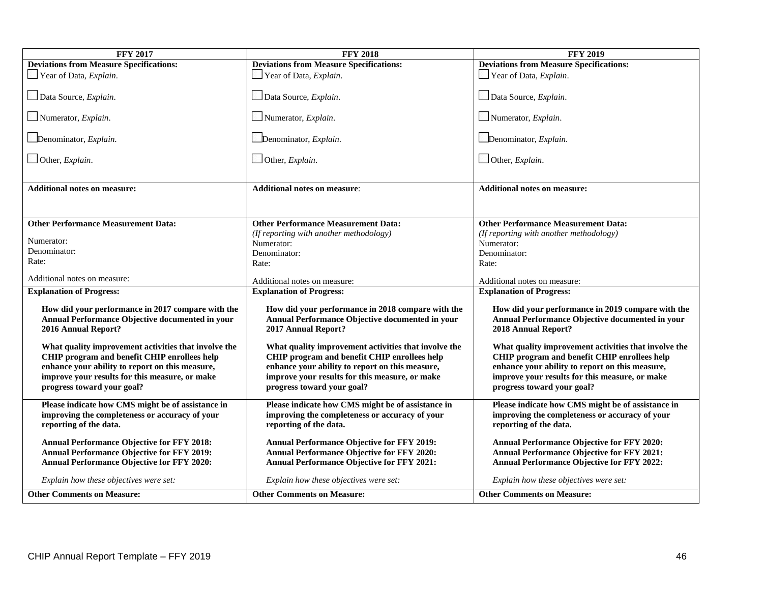| FFY 2017 | FFY 2018 | FFY 2019 |
|---|---|---|
| **Deviations from Measure Specifications:**<br>☐ Year of Data, *Explain*.<br><br>☐ Data Source, *Explain*.<br><br>☐ Numerator, *Explain*.<br><br>☐ Denominator, *Explain*.<br><br>☐ Other, *Explain*. | **Deviations from Measure Specifications:**<br>☐ Year of Data, *Explain*.<br><br>☐ Data Source, *Explain*.<br><br>☐ Numerator, *Explain*.<br><br>☐ Denominator, *Explain*.<br><br>☐ Other, *Explain*. | **Deviations from Measure Specifications:**<br>☐ Year of Data, *Explain*.<br><br>☐ Data Source, *Explain*.<br><br>☐ Numerator, *Explain*.<br><br>☐ Denominator, *Explain*.<br><br>☐ Other, *Explain*. |
| **Additional notes on measure:** | **Additional notes on measure**: | **Additional notes on measure:** |
| **Other Performance Measurement Data:**<br><br>Numerator:<br>Denominator:<br>Rate:<br><br>Additional notes on measure: | **Other Performance Measurement Data:**<br>*(If reporting with another methodology)*<br>Numerator:<br>Denominator:<br>Rate:<br><br>Additional notes on measure: | **Other Performance Measurement Data:**<br>*(If reporting with another methodology)*<br>Numerator:<br>Denominator:<br>Rate:<br><br>Additional notes on measure: |
| **Explanation of Progress:**<br><br>**How did your performance in 2017 compare with the Annual Performance Objective documented in your 2016 Annual Report?**<br><br>**What quality improvement activities that involve the CHIP program and benefit CHIP enrollees help enhance your ability to report on this measure, improve your results for this measure, or make progress toward your goal?** | **Explanation of Progress:**<br><br>**How did your performance in 2018 compare with the Annual Performance Objective documented in your 2017 Annual Report?**<br><br>**What quality improvement activities that involve the CHIP program and benefit CHIP enrollees help enhance your ability to report on this measure, improve your results for this measure, or make progress toward your goal?** | **Explanation of Progress:**<br><br>**How did your performance in 2019 compare with the Annual Performance Objective documented in your 2018 Annual Report?**<br><br>**What quality improvement activities that involve the CHIP program and benefit CHIP enrollees help enhance your ability to report on this measure, improve your results for this measure, or make progress toward your goal?** |
| **Please indicate how CMS might be of assistance in improving the completeness or accuracy of your reporting of the data.**<br><br>**Annual Performance Objective for FFY 2018:**<br>**Annual Performance Objective for FFY 2019:**<br>**Annual Performance Objective for FFY 2020:**<br><br>*Explain how these objectives were set:* | **Please indicate how CMS might be of assistance in improving the completeness or accuracy of your reporting of the data.**<br><br>**Annual Performance Objective for FFY 2019:**<br>**Annual Performance Objective for FFY 2020:**<br>**Annual Performance Objective for FFY 2021:**<br><br>*Explain how these objectives were set:* | **Please indicate how CMS might be of assistance in improving the completeness or accuracy of your reporting of the data.**<br><br>**Annual Performance Objective for FFY 2020:**<br>**Annual Performance Objective for FFY 2021:**<br>**Annual Performance Objective for FFY 2022:**<br><br>*Explain how these objectives were set:* |
| **Other Comments on Measure:** | **Other Comments on Measure:** | **Other Comments on Measure:** |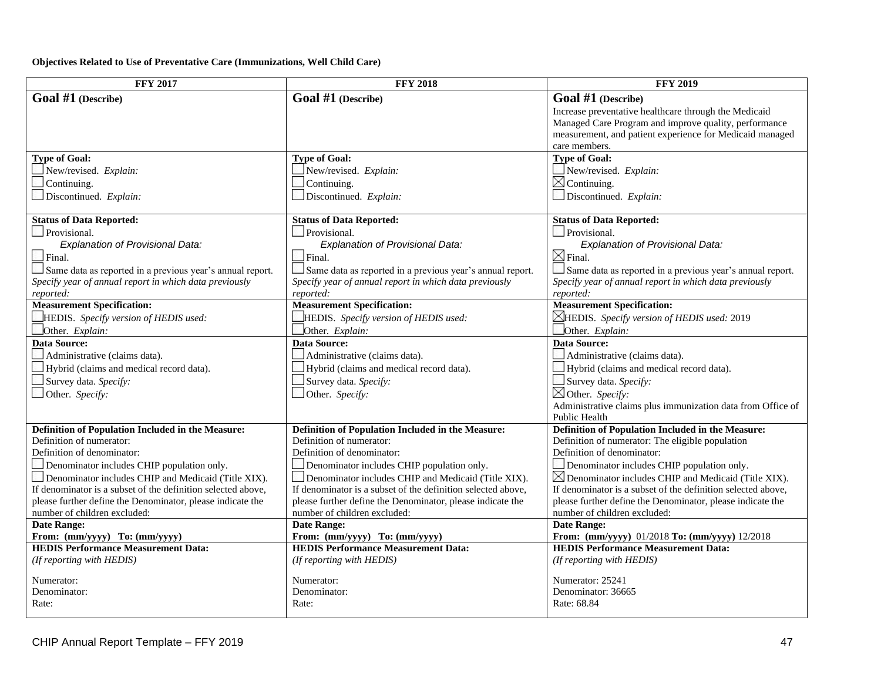**Objectives Related to Use of Preventative Care (Immunizations, Well Child Care)**

| FFY 2017 | FFY 2018 | FFY 2019 |
|---|---|---|
| **Goal #1 (Describe)** | **Goal #1 (Describe)** | **Goal #1 (Describe)**<br>Increase preventative healthcare through the Medicaid Managed Care Program and improve quality, performance measurement, and patient experience for Medicaid managed care members. |
| **Type of Goal:**<br>☐ New/revised. *Explain:*<br>☐ Continuing.<br>☐ Discontinued. *Explain:* | **Type of Goal:**<br>☐ New/revised. *Explain:*<br>☐ Continuing.<br>☐ Discontinued. *Explain:* | **Type of Goal:**<br>☐ New/revised. *Explain:*<br>☒ Continuing.<br>☐ Discontinued. *Explain:* |
| **Status of Data Reported:**<br>☐ Provisional.<br>*Explanation of Provisional Data:*<br>☐ Final.<br>☐ Same data as reported in a previous year's annual report.<br>*Specify year of annual report in which data previously reported:* | **Status of Data Reported:**<br>☐ Provisional.<br>*Explanation of Provisional Data:*<br>☐ Final.<br>☐ Same data as reported in a previous year's annual report.<br>*Specify year of annual report in which data previously reported:* | **Status of Data Reported:**<br>☐ Provisional.<br>*Explanation of Provisional Data:*<br>☒ Final.<br>☐ Same data as reported in a previous year's annual report.<br>*Specify year of annual report in which data previously reported:* |
| **Measurement Specification:**<br>☐ HEDIS. *Specify version of HEDIS used:*<br>☐ Other. *Explain:* | **Measurement Specification:**<br>☐ HEDIS. *Specify version of HEDIS used:*<br>☐ Other. *Explain:* | **Measurement Specification:**<br>☒ HEDIS. *Specify version of HEDIS used:* 2019<br>☐ Other. *Explain:* |
| **Data Source:**<br>☐ Administrative (claims data).<br>☐ Hybrid (claims and medical record data).<br>☐ Survey data. *Specify:*<br>☐ Other. *Specify:* | **Data Source:**<br>☐ Administrative (claims data).<br>☐ Hybrid (claims and medical record data).<br>☐ Survey data. *Specify:*<br>☐ Other. *Specify:* | **Data Source:**<br>☐ Administrative (claims data).<br>☐ Hybrid (claims and medical record data).<br>☐ Survey data. *Specify:*<br>☒ Other. *Specify:*<br>Administrative claims plus immunization data from Office of Public Health |
| **Definition of Population Included in the Measure:**<br>Definition of numerator:<br>Definition of denominator:<br>☐ Denominator includes CHIP population only.<br>☐ Denominator includes CHIP and Medicaid (Title XIX).<br>If denominator is a subset of the definition selected above, please further define the Denominator, please indicate the number of children excluded: | **Definition of Population Included in the Measure:**<br>Definition of numerator:<br>Definition of denominator:<br>☐ Denominator includes CHIP population only.<br>☐ Denominator includes CHIP and Medicaid (Title XIX).<br>If denominator is a subset of the definition selected above, please further define the Denominator, please indicate the number of children excluded: | **Definition of Population Included in the Measure:**<br>Definition of numerator: The eligible population<br>Definition of denominator:<br>☐ Denominator includes CHIP population only.<br>☒ Denominator includes CHIP and Medicaid (Title XIX).<br>If denominator is a subset of the definition selected above, please further define the Denominator, please indicate the number of children excluded: |
| **Date Range:**<br>**From: (mm/yyyy) To: (mm/yyyy)** | **Date Range:**<br>**From: (mm/yyyy) To: (mm/yyyy)** | **Date Range:**<br>**From: (mm/yyyy)** 01/2018 **To: (mm/yyyy)** 12/2018 |
| **HEDIS Performance Measurement Data:**<br>*(If reporting with HEDIS)*<br><br>Numerator:<br>Denominator:<br>Rate: | **HEDIS Performance Measurement Data:**<br>*(If reporting with HEDIS)*<br><br>Numerator:<br>Denominator:<br>Rate: | **HEDIS Performance Measurement Data:**<br>*(If reporting with HEDIS)*<br><br>Numerator: 25241<br>Denominator: 36665<br>Rate: 68.84 |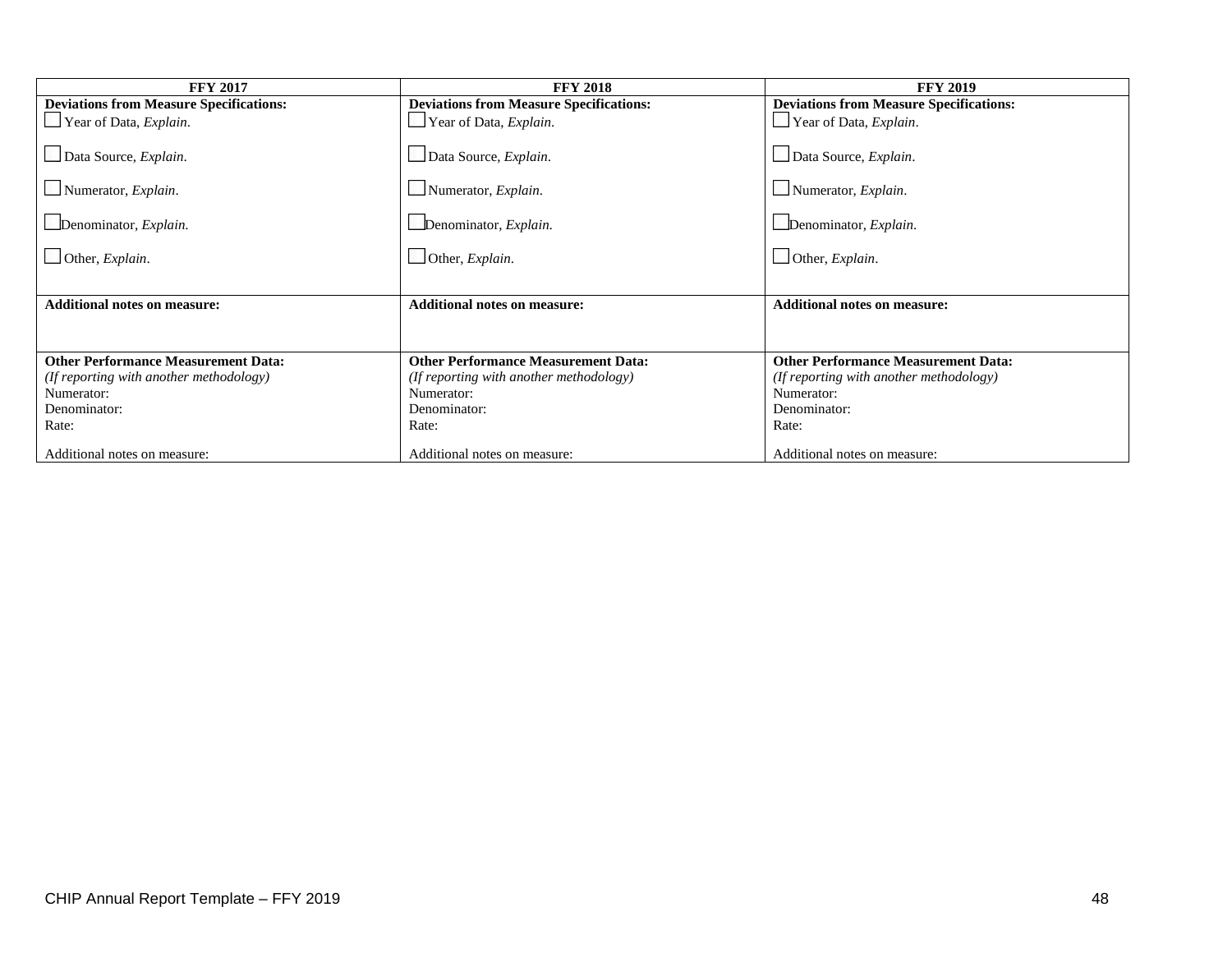| FFY 2017 | FFY 2018 | FFY 2019 |
|---|---|---|
| **Deviations from Measure Specifications:**<br>☐ Year of Data, *Explain*.<br><br>☐ Data Source, *Explain*.<br><br>☐ Numerator, *Explain*.<br><br>☐ Denominator, *Explain.*<br><br>☐ Other, *Explain*. | **Deviations from Measure Specifications:**<br>☐ Year of Data, *Explain*.<br><br>☐ Data Source, *Explain*.<br><br>☐ Numerator, *Explain*.<br><br>☐ Denominator, *Explain.*<br><br>☐ Other, *Explain*. | **Deviations from Measure Specifications:**<br>☐ Year of Data, *Explain*.<br><br>☐ Data Source, *Explain*.<br><br>☐ Numerator, *Explain*.<br><br>☐ Denominator, *Explain*.<br><br>☐ Other, *Explain*. |
| **Additional notes on measure:** | **Additional notes on measure:** | **Additional notes on measure:** |
| **Other Performance Measurement Data:**<br>*(If reporting with another methodology)*<br>Numerator:<br>Denominator:<br>Rate:<br><br>Additional notes on measure: | **Other Performance Measurement Data:**<br>*(If reporting with another methodology)*<br>Numerator:<br>Denominator:<br>Rate:<br><br>Additional notes on measure: | **Other Performance Measurement Data:**<br>*(If reporting with another methodology)*<br>Numerator:<br>Denominator:<br>Rate:<br><br>Additional notes on measure: |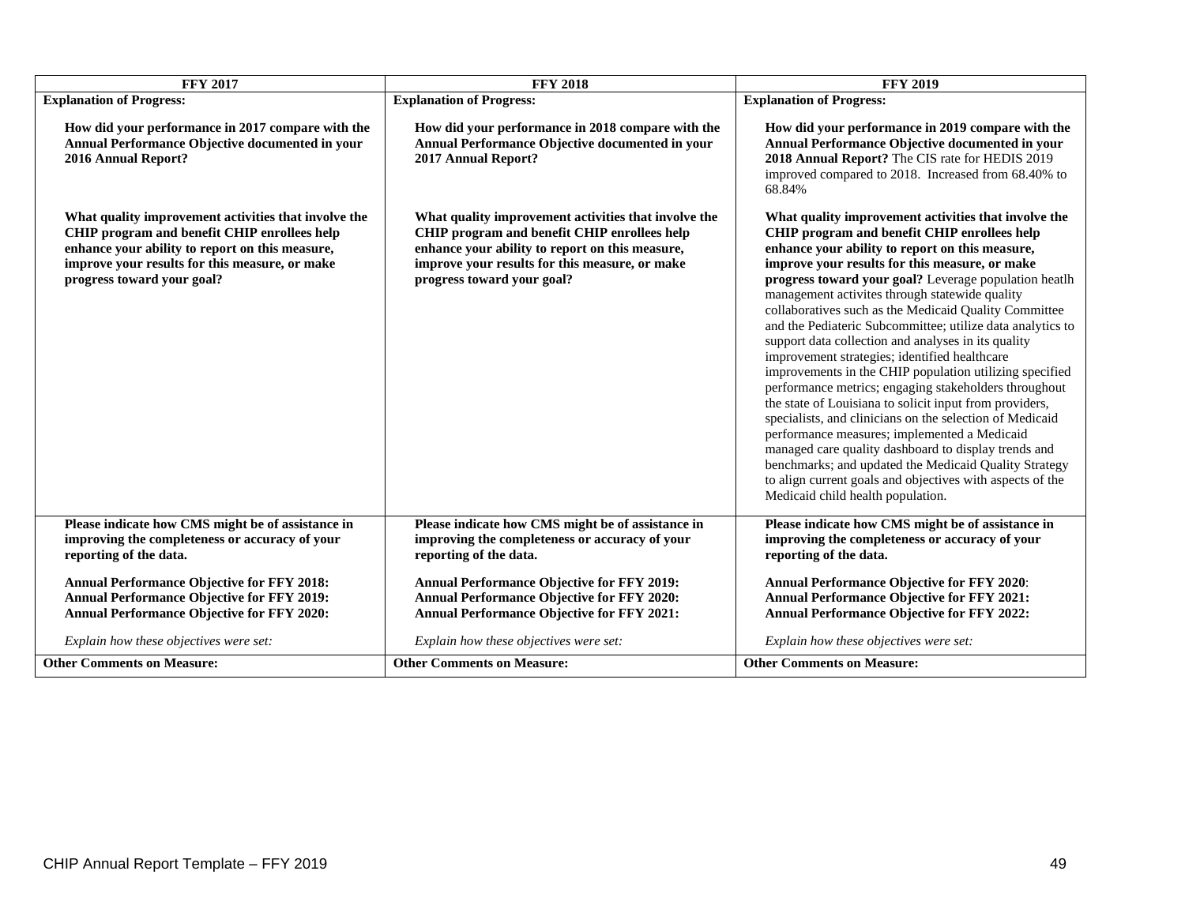| FFY 2017 | FFY 2018 | FFY 2019 |
|---|---|---|
| **Explanation of Progress:**<br><br>**How did your performance in 2017 compare with the Annual Performance Objective documented in your 2016 Annual Report?**<br><br>**What quality improvement activities that involve the CHIP program and benefit CHIP enrollees help enhance your ability to report on this measure, improve your results for this measure, or make progress toward your goal?** | **Explanation of Progress:**<br><br>**How did your performance in 2018 compare with the Annual Performance Objective documented in your 2017 Annual Report?**<br><br>**What quality improvement activities that involve the CHIP program and benefit CHIP enrollees help enhance your ability to report on this measure, improve your results for this measure, or make progress toward your goal?** | **Explanation of Progress:**<br><br>**How did your performance in 2019 compare with the Annual Performance Objective documented in your 2018 Annual Report?** The CIS rate for HEDIS 2019 improved compared to 2018. Increased from 68.40% to 68.84%<br><br>**What quality improvement activities that involve the CHIP program and benefit CHIP enrollees help enhance your ability to report on this measure, improve your results for this measure, or make progress toward your goal?** Leverage population heatlh management activites through statewide quality collaboratives such as the Medicaid Quality Committee and the Pediateric Subcommittee; utilize data analytics to support data collection and analyses in its quality improvement strategies; identified healthcare improvements in the CHIP population utilizing specified performance metrics; engaging stakeholders throughout the state of Louisiana to solicit input from providers, specialists, and clinicians on the selection of Medicaid performance measures; implemented a Medicaid managed care quality dashboard to display trends and benchmarks; and updated the Medicaid Quality Strategy to align current goals and objectives with aspects of the Medicaid child health population. |
| **Please indicate how CMS might be of assistance in improving the completeness or accuracy of your reporting of the data.**<br><br>**Annual Performance Objective for FFY 2018:**<br>**Annual Performance Objective for FFY 2019:**<br>**Annual Performance Objective for FFY 2020:**<br><br>*Explain how these objectives were set:* | **Please indicate how CMS might be of assistance in improving the completeness or accuracy of your reporting of the data.**<br><br>**Annual Performance Objective for FFY 2019:**<br>**Annual Performance Objective for FFY 2020:**<br>**Annual Performance Objective for FFY 2021:**<br><br>*Explain how these objectives were set:* | **Please indicate how CMS might be of assistance in improving the completeness or accuracy of your reporting of the data.**<br><br>**Annual Performance Objective for FFY 2020:**<br>**Annual Performance Objective for FFY 2021:**<br>**Annual Performance Objective for FFY 2022:**<br><br>*Explain how these objectives were set:* |
| **Other Comments on Measure:** | **Other Comments on Measure:** | **Other Comments on Measure:** |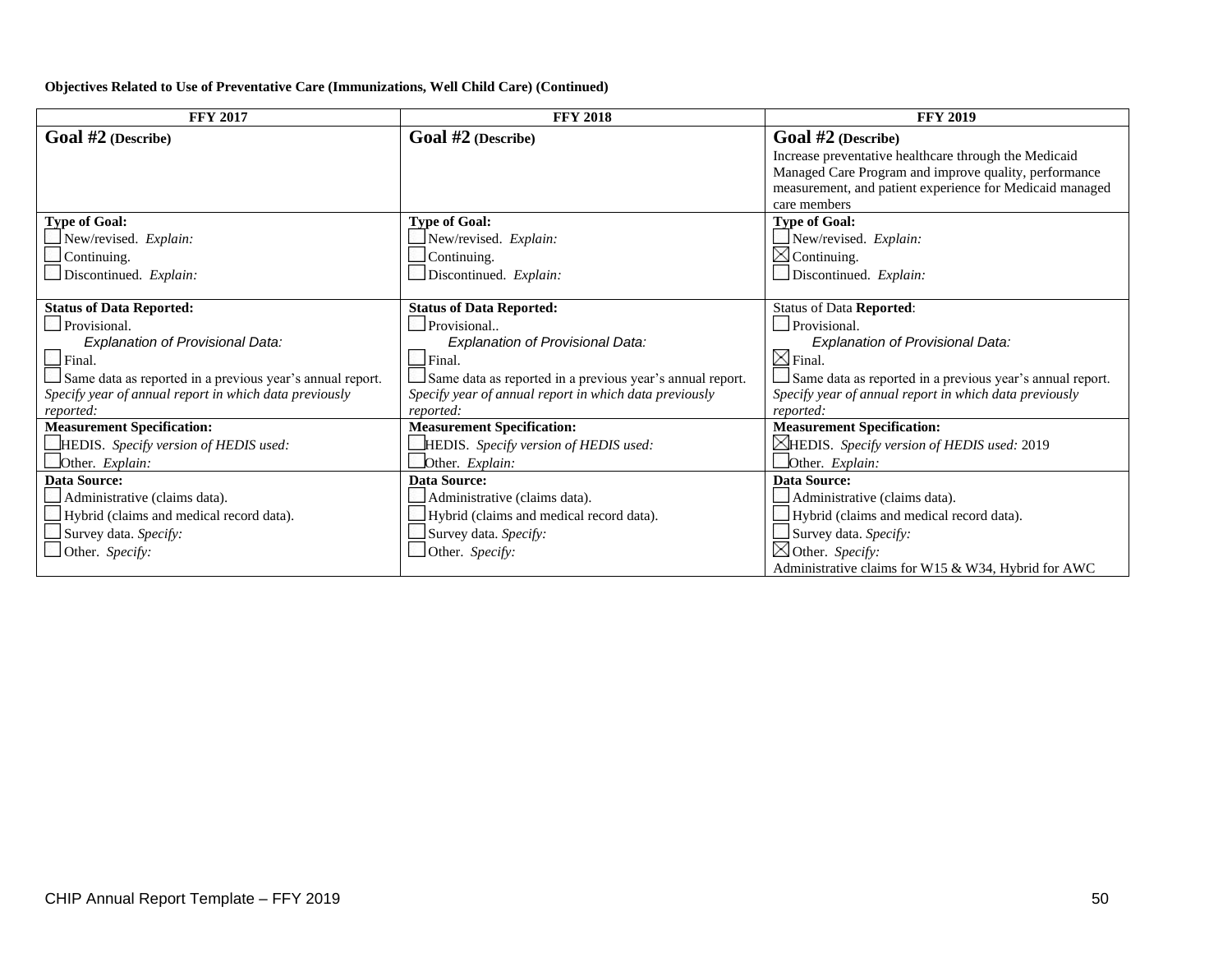**Objectives Related to Use of Preventative Care (Immunizations, Well Child Care) (Continued)**

| FFY 2017 | FFY 2018 | FFY 2019 |
|---|---|---|
| **Goal #2 (Describe)** | **Goal #2 (Describe)** | **Goal #2 (Describe)**<br>Increase preventative healthcare through the Medicaid Managed Care Program and improve quality, performance measurement, and patient experience for Medicaid managed care members |
| **Type of Goal:**<br>☐ New/revised. *Explain:*<br>☐ Continuing.<br>☐ Discontinued. *Explain:* | **Type of Goal:**<br>☐ New/revised. *Explain:*<br>☐ Continuing.<br>☐ Discontinued. *Explain:* | **Type of Goal:**<br>☐ New/revised. *Explain:*<br>☒ Continuing.<br>☐ Discontinued. *Explain:* |
| **Status of Data Reported:**<br>☐ Provisional.<br>*Explanation of Provisional Data:*<br>☐ Final.<br>☐ Same data as reported in a previous year's annual report.<br>*Specify year of annual report in which data previously reported:* | **Status of Data Reported:**<br>☐ Provisional..<br>*Explanation of Provisional Data:*<br>☐ Final.<br>☐ Same data as reported in a previous year's annual report.<br>*Specify year of annual report in which data previously reported:* | Status of Data **Reported**:<br>☐ Provisional.<br>*Explanation of Provisional Data:*<br>☒ Final.<br>☐ Same data as reported in a previous year's annual report.<br>*Specify year of annual report in which data previously reported:* |
| **Measurement Specification:**<br>☐ HEDIS. *Specify version of HEDIS used:*<br>☐ Other. *Explain:* | **Measurement Specification:**<br>☐ HEDIS. *Specify version of HEDIS used:*<br>☐ Other. *Explain:* | **Measurement Specification:**<br>☒ HEDIS. *Specify version of HEDIS used:* 2019<br>☐ Other. *Explain:* |
| **Data Source:**<br>☐ Administrative (claims data).<br>☐ Hybrid (claims and medical record data).<br>☐ Survey data. *Specify:*<br>☐ Other. *Specify:* | **Data Source:**<br>☐ Administrative (claims data).<br>☐ Hybrid (claims and medical record data).<br>☐ Survey data. *Specify:*<br>☐ Other. *Specify:* | **Data Source:**<br>☐ Administrative (claims data).<br>☐ Hybrid (claims and medical record data).<br>☐ Survey data. *Specify:*<br>☒ Other. *Specify:*<br>Administrative claims for W15 & W34, Hybrid for AWC |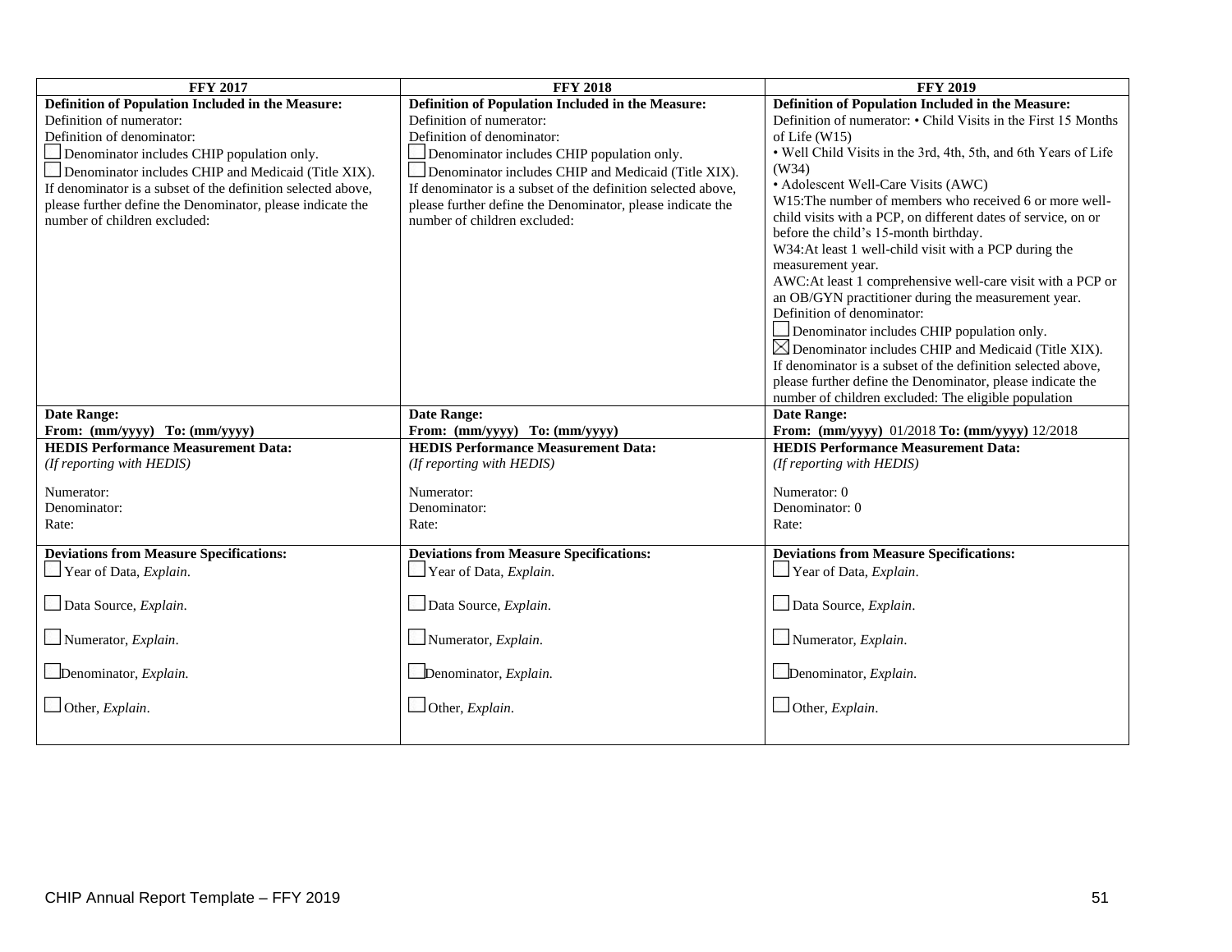| FFY 2017 | FFY 2018 | FFY 2019 |
|---|---|---|
| **Definition of Population Included in the Measure:**<br>Definition of numerator:<br>Definition of denominator:<br>☐ Denominator includes CHIP population only.<br>☐ Denominator includes CHIP and Medicaid (Title XIX).<br>If denominator is a subset of the definition selected above, please further define the Denominator, please indicate the number of children excluded: | **Definition of Population Included in the Measure:**<br>Definition of numerator:<br>Definition of denominator:<br>☐ Denominator includes CHIP population only.<br>☐ Denominator includes CHIP and Medicaid (Title XIX).<br>If denominator is a subset of the definition selected above, please further define the Denominator, please indicate the number of children excluded: | **Definition of Population Included in the Measure:**<br>Definition of numerator: • Child Visits in the First 15 Months of Life (W15)<br>• Well Child Visits in the 3rd, 4th, 5th, and 6th Years of Life (W34)<br>• Adolescent Well-Care Visits (AWC)<br>W15:The number of members who received 6 or more well-child visits with a PCP, on different dates of service, on or before the child's 15-month birthday.<br>W34:At least 1 well-child visit with a PCP during the measurement year.<br>AWC:At least 1 comprehensive well-care visit with a PCP or an OB/GYN practitioner during the measurement year.<br>Definition of denominator:<br>☐ Denominator includes CHIP population only.<br>☒ Denominator includes CHIP and Medicaid (Title XIX).<br>If denominator is a subset of the definition selected above, please further define the Denominator, please indicate the number of children excluded: The eligible population |
| **Date Range:**<br>**From: (mm/yyyy) To: (mm/yyyy)** | **Date Range:**<br>**From: (mm/yyyy) To: (mm/yyyy)** | **Date Range:**<br>**From: (mm/yyyy)** 01/2018 **To: (mm/yyyy)** 12/2018 |
| **HEDIS Performance Measurement Data:**<br>*(If reporting with HEDIS)*<br><br>Numerator:<br>Denominator:<br>Rate: | **HEDIS Performance Measurement Data:**<br>*(If reporting with HEDIS)*<br><br>Numerator:<br>Denominator:<br>Rate: | **HEDIS Performance Measurement Data:**<br>*(If reporting with HEDIS)*<br><br>Numerator: 0<br>Denominator: 0<br>Rate: |
| **Deviations from Measure Specifications:**<br>☐ Year of Data, *Explain*.<br><br>☐ Data Source, *Explain*.<br><br>☐ Numerator, *Explain*.<br><br>☐ Denominator, *Explain*.<br><br>☐ Other, *Explain*. | **Deviations from Measure Specifications:**<br>☐ Year of Data, *Explain*.<br><br>☐ Data Source, *Explain*.<br><br>☐ Numerator, *Explain*.<br><br>☐ Denominator, *Explain*.<br><br>☐ Other, *Explain*. | **Deviations from Measure Specifications:**<br>☐ Year of Data, *Explain*.<br><br>☐ Data Source, *Explain*.<br><br>☐ Numerator, *Explain*.<br><br>☐ Denominator, *Explain*.<br><br>☐ Other, *Explain*. |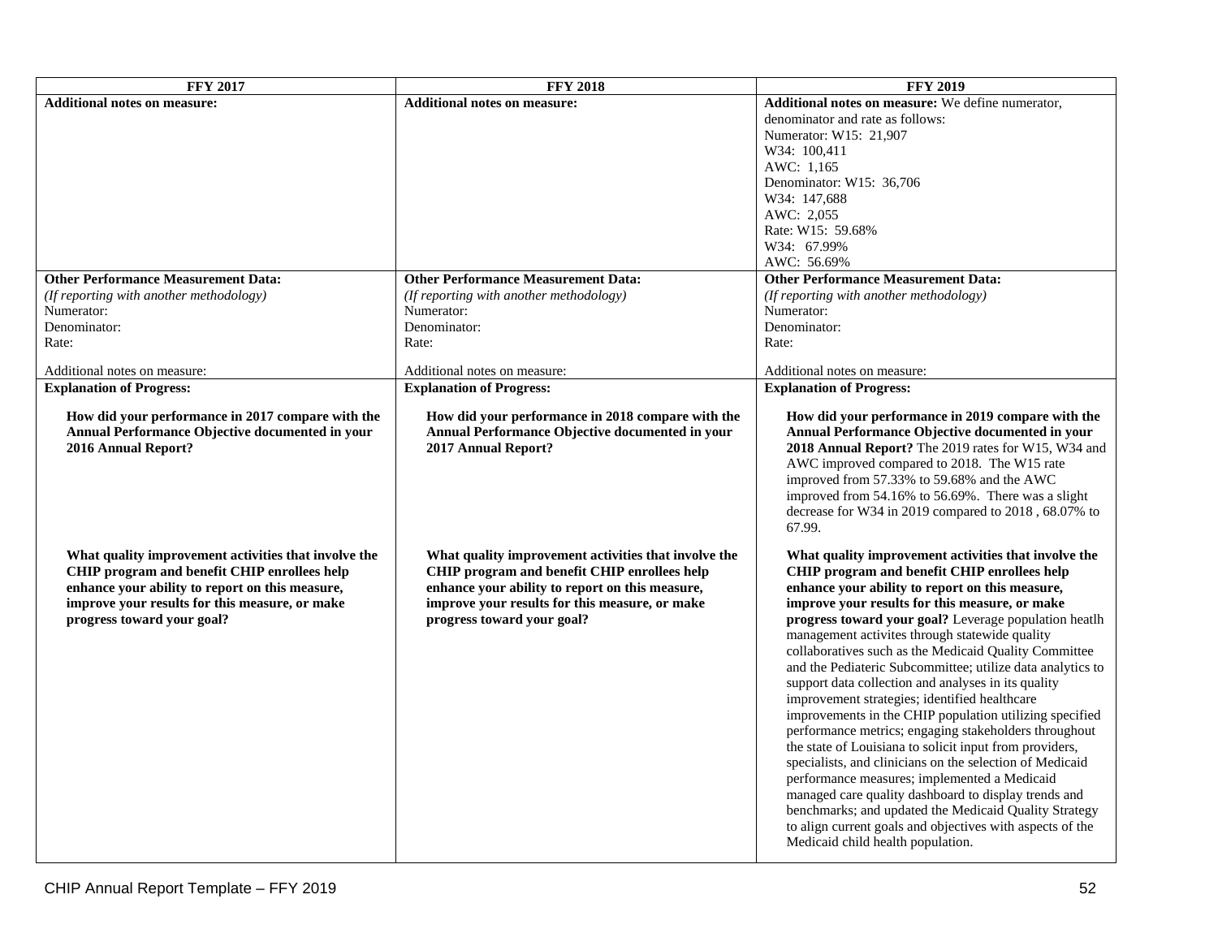| FFY 2017 | FFY 2018 | FFY 2019 |
|---|---|---|
| **Additional notes on measure:** | **Additional notes on measure:** | **Additional notes on measure:** We define numerator, denominator and rate as follows:<br>Numerator: W15: 21,907<br>W34: 100,411<br>AWC: 1,165<br>Denominator: W15: 36,706<br>W34: 147,688<br>AWC: 2,055<br>Rate: W15: 59.68%<br>W34: 67.99%<br>AWC: 56.69% |
| **Other Performance Measurement Data:**<br>*(If reporting with another methodology)*<br>Numerator:<br>Denominator:<br>Rate:<br><br>Additional notes on measure: | **Other Performance Measurement Data:**<br>*(If reporting with another methodology)*<br>Numerator:<br>Denominator:<br>Rate:<br><br>Additional notes on measure: | **Other Performance Measurement Data:**<br>*(If reporting with another methodology)*<br>Numerator:<br>Denominator:<br>Rate:<br><br>Additional notes on measure: |
| **Explanation of Progress:**<br><br>**How did your performance in 2017 compare with the Annual Performance Objective documented in your 2016 Annual Report?**<br><br>**What quality improvement activities that involve the CHIP program and benefit CHIP enrollees help enhance your ability to report on this measure, improve your results for this measure, or make progress toward your goal?** | **Explanation of Progress:**<br><br>**How did your performance in 2018 compare with the Annual Performance Objective documented in your 2017 Annual Report?**<br><br>**What quality improvement activities that involve the CHIP program and benefit CHIP enrollees help enhance your ability to report on this measure, improve your results for this measure, or make progress toward your goal?** | **Explanation of Progress:**<br><br>**How did your performance in 2019 compare with the Annual Performance Objective documented in your 2018 Annual Report?** The 2019 rates for W15, W34 and AWC improved compared to 2018. The W15 rate improved from 57.33% to 59.68% and the AWC improved from 54.16% to 56.69%. There was a slight decrease for W34 in 2019 compared to 2018 , 68.07% to 67.99.<br><br>**What quality improvement activities that involve the CHIP program and benefit CHIP enrollees help enhance your ability to report on this measure, improve your results for this measure, or make progress toward your goal?** Leverage population heatlh management activites through statewide quality collaboratives such as the Medicaid Quality Committee and the Pediateric Subcommittee; utilize data analytics to support data collection and analyses in its quality improvement strategies; identified healthcare improvements in the CHIP population utilizing specified performance metrics; engaging stakeholders throughout the state of Louisiana to solicit input from providers, specialists, and clinicians on the selection of Medicaid performance measures; implemented a Medicaid managed care quality dashboard to display trends and benchmarks; and updated the Medicaid Quality Strategy to align current goals and objectives with aspects of the Medicaid child health population. |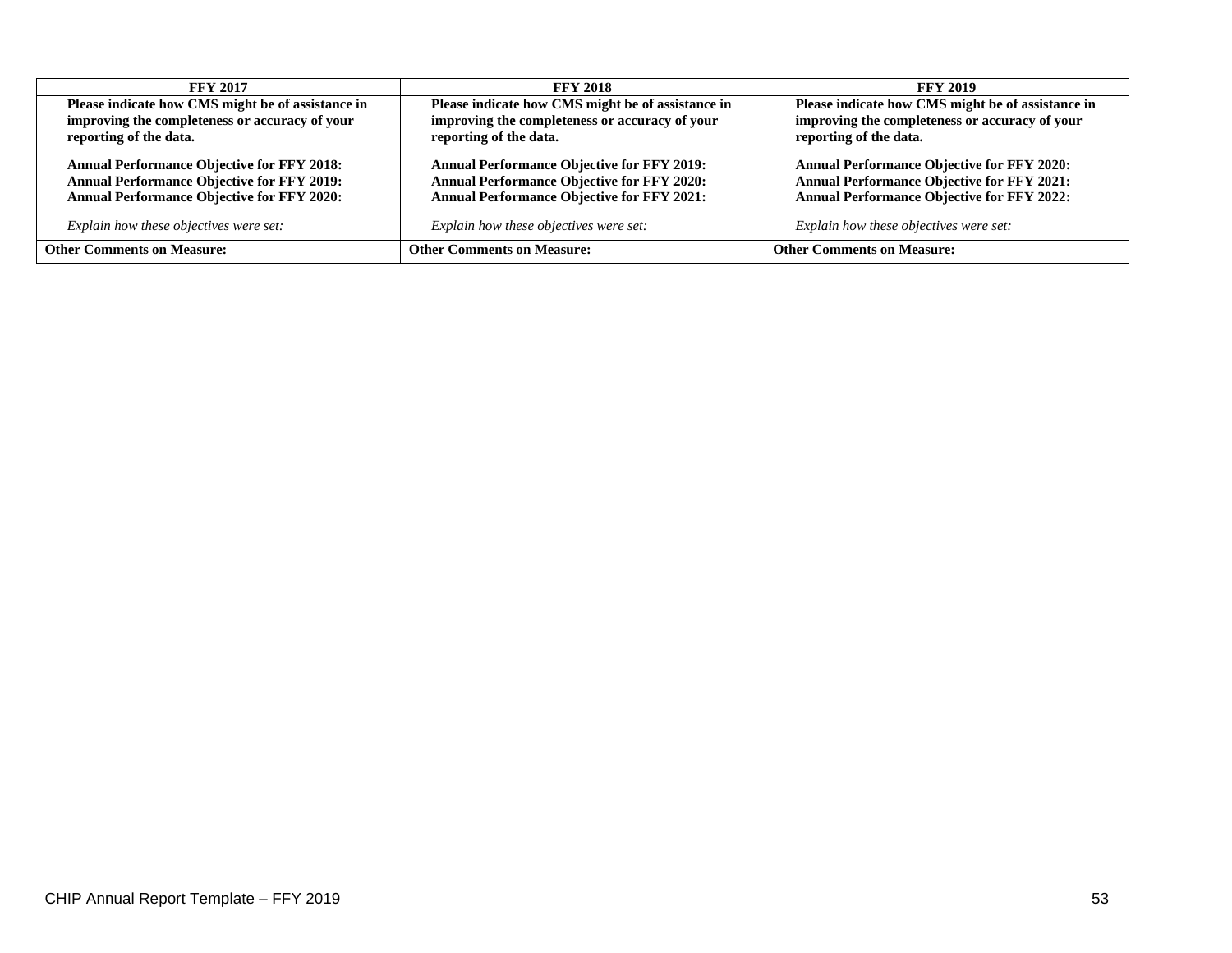| FFY 2017 | FFY 2018 | FFY 2019 |
|---|---|---|
| **Please indicate how CMS might be of assistance in improving the completeness or accuracy of your reporting of the data.**<br><br>**Annual Performance Objective for FFY 2018:**<br>**Annual Performance Objective for FFY 2019:**<br>**Annual Performance Objective for FFY 2020:**<br><br>*Explain how these objectives were set:* | **Please indicate how CMS might be of assistance in improving the completeness or accuracy of your reporting of the data.**<br><br>**Annual Performance Objective for FFY 2019:**<br>**Annual Performance Objective for FFY 2020:**<br>**Annual Performance Objective for FFY 2021:**<br><br>*Explain how these objectives were set:* | **Please indicate how CMS might be of assistance in improving the completeness or accuracy of your reporting of the data.**<br><br>**Annual Performance Objective for FFY 2020:**<br>**Annual Performance Objective for FFY 2021:**<br>**Annual Performance Objective for FFY 2022:**<br><br>*Explain how these objectives were set:* |
| **Other Comments on Measure:** | **Other Comments on Measure:** | **Other Comments on Measure:** |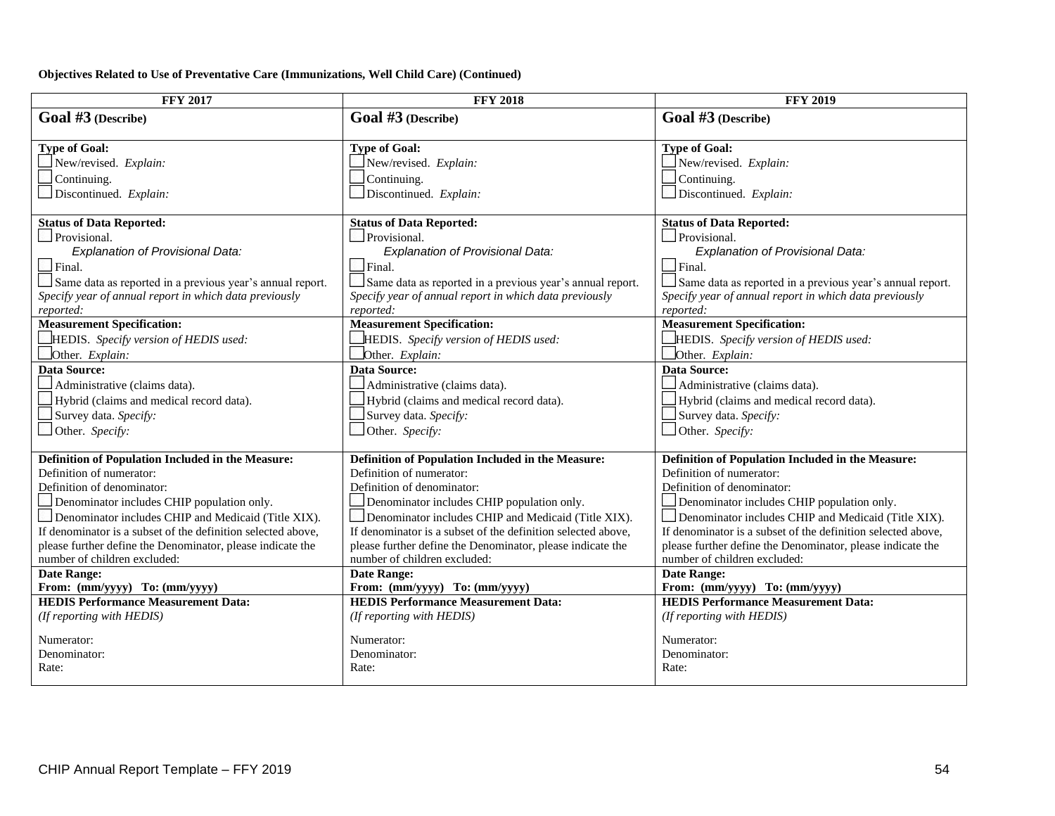**Objectives Related to Use of Preventative Care (Immunizations, Well Child Care) (Continued)**

| FFY 2017 | FFY 2018 | FFY 2019 |
|---|---|---|
| **Goal #3** **(Describe)** | **Goal #3** **(Describe)** | **Goal #3** **(Describe)** |
| **Type of Goal:**<br>☐ New/revised. *Explain:*<br>☐ Continuing.<br>☐ Discontinued. *Explain:* | **Type of Goal:**<br>☐ New/revised. *Explain:*<br>☐ Continuing.<br>☐ Discontinued. *Explain:* | **Type of Goal:**<br>☐ New/revised. *Explain:*<br>☐ Continuing.<br>☐ Discontinued. *Explain:* |
| **Status of Data Reported:**<br>☐ Provisional.<br>*Explanation of Provisional Data:*<br>☐ Final.<br>☐ Same data as reported in a previous year's annual report.<br>*Specify year of annual report in which data previously reported:* | **Status of Data Reported:**<br>☐ Provisional.<br>*Explanation of Provisional Data:*<br>☐ Final.<br>☐ Same data as reported in a previous year's annual report.<br>*Specify year of annual report in which data previously reported:* | **Status of Data Reported:**<br>☐ Provisional.<br>*Explanation of Provisional Data:*<br>☐ Final.<br>☐ Same data as reported in a previous year's annual report.<br>*Specify year of annual report in which data previously reported:* |
| **Measurement Specification:**<br>☐ HEDIS. *Specify version of HEDIS used:*<br>☐ Other. *Explain:* | **Measurement Specification:**<br>☐ HEDIS. *Specify version of HEDIS used:*<br>☐ Other. *Explain:* | **Measurement Specification:**<br>☐ HEDIS. *Specify version of HEDIS used:*<br>☐ Other. *Explain:* |
| **Data Source:**<br>☐ Administrative (claims data).<br>☐ Hybrid (claims and medical record data).<br>☐ Survey data. *Specify:*<br>☐ Other. *Specify:* | **Data Source:**<br>☐ Administrative (claims data).<br>☐ Hybrid (claims and medical record data).<br>☐ Survey data. *Specify:*<br>☐ Other. *Specify:* | **Data Source:**<br>☐ Administrative (claims data).<br>☐ Hybrid (claims and medical record data).<br>☐ Survey data. *Specify:*<br>☐ Other. *Specify:* |
| **Definition of Population Included in the Measure:**<br>Definition of numerator:<br>Definition of denominator:<br>☐ Denominator includes CHIP population only.<br>☐ Denominator includes CHIP and Medicaid (Title XIX).<br>If denominator is a subset of the definition selected above, please further define the Denominator, please indicate the number of children excluded: | **Definition of Population Included in the Measure:**<br>Definition of numerator:<br>Definition of denominator:<br>☐ Denominator includes CHIP population only.<br>☐ Denominator includes CHIP and Medicaid (Title XIX).<br>If denominator is a subset of the definition selected above, please further define the Denominator, please indicate the number of children excluded: | **Definition of Population Included in the Measure:**<br>Definition of numerator:<br>Definition of denominator:<br>☐ Denominator includes CHIP population only.<br>☐ Denominator includes CHIP and Medicaid (Title XIX).<br>If denominator is a subset of the definition selected above, please further define the Denominator, please indicate the number of children excluded: |
| **Date Range:**<br>**From: (mm/yyyy) To: (mm/yyyy)** | **Date Range:**<br>**From: (mm/yyyy) To: (mm/yyyy)** | **Date Range:**<br>**From: (mm/yyyy) To: (mm/yyyy)** |
| **HEDIS Performance Measurement Data:**<br>*(If reporting with HEDIS)*<br><br>Numerator:<br>Denominator:<br>Rate: | **HEDIS Performance Measurement Data:**<br>*(If reporting with HEDIS)*<br><br>Numerator:<br>Denominator:<br>Rate: | **HEDIS Performance Measurement Data:**<br>*(If reporting with HEDIS)*<br><br>Numerator:<br>Denominator:<br>Rate: |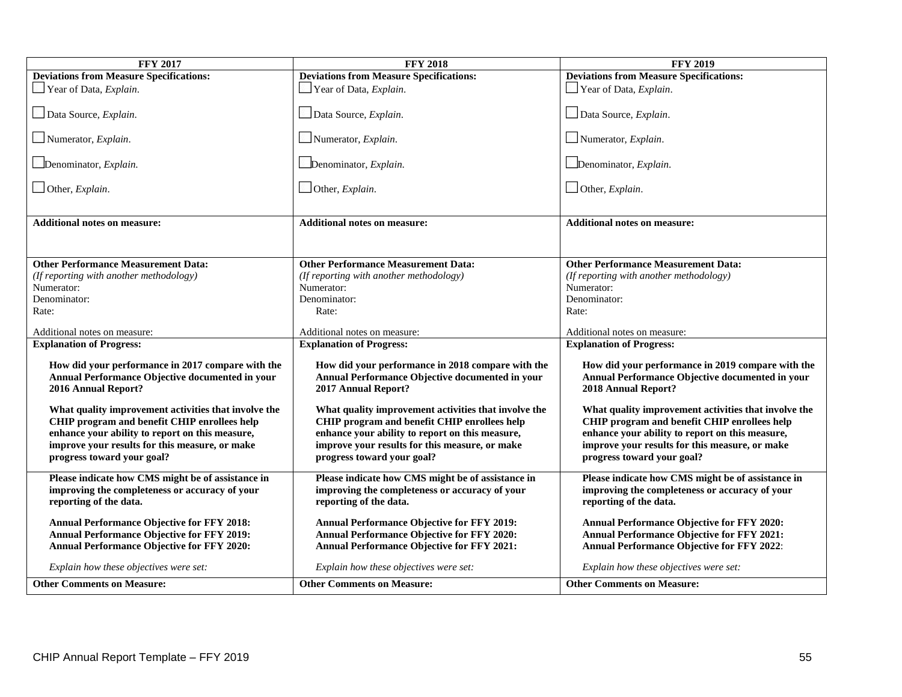| FFY 2017 | FFY 2018 | FFY 2019 |
|---|---|---|
| **Deviations from Measure Specifications:**<br>☐ Year of Data, *Explain*.<br><br>☐ Data Source, *Explain*.<br><br>☐ Numerator, *Explain*.<br><br>☐ Denominator, *Explain*.<br><br>☐ Other, *Explain*. | **Deviations from Measure Specifications:**<br>☐ Year of Data, *Explain*.<br><br>☐ Data Source, *Explain*.<br><br>☐ Numerator, *Explain*.<br><br>☐ Denominator, *Explain*.<br><br>☐ Other, *Explain*. | **Deviations from Measure Specifications:**<br>☐ Year of Data, *Explain*.<br><br>☐ Data Source, *Explain*.<br><br>☐ Numerator, *Explain*.<br><br>☐ Denominator, *Explain*.<br><br>☐ Other, *Explain*. |
| **Additional notes on measure:** | **Additional notes on measure:** | **Additional notes on measure:** |
| **Other Performance Measurement Data:**<br>*(If reporting with another methodology)*<br>Numerator:<br>Denominator:<br>Rate:<br><br>Additional notes on measure: | **Other Performance Measurement Data:**<br>*(If reporting with another methodology)*<br>Numerator:<br>Denominator:<br>Rate:<br><br>Additional notes on measure: | **Other Performance Measurement Data:**<br>*(If reporting with another methodology)*<br>Numerator:<br>Denominator:<br>Rate:<br><br>Additional notes on measure: |
| **Explanation of Progress:**<br><br>**How did your performance in 2017 compare with the Annual Performance Objective documented in your 2016 Annual Report?**<br><br>**What quality improvement activities that involve the CHIP program and benefit CHIP enrollees help enhance your ability to report on this measure, improve your results for this measure, or make progress toward your goal?** | **Explanation of Progress:**<br><br>**How did your performance in 2018 compare with the Annual Performance Objective documented in your 2017 Annual Report?**<br><br>**What quality improvement activities that involve the CHIP program and benefit CHIP enrollees help enhance your ability to report on this measure, improve your results for this measure, or make progress toward your goal?** | **Explanation of Progress:**<br><br>**How did your performance in 2019 compare with the Annual Performance Objective documented in your 2018 Annual Report?**<br><br>**What quality improvement activities that involve the CHIP program and benefit CHIP enrollees help enhance your ability to report on this measure, improve your results for this measure, or make progress toward your goal?** |
| **Please indicate how CMS might be of assistance in improving the completeness or accuracy of your reporting of the data.**<br><br>**Annual Performance Objective for FFY 2018:**<br>**Annual Performance Objective for FFY 2019:**<br>**Annual Performance Objective for FFY 2020:**<br><br>*Explain how these objectives were set:* | **Please indicate how CMS might be of assistance in improving the completeness or accuracy of your reporting of the data.**<br><br>**Annual Performance Objective for FFY 2019:**<br>**Annual Performance Objective for FFY 2020:**<br>**Annual Performance Objective for FFY 2021:**<br><br>*Explain how these objectives were set:* | **Please indicate how CMS might be of assistance in improving the completeness or accuracy of your reporting of the data.**<br><br>**Annual Performance Objective for FFY 2020:**<br>**Annual Performance Objective for FFY 2021:**<br>**Annual Performance Objective for FFY 2022**:<br><br>*Explain how these objectives were set:* |
| **Other Comments on Measure:** | **Other Comments on Measure:** | **Other Comments on Measure:** |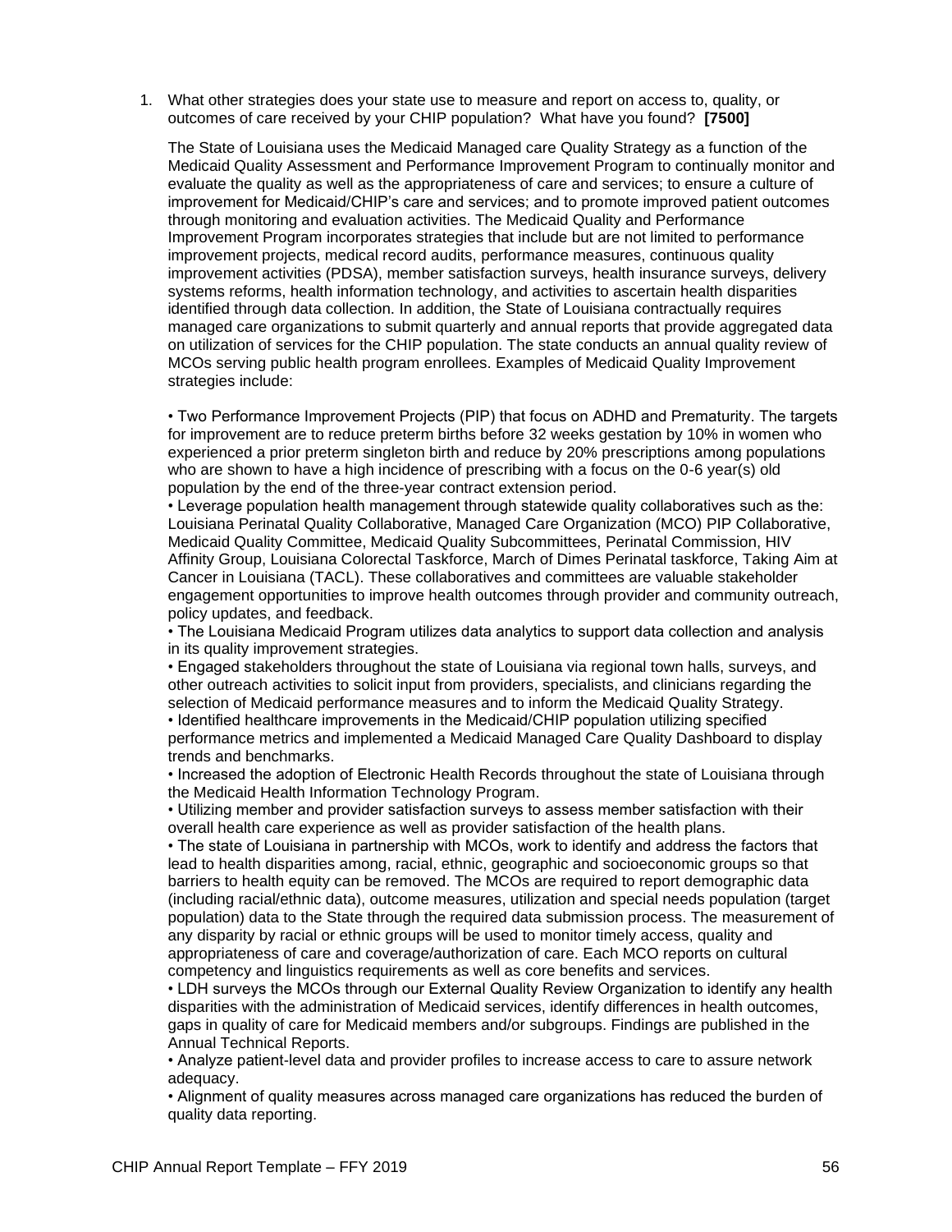1. What other strategies does your state use to measure and report on access to, quality, or outcomes of care received by your CHIP population? What have you found? **[7500]**

   The State of Louisiana uses the Medicaid Managed care Quality Strategy as a function of the Medicaid Quality Assessment and Performance Improvement Program to continually monitor and evaluate the quality as well as the appropriateness of care and services; to ensure a culture of improvement for Medicaid/CHIP's care and services; and to promote improved patient outcomes through monitoring and evaluation activities. The Medicaid Quality and Performance Improvement Program incorporates strategies that include but are not limited to performance improvement projects, medical record audits, performance measures, continuous quality improvement activities (PDSA), member satisfaction surveys, health insurance surveys, delivery systems reforms, health information technology, and activities to ascertain health disparities identified through data collection. In addition, the State of Louisiana contractually requires managed care organizations to submit quarterly and annual reports that provide aggregated data on utilization of services for the CHIP population. The state conducts an annual quality review of MCOs serving public health program enrollees. Examples of Medicaid Quality Improvement strategies include:

   • Two Performance Improvement Projects (PIP) that focus on ADHD and Prematurity. The targets for improvement are to reduce preterm births before 32 weeks gestation by 10% in women who experienced a prior preterm singleton birth and reduce by 20% prescriptions among populations who are shown to have a high incidence of prescribing with a focus on the 0-6 year(s) old population by the end of the three-year contract extension period.
   • Leverage population health management through statewide quality collaboratives such as the: Louisiana Perinatal Quality Collaborative, Managed Care Organization (MCO) PIP Collaborative, Medicaid Quality Committee, Medicaid Quality Subcommittees, Perinatal Commission, HIV Affinity Group, Louisiana Colorectal Taskforce, March of Dimes Perinatal taskforce, Taking Aim at Cancer in Louisiana (TACL). These collaboratives and committees are valuable stakeholder engagement opportunities to improve health outcomes through provider and community outreach, policy updates, and feedback.
   • The Louisiana Medicaid Program utilizes data analytics to support data collection and analysis in its quality improvement strategies.
   • Engaged stakeholders throughout the state of Louisiana via regional town halls, surveys, and other outreach activities to solicit input from providers, specialists, and clinicians regarding the selection of Medicaid performance measures and to inform the Medicaid Quality Strategy.
   • Identified healthcare improvements in the Medicaid/CHIP population utilizing specified performance metrics and implemented a Medicaid Managed Care Quality Dashboard to display trends and benchmarks.
   • Increased the adoption of Electronic Health Records throughout the state of Louisiana through the Medicaid Health Information Technology Program.
   • Utilizing member and provider satisfaction surveys to assess member satisfaction with their overall health care experience as well as provider satisfaction of the health plans.
   • The state of Louisiana in partnership with MCOs, work to identify and address the factors that lead to health disparities among, racial, ethnic, geographic and socioeconomic groups so that barriers to health equity can be removed. The MCOs are required to report demographic data (including racial/ethnic data), outcome measures, utilization and special needs population (target population) data to the State through the required data submission process. The measurement of any disparity by racial or ethnic groups will be used to monitor timely access, quality and appropriateness of care and coverage/authorization of care. Each MCO reports on cultural competency and linguistics requirements as well as core benefits and services.
   • LDH surveys the MCOs through our External Quality Review Organization to identify any health disparities with the administration of Medicaid services, identify differences in health outcomes, gaps in quality of care for Medicaid members and/or subgroups. Findings are published in the Annual Technical Reports.
   • Analyze patient-level data and provider profiles to increase access to care to assure network adequacy.
   • Alignment of quality measures across managed care organizations has reduced the burden of quality data reporting.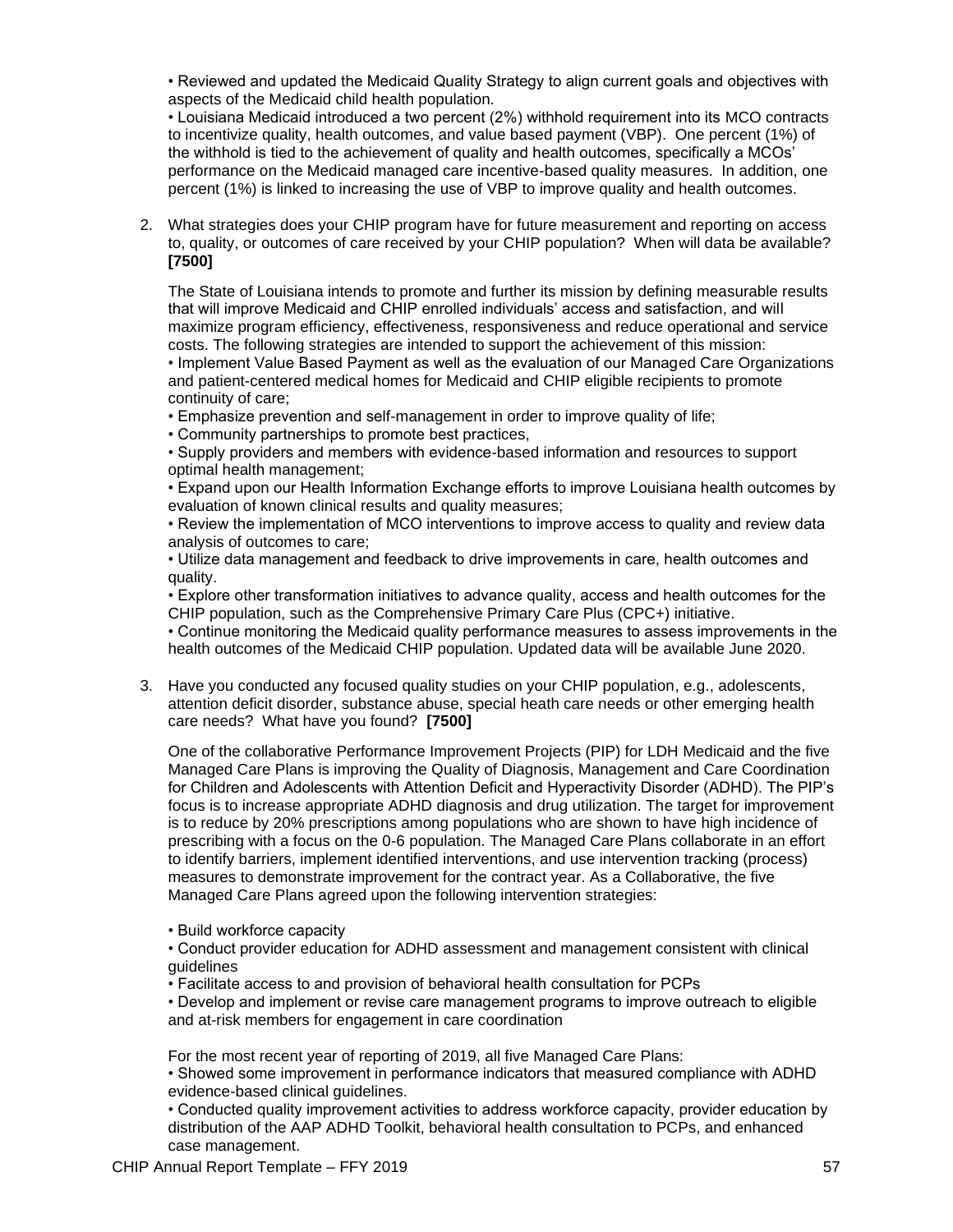• Reviewed and updated the Medicaid Quality Strategy to align current goals and objectives with aspects of the Medicaid child health population.

• Louisiana Medicaid introduced a two percent (2%) withhold requirement into its MCO contracts to incentivize quality, health outcomes, and value based payment (VBP). One percent (1%) of the withhold is tied to the achievement of quality and health outcomes, specifically a MCOs' performance on the Medicaid managed care incentive-based quality measures. In addition, one percent (1%) is linked to increasing the use of VBP to improve quality and health outcomes.

2. What strategies does your CHIP program have for future measurement and reporting on access to, quality, or outcomes of care received by your CHIP population? When will data be available? **[7500]**

   The State of Louisiana intends to promote and further its mission by defining measurable results that will improve Medicaid and CHIP enrolled individuals' access and satisfaction, and will maximize program efficiency, effectiveness, responsiveness and reduce operational and service costs. The following strategies are intended to support the achievement of this mission:
   • Implement Value Based Payment as well as the evaluation of our Managed Care Organizations and patient-centered medical homes for Medicaid and CHIP eligible recipients to promote continuity of care;
   • Emphasize prevention and self-management in order to improve quality of life;
   • Community partnerships to promote best practices,
   • Supply providers and members with evidence-based information and resources to support optimal health management;
   • Expand upon our Health Information Exchange efforts to improve Louisiana health outcomes by evaluation of known clinical results and quality measures;
   • Review the implementation of MCO interventions to improve access to quality and review data analysis of outcomes to care;
   • Utilize data management and feedback to drive improvements in care, health outcomes and quality.
   • Explore other transformation initiatives to advance quality, access and health outcomes for the CHIP population, such as the Comprehensive Primary Care Plus (CPC+) initiative.
   • Continue monitoring the Medicaid quality performance measures to assess improvements in the health outcomes of the Medicaid CHIP population. Updated data will be available June 2020.

3. Have you conducted any focused quality studies on your CHIP population, e.g., adolescents, attention deficit disorder, substance abuse, special heath care needs or other emerging health care needs? What have you found? **[7500]**

   One of the collaborative Performance Improvement Projects (PIP) for LDH Medicaid and the five Managed Care Plans is improving the Quality of Diagnosis, Management and Care Coordination for Children and Adolescents with Attention Deficit and Hyperactivity Disorder (ADHD). The PIP's focus is to increase appropriate ADHD diagnosis and drug utilization. The target for improvement is to reduce by 20% prescriptions among populations who are shown to have high incidence of prescribing with a focus on the 0-6 population. The Managed Care Plans collaborate in an effort to identify barriers, implement identified interventions, and use intervention tracking (process) measures to demonstrate improvement for the contract year. As a Collaborative, the five Managed Care Plans agreed upon the following intervention strategies:

   • Build workforce capacity
   • Conduct provider education for ADHD assessment and management consistent with clinical guidelines
   • Facilitate access to and provision of behavioral health consultation for PCPs
   • Develop and implement or revise care management programs to improve outreach to eligible and at-risk members for engagement in care coordination

   For the most recent year of reporting of 2019, all five Managed Care Plans:
   • Showed some improvement in performance indicators that measured compliance with ADHD evidence-based clinical guidelines.
   • Conducted quality improvement activities to address workforce capacity, provider education by distribution of the AAP ADHD Toolkit, behavioral health consultation to PCPs, and enhanced case management.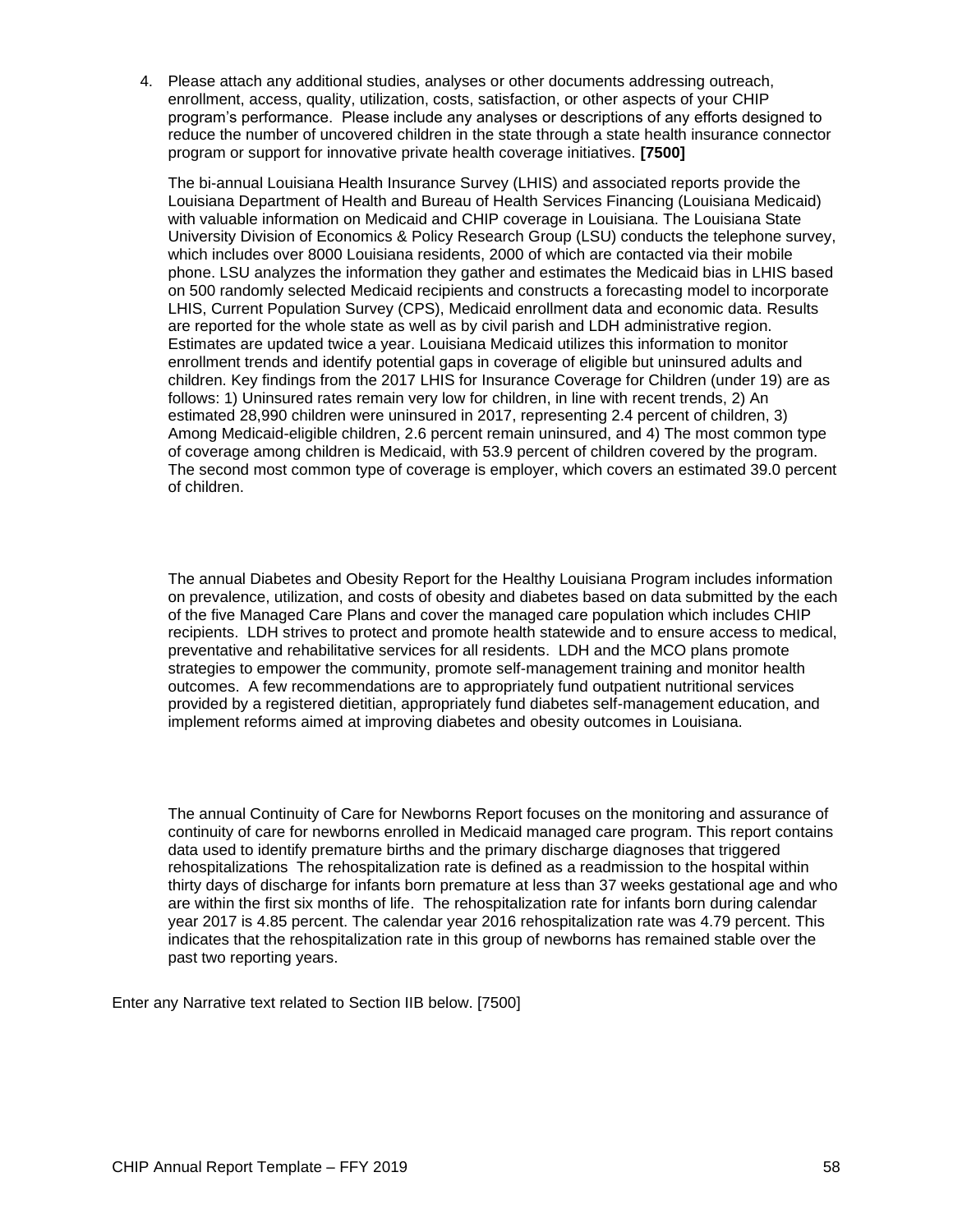4. Please attach any additional studies, analyses or other documents addressing outreach, enrollment, access, quality, utilization, costs, satisfaction, or other aspects of your CHIP program's performance. Please include any analyses or descriptions of any efforts designed to reduce the number of uncovered children in the state through a state health insurance connector program or support for innovative private health coverage initiatives. **[7500]**

   The bi-annual Louisiana Health Insurance Survey (LHIS) and associated reports provide the Louisiana Department of Health and Bureau of Health Services Financing (Louisiana Medicaid) with valuable information on Medicaid and CHIP coverage in Louisiana. The Louisiana State University Division of Economics & Policy Research Group (LSU) conducts the telephone survey, which includes over 8000 Louisiana residents, 2000 of which are contacted via their mobile phone. LSU analyzes the information they gather and estimates the Medicaid bias in LHIS based on 500 randomly selected Medicaid recipients and constructs a forecasting model to incorporate LHIS, Current Population Survey (CPS), Medicaid enrollment data and economic data. Results are reported for the whole state as well as by civil parish and LDH administrative region. Estimates are updated twice a year. Louisiana Medicaid utilizes this information to monitor enrollment trends and identify potential gaps in coverage of eligible but uninsured adults and children. Key findings from the 2017 LHIS for Insurance Coverage for Children (under 19) are as follows: 1) Uninsured rates remain very low for children, in line with recent trends, 2) An estimated 28,990 children were uninsured in 2017, representing 2.4 percent of children, 3) Among Medicaid-eligible children, 2.6 percent remain uninsured, and 4) The most common type of coverage among children is Medicaid, with 53.9 percent of children covered by the program. The second most common type of coverage is employer, which covers an estimated 39.0 percent of children.

   The annual Diabetes and Obesity Report for the Healthy Louisiana Program includes information on prevalence, utilization, and costs of obesity and diabetes based on data submitted by the each of the five Managed Care Plans and cover the managed care population which includes CHIP recipients. LDH strives to protect and promote health statewide and to ensure access to medical, preventative and rehabilitative services for all residents. LDH and the MCO plans promote strategies to empower the community, promote self-management training and monitor health outcomes. A few recommendations are to appropriately fund outpatient nutritional services provided by a registered dietitian, appropriately fund diabetes self-management education, and implement reforms aimed at improving diabetes and obesity outcomes in Louisiana.

   The annual Continuity of Care for Newborns Report focuses on the monitoring and assurance of continuity of care for newborns enrolled in Medicaid managed care program. This report contains data used to identify premature births and the primary discharge diagnoses that triggered rehospitalizations The rehospitalization rate is defined as a readmission to the hospital within thirty days of discharge for infants born premature at less than 37 weeks gestational age and who are within the first six months of life. The rehospitalization rate for infants born during calendar year 2017 is 4.85 percent. The calendar year 2016 rehospitalization rate was 4.79 percent. This indicates that the rehospitalization rate in this group of newborns has remained stable over the past two reporting years.

Enter any Narrative text related to Section IIB below. [7500]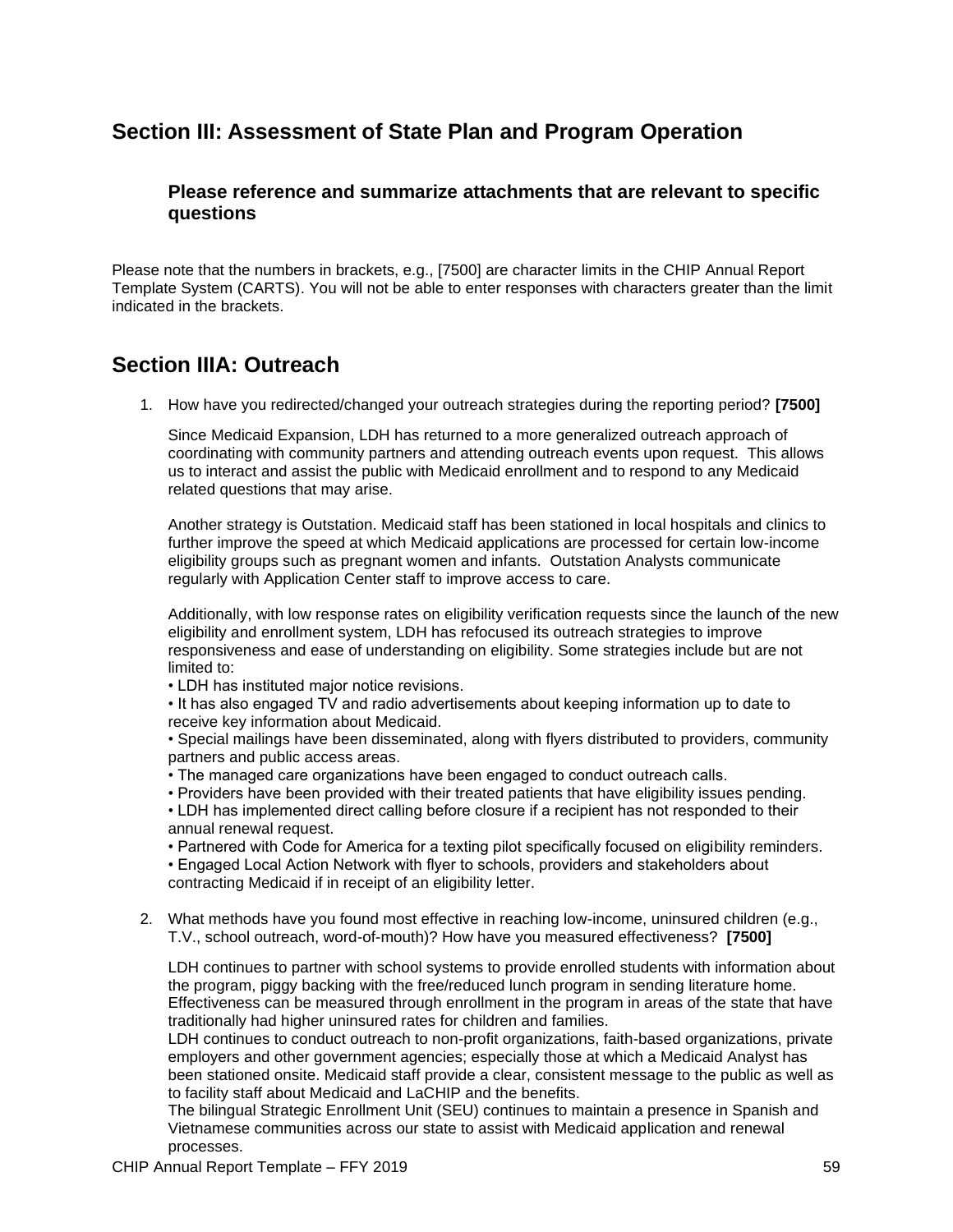# Section III: Assessment of State Plan and Program Operation

### Please reference and summarize attachments that are relevant to specific questions

Please note that the numbers in brackets, e.g., [7500] are character limits in the CHIP Annual Report Template System (CARTS). You will not be able to enter responses with characters greater than the limit indicated in the brackets.

## Section IIIA: Outreach

1. How have you redirected/changed your outreach strategies during the reporting period? **[7500]**

   Since Medicaid Expansion, LDH has returned to a more generalized outreach approach of coordinating with community partners and attending outreach events upon request. This allows us to interact and assist the public with Medicaid enrollment and to respond to any Medicaid related questions that may arise.

   Another strategy is Outstation. Medicaid staff has been stationed in local hospitals and clinics to further improve the speed at which Medicaid applications are processed for certain low-income eligibility groups such as pregnant women and infants. Outstation Analysts communicate regularly with Application Center staff to improve access to care.

   Additionally, with low response rates on eligibility verification requests since the launch of the new eligibility and enrollment system, LDH has refocused its outreach strategies to improve responsiveness and ease of understanding on eligibility. Some strategies include but are not limited to:
   • LDH has instituted major notice revisions.
   • It has also engaged TV and radio advertisements about keeping information up to date to receive key information about Medicaid.
   • Special mailings have been disseminated, along with flyers distributed to providers, community partners and public access areas.
   • The managed care organizations have been engaged to conduct outreach calls.
   • Providers have been provided with their treated patients that have eligibility issues pending.
   • LDH has implemented direct calling before closure if a recipient has not responded to their annual renewal request.
   • Partnered with Code for America for a texting pilot specifically focused on eligibility reminders.
   • Engaged Local Action Network with flyer to schools, providers and stakeholders about contracting Medicaid if in receipt of an eligibility letter.

2. What methods have you found most effective in reaching low-income, uninsured children (e.g., T.V., school outreach, word-of-mouth)? How have you measured effectiveness? **[7500]**

   LDH continues to partner with school systems to provide enrolled students with information about the program, piggy backing with the free/reduced lunch program in sending literature home. Effectiveness can be measured through enrollment in the program in areas of the state that have traditionally had higher uninsured rates for children and families.
   LDH continues to conduct outreach to non-profit organizations, faith-based organizations, private employers and other government agencies; especially those at which a Medicaid Analyst has been stationed onsite. Medicaid staff provide a clear, consistent message to the public as well as to facility staff about Medicaid and LaCHIP and the benefits.
   The bilingual Strategic Enrollment Unit (SEU) continues to maintain a presence in Spanish and Vietnamese communities across our state to assist with Medicaid application and renewal processes.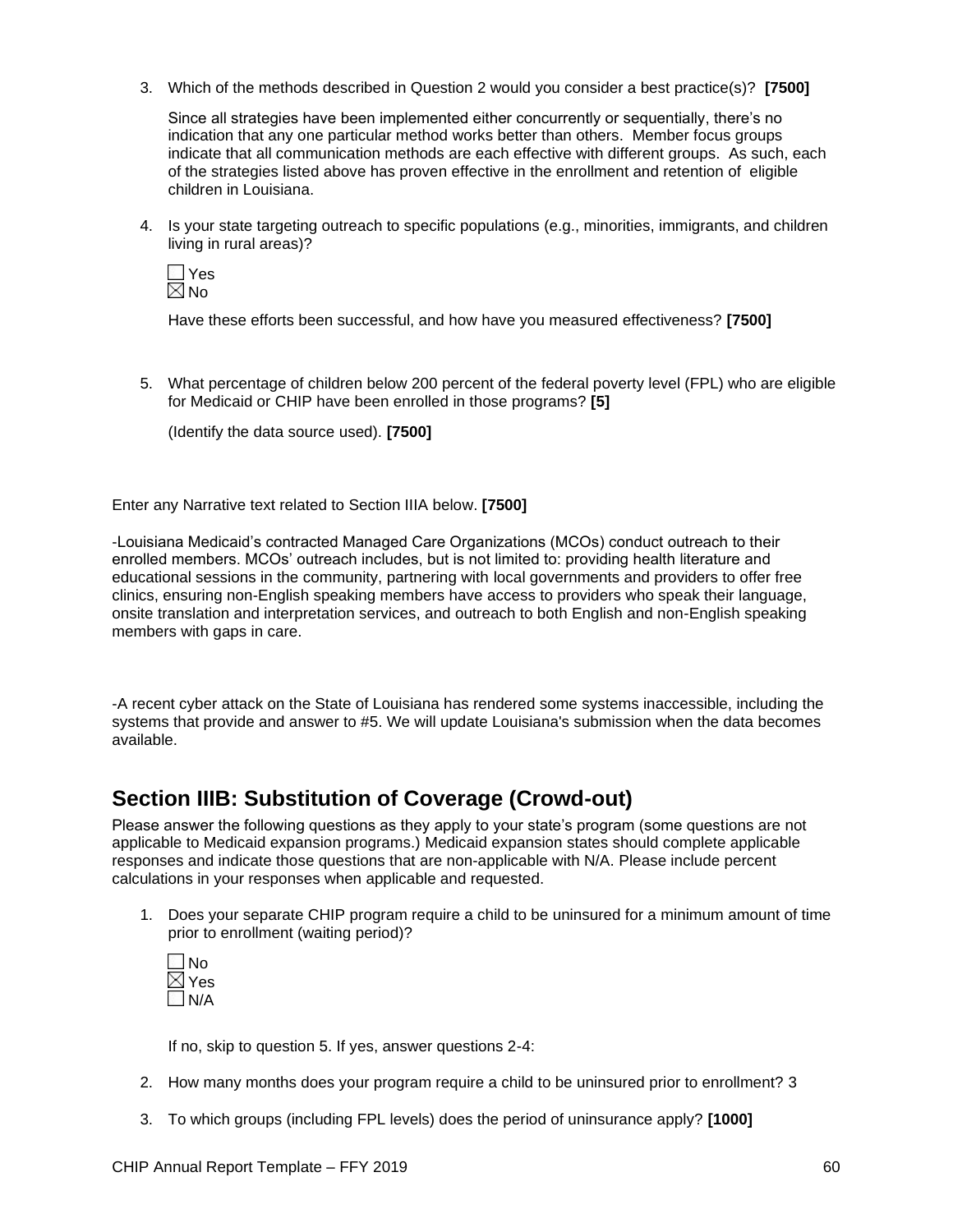3. Which of the methods described in Question 2 would you consider a best practice(s)? **[7500]**

   Since all strategies have been implemented either concurrently or sequentially, there's no indication that any one particular method works better than others. Member focus groups indicate that all communication methods are each effective with different groups. As such, each of the strategies listed above has proven effective in the enrollment and retention of eligible children in Louisiana.

4. Is your state targeting outreach to specific populations (e.g., minorities, immigrants, and children living in rural areas)?

   ☐ Yes
   ☒ No

   Have these efforts been successful, and how have you measured effectiveness? **[7500]**

5. What percentage of children below 200 percent of the federal poverty level (FPL) who are eligible for Medicaid or CHIP have been enrolled in those programs? **[5]**

   (Identify the data source used). **[7500]**

Enter any Narrative text related to Section IIIA below. **[7500]**

-Louisiana Medicaid's contracted Managed Care Organizations (MCOs) conduct outreach to their enrolled members. MCOs' outreach includes, but is not limited to: providing health literature and educational sessions in the community, partnering with local governments and providers to offer free clinics, ensuring non-English speaking members have access to providers who speak their language, onsite translation and interpretation services, and outreach to both English and non-English speaking members with gaps in care.

-A recent cyber attack on the State of Louisiana has rendered some systems inaccessible, including the systems that provide and answer to #5. We will update Louisiana's submission when the data becomes available.

## Section IIIB: Substitution of Coverage (Crowd-out)

Please answer the following questions as they apply to your state's program (some questions are not applicable to Medicaid expansion programs.) Medicaid expansion states should complete applicable responses and indicate those questions that are non-applicable with N/A. Please include percent calculations in your responses when applicable and requested.

1. Does your separate CHIP program require a child to be uninsured for a minimum amount of time prior to enrollment (waiting period)?

   ☐ No
   ☒ Yes
   ☐ N/A

   If no, skip to question 5. If yes, answer questions 2-4:

2. How many months does your program require a child to be uninsured prior to enrollment? 3

3. To which groups (including FPL levels) does the period of uninsurance apply? **[1000]**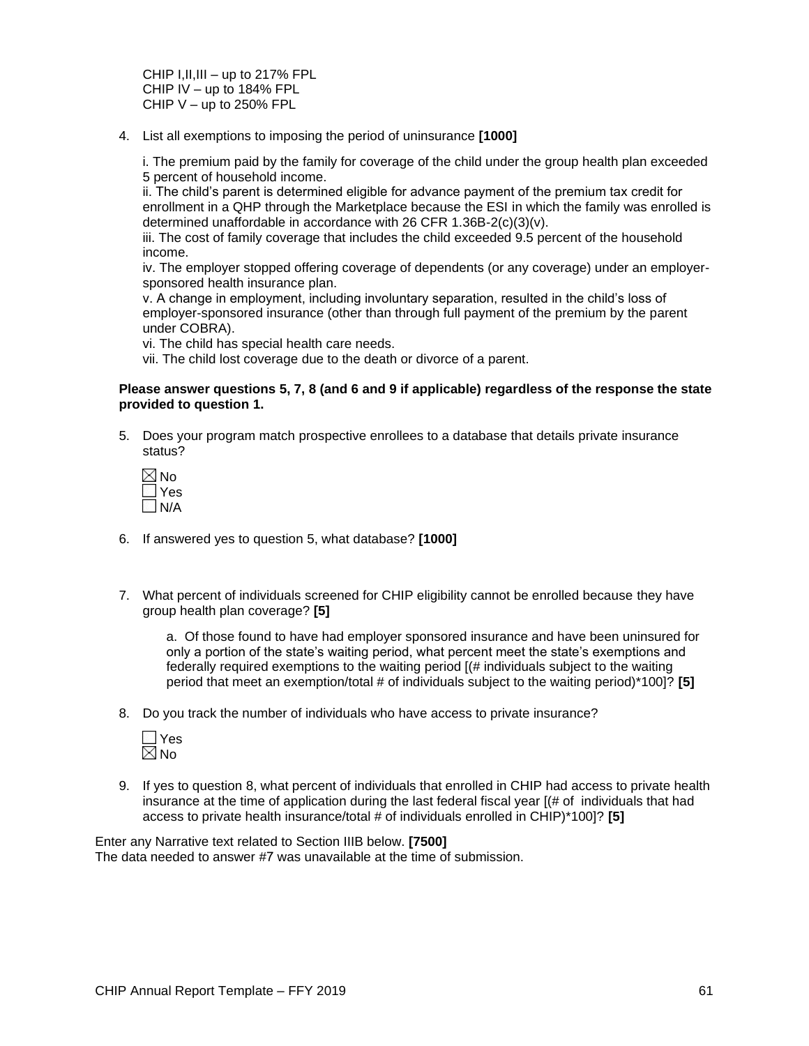CHIP I,II,III – up to 217% FPL
CHIP IV – up to 184% FPL
CHIP V – up to 250% FPL

4. List all exemptions to imposing the period of uninsurance **[1000]**

   i. The premium paid by the family for coverage of the child under the group health plan exceeded 5 percent of household income.
   ii. The child's parent is determined eligible for advance payment of the premium tax credit for enrollment in a QHP through the Marketplace because the ESI in which the family was enrolled is determined unaffordable in accordance with 26 CFR 1.36B-2(c)(3)(v).
   iii. The cost of family coverage that includes the child exceeded 9.5 percent of the household income.
   iv. The employer stopped offering coverage of dependents (or any coverage) under an employer-sponsored health insurance plan.
   v. A change in employment, including involuntary separation, resulted in the child's loss of employer-sponsored insurance (other than through full payment of the premium by the parent under COBRA).
   vi. The child has special health care needs.
   vii. The child lost coverage due to the death or divorce of a parent.

**Please answer questions 5, 7, 8 (and 6 and 9 if applicable) regardless of the response the state provided to question 1.**

5. Does your program match prospective enrollees to a database that details private insurance status?

   ☒ No
   ☐ Yes
   ☐ N/A

6. If answered yes to question 5, what database? **[1000]**

7. What percent of individuals screened for CHIP eligibility cannot be enrolled because they have group health plan coverage? **[5]**

   a. Of those found to have had employer sponsored insurance and have been uninsured for only a portion of the state's waiting period, what percent meet the state's exemptions and federally required exemptions to the waiting period [(# individuals subject to the waiting period that meet an exemption/total # of individuals subject to the waiting period)*100]? **[5]**

8. Do you track the number of individuals who have access to private insurance?

   ☐ Yes
   ☒ No

9. If yes to question 8, what percent of individuals that enrolled in CHIP had access to private health insurance at the time of application during the last federal fiscal year [(# of individuals that had access to private health insurance/total # of individuals enrolled in CHIP)*100]? **[5]**

Enter any Narrative text related to Section IIIB below. **[7500]**
The data needed to answer #7 was unavailable at the time of submission.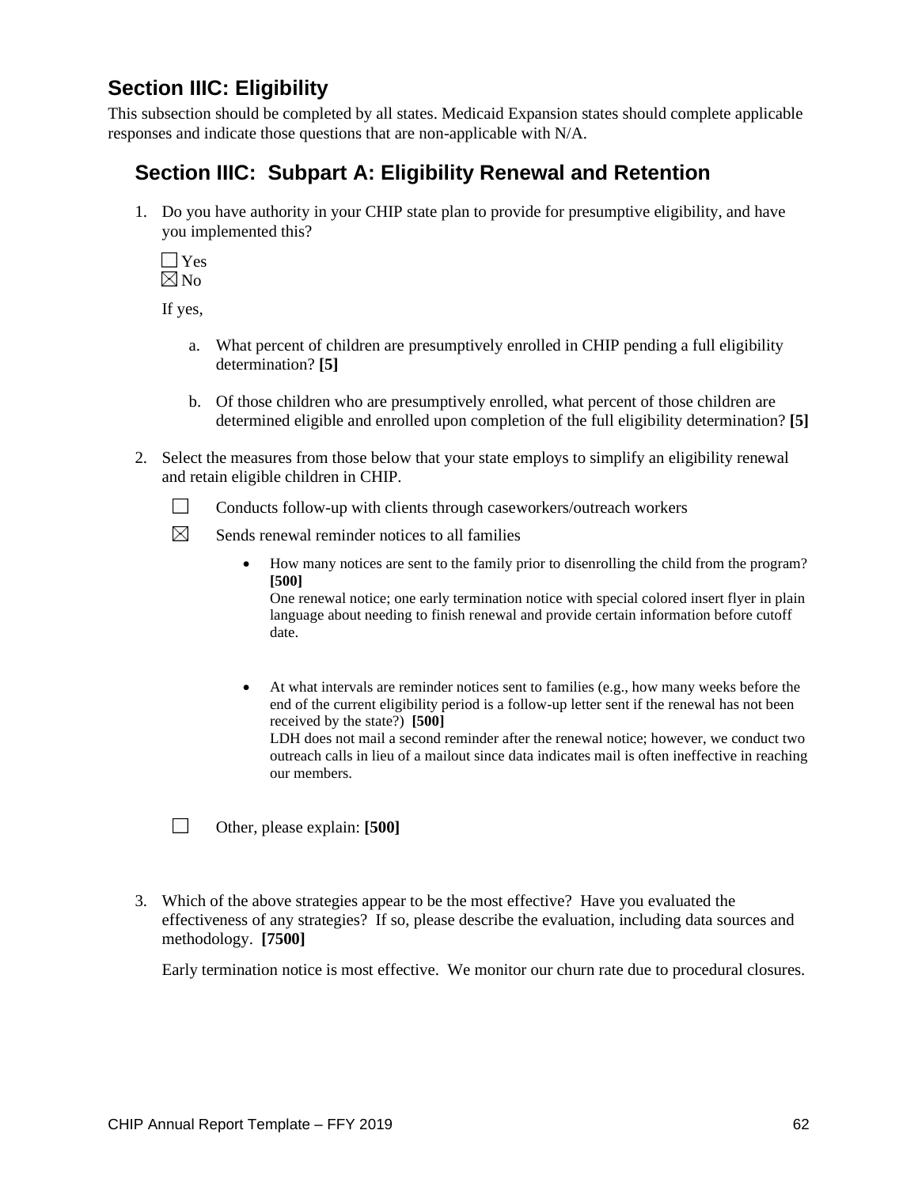## Section IIIC: Eligibility

This subsection should be completed by all states. Medicaid Expansion states should complete applicable responses and indicate those questions that are non-applicable with N/A.

### Section IIIC: Subpart A: Eligibility Renewal and Retention

1. Do you have authority in your CHIP state plan to provide for presumptive eligibility, and have you implemented this?

   ☐ Yes
   ☒ No

   If yes,

   a. What percent of children are presumptively enrolled in CHIP pending a full eligibility determination? **[5]**

   b. Of those children who are presumptively enrolled, what percent of those children are determined eligible and enrolled upon completion of the full eligibility determination? **[5]**

2. Select the measures from those below that your state employs to simplify an eligibility renewal and retain eligible children in CHIP.

   ☐ Conducts follow-up with clients through caseworkers/outreach workers

   ☒ Sends renewal reminder notices to all families

   - How many notices are sent to the family prior to disenrolling the child from the program? **[500]**
     One renewal notice; one early termination notice with special colored insert flyer in plain language about needing to finish renewal and provide certain information before cutoff date.

   - At what intervals are reminder notices sent to families (e.g., how many weeks before the end of the current eligibility period is a follow-up letter sent if the renewal has not been received by the state?) **[500]**
     LDH does not mail a second reminder after the renewal notice; however, we conduct two outreach calls in lieu of a mailout since data indicates mail is often ineffective in reaching our members.

   ☐ Other, please explain: **[500]**

3. Which of the above strategies appear to be the most effective? Have you evaluated the effectiveness of any strategies? If so, please describe the evaluation, including data sources and methodology. **[7500]**

   Early termination notice is most effective. We monitor our churn rate due to procedural closures.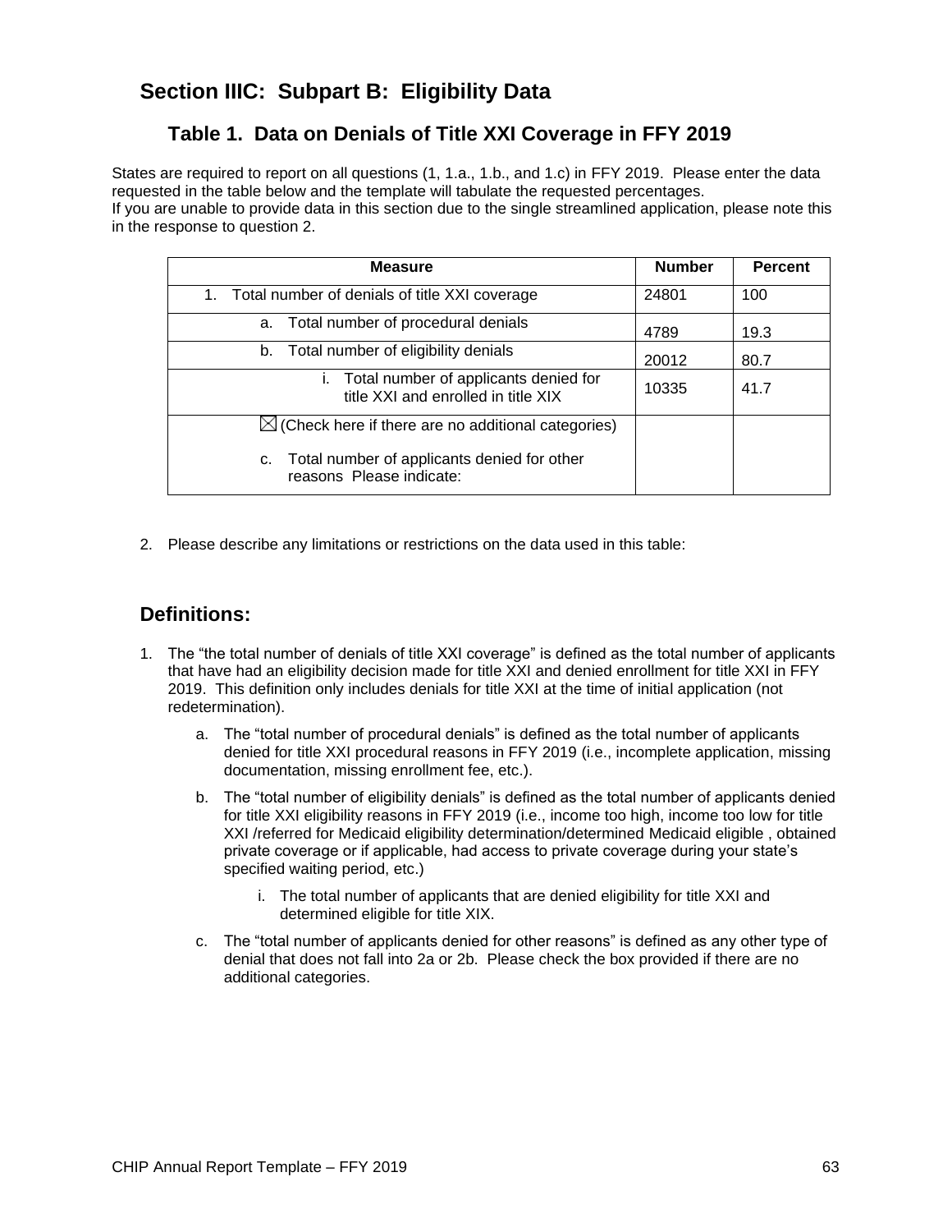## Section IIIC: Subpart B: Eligibility Data

### Table 1. Data on Denials of Title XXI Coverage in FFY 2019

States are required to report on all questions (1, 1.a., 1.b., and 1.c) in FFY 2019. Please enter the data requested in the table below and the template will tabulate the requested percentages.
If you are unable to provide data in this section due to the single streamlined application, please note this in the response to question 2.

| Measure | Number | Percent |
|---|---|---|
| 1. Total number of denials of title XXI coverage | 24801 | 100 |
| a. Total number of procedural denials | 4789 | 19.3 |
| b. Total number of eligibility denials | 20012 | 80.7 |
| i. Total number of applicants denied for title XXI and enrolled in title XIX | 10335 | 41.7 |
| ☒ (Check here if there are no additional categories)<br><br>c. Total number of applicants denied for other reasons Please indicate: | | |

2. Please describe any limitations or restrictions on the data used in this table:

## Definitions:

1. The "the total number of denials of title XXI coverage" is defined as the total number of applicants that have had an eligibility decision made for title XXI and denied enrollment for title XXI in FFY 2019. This definition only includes denials for title XXI at the time of initial application (not redetermination).
   a. The "total number of procedural denials" is defined as the total number of applicants denied for title XXI procedural reasons in FFY 2019 (i.e., incomplete application, missing documentation, missing enrollment fee, etc.).
   b. The "total number of eligibility denials" is defined as the total number of applicants denied for title XXI eligibility reasons in FFY 2019 (i.e., income too high, income too low for title XXI /referred for Medicaid eligibility determination/determined Medicaid eligible , obtained private coverage or if applicable, had access to private coverage during your state's specified waiting period, etc.)
      i. The total number of applicants that are denied eligibility for title XXI and determined eligible for title XIX.
   c. The "total number of applicants denied for other reasons" is defined as any other type of denial that does not fall into 2a or 2b. Please check the box provided if there are no additional categories.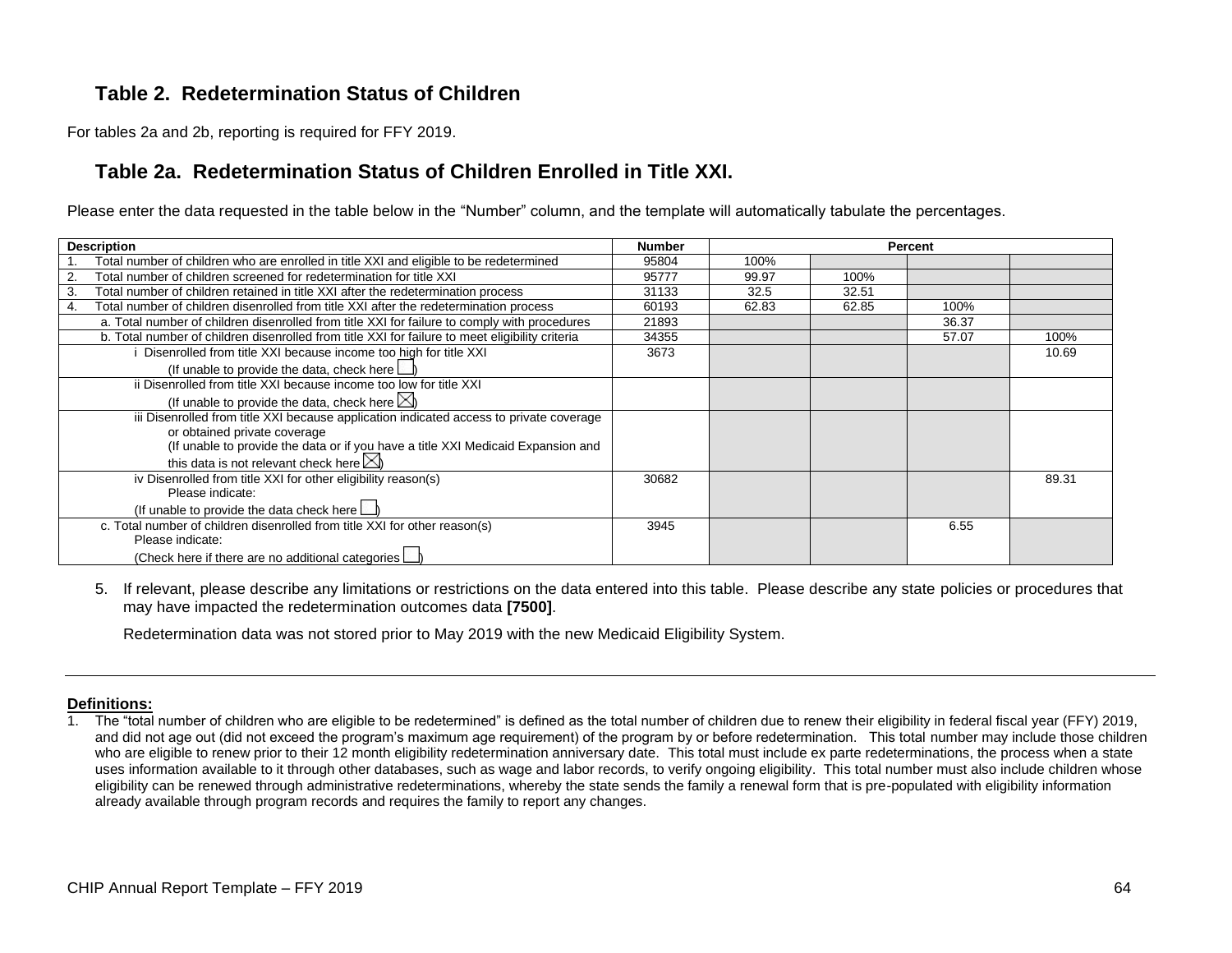## Table 2. Redetermination Status of Children

For tables 2a and 2b, reporting is required for FFY 2019.

## Table 2a. Redetermination Status of Children Enrolled in Title XXI.

Please enter the data requested in the table below in the "Number" column, and the template will automatically tabulate the percentages.

| Description | Number | Percent | | | |
|---|---|---|---|---|---|
| 1. Total number of children who are enrolled in title XXI and eligible to be redetermined | 95804 | 100% | | | |
| 2. Total number of children screened for redetermination for title XXI | 95777 | 99.97 | 100% | | |
| 3. Total number of children retained in title XXI after the redetermination process | 31133 | 32.5 | 32.51 | | |
| 4. Total number of children disenrolled from title XXI after the redetermination process | 60193 | 62.83 | 62.85 | 100% | |
| a. Total number of children disenrolled from title XXI for failure to comply with procedures | 21893 | | | 36.37 | |
| b. Total number of children disenrolled from title XXI for failure to meet eligibility criteria | 34355 | | | 57.07 | 100% |
| i Disenrolled from title XXI because income too high for title XXI (If unable to provide the data, check here ☐) | 3673 | | | | 10.69 |
| ii Disenrolled from title XXI because income too low for title XXI (If unable to provide the data, check here ☒) | | | | | |
| iii Disenrolled from title XXI because application indicated access to private coverage or obtained private coverage (If unable to provide the data or if you have a title XXI Medicaid Expansion and this data is not relevant check here ☒) | | | | | |
| iv Disenrolled from title XXI for other eligibility reason(s) Please indicate: (If unable to provide the data check here ☐) | 30682 | | | | 89.31 |
| c. Total number of children disenrolled from title XXI for other reason(s) Please indicate: (Check here if there are no additional categories ☐) | 3945 | | | 6.55 | |

5. If relevant, please describe any limitations or restrictions on the data entered into this table. Please describe any state policies or procedures that may have impacted the redetermination outcomes data **[7500]**.

   Redetermination data was not stored prior to May 2019 with the new Medicaid Eligibility System.

---

**Definitions:**

1. The "total number of children who are eligible to be redetermined" is defined as the total number of children due to renew their eligibility in federal fiscal year (FFY) 2019, and did not age out (did not exceed the program's maximum age requirement) of the program by or before redetermination. This total number may include those children who are eligible to renew prior to their 12 month eligibility redetermination anniversary date. This total must include ex parte redeterminations, the process when a state uses information available to it through other databases, such as wage and labor records, to verify ongoing eligibility. This total number must also include children whose eligibility can be renewed through administrative redeterminations, whereby the state sends the family a renewal form that is pre-populated with eligibility information already available through program records and requires the family to report any changes.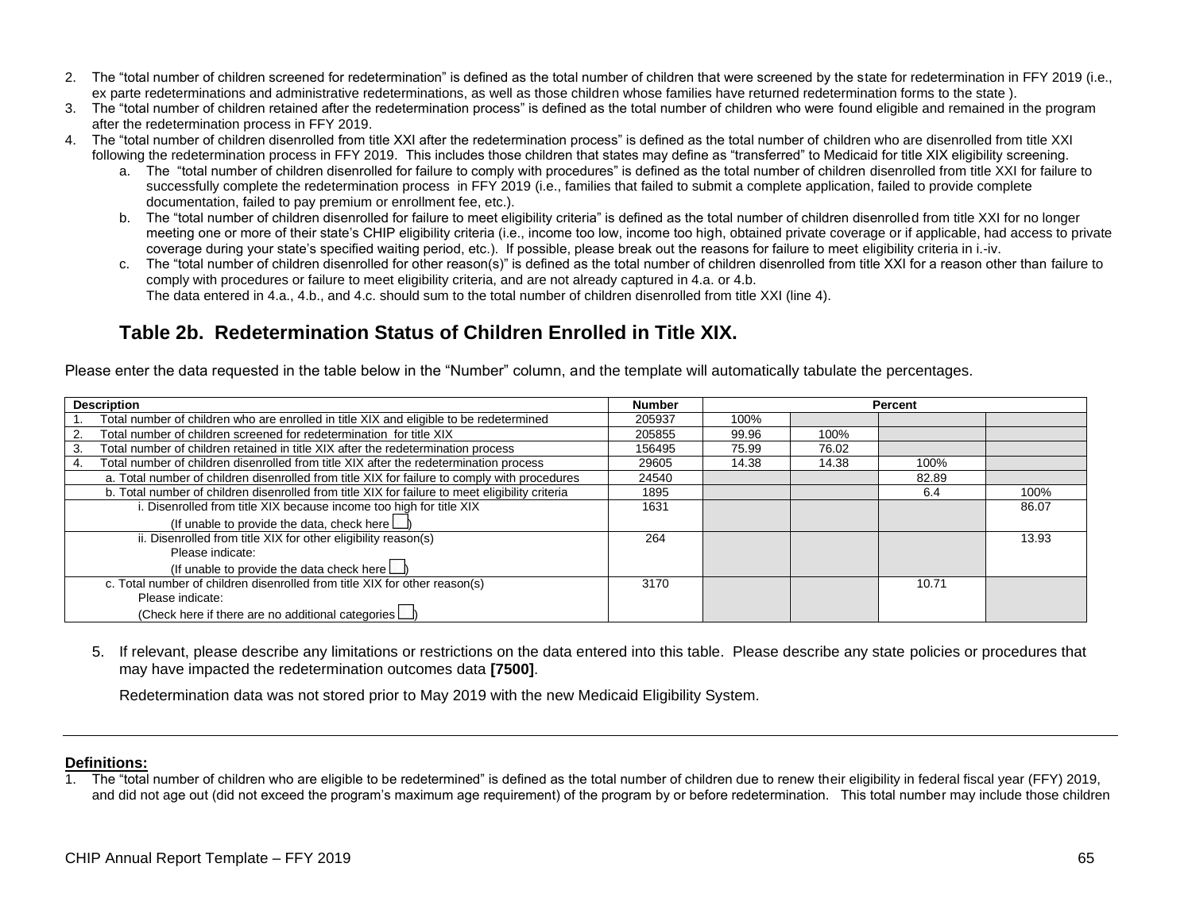2. The "total number of children screened for redetermination" is defined as the total number of children that were screened by the state for redetermination in FFY 2019 (i.e., ex parte redeterminations and administrative redeterminations, as well as those children whose families have returned redetermination forms to the state ).
3. The "total number of children retained after the redetermination process" is defined as the total number of children who were found eligible and remained in the program after the redetermination process in FFY 2019.
4. The "total number of children disenrolled from title XXI after the redetermination process" is defined as the total number of children who are disenrolled from title XXI following the redetermination process in FFY 2019. This includes those children that states may define as "transferred" to Medicaid for title XIX eligibility screening.
   a. The "total number of children disenrolled for failure to comply with procedures" is defined as the total number of children disenrolled from title XXI for failure to successfully complete the redetermination process in FFY 2019 (i.e., families that failed to submit a complete application, failed to provide complete documentation, failed to pay premium or enrollment fee, etc.).
   b. The "total number of children disenrolled for failure to meet eligibility criteria" is defined as the total number of children disenrolled from title XXI for no longer meeting one or more of their state's CHIP eligibility criteria (i.e., income too low, income too high, obtained private coverage or if applicable, had access to private coverage during your state's specified waiting period, etc.). If possible, please break out the reasons for failure to meet eligibility criteria in i.-iv.
   c. The "total number of children disenrolled for other reason(s)" is defined as the total number of children disenrolled from title XXI for a reason other than failure to comply with procedures or failure to meet eligibility criteria, and are not already captured in 4.a. or 4.b.
   The data entered in 4.a., 4.b., and 4.c. should sum to the total number of children disenrolled from title XXI (line 4).

## Table 2b. Redetermination Status of Children Enrolled in Title XIX.

Please enter the data requested in the table below in the "Number" column, and the template will automatically tabulate the percentages.

| Description | Number | Percent | | | |
|---|---|---|---|---|---|
| 1. Total number of children who are enrolled in title XIX and eligible to be redetermined | 205937 | 100% | | | |
| 2. Total number of children screened for redetermination for title XIX | 205855 | 99.96 | 100% | | |
| 3. Total number of children retained in title XIX after the redetermination process | 156495 | 75.99 | 76.02 | | |
| 4. Total number of children disenrolled from title XIX after the redetermination process | 29605 | 14.38 | 14.38 | 100% | |
| a. Total number of children disenrolled from title XIX for failure to comply with procedures | 24540 | | | 82.89 | |
| b. Total number of children disenrolled from title XIX for failure to meet eligibility criteria | 1895 | | | 6.4 | 100% |
| i. Disenrolled from title XIX because income too high for title XIX (If unable to provide the data, check here ☐) | 1631 | | | | 86.07 |
| ii. Disenrolled from title XIX for other eligibility reason(s) Please indicate: (If unable to provide the data check here ☐) | 264 | | | | 13.93 |
| c. Total number of children disenrolled from title XIX for other reason(s) Please indicate: (Check here if there are no additional categories ☐) | 3170 | | | 10.71 | |

5. If relevant, please describe any limitations or restrictions on the data entered into this table. Please describe any state policies or procedures that may have impacted the redetermination outcomes data **[7500]**.

   Redetermination data was not stored prior to May 2019 with the new Medicaid Eligibility System.

---

**Definitions:**

1. The "total number of children who are eligible to be redetermined" is defined as the total number of children due to renew their eligibility in federal fiscal year (FFY) 2019, and did not age out (did not exceed the program's maximum age requirement) of the program by or before redetermination. This total number may include those children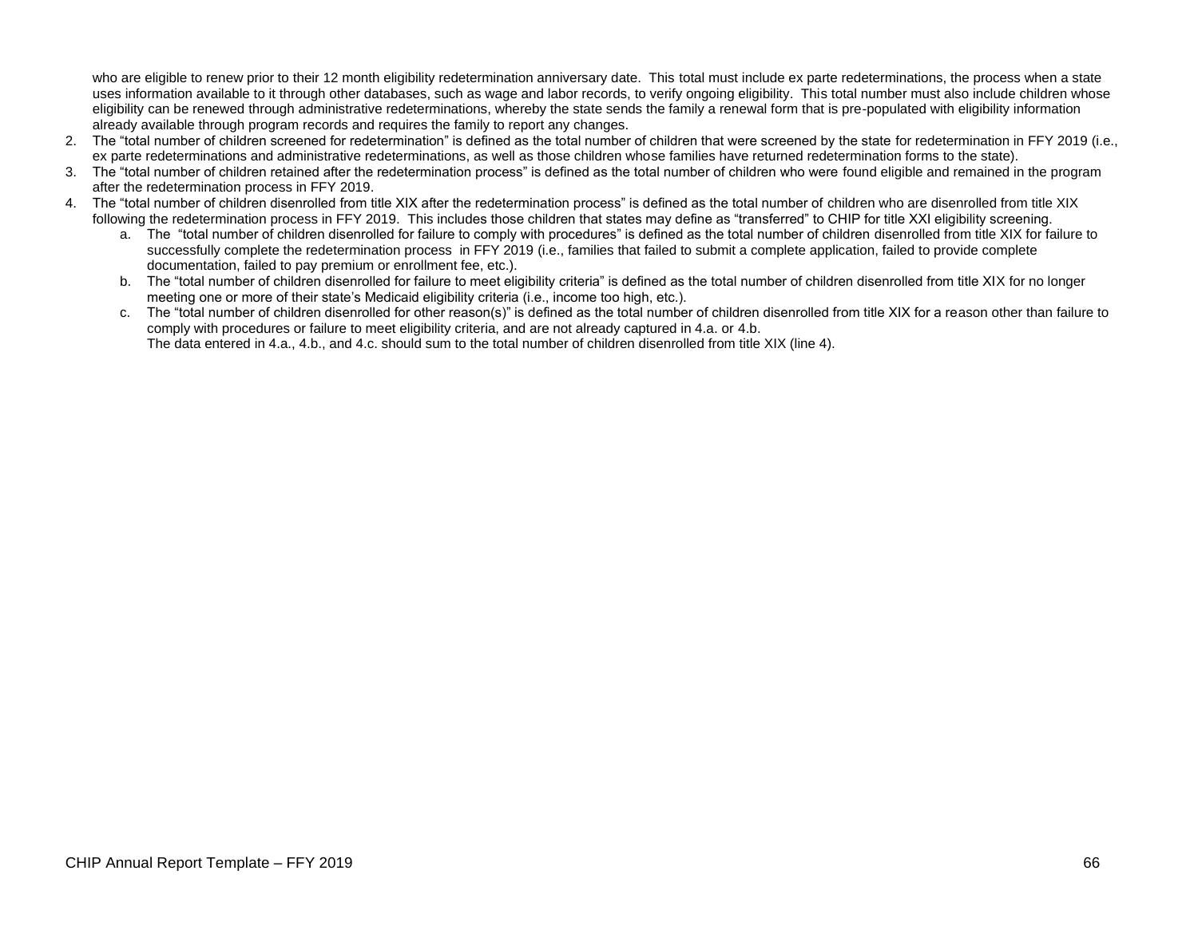who are eligible to renew prior to their 12 month eligibility redetermination anniversary date. This total must include ex parte redeterminations, the process when a state uses information available to it through other databases, such as wage and labor records, to verify ongoing eligibility. This total number must also include children whose eligibility can be renewed through administrative redeterminations, whereby the state sends the family a renewal form that is pre-populated with eligibility information already available through program records and requires the family to report any changes.

2. The "total number of children screened for redetermination" is defined as the total number of children that were screened by the state for redetermination in FFY 2019 (i.e., ex parte redeterminations and administrative redeterminations, as well as those children whose families have returned redetermination forms to the state).
3. The "total number of children retained after the redetermination process" is defined as the total number of children who were found eligible and remained in the program after the redetermination process in FFY 2019.
4. The "total number of children disenrolled from title XIX after the redetermination process" is defined as the total number of children who are disenrolled from title XIX following the redetermination process in FFY 2019. This includes those children that states may define as "transferred" to CHIP for title XXI eligibility screening.
   a. The "total number of children disenrolled for failure to comply with procedures" is defined as the total number of children disenrolled from title XIX for failure to successfully complete the redetermination process in FFY 2019 (i.e., families that failed to submit a complete application, failed to provide complete documentation, failed to pay premium or enrollment fee, etc.).
   b. The "total number of children disenrolled for failure to meet eligibility criteria" is defined as the total number of children disenrolled from title XIX for no longer meeting one or more of their state's Medicaid eligibility criteria (i.e., income too high, etc.).
   c. The "total number of children disenrolled for other reason(s)" is defined as the total number of children disenrolled from title XIX for a reason other than failure to comply with procedures or failure to meet eligibility criteria, and are not already captured in 4.a. or 4.b.
   The data entered in 4.a., 4.b., and 4.c. should sum to the total number of children disenrolled from title XIX (line 4).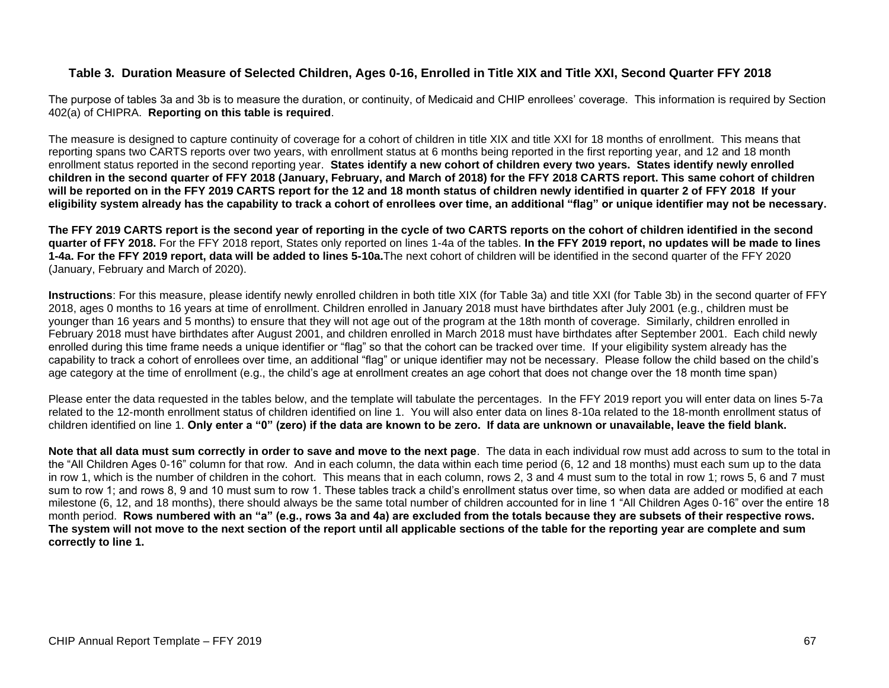### Table 3. Duration Measure of Selected Children, Ages 0-16, Enrolled in Title XIX and Title XXI, Second Quarter FFY 2018

The purpose of tables 3a and 3b is to measure the duration, or continuity, of Medicaid and CHIP enrollees' coverage. This information is required by Section 402(a) of CHIPRA. **Reporting on this table is required**.

The measure is designed to capture continuity of coverage for a cohort of children in title XIX and title XXI for 18 months of enrollment. This means that reporting spans two CARTS reports over two years, with enrollment status at 6 months being reported in the first reporting year, and 12 and 18 month enrollment status reported in the second reporting year. **States identify a new cohort of children every two years. States identify newly enrolled children in the second quarter of FFY 2018 (January, February, and March of 2018) for the FFY 2018 CARTS report. This same cohort of children will be reported on in the FFY 2019 CARTS report for the 12 and 18 month status of children newly identified in quarter 2 of FFY 2018 If your eligibility system already has the capability to track a cohort of enrollees over time, an additional "flag" or unique identifier may not be necessary.**

**The FFY 2019 CARTS report is the second year of reporting in the cycle of two CARTS reports on the cohort of children identified in the second quarter of FFY 2018.** For the FFY 2018 report, States only reported on lines 1-4a of the tables. **In the FFY 2019 report, no updates will be made to lines 1-4a. For the FFY 2019 report, data will be added to lines 5-10a.** The next cohort of children will be identified in the second quarter of the FFY 2020 (January, February and March of 2020).

**Instructions**: For this measure, please identify newly enrolled children in both title XIX (for Table 3a) and title XXI (for Table 3b) in the second quarter of FFY 2018, ages 0 months to 16 years at time of enrollment. Children enrolled in January 2018 must have birthdates after July 2001 (e.g., children must be younger than 16 years and 5 months) to ensure that they will not age out of the program at the 18th month of coverage. Similarly, children enrolled in February 2018 must have birthdates after August 2001, and children enrolled in March 2018 must have birthdates after September 2001. Each child newly enrolled during this time frame needs a unique identifier or "flag" so that the cohort can be tracked over time. If your eligibility system already has the capability to track a cohort of enrollees over time, an additional "flag" or unique identifier may not be necessary. Please follow the child based on the child's age category at the time of enrollment (e.g., the child's age at enrollment creates an age cohort that does not change over the 18 month time span)

Please enter the data requested in the tables below, and the template will tabulate the percentages. In the FFY 2019 report you will enter data on lines 5-7a related to the 12-month enrollment status of children identified on line 1. You will also enter data on lines 8-10a related to the 18-month enrollment status of children identified on line 1. **Only enter a "0" (zero) if the data are known to be zero. If data are unknown or unavailable, leave the field blank.**

**Note that all data must sum correctly in order to save and move to the next page**. The data in each individual row must add across to sum to the total in the "All Children Ages 0-16" column for that row. And in each column, the data within each time period (6, 12 and 18 months) must each sum up to the data in row 1, which is the number of children in the cohort. This means that in each column, rows 2, 3 and 4 must sum to the total in row 1; rows 5, 6 and 7 must sum to row 1; and rows 8, 9 and 10 must sum to row 1. These tables track a child's enrollment status over time, so when data are added or modified at each milestone (6, 12, and 18 months), there should always be the same total number of children accounted for in line 1 "All Children Ages 0-16" over the entire 18 month period. **Rows numbered with an "a" (e.g., rows 3a and 4a) are excluded from the totals because they are subsets of their respective rows. The system will not move to the next section of the report until all applicable sections of the table for the reporting year are complete and sum correctly to line 1.**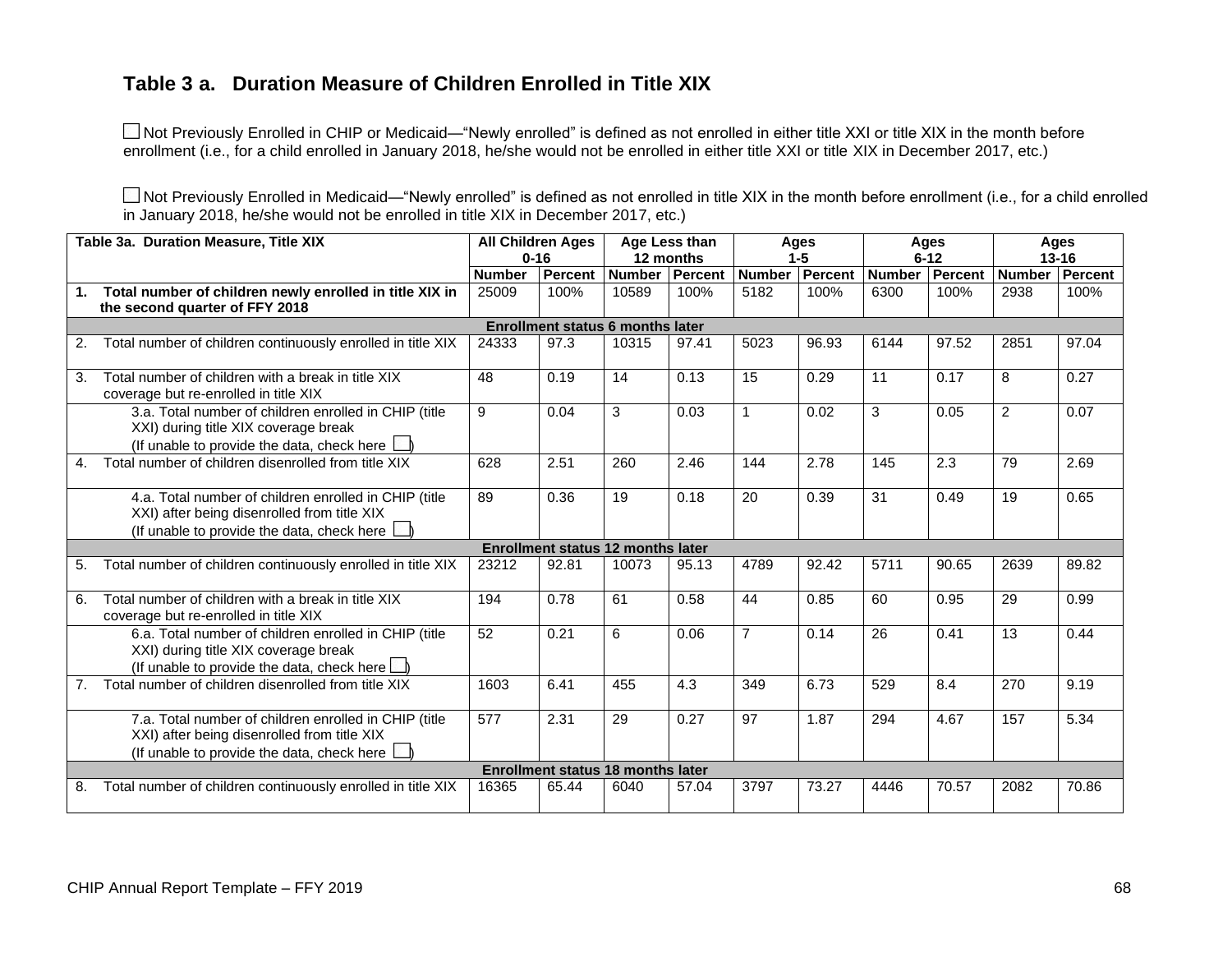## Table 3 a. Duration Measure of Children Enrolled in Title XIX

☐ Not Previously Enrolled in CHIP or Medicaid—"Newly enrolled" is defined as not enrolled in either title XXI or title XIX in the month before enrollment (i.e., for a child enrolled in January 2018, he/she would not be enrolled in either title XXI or title XIX in December 2017, etc.)

☐ Not Previously Enrolled in Medicaid—"Newly enrolled" is defined as not enrolled in title XIX in the month before enrollment (i.e., for a child enrolled in January 2018, he/she would not be enrolled in title XIX in December 2017, etc.)

| Table 3a. Duration Measure, Title XIX | All Children Ages 0-16 | | Age Less than 12 months | | Ages 1-5 | | Ages 6-12 | | Ages 13-16 | |
|---|---|---|---|---|---|---|---|---|---|---|
| | Number | Percent | Number | Percent | Number | Percent | Number | Percent | Number | Percent |
| **1. Total number of children newly enrolled in title XIX in the second quarter of FFY 2018** | 25009 | 100% | 10589 | 100% | 5182 | 100% | 6300 | 100% | 2938 | 100% |
| **Enrollment status 6 months later** | | | | | | | | | | |
| 2. Total number of children continuously enrolled in title XIX | 24333 | 97.3 | 10315 | 97.41 | 5023 | 96.93 | 6144 | 97.52 | 2851 | 97.04 |
| 3. Total number of children with a break in title XIX coverage but re-enrolled in title XIX | 48 | 0.19 | 14 | 0.13 | 15 | 0.29 | 11 | 0.17 | 8 | 0.27 |
| 3.a. Total number of children enrolled in CHIP (title XXI) during title XIX coverage break (If unable to provide the data, check here ☐) | 9 | 0.04 | 3 | 0.03 | 1 | 0.02 | 3 | 0.05 | 2 | 0.07 |
| 4. Total number of children disenrolled from title XIX | 628 | 2.51 | 260 | 2.46 | 144 | 2.78 | 145 | 2.3 | 79 | 2.69 |
| 4.a. Total number of children enrolled in CHIP (title XXI) after being disenrolled from title XIX (If unable to provide the data, check here ☐) | 89 | 0.36 | 19 | 0.18 | 20 | 0.39 | 31 | 0.49 | 19 | 0.65 |
| **Enrollment status 12 months later** | | | | | | | | | | |
| 5. Total number of children continuously enrolled in title XIX | 23212 | 92.81 | 10073 | 95.13 | 4789 | 92.42 | 5711 | 90.65 | 2639 | 89.82 |
| 6. Total number of children with a break in title XIX coverage but re-enrolled in title XIX | 194 | 0.78 | 61 | 0.58 | 44 | 0.85 | 60 | 0.95 | 29 | 0.99 |
| 6.a. Total number of children enrolled in CHIP (title XXI) during title XIX coverage break (If unable to provide the data, check here ☐) | 52 | 0.21 | 6 | 0.06 | 7 | 0.14 | 26 | 0.41 | 13 | 0.44 |
| 7. Total number of children disenrolled from title XIX | 1603 | 6.41 | 455 | 4.3 | 349 | 6.73 | 529 | 8.4 | 270 | 9.19 |
| 7.a. Total number of children enrolled in CHIP (title XXI) after being disenrolled from title XIX (If unable to provide the data, check here ☐) | 577 | 2.31 | 29 | 0.27 | 97 | 1.87 | 294 | 4.67 | 157 | 5.34 |
| **Enrollment status 18 months later** | | | | | | | | | | |
| 8. Total number of children continuously enrolled in title XIX | 16365 | 65.44 | 6040 | 57.04 | 3797 | 73.27 | 4446 | 70.57 | 2082 | 70.86 |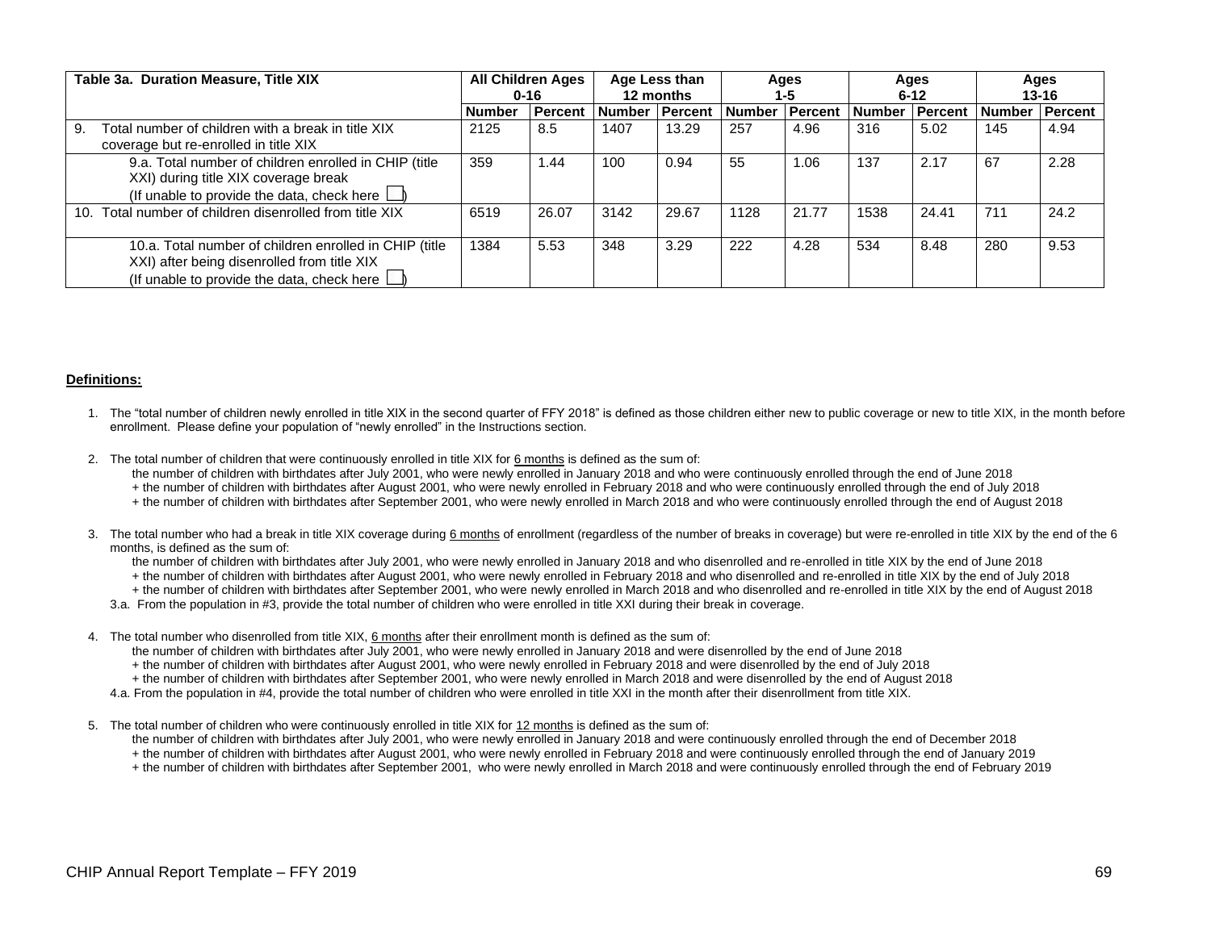| Table 3a. Duration Measure, Title XIX | All Children Ages 0-16 | | Age Less than 12 months | | Ages 1-5 | | Ages 6-12 | | Ages 13-16 | |
|---|---|---|---|---|---|---|---|---|---|---|
| | Number | Percent | Number | Percent | Number | Percent | Number | Percent | Number | Percent |
| 9. Total number of children with a break in title XIX coverage but re-enrolled in title XIX | 2125 | 8.5 | 1407 | 13.29 | 257 | 4.96 | 316 | 5.02 | 145 | 4.94 |
| 9.a. Total number of children enrolled in CHIP (title XXI) during title XIX coverage break (If unable to provide the data, check here ☐) | 359 | 1.44 | 100 | 0.94 | 55 | 1.06 | 137 | 2.17 | 67 | 2.28 |
| 10. Total number of children disenrolled from title XIX | 6519 | 26.07 | 3142 | 29.67 | 1128 | 21.77 | 1538 | 24.41 | 711 | 24.2 |
| 10.a. Total number of children enrolled in CHIP (title XXI) after being disenrolled from title XIX (If unable to provide the data, check here ☐) | 1384 | 5.53 | 348 | 3.29 | 222 | 4.28 | 534 | 8.48 | 280 | 9.53 |

**Definitions:**

1. The "total number of children newly enrolled in title XIX in the second quarter of FFY 2018" is defined as those children either new to public coverage or new to title XIX, in the month before enrollment. Please define your population of "newly enrolled" in the Instructions section.

2. The total number of children that were continuously enrolled in title XIX for 6 months is defined as the sum of:
   the number of children with birthdates after July 2001, who were newly enrolled in January 2018 and who were continuously enrolled through the end of June 2018
   + the number of children with birthdates after August 2001, who were newly enrolled in February 2018 and who were continuously enrolled through the end of July 2018
   + the number of children with birthdates after September 2001, who were newly enrolled in March 2018 and who were continuously enrolled through the end of August 2018

3. The total number who had a break in title XIX coverage during 6 months of enrollment (regardless of the number of breaks in coverage) but were re-enrolled in title XIX by the end of the 6 months, is defined as the sum of:
   the number of children with birthdates after July 2001, who were newly enrolled in January 2018 and who disenrolled and re-enrolled in title XIX by the end of June 2018
   + the number of children with birthdates after August 2001, who were newly enrolled in February 2018 and who disenrolled and re-enrolled in title XIX by the end of July 2018
   + the number of children with birthdates after September 2001, who were newly enrolled in March 2018 and who disenrolled and re-enrolled in title XIX by the end of August 2018
   3.a. From the population in #3, provide the total number of children who were enrolled in title XXI during their break in coverage.

4. The total number who disenrolled from title XIX, 6 months after their enrollment month is defined as the sum of:
   the number of children with birthdates after July 2001, who were newly enrolled in January 2018 and were disenrolled by the end of June 2018
   + the number of children with birthdates after August 2001, who were newly enrolled in February 2018 and were disenrolled by the end of July 2018
   + the number of children with birthdates after September 2001, who were newly enrolled in March 2018 and were disenrolled by the end of August 2018
   4.a. From the population in #4, provide the total number of children who were enrolled in title XXI in the month after their disenrollment from title XIX.

5. The total number of children who were continuously enrolled in title XIX for 12 months is defined as the sum of:
   the number of children with birthdates after July 2001, who were newly enrolled in January 2018 and were continuously enrolled through the end of December 2018
   + the number of children with birthdates after August 2001, who were newly enrolled in February 2018 and were continuously enrolled through the end of January 2019
   + the number of children with birthdates after September 2001, who were newly enrolled in March 2018 and were continuously enrolled through the end of February 2019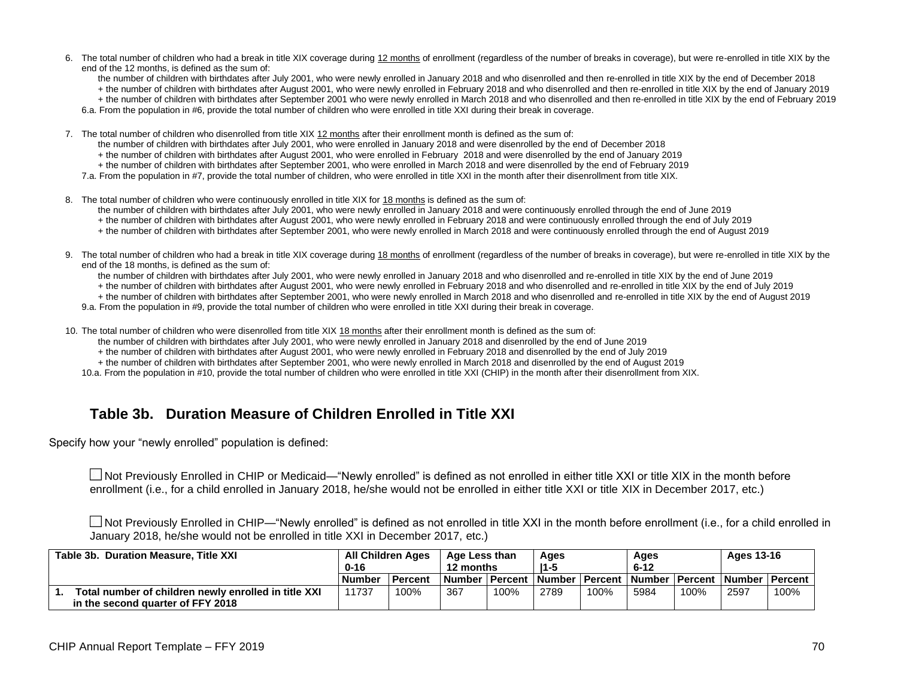6. The total number of children who had a break in title XIX coverage during 12 months of enrollment (regardless of the number of breaks in coverage), but were re-enrolled in title XIX by the end of the 12 months, is defined as the sum of:
   the number of children with birthdates after July 2001, who were newly enrolled in January 2018 and who disenrolled and then re-enrolled in title XIX by the end of December 2018
   + the number of children with birthdates after August 2001, who were newly enrolled in February 2018 and who disenrolled and then re-enrolled in title XIX by the end of January 2019
   + the number of children with birthdates after September 2001 who were newly enrolled in March 2018 and who disenrolled and then re-enrolled in title XIX by the end of February 2019
   6.a. From the population in #6, provide the total number of children who were enrolled in title XXI during their break in coverage.

7. The total number of children who disenrolled from title XIX 12 months after their enrollment month is defined as the sum of:
   the number of children with birthdates after July 2001, who were enrolled in January 2018 and were disenrolled by the end of December 2018
   + the number of children with birthdates after August 2001, who were enrolled in February 2018 and were disenrolled by the end of January 2019
   + the number of children with birthdates after September 2001, who were enrolled in March 2018 and were disenrolled by the end of February 2019
   7.a. From the population in #7, provide the total number of children, who were enrolled in title XXI in the month after their disenrollment from title XIX.

8. The total number of children who were continuously enrolled in title XIX for 18 months is defined as the sum of:
   the number of children with birthdates after July 2001, who were newly enrolled in January 2018 and were continuously enrolled through the end of June 2019
   + the number of children with birthdates after August 2001, who were newly enrolled in February 2018 and were continuously enrolled through the end of July 2019
   + the number of children with birthdates after September 2001, who were newly enrolled in March 2018 and were continuously enrolled through the end of August 2019

9. The total number of children who had a break in title XIX coverage during 18 months of enrollment (regardless of the number of breaks in coverage), but were re-enrolled in title XIX by the end of the 18 months, is defined as the sum of:
   the number of children with birthdates after July 2001, who were newly enrolled in January 2018 and who disenrolled and re-enrolled in title XIX by the end of June 2019
   + the number of children with birthdates after August 2001, who were newly enrolled in February 2018 and who disenrolled and re-enrolled in title XIX by the end of July 2019
   + the number of children with birthdates after September 2001, who were newly enrolled in March 2018 and who disenrolled and re-enrolled in title XIX by the end of August 2019
   9.a. From the population in #9, provide the total number of children who were enrolled in title XXI during their break in coverage.

10. The total number of children who were disenrolled from title XIX 18 months after their enrollment month is defined as the sum of:
   the number of children with birthdates after July 2001, who were newly enrolled in January 2018 and disenrolled by the end of June 2019
   + the number of children with birthdates after August 2001, who were newly enrolled in February 2018 and disenrolled by the end of July 2019
   + the number of children with birthdates after September 2001, who were newly enrolled in March 2018 and disenrolled by the end of August 2019
   10.a. From the population in #10, provide the total number of children who were enrolled in title XXI (CHIP) in the month after their disenrollment from XIX.

## Table 3b. Duration Measure of Children Enrolled in Title XXI

Specify how your "newly enrolled" population is defined:

☐ Not Previously Enrolled in CHIP or Medicaid—"Newly enrolled" is defined as not enrolled in either title XXI or title XIX in the month before enrollment (i.e., for a child enrolled in January 2018, he/she would not be enrolled in either title XXI or title XIX in December 2017, etc.)

☐ Not Previously Enrolled in CHIP—"Newly enrolled" is defined as not enrolled in title XXI in the month before enrollment (i.e., for a child enrolled in January 2018, he/she would not be enrolled in title XXI in December 2017, etc.)

| Table 3b. Duration Measure, Title XXI | All Children Ages 0-16 | | Age Less than 12 months | | Ages 1-5 | | Ages 6-12 | | Ages 13-16 | |
|---|---|---|---|---|---|---|---|---|---|---|
| | Number | Percent | Number | Percent | Number | Percent | Number | Percent | Number | Percent |
| 1. Total number of children newly enrolled in title XXI in the second quarter of FFY 2018 | 11737 | 100% | 367 | 100% | 2789 | 100% | 5984 | 100% | 2597 | 100% |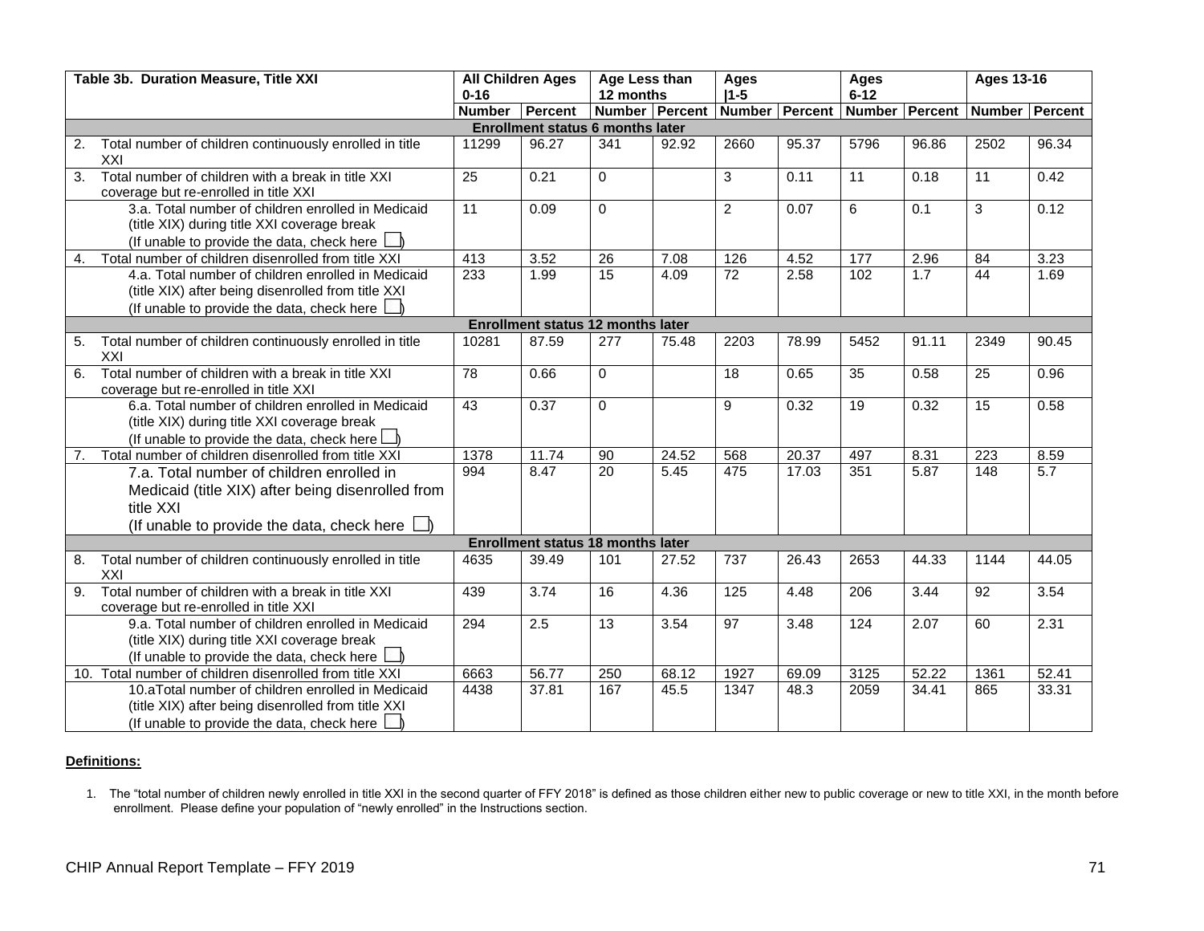| Table 3b. Duration Measure, Title XXI | All Children Ages 0-16 | | Age Less than 12 months | | Ages \|1-5 | | Ages 6-12 | | Ages 13-16 | |
|---|---|---|---|---|---|---|---|---|---|---|
| | Number | Percent | Number | Percent | Number | Percent | Number | Percent | Number | Percent |
| **Enrollment status 6 months later** | | | | | | | | | | |
| 2. Total number of children continuously enrolled in title XXI | 11299 | 96.27 | 341 | 92.92 | 2660 | 95.37 | 5796 | 96.86 | 2502 | 96.34 |
| 3. Total number of children with a break in title XXI coverage but re-enrolled in title XXI | 25 | 0.21 | 0 | | 3 | 0.11 | 11 | 0.18 | 11 | 0.42 |
| 3.a. Total number of children enrolled in Medicaid (title XIX) during title XXI coverage break (If unable to provide the data, check here ☐) | 11 | 0.09 | 0 | | 2 | 0.07 | 6 | 0.1 | 3 | 0.12 |
| 4. Total number of children disenrolled from title XXI | 413 | 3.52 | 26 | 7.08 | 126 | 4.52 | 177 | 2.96 | 84 | 3.23 |
| 4.a. Total number of children enrolled in Medicaid (title XIX) after being disenrolled from title XXI (If unable to provide the data, check here ☐) | 233 | 1.99 | 15 | 4.09 | 72 | 2.58 | 102 | 1.7 | 44 | 1.69 |
| **Enrollment status 12 months later** | | | | | | | | | | |
| 5. Total number of children continuously enrolled in title XXI | 10281 | 87.59 | 277 | 75.48 | 2203 | 78.99 | 5452 | 91.11 | 2349 | 90.45 |
| 6. Total number of children with a break in title XXI coverage but re-enrolled in title XXI | 78 | 0.66 | 0 | | 18 | 0.65 | 35 | 0.58 | 25 | 0.96 |
| 6.a. Total number of children enrolled in Medicaid (title XIX) during title XXI coverage break (If unable to provide the data, check here ☐) | 43 | 0.37 | 0 | | 9 | 0.32 | 19 | 0.32 | 15 | 0.58 |
| 7. Total number of children disenrolled from title XXI | 1378 | 11.74 | 90 | 24.52 | 568 | 20.37 | 497 | 8.31 | 223 | 8.59 |
| 7.a. Total number of children enrolled in Medicaid (title XIX) after being disenrolled from title XXI (If unable to provide the data, check here ☐) | 994 | 8.47 | 20 | 5.45 | 475 | 17.03 | 351 | 5.87 | 148 | 5.7 |
| **Enrollment status 18 months later** | | | | | | | | | | |
| 8. Total number of children continuously enrolled in title XXI | 4635 | 39.49 | 101 | 27.52 | 737 | 26.43 | 2653 | 44.33 | 1144 | 44.05 |
| 9. Total number of children with a break in title XXI coverage but re-enrolled in title XXI | 439 | 3.74 | 16 | 4.36 | 125 | 4.48 | 206 | 3.44 | 92 | 3.54 |
| 9.a. Total number of children enrolled in Medicaid (title XIX) during title XXI coverage break (If unable to provide the data, check here ☐) | 294 | 2.5 | 13 | 3.54 | 97 | 3.48 | 124 | 2.07 | 60 | 2.31 |
| 10. Total number of children disenrolled from title XXI | 6663 | 56.77 | 250 | 68.12 | 1927 | 69.09 | 3125 | 52.22 | 1361 | 52.41 |
| 10.aTotal number of children enrolled in Medicaid (title XIX) after being disenrolled from title XXI (If unable to provide the data, check here ☐) | 4438 | 37.81 | 167 | 45.5 | 1347 | 48.3 | 2059 | 34.41 | 865 | 33.31 |

**Definitions:**

1. The "total number of children newly enrolled in title XXI in the second quarter of FFY 2018" is defined as those children either new to public coverage or new to title XXI, in the month before enrollment. Please define your population of "newly enrolled" in the Instructions section.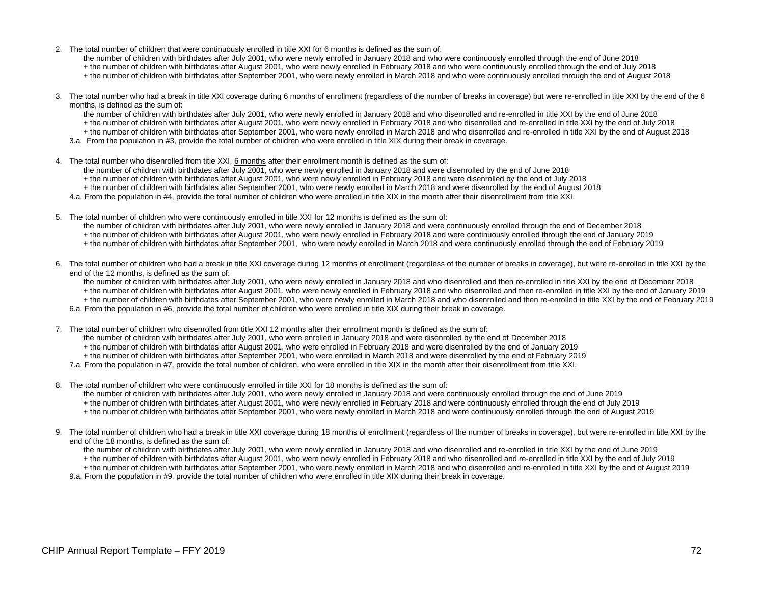2. The total number of children that were continuously enrolled in title XXI for 6 months is defined as the sum of:
   the number of children with birthdates after July 2001, who were newly enrolled in January 2018 and who were continuously enrolled through the end of June 2018
   + the number of children with birthdates after August 2001, who were newly enrolled in February 2018 and who were continuously enrolled through the end of July 2018
   + the number of children with birthdates after September 2001, who were newly enrolled in March 2018 and who were continuously enrolled through the end of August 2018

3. The total number who had a break in title XXI coverage during 6 months of enrollment (regardless of the number of breaks in coverage) but were re-enrolled in title XXI by the end of the 6 months, is defined as the sum of:
   the number of children with birthdates after July 2001, who were newly enrolled in January 2018 and who disenrolled and re-enrolled in title XXI by the end of June 2018
   + the number of children with birthdates after August 2001, who were newly enrolled in February 2018 and who disenrolled and re-enrolled in title XXI by the end of July 2018
   + the number of children with birthdates after September 2001, who were newly enrolled in March 2018 and who disenrolled and re-enrolled in title XXI by the end of August 2018
   3.a. From the population in #3, provide the total number of children who were enrolled in title XIX during their break in coverage.

4. The total number who disenrolled from title XXI, 6 months after their enrollment month is defined as the sum of:
   the number of children with birthdates after July 2001, who were newly enrolled in January 2018 and were disenrolled by the end of June 2018
   + the number of children with birthdates after August 2001, who were newly enrolled in February 2018 and were disenrolled by the end of July 2018
   + the number of children with birthdates after September 2001, who were newly enrolled in March 2018 and were disenrolled by the end of August 2018
   4.a. From the population in #4, provide the total number of children who were enrolled in title XIX in the month after their disenrollment from title XXI.

5. The total number of children who were continuously enrolled in title XXI for 12 months is defined as the sum of:
   the number of children with birthdates after July 2001, who were newly enrolled in January 2018 and were continuously enrolled through the end of December 2018
   + the number of children with birthdates after August 2001, who were newly enrolled in February 2018 and were continuously enrolled through the end of January 2019
   + the number of children with birthdates after September 2001, who were newly enrolled in March 2018 and were continuously enrolled through the end of February 2019

6. The total number of children who had a break in title XXI coverage during 12 months of enrollment (regardless of the number of breaks in coverage), but were re-enrolled in title XXI by the end of the 12 months, is defined as the sum of:
   the number of children with birthdates after July 2001, who were newly enrolled in January 2018 and who disenrolled and then re-enrolled in title XXI by the end of December 2018
   + the number of children with birthdates after August 2001, who were newly enrolled in February 2018 and who disenrolled and then re-enrolled in title XXI by the end of January 2019
   + the number of children with birthdates after September 2001, who were newly enrolled in March 2018 and who disenrolled and then re-enrolled in title XXI by the end of February 2019
   6.a. From the population in #6, provide the total number of children who were enrolled in title XIX during their break in coverage.

7. The total number of children who disenrolled from title XXI 12 months after their enrollment month is defined as the sum of:
   the number of children with birthdates after July 2001, who were enrolled in January 2018 and were disenrolled by the end of December 2018
   + the number of children with birthdates after August 2001, who were enrolled in February 2018 and were disenrolled by the end of January 2019
   + the number of children with birthdates after September 2001, who were enrolled in March 2018 and were disenrolled by the end of February 2019
   7.a. From the population in #7, provide the total number of children, who were enrolled in title XIX in the month after their disenrollment from title XXI.

8. The total number of children who were continuously enrolled in title XXI for 18 months is defined as the sum of:
   the number of children with birthdates after July 2001, who were newly enrolled in January 2018 and were continuously enrolled through the end of June 2019
   + the number of children with birthdates after August 2001, who were newly enrolled in February 2018 and were continuously enrolled through the end of July 2019
   + the number of children with birthdates after September 2001, who were newly enrolled in March 2018 and were continuously enrolled through the end of August 2019

9. The total number of children who had a break in title XXI coverage during 18 months of enrollment (regardless of the number of breaks in coverage), but were re-enrolled in title XXI by the end of the 18 months, is defined as the sum of:
   the number of children with birthdates after July 2001, who were newly enrolled in January 2018 and who disenrolled and re-enrolled in title XXI by the end of June 2019
   + the number of children with birthdates after August 2001, who were newly enrolled in February 2018 and who disenrolled and re-enrolled in title XXI by the end of July 2019
   + the number of children with birthdates after September 2001, who were newly enrolled in March 2018 and who disenrolled and re-enrolled in title XXI by the end of August 2019
   9.a. From the population in #9, provide the total number of children who were enrolled in title XIX during their break in coverage.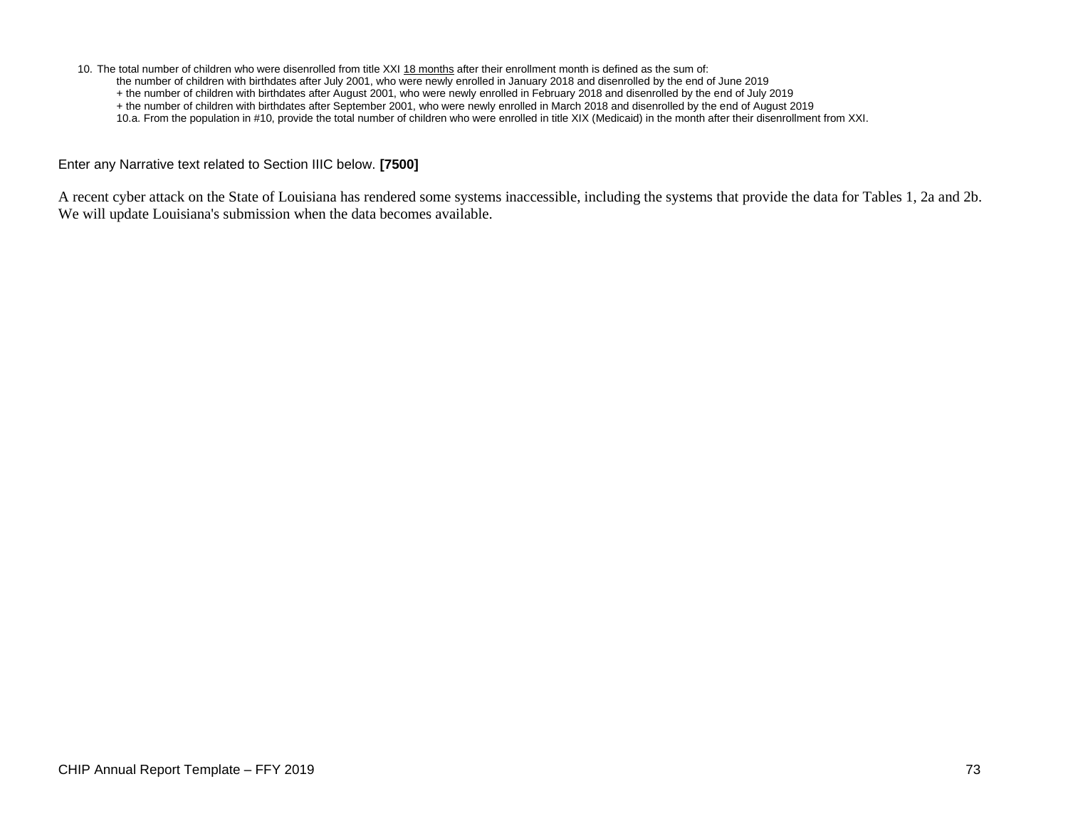10. The total number of children who were disenrolled from title XXI 18 months after their enrollment month is defined as the sum of:
    the number of children with birthdates after July 2001, who were newly enrolled in January 2018 and disenrolled by the end of June 2019
    + the number of children with birthdates after August 2001, who were newly enrolled in February 2018 and disenrolled by the end of July 2019
    + the number of children with birthdates after September 2001, who were newly enrolled in March 2018 and disenrolled by the end of August 2019
    10.a. From the population in #10, provide the total number of children who were enrolled in title XIX (Medicaid) in the month after their disenrollment from XXI.

Enter any Narrative text related to Section IIIC below. **[7500]**

A recent cyber attack on the State of Louisiana has rendered some systems inaccessible, including the systems that provide the data for Tables 1, 2a and 2b. We will update Louisiana's submission when the data becomes available.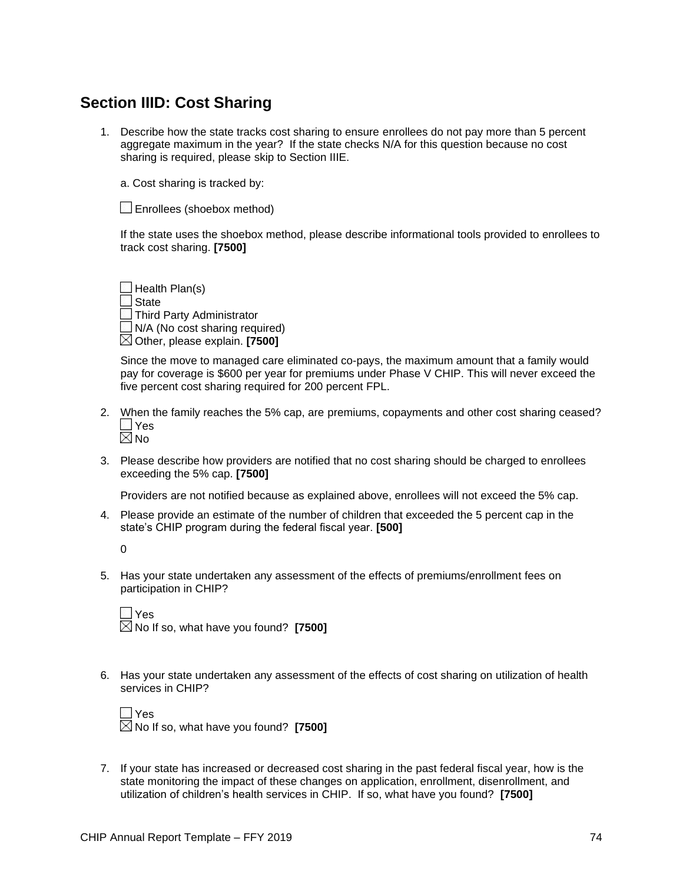## Section IIID: Cost Sharing

1. Describe how the state tracks cost sharing to ensure enrollees do not pay more than 5 percent aggregate maximum in the year? If the state checks N/A for this question because no cost sharing is required, please skip to Section IIIE.

   a. Cost sharing is tracked by:

   ☐ Enrollees (shoebox method)

   If the state uses the shoebox method, please describe informational tools provided to enrollees to track cost sharing. **[7500]**

   ☐ Health Plan(s)
   ☐ State
   ☐ Third Party Administrator
   ☐ N/A (No cost sharing required)
   ☒ Other, please explain. **[7500]**

   Since the move to managed care eliminated co-pays, the maximum amount that a family would pay for coverage is $600 per year for premiums under Phase V CHIP. This will never exceed the five percent cost sharing required for 200 percent FPL.

2. When the family reaches the 5% cap, are premiums, copayments and other cost sharing ceased?
   ☐ Yes
   ☒ No

3. Please describe how providers are notified that no cost sharing should be charged to enrollees exceeding the 5% cap. **[7500]**

   Providers are not notified because as explained above, enrollees will not exceed the 5% cap.

4. Please provide an estimate of the number of children that exceeded the 5 percent cap in the state's CHIP program during the federal fiscal year. **[500]**

   0

5. Has your state undertaken any assessment of the effects of premiums/enrollment fees on participation in CHIP?

   ☐ Yes
   ☒ No If so, what have you found? **[7500]**

6. Has your state undertaken any assessment of the effects of cost sharing on utilization of health services in CHIP?

   ☐ Yes
   ☒ No If so, what have you found? **[7500]**

7. If your state has increased or decreased cost sharing in the past federal fiscal year, how is the state monitoring the impact of these changes on application, enrollment, disenrollment, and utilization of children's health services in CHIP. If so, what have you found? **[7500]**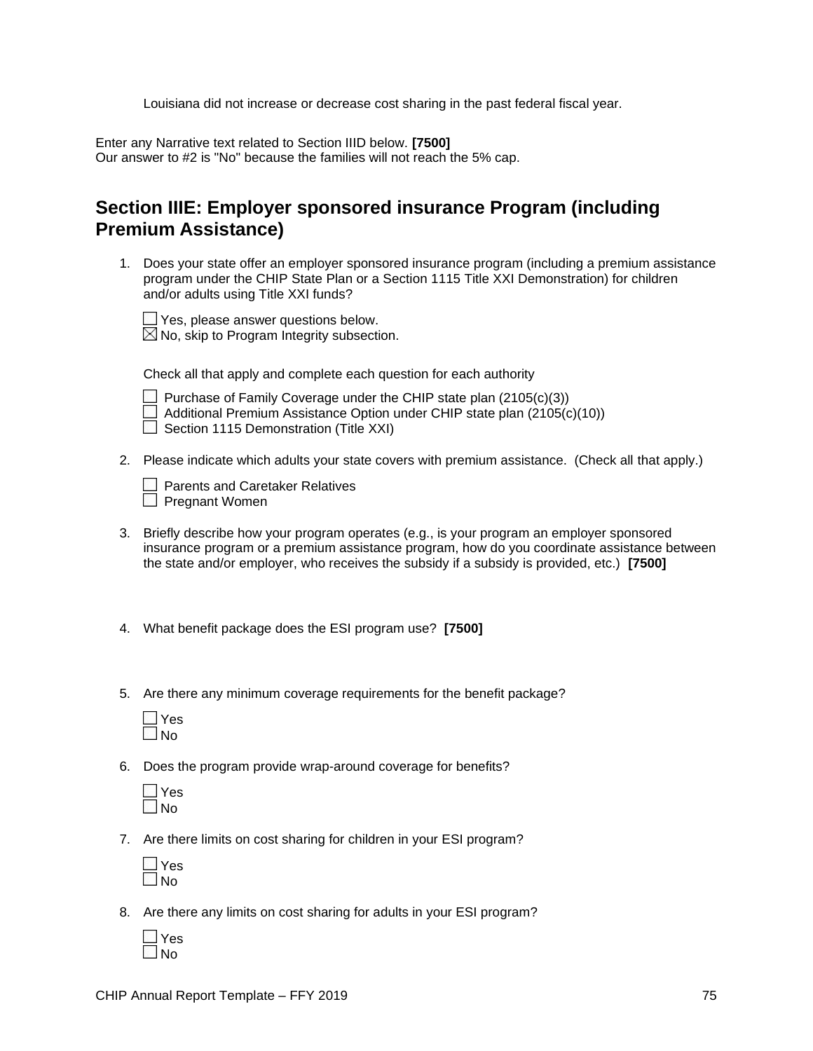Louisiana did not increase or decrease cost sharing in the past federal fiscal year.

Enter any Narrative text related to Section IIID below. **[7500]**
Our answer to #2 is "No" because the families will not reach the 5% cap.

## Section IIIE: Employer sponsored insurance Program (including Premium Assistance)

1. Does your state offer an employer sponsored insurance program (including a premium assistance program under the CHIP State Plan or a Section 1115 Title XXI Demonstration) for children and/or adults using Title XXI funds?

   ☐ Yes, please answer questions below.
   ☒ No, skip to Program Integrity subsection.

   Check all that apply and complete each question for each authority

   ☐ Purchase of Family Coverage under the CHIP state plan (2105(c)(3))
   ☐ Additional Premium Assistance Option under CHIP state plan (2105(c)(10))
   ☐ Section 1115 Demonstration (Title XXI)

2. Please indicate which adults your state covers with premium assistance. (Check all that apply.)

   ☐ Parents and Caretaker Relatives
   ☐ Pregnant Women

3. Briefly describe how your program operates (e.g., is your program an employer sponsored insurance program or a premium assistance program, how do you coordinate assistance between the state and/or employer, who receives the subsidy if a subsidy is provided, etc.) **[7500]**

4. What benefit package does the ESI program use? **[7500]**

5. Are there any minimum coverage requirements for the benefit package?

   ☐ Yes
   ☐ No

6. Does the program provide wrap-around coverage for benefits?

   ☐ Yes
   ☐ No

7. Are there limits on cost sharing for children in your ESI program?

   ☐ Yes
   ☐ No

8. Are there any limits on cost sharing for adults in your ESI program?

   ☐ Yes
   ☐ No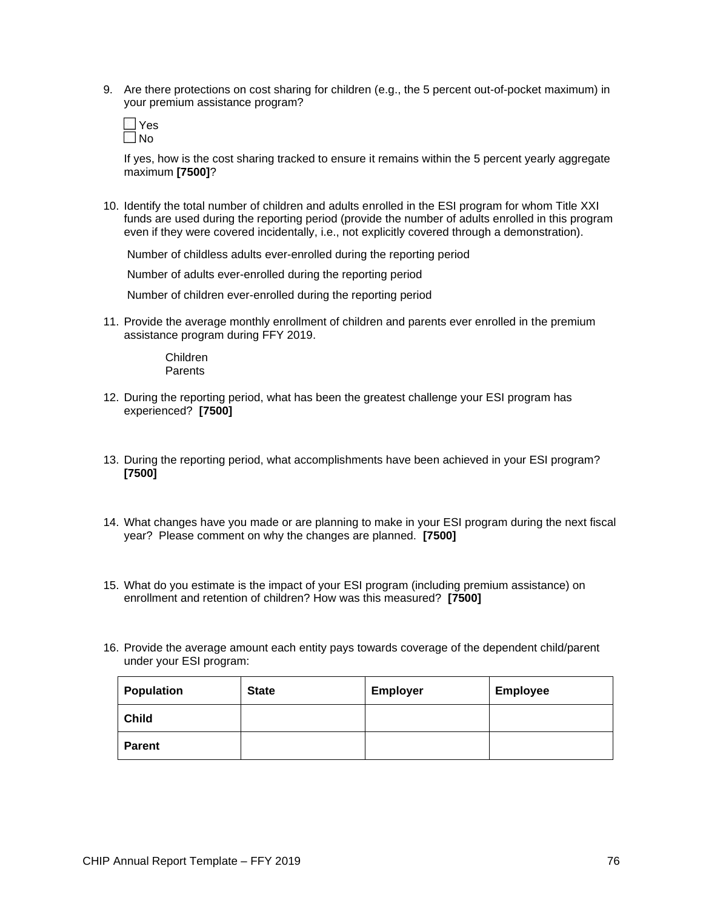9. Are there protections on cost sharing for children (e.g., the 5 percent out-of-pocket maximum) in your premium assistance program?

   ☐ Yes
   ☐ No

   If yes, how is the cost sharing tracked to ensure it remains within the 5 percent yearly aggregate maximum **[7500]**?

10. Identify the total number of children and adults enrolled in the ESI program for whom Title XXI funds are used during the reporting period (provide the number of adults enrolled in this program even if they were covered incidentally, i.e., not explicitly covered through a demonstration).

    Number of childless adults ever-enrolled during the reporting period

    Number of adults ever-enrolled during the reporting period

    Number of children ever-enrolled during the reporting period

11. Provide the average monthly enrollment of children and parents ever enrolled in the premium assistance program during FFY 2019.

    Children
    Parents

12. During the reporting period, what has been the greatest challenge your ESI program has experienced? **[7500]**

13. During the reporting period, what accomplishments have been achieved in your ESI program? **[7500]**

14. What changes have you made or are planning to make in your ESI program during the next fiscal year? Please comment on why the changes are planned. **[7500]**

15. What do you estimate is the impact of your ESI program (including premium assistance) on enrollment and retention of children? How was this measured? **[7500]**

16. Provide the average amount each entity pays towards coverage of the dependent child/parent under your ESI program:

| Population | State | Employer | Employee |
|---|---|---|---|
| **Child** | | | |
| **Parent** | | | |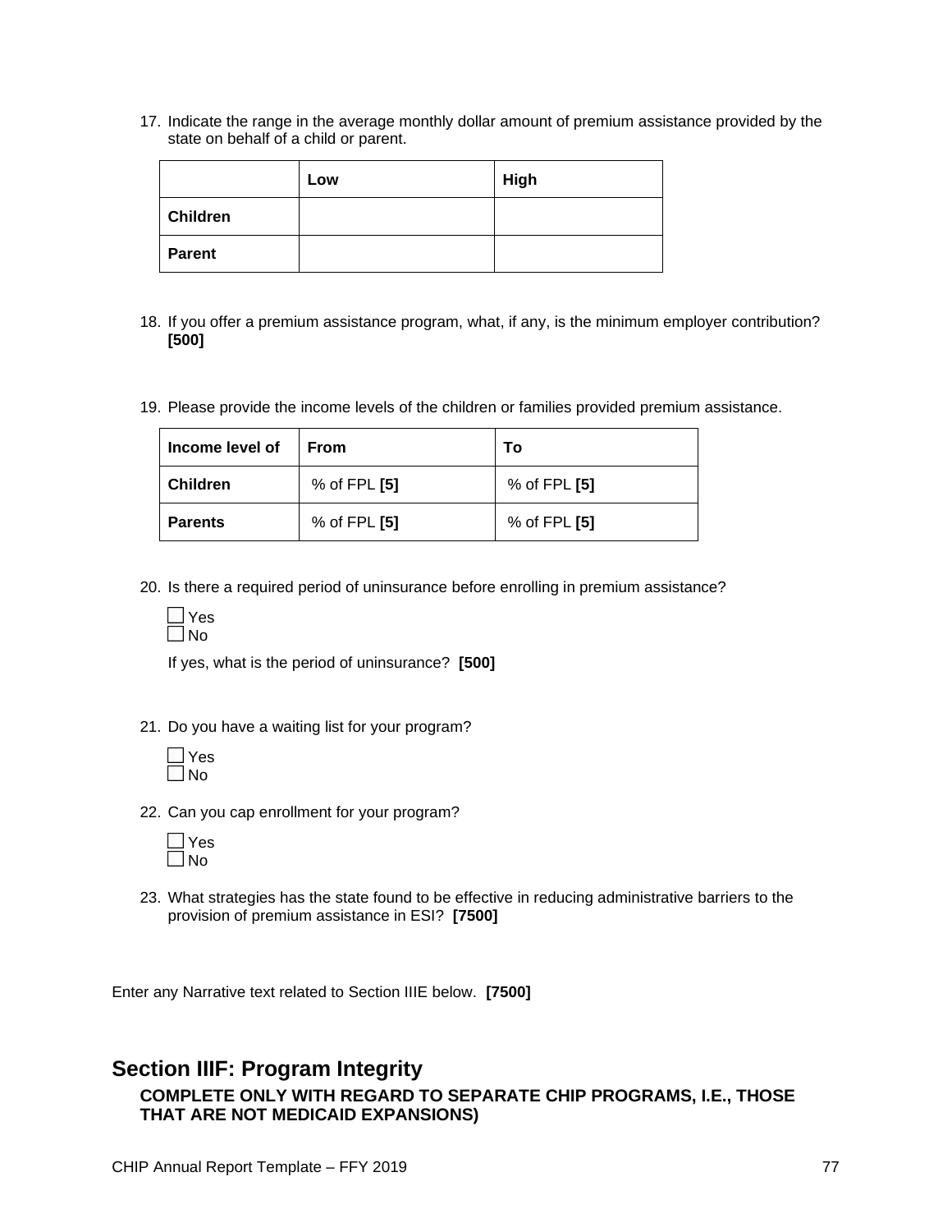17. Indicate the range in the average monthly dollar amount of premium assistance provided by the state on behalf of a child or parent.

| | Low | High |
|---|---|---|
| **Children** | | |
| **Parent** | | |

18. If you offer a premium assistance program, what, if any, is the minimum employer contribution? **[500]**

19. Please provide the income levels of the children or families provided premium assistance.

| Income level of | From | To |
|---|---|---|
| **Children** | % of FPL **[5]** | % of FPL **[5]** |
| **Parents** | % of FPL **[5]** | % of FPL **[5]** |

20. Is there a required period of uninsurance before enrolling in premium assistance?

☐ Yes
☐ No

If yes, what is the period of uninsurance? **[500]**

21. Do you have a waiting list for your program?

☐ Yes
☐ No

22. Can you cap enrollment for your program?

☐ Yes
☐ No

23. What strategies has the state found to be effective in reducing administrative barriers to the provision of premium assistance in ESI? **[7500]**

Enter any Narrative text related to Section IIIE below. **[7500]**

## Section IIIF: Program Integrity

### COMPLETE ONLY WITH REGARD TO SEPARATE CHIP PROGRAMS, I.E., THOSE THAT ARE NOT MEDICAID EXPANSIONS)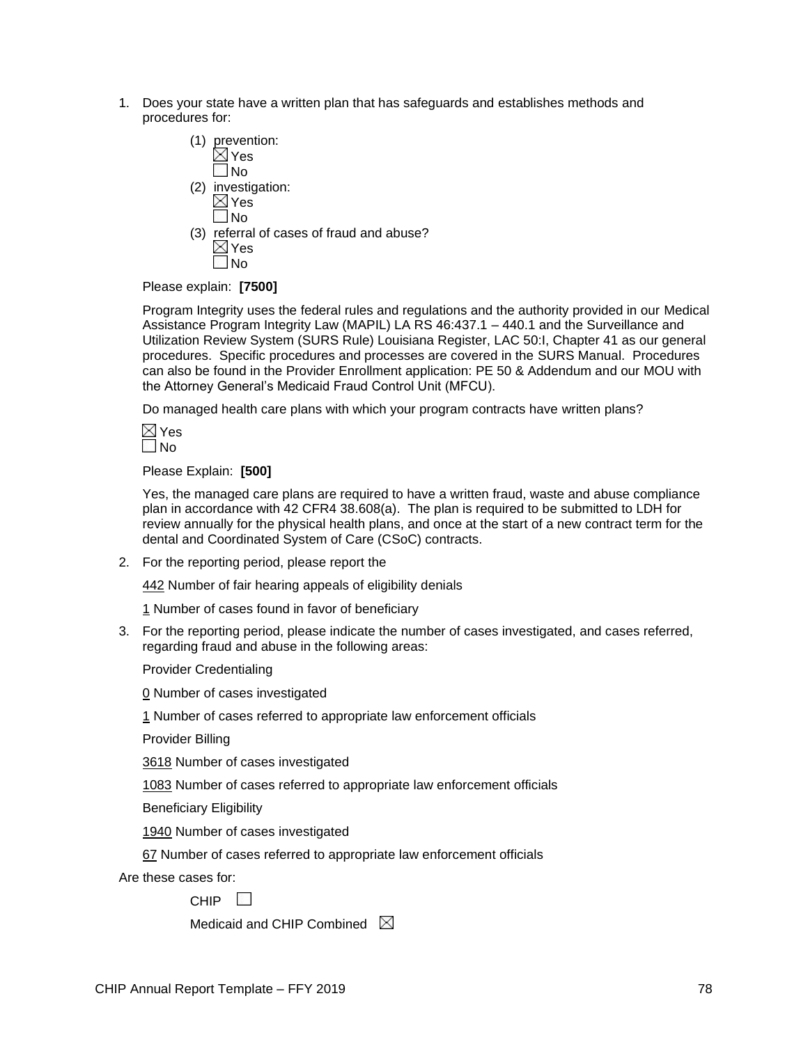1. Does your state have a written plan that has safeguards and establishes methods and procedures for:

   (1) prevention:
   ☒ Yes
   ☐ No

   (2) investigation:
   ☒ Yes
   ☐ No

   (3) referral of cases of fraud and abuse?
   ☒ Yes
   ☐ No

   Please explain: **[7500]**

   Program Integrity uses the federal rules and regulations and the authority provided in our Medical Assistance Program Integrity Law (MAPIL) LA RS 46:437.1 – 440.1 and the Surveillance and Utilization Review System (SURS Rule) Louisiana Register, LAC 50:I, Chapter 41 as our general procedures. Specific procedures and processes are covered in the SURS Manual. Procedures can also be found in the Provider Enrollment application: PE 50 & Addendum and our MOU with the Attorney General's Medicaid Fraud Control Unit (MFCU).

   Do managed health care plans with which your program contracts have written plans?

   ☒ Yes
   ☐ No

   Please Explain: **[500]**

   Yes, the managed care plans are required to have a written fraud, waste and abuse compliance plan in accordance with 42 CFR4 38.608(a). The plan is required to be submitted to LDH for review annually for the physical health plans, and once at the start of a new contract term for the dental and Coordinated System of Care (CSoC) contracts.

2. For the reporting period, please report the

   442 Number of fair hearing appeals of eligibility denials

   1 Number of cases found in favor of beneficiary

3. For the reporting period, please indicate the number of cases investigated, and cases referred, regarding fraud and abuse in the following areas:

   Provider Credentialing

   0 Number of cases investigated

   1 Number of cases referred to appropriate law enforcement officials

   Provider Billing

   3618 Number of cases investigated

   1083 Number of cases referred to appropriate law enforcement officials

   Beneficiary Eligibility

   1940 Number of cases investigated

   67 Number of cases referred to appropriate law enforcement officials

Are these cases for:

CHIP ☐

Medicaid and CHIP Combined ☒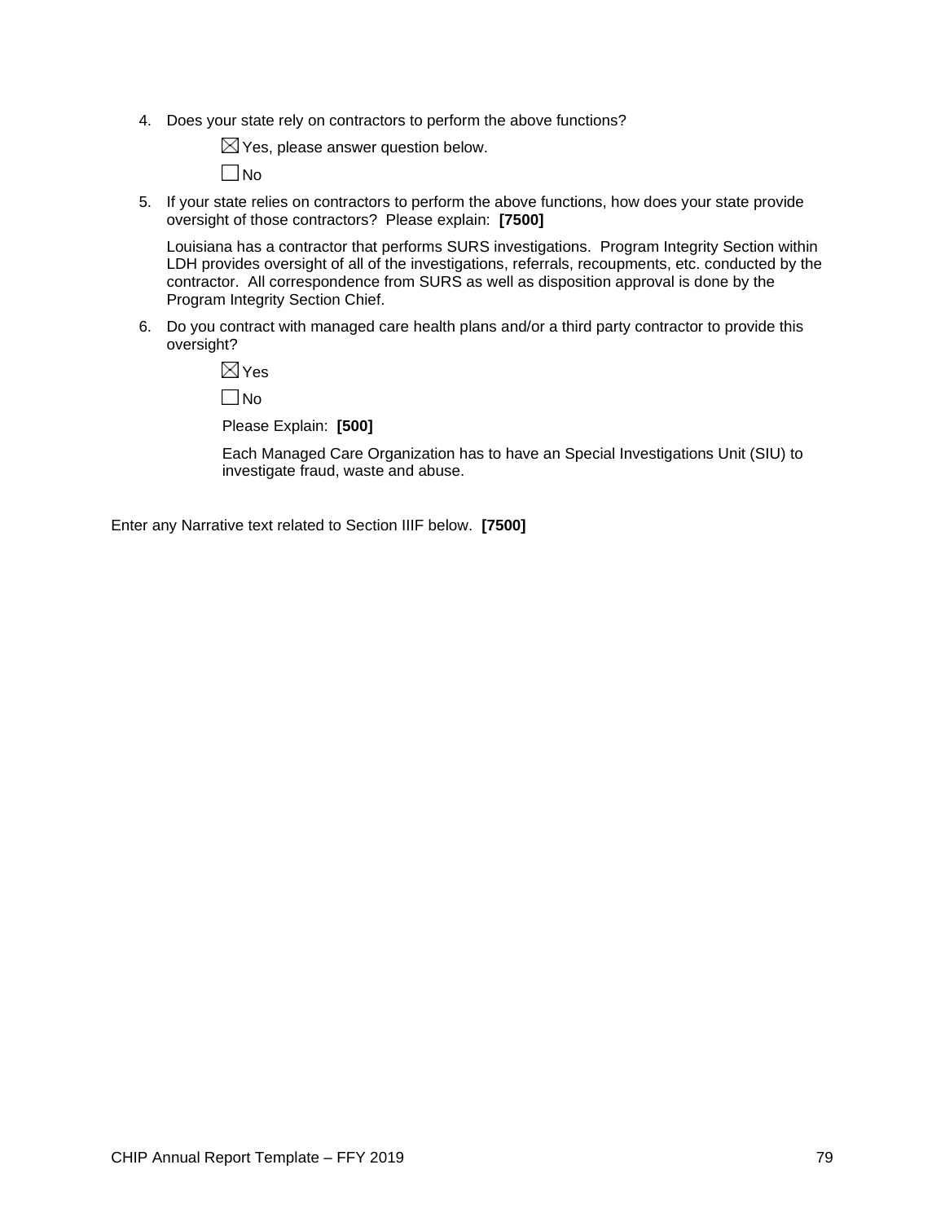4. Does your state rely on contractors to perform the above functions?

   ☒ Yes, please answer question below.

   ☐ No

5. If your state relies on contractors to perform the above functions, how does your state provide oversight of those contractors? Please explain: **[7500]**

   Louisiana has a contractor that performs SURS investigations. Program Integrity Section within LDH provides oversight of all of the investigations, referrals, recoupments, etc. conducted by the contractor. All correspondence from SURS as well as disposition approval is done by the Program Integrity Section Chief.

6. Do you contract with managed care health plans and/or a third party contractor to provide this oversight?

   ☒ Yes

   ☐ No

   Please Explain: **[500]**

   Each Managed Care Organization has to have an Special Investigations Unit (SIU) to investigate fraud, waste and abuse.

Enter any Narrative text related to Section IIIF below. **[7500]**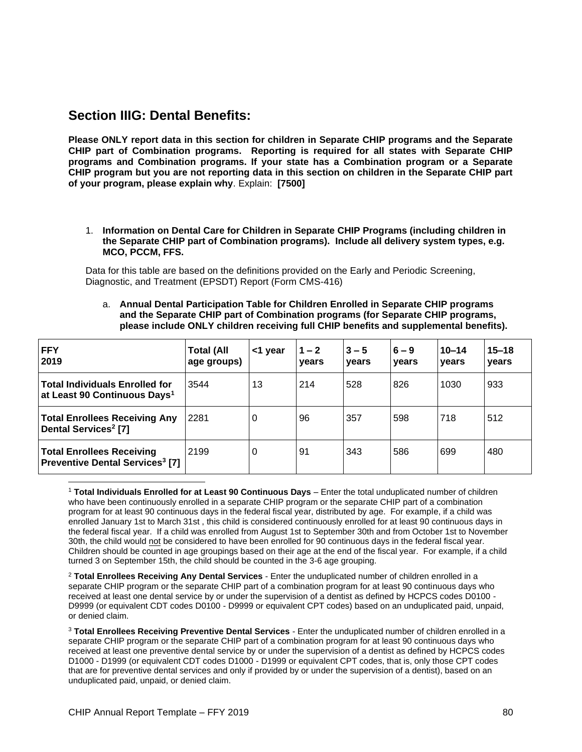## Section IIIG: Dental Benefits:

**Please ONLY report data in this section for children in Separate CHIP programs and the Separate CHIP part of Combination programs. Reporting is required for all states with Separate CHIP programs and Combination programs. If your state has a Combination program or a Separate CHIP program but you are not reporting data in this section on children in the Separate CHIP part of your program, please explain why**. Explain: **[7500]**

1. **Information on Dental Care for Children in Separate CHIP Programs (including children in the Separate CHIP part of Combination programs). Include all delivery system types, e.g. MCO, PCCM, FFS.**

   Data for this table are based on the definitions provided on the Early and Periodic Screening, Diagnostic, and Treatment (EPSDT) Report (Form CMS-416)

   a. **Annual Dental Participation Table for Children Enrolled in Separate CHIP programs and the Separate CHIP part of Combination programs (for Separate CHIP programs, please include ONLY children receiving full CHIP benefits and supplemental benefits).**

| FFY 2019 | Total (All age groups) | <1 year | 1 – 2 years | 3 – 5 years | 6 – 9 years | 10–14 years | 15–18 years |
|---|---|---|---|---|---|---|---|
| **Total Individuals Enrolled for at Least 90 Continuous Days[1]** | 3544 | 13 | 214 | 528 | 826 | 1030 | 933 |
| **Total Enrollees Receiving Any Dental Services[2] [7]** | 2281 | 0 | 96 | 357 | 598 | 718 | 512 |
| **Total Enrollees Receiving Preventive Dental Services[3] [7]** | 2199 | 0 | 91 | 343 | 586 | 699 | 480 |

[1] **Total Individuals Enrolled for at Least 90 Continuous Days** – Enter the total unduplicated number of children who have been continuously enrolled in a separate CHIP program or the separate CHIP part of a combination program for at least 90 continuous days in the federal fiscal year, distributed by age. For example, if a child was enrolled January 1st to March 31st , this child is considered continuously enrolled for at least 90 continuous days in the federal fiscal year. If a child was enrolled from August 1st to September 30th and from October 1st to November 30th, the child would not be considered to have been enrolled for 90 continuous days in the federal fiscal year. Children should be counted in age groupings based on their age at the end of the fiscal year. For example, if a child turned 3 on September 15th, the child should be counted in the 3-6 age grouping.

[2] **Total Enrollees Receiving Any Dental Services** - Enter the unduplicated number of children enrolled in a separate CHIP program or the separate CHIP part of a combination program for at least 90 continuous days who received at least one dental service by or under the supervision of a dentist as defined by HCPCS codes D0100 - D9999 (or equivalent CDT codes D0100 - D9999 or equivalent CPT codes) based on an unduplicated paid, unpaid, or denied claim.

[3] **Total Enrollees Receiving Preventive Dental Services** - Enter the unduplicated number of children enrolled in a separate CHIP program or the separate CHIP part of a combination program for at least 90 continuous days who received at least one preventive dental service by or under the supervision of a dentist as defined by HCPCS codes D1000 - D1999 (or equivalent CDT codes D1000 - D1999 or equivalent CPT codes, that is, only those CPT codes that are for preventive dental services and only if provided by or under the supervision of a dentist), based on an unduplicated paid, unpaid, or denied claim.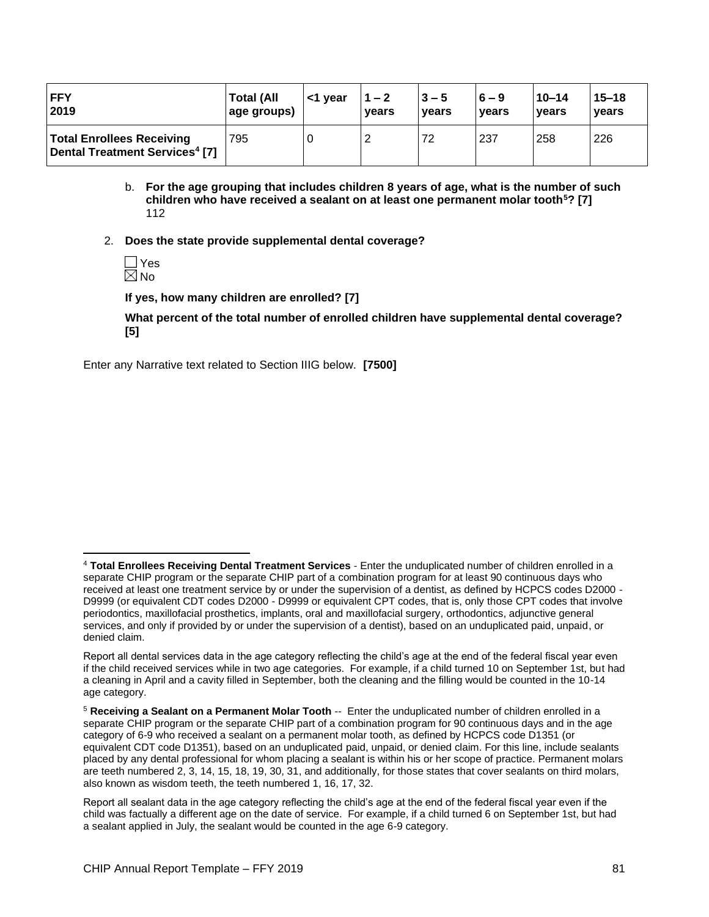| FFY 2019 | Total (All age groups) | <1 year | 1 – 2 years | 3 – 5 years | 6 – 9 years | 10–14 years | 15–18 years |
|---|---|---|---|---|---|---|---|
| **Total Enrollees Receiving Dental Treatment Services[4] [7]** | 795 | 0 | 2 | 72 | 237 | 258 | 226 |

b. **For the age grouping that includes children 8 years of age, what is the number of such children who have received a sealant on at least one permanent molar tooth[5]? [7]**
112

2. **Does the state provide supplemental dental coverage?**

☐ Yes
☒ No

**If yes, how many children are enrolled? [7]**

**What percent of the total number of enrolled children have supplemental dental coverage? [5]**

Enter any Narrative text related to Section IIIG below. **[7500]**

---

[4] **Total Enrollees Receiving Dental Treatment Services** - Enter the unduplicated number of children enrolled in a separate CHIP program or the separate CHIP part of a combination program for at least 90 continuous days who received at least one treatment service by or under the supervision of a dentist, as defined by HCPCS codes D2000 - D9999 (or equivalent CDT codes D2000 - D9999 or equivalent CPT codes, that is, only those CPT codes that involve periodontics, maxillofacial prosthetics, implants, oral and maxillofacial surgery, orthodontics, adjunctive general services, and only if provided by or under the supervision of a dentist), based on an unduplicated paid, unpaid, or denied claim.

Report all dental services data in the age category reflecting the child's age at the end of the federal fiscal year even if the child received services while in two age categories. For example, if a child turned 10 on September 1st, but had a cleaning in April and a cavity filled in September, both the cleaning and the filling would be counted in the 10-14 age category.

[5] **Receiving a Sealant on a Permanent Molar Tooth** -- Enter the unduplicated number of children enrolled in a separate CHIP program or the separate CHIP part of a combination program for 90 continuous days and in the age category of 6-9 who received a sealant on a permanent molar tooth, as defined by HCPCS code D1351 (or equivalent CDT code D1351), based on an unduplicated paid, unpaid, or denied claim. For this line, include sealants placed by any dental professional for whom placing a sealant is within his or her scope of practice. Permanent molars are teeth numbered 2, 3, 14, 15, 18, 19, 30, 31, and additionally, for those states that cover sealants on third molars, also known as wisdom teeth, the teeth numbered 1, 16, 17, 32.

Report all sealant data in the age category reflecting the child's age at the end of the federal fiscal year even if the child was factually a different age on the date of service. For example, if a child turned 6 on September 1st, but had a sealant applied in July, the sealant would be counted in the age 6-9 category.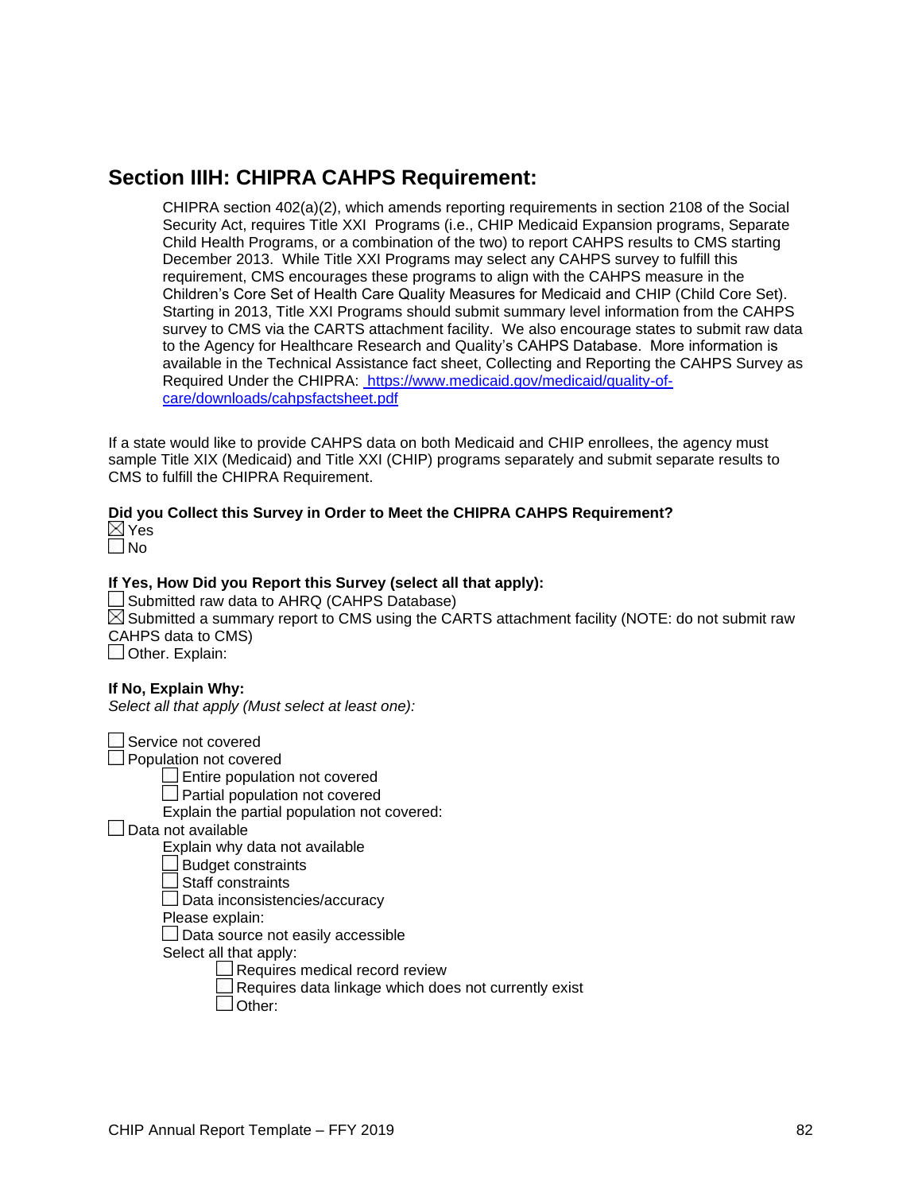## Section IIIH: CHIPRA CAHPS Requirement:

CHIPRA section 402(a)(2), which amends reporting requirements in section 2108 of the Social Security Act, requires Title XXI Programs (i.e., CHIP Medicaid Expansion programs, Separate Child Health Programs, or a combination of the two) to report CAHPS results to CMS starting December 2013. While Title XXI Programs may select any CAHPS survey to fulfill this requirement, CMS encourages these programs to align with the CAHPS measure in the Children's Core Set of Health Care Quality Measures for Medicaid and CHIP (Child Core Set). Starting in 2013, Title XXI Programs should submit summary level information from the CAHPS survey to CMS via the CARTS attachment facility. We also encourage states to submit raw data to the Agency for Healthcare Research and Quality's CAHPS Database. More information is available in the Technical Assistance fact sheet, Collecting and Reporting the CAHPS Survey as Required Under the CHIPRA: [https://www.medicaid.gov/medicaid/quality-of-care/downloads/cahpsfactsheet.pdf](https://www.medicaid.gov/medicaid/quality-of-care/downloads/cahpsfactsheet.pdf)

If a state would like to provide CAHPS data on both Medicaid and CHIP enrollees, the agency must sample Title XIX (Medicaid) and Title XXI (CHIP) programs separately and submit separate results to CMS to fulfill the CHIPRA Requirement.

**Did you Collect this Survey in Order to Meet the CHIPRA CAHPS Requirement?**

☒ Yes
☐ No

**If Yes, How Did you Report this Survey (select all that apply):**

☐ Submitted raw data to AHRQ (CAHPS Database)
☒ Submitted a summary report to CMS using the CARTS attachment facility (NOTE: do not submit raw CAHPS data to CMS)
☐ Other. Explain:

**If No, Explain Why:**

*Select all that apply (Must select at least one):*

☐ Service not covered
☐ Population not covered
  ☐ Entire population not covered
  ☐ Partial population not covered
  Explain the partial population not covered:
☐ Data not available
  Explain why data not available
  ☐ Budget constraints
  ☐ Staff constraints
  ☐ Data inconsistencies/accuracy
  Please explain:
  ☐ Data source not easily accessible
  Select all that apply:
    ☐ Requires medical record review
    ☐ Requires data linkage which does not currently exist
    ☐ Other: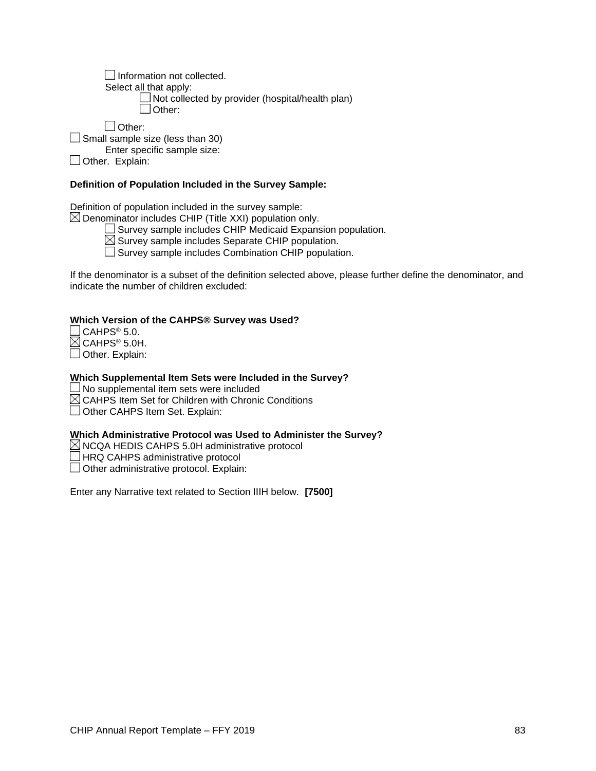☐ Information not collected.
Select all that apply:
☐ Not collected by provider (hospital/health plan)
☐ Other:

☐ Other:

☐ Small sample size (less than 30)
Enter specific sample size:

☐ Other. Explain:

**Definition of Population Included in the Survey Sample:**

Definition of population included in the survey sample:

☒ Denominator includes CHIP (Title XXI) population only.
☐ Survey sample includes CHIP Medicaid Expansion population.
☒ Survey sample includes Separate CHIP population.
☐ Survey sample includes Combination CHIP population.

If the denominator is a subset of the definition selected above, please further define the denominator, and indicate the number of children excluded:

**Which Version of the CAHPS® Survey was Used?**

☐ CAHPS® 5.0.
☒ CAHPS® 5.0H.
☐ Other. Explain:

**Which Supplemental Item Sets were Included in the Survey?**

☐ No supplemental item sets were included
☒ CAHPS Item Set for Children with Chronic Conditions
☐ Other CAHPS Item Set. Explain:

**Which Administrative Protocol was Used to Administer the Survey?**

☒ NCQA HEDIS CAHPS 5.0H administrative protocol
☐ HRQ CAHPS administrative protocol
☐ Other administrative protocol. Explain:

Enter any Narrative text related to Section IIIH below. **[7500]**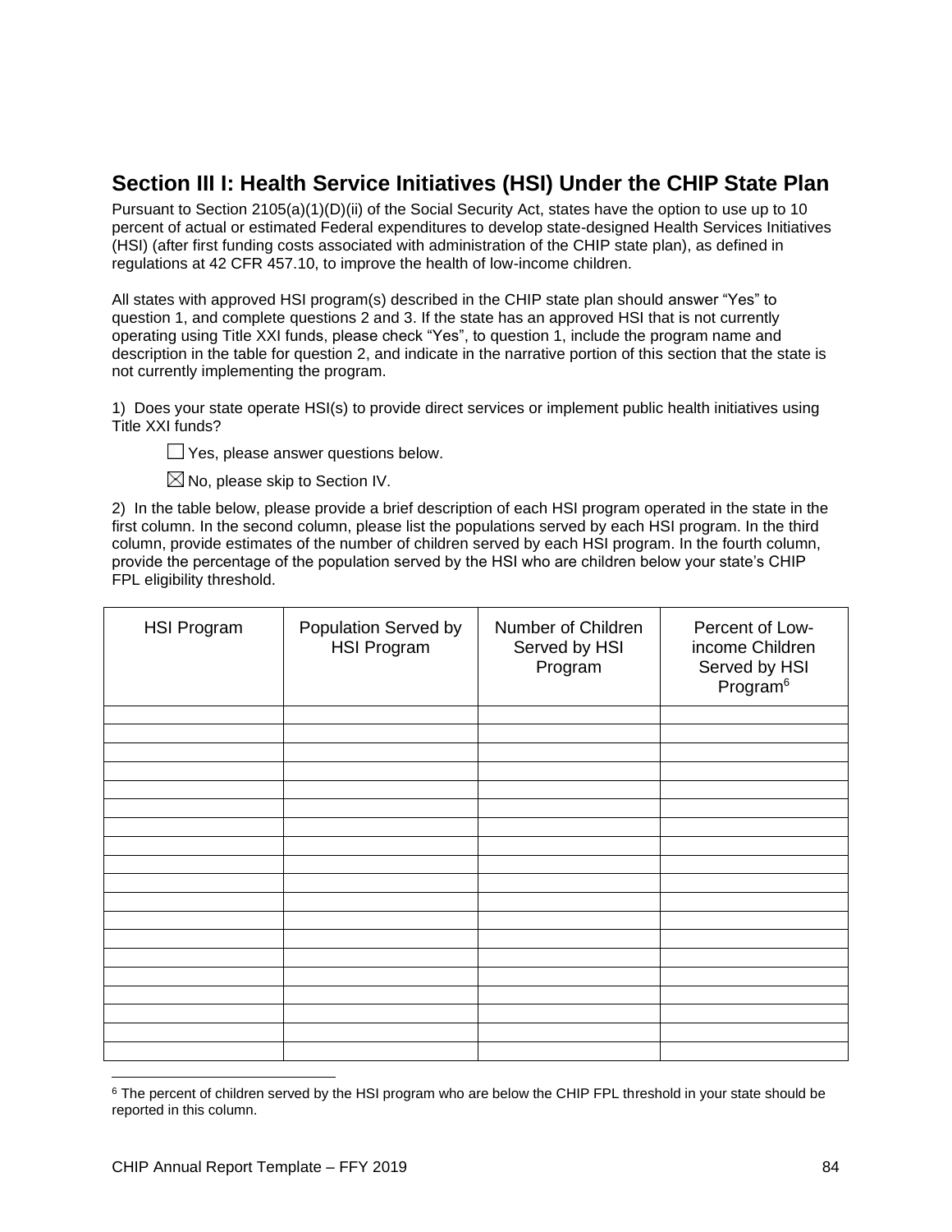## Section III I: Health Service Initiatives (HSI) Under the CHIP State Plan

Pursuant to Section 2105(a)(1)(D)(ii) of the Social Security Act, states have the option to use up to 10 percent of actual or estimated Federal expenditures to develop state-designed Health Services Initiatives (HSI) (after first funding costs associated with administration of the CHIP state plan), as defined in regulations at 42 CFR 457.10, to improve the health of low-income children.

All states with approved HSI program(s) described in the CHIP state plan should answer "Yes" to question 1, and complete questions 2 and 3. If the state has an approved HSI that is not currently operating using Title XXI funds, please check "Yes", to question 1, include the program name and description in the table for question 2, and indicate in the narrative portion of this section that the state is not currently implementing the program.

1) Does your state operate HSI(s) to provide direct services or implement public health initiatives using Title XXI funds?

☐ Yes, please answer questions below.

☒ No, please skip to Section IV.

2) In the table below, please provide a brief description of each HSI program operated in the state in the first column. In the second column, please list the populations served by each HSI program. In the third column, provide estimates of the number of children served by each HSI program. In the fourth column, provide the percentage of the population served by the HSI who are children below your state's CHIP FPL eligibility threshold.

| HSI Program | Population Served by HSI Program | Number of Children Served by HSI Program | Percent of Low-income Children Served by HSI Program[6] |
|---|---|---|---|
| | | | |
| | | | |
| | | | |
| | | | |
| | | | |
| | | | |
| | | | |
| | | | |
| | | | |
| | | | |
| | | | |
| | | | |
| | | | |
| | | | |
| | | | |
| | | | |
| | | | |
| | | | |
| | | | |

[6] The percent of children served by the HSI program who are below the CHIP FPL threshold in your state should be reported in this column.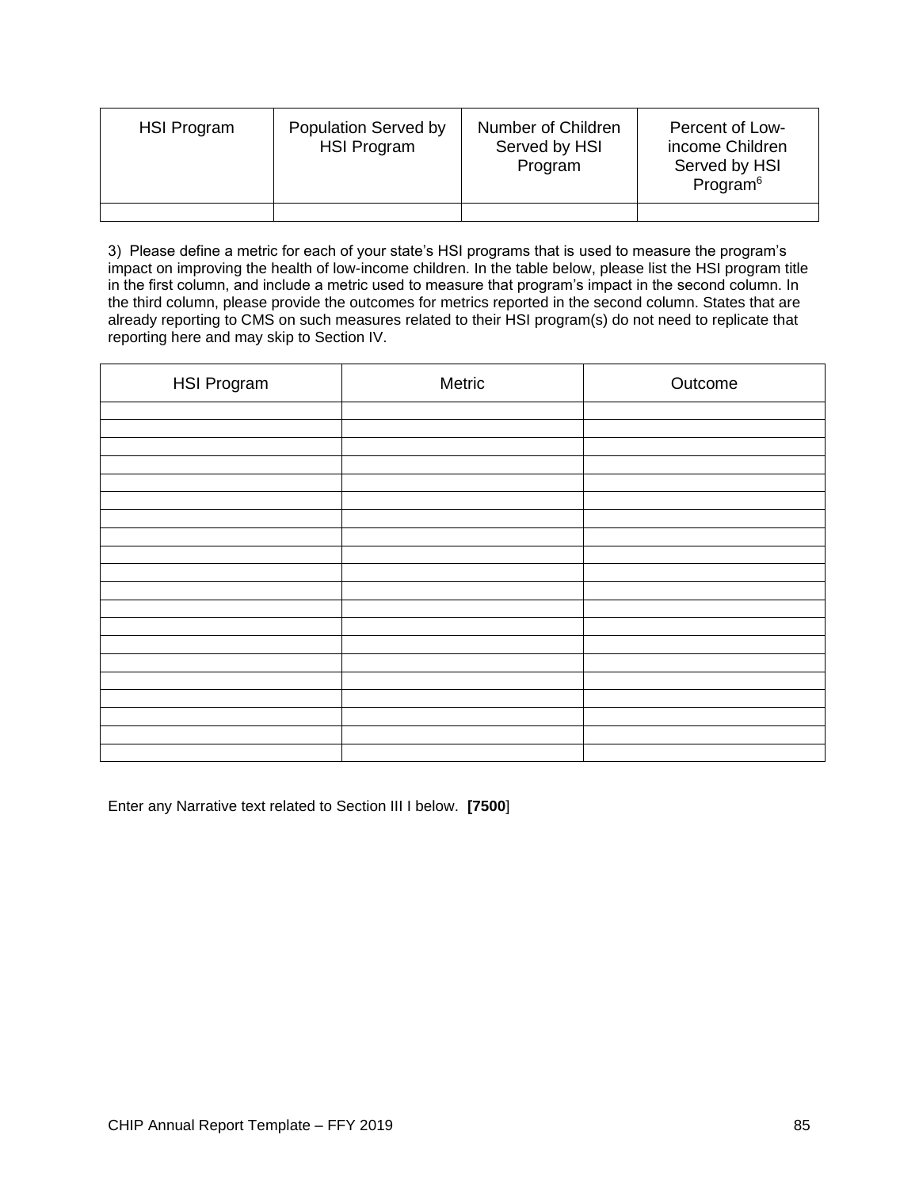| HSI Program | Population Served by HSI Program | Number of Children Served by HSI Program | Percent of Low-income Children Served by HSI Program[6] |
| --- | --- | --- | --- |
| | | | |

3) Please define a metric for each of your state's HSI programs that is used to measure the program's impact on improving the health of low-income children. In the table below, please list the HSI program title in the first column, and include a metric used to measure that program's impact in the second column. In the third column, please provide the outcomes for metrics reported in the second column. States that are already reporting to CMS on such measures related to their HSI program(s) do not need to replicate that reporting here and may skip to Section IV.

| HSI Program | Metric | Outcome |
| --- | --- | --- |
| | | |
| | | |
| | | |
| | | |
| | | |
| | | |
| | | |
| | | |
| | | |
| | | |
| | | |
| | | |
| | | |
| | | |
| | | |
| | | |
| | | |
| | | |
| | | |
| | | |

Enter any Narrative text related to Section III I below. **[7500]**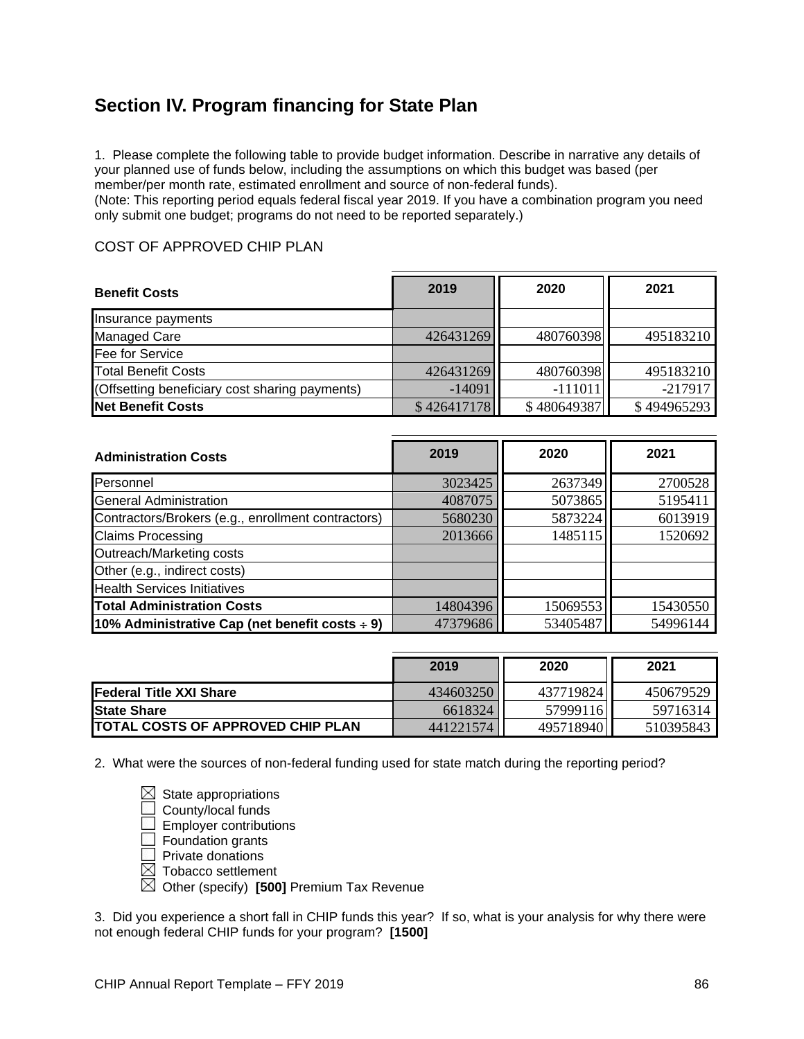## Section IV. Program financing for State Plan

1. Please complete the following table to provide budget information. Describe in narrative any details of your planned use of funds below, including the assumptions on which this budget was based (per member/per month rate, estimated enrollment and source of non-federal funds).
(Note: This reporting period equals federal fiscal year 2019. If you have a combination program you need only submit one budget; programs do not need to be reported separately.)

COST OF APPROVED CHIP PLAN

| **Benefit Costs** | 2019 | 2020 | 2021 |
|---|---|---|---|
| Insurance payments | | | |
| Managed Care | 426431269 | 480760398 | 495183210 |
| Fee for Service | | | |
| Total Benefit Costs | 426431269 | 480760398 | 495183210 |
| (Offsetting beneficiary cost sharing payments) | -14091 | -111011 | -217917 |
| **Net Benefit Costs** | $ 426417178 | $ 480649387 | $ 494965293 |

| **Administration Costs** | 2019 | 2020 | 2021 |
|---|---|---|---|
| Personnel | 3023425 | 2637349 | 2700528 |
| General Administration | 4087075 | 5073865 | 5195411 |
| Contractors/Brokers (e.g., enrollment contractors) | 5680230 | 5873224 | 6013919 |
| Claims Processing | 2013666 | 1485115 | 1520692 |
| Outreach/Marketing costs | | | |
| Other (e.g., indirect costs) | | | |
| Health Services Initiatives | | | |
| **Total Administration Costs** | 14804396 | 15069553 | 15430550 |
| **10% Administrative Cap (net benefit costs ÷ 9)** | 47379686 | 53405487 | 54996144 |

| | 2019 | 2020 | 2021 |
|---|---|---|---|
| **Federal Title XXI Share** | 434603250 | 437719824 | 450679529 |
| **State Share** | 6618324 | 57999116 | 59716314 |
| **TOTAL COSTS OF APPROVED CHIP PLAN** | 441221574 | 495718940 | 510395843 |

2. What were the sources of non-federal funding used for state match during the reporting period?

- ☒ State appropriations
- ☐ County/local funds
- ☐ Employer contributions
- ☐ Foundation grants
- ☐ Private donations
- ☒ Tobacco settlement
- ☒ Other (specify) **[500]** Premium Tax Revenue

3. Did you experience a short fall in CHIP funds this year? If so, what is your analysis for why there were not enough federal CHIP funds for your program? **[1500]**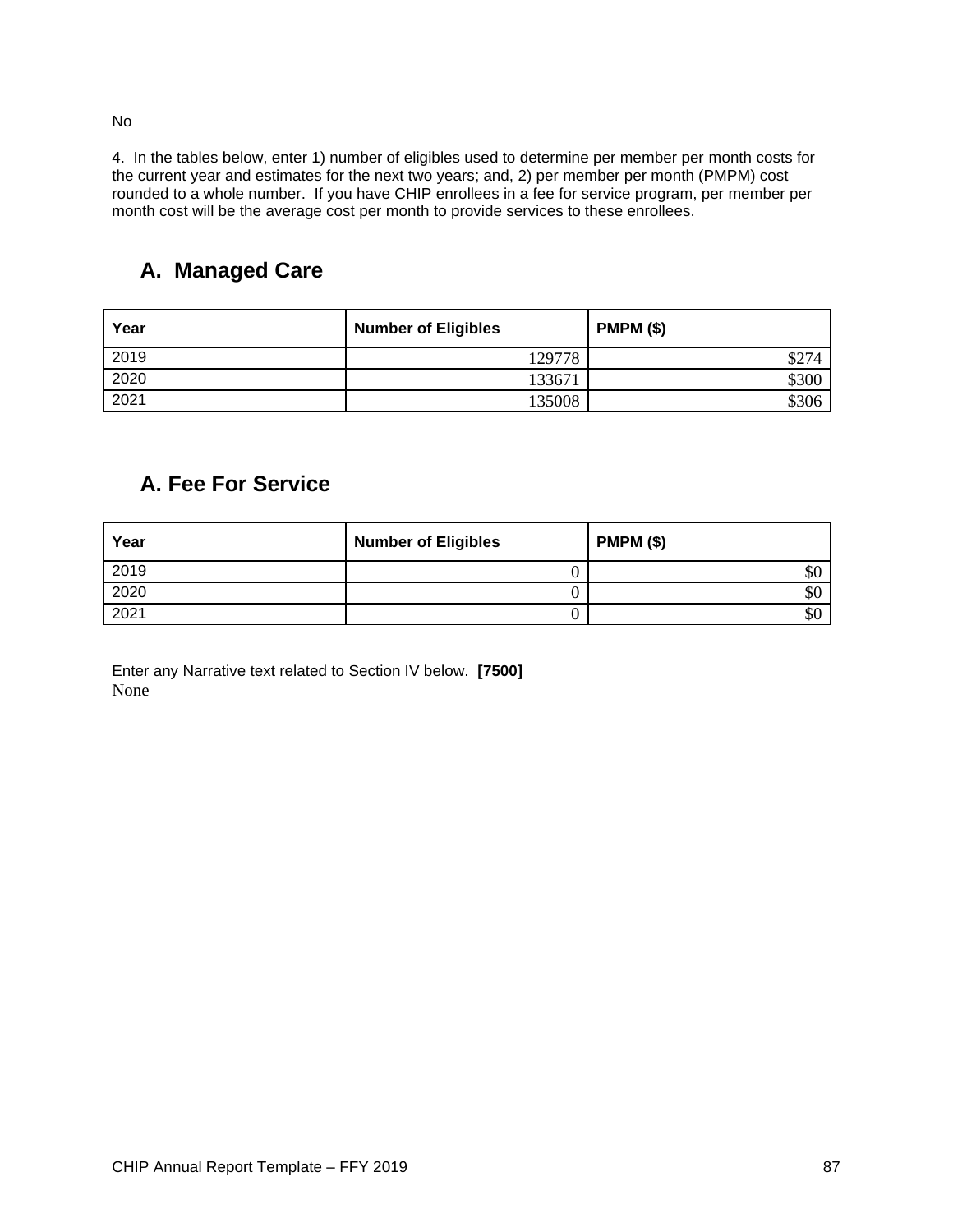No

4. In the tables below, enter 1) number of eligibles used to determine per member per month costs for the current year and estimates for the next two years; and, 2) per member per month (PMPM) cost rounded to a whole number. If you have CHIP enrollees in a fee for service program, per member per month cost will be the average cost per month to provide services to these enrollees.

## A. Managed Care

| Year | Number of Eligibles | PMPM ($) |
|---|---|---|
| 2019 | 129778 | $274 |
| 2020 | 133671 | $300 |
| 2021 | 135008 | $306 |

## A. Fee For Service

| Year | Number of Eligibles | PMPM ($) |
|---|---|---|
| 2019 | 0 | $0 |
| 2020 | 0 | $0 |
| 2021 | 0 | $0 |

Enter any Narrative text related to Section IV below. **[7500]**
None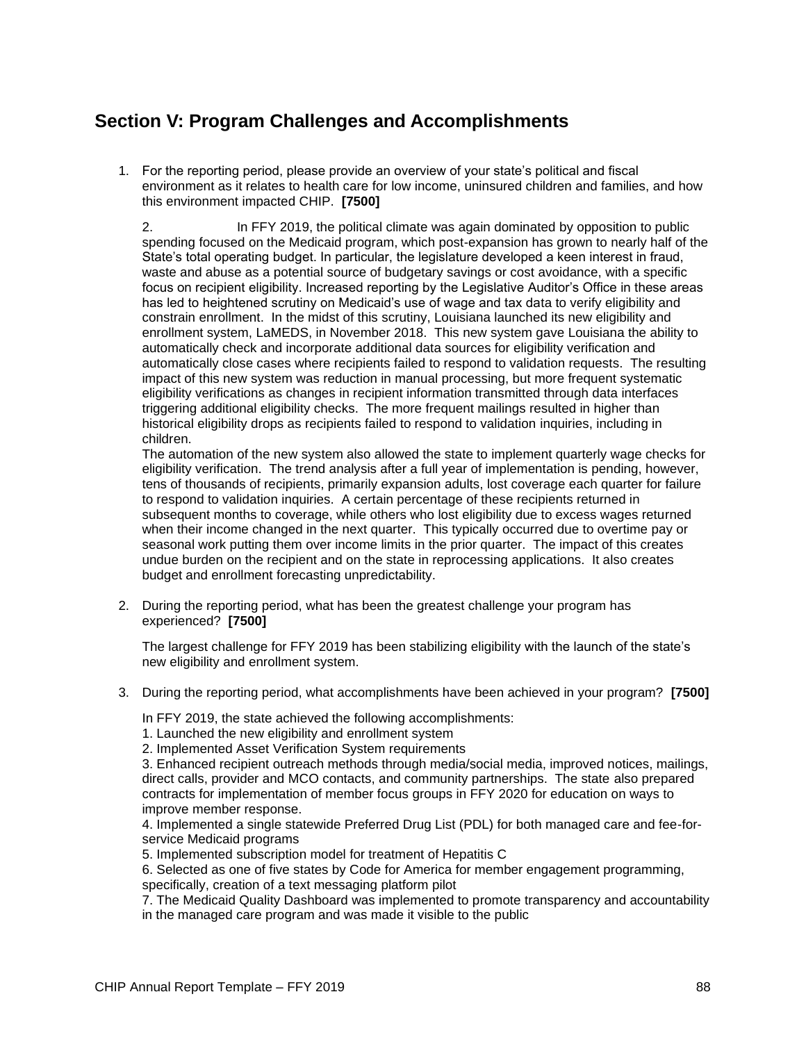## Section V: Program Challenges and Accomplishments

1. For the reporting period, please provide an overview of your state's political and fiscal environment as it relates to health care for low income, uninsured children and families, and how this environment impacted CHIP. **[7500]**

   2. In FFY 2019, the political climate was again dominated by opposition to public spending focused on the Medicaid program, which post-expansion has grown to nearly half of the State's total operating budget. In particular, the legislature developed a keen interest in fraud, waste and abuse as a potential source of budgetary savings or cost avoidance, with a specific focus on recipient eligibility. Increased reporting by the Legislative Auditor's Office in these areas has led to heightened scrutiny on Medicaid's use of wage and tax data to verify eligibility and constrain enrollment. In the midst of this scrutiny, Louisiana launched its new eligibility and enrollment system, LaMEDS, in November 2018. This new system gave Louisiana the ability to automatically check and incorporate additional data sources for eligibility verification and automatically close cases where recipients failed to respond to validation requests. The resulting impact of this new system was reduction in manual processing, but more frequent systematic eligibility verifications as changes in recipient information transmitted through data interfaces triggering additional eligibility checks. The more frequent mailings resulted in higher than historical eligibility drops as recipients failed to respond to validation inquiries, including in children.

   The automation of the new system also allowed the state to implement quarterly wage checks for eligibility verification. The trend analysis after a full year of implementation is pending, however, tens of thousands of recipients, primarily expansion adults, lost coverage each quarter for failure to respond to validation inquiries. A certain percentage of these recipients returned in subsequent months to coverage, while others who lost eligibility due to excess wages returned when their income changed in the next quarter. This typically occurred due to overtime pay or seasonal work putting them over income limits in the prior quarter. The impact of this creates undue burden on the recipient and on the state in reprocessing applications. It also creates budget and enrollment forecasting unpredictability.

2. During the reporting period, what has been the greatest challenge your program has experienced? **[7500]**

   The largest challenge for FFY 2019 has been stabilizing eligibility with the launch of the state's new eligibility and enrollment system.

3. During the reporting period, what accomplishments have been achieved in your program? **[7500]**

   In FFY 2019, the state achieved the following accomplishments:

   1. Launched the new eligibility and enrollment system
   2. Implemented Asset Verification System requirements
   3. Enhanced recipient outreach methods through media/social media, improved notices, mailings, direct calls, provider and MCO contacts, and community partnerships. The state also prepared contracts for implementation of member focus groups in FFY 2020 for education on ways to improve member response.
   4. Implemented a single statewide Preferred Drug List (PDL) for both managed care and fee-for-service Medicaid programs
   5. Implemented subscription model for treatment of Hepatitis C
   6. Selected as one of five states by Code for America for member engagement programming, specifically, creation of a text messaging platform pilot
   7. The Medicaid Quality Dashboard was implemented to promote transparency and accountability in the managed care program and was made it visible to the public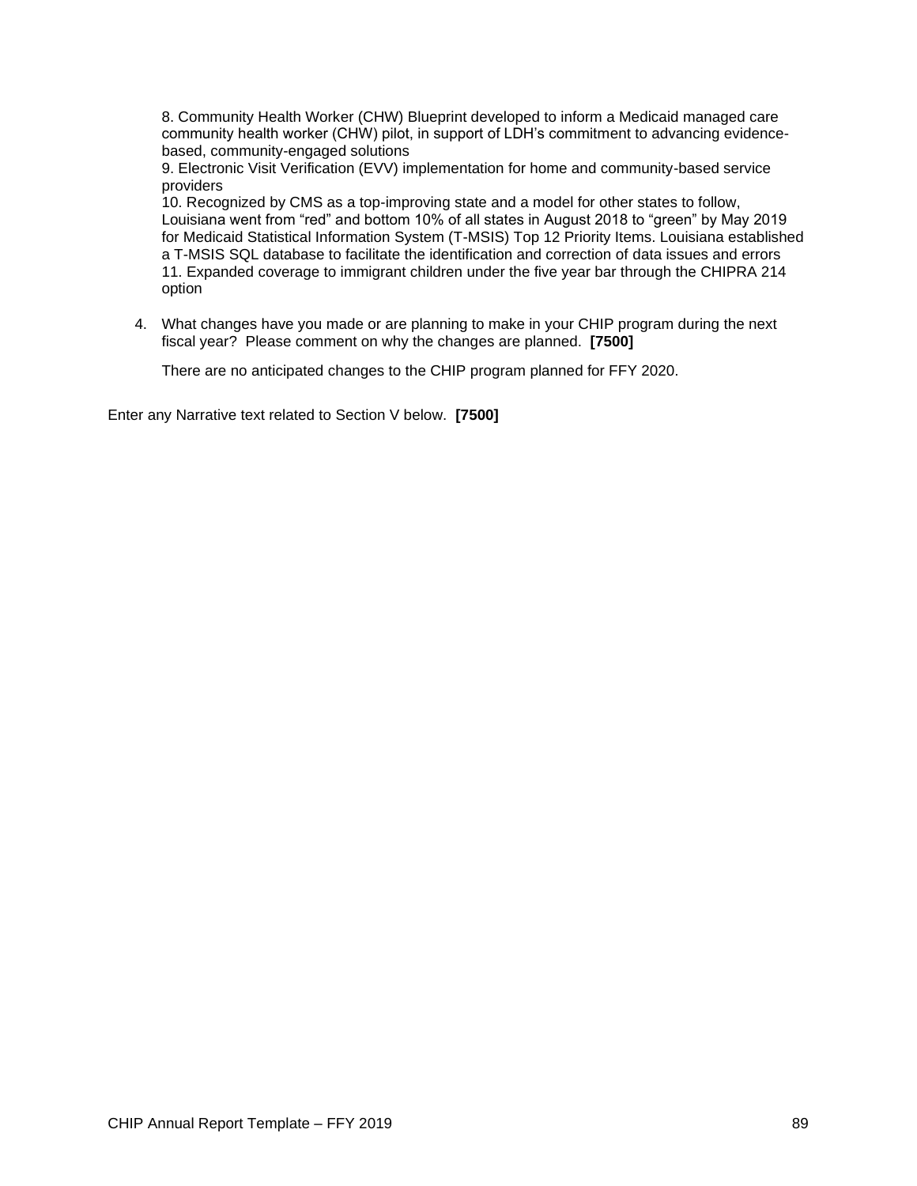8. Community Health Worker (CHW) Blueprint developed to inform a Medicaid managed care community health worker (CHW) pilot, in support of LDH's commitment to advancing evidence-based, community-engaged solutions
9. Electronic Visit Verification (EVV) implementation for home and community-based service providers
10. Recognized by CMS as a top-improving state and a model for other states to follow, Louisiana went from "red" and bottom 10% of all states in August 2018 to "green" by May 2019 for Medicaid Statistical Information System (T-MSIS) Top 12 Priority Items. Louisiana established a T-MSIS SQL database to facilitate the identification and correction of data issues and errors
11. Expanded coverage to immigrant children under the five year bar through the CHIPRA 214 option

4. What changes have you made or are planning to make in your CHIP program during the next fiscal year? Please comment on why the changes are planned. **[7500]**

   There are no anticipated changes to the CHIP program planned for FFY 2020.

Enter any Narrative text related to Section V below. **[7500]**